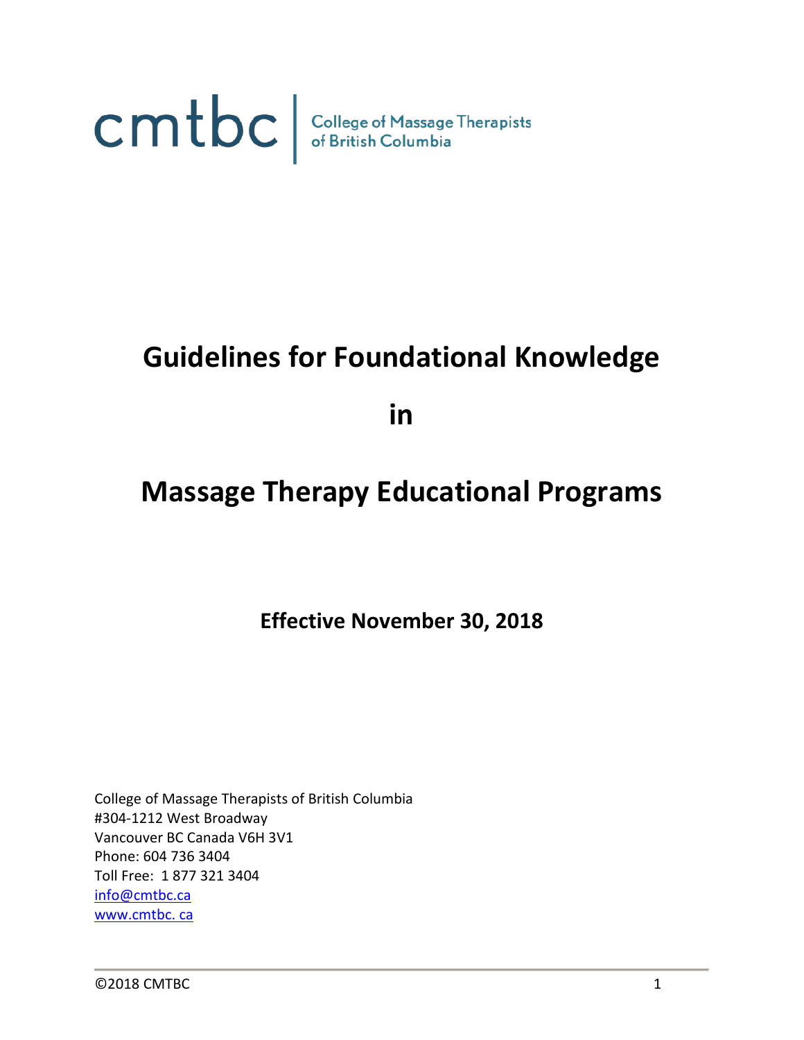cmtbc | College of Massage Therapists of British Columbia

# Guidelines for Foundational Knowledge

# in

# Massage Therapy Educational Programs

**Effective November 30, 2018**

College of Massage Therapists of British Columbia
#304-1212 West Broadway
Vancouver BC Canada V6H 3V1
Phone: 604 736 3404
Toll Free: 1 877 321 3404
info@cmtbc.ca
www.cmtbc. ca

©2018 CMTBC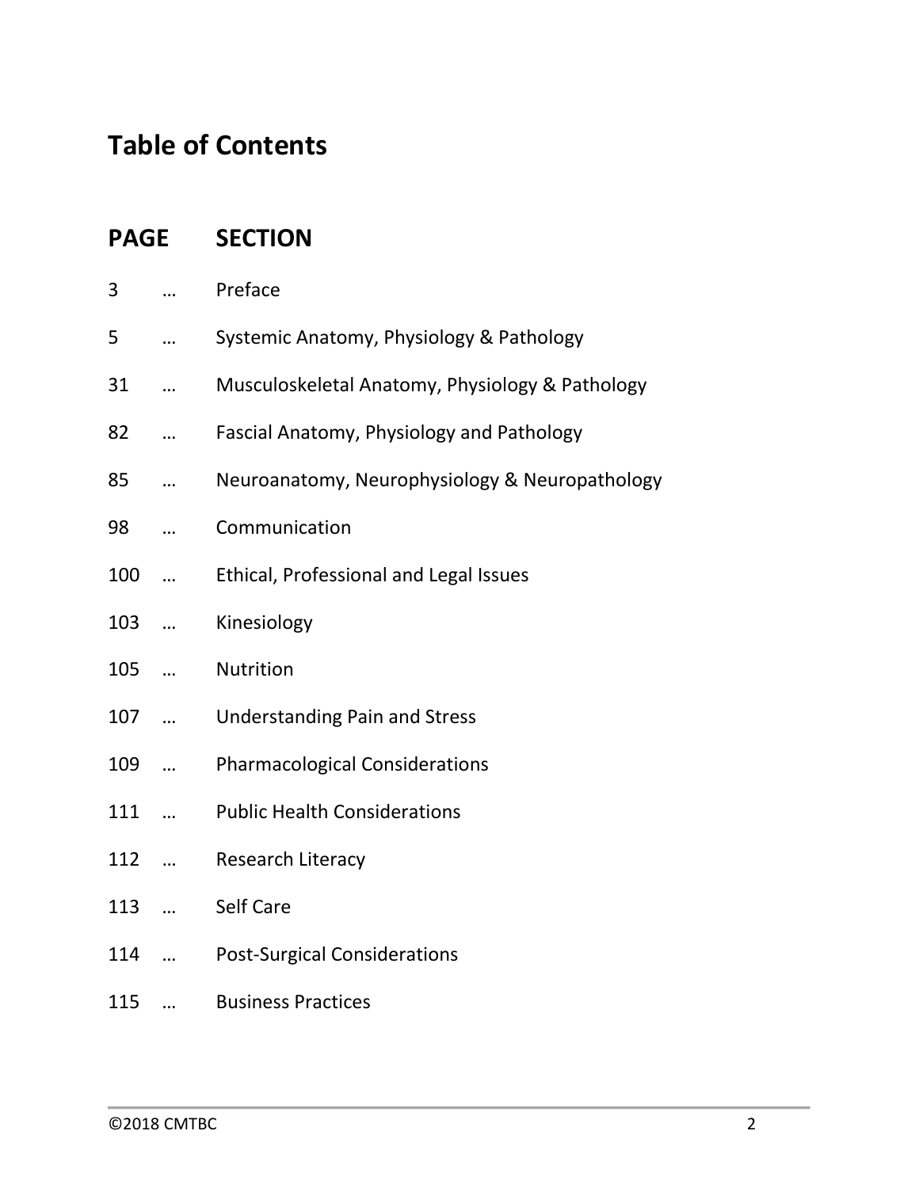# Table of Contents

| PAGE | | SECTION |
|---|---|---|
| 3 | … | Preface |
| 5 | … | Systemic Anatomy, Physiology & Pathology |
| 31 | … | Musculoskeletal Anatomy, Physiology & Pathology |
| 82 | … | Fascial Anatomy, Physiology and Pathology |
| 85 | … | Neuroanatomy, Neurophysiology & Neuropathology |
| 98 | … | Communication |
| 100 | … | Ethical, Professional and Legal Issues |
| 103 | … | Kinesiology |
| 105 | … | Nutrition |
| 107 | … | Understanding Pain and Stress |
| 109 | … | Pharmacological Considerations |
| 111 | … | Public Health Considerations |
| 112 | … | Research Literacy |
| 113 | … | Self Care |
| 114 | … | Post-Surgical Considerations |
| 115 | … | Business Practices |

©2018 CMTBC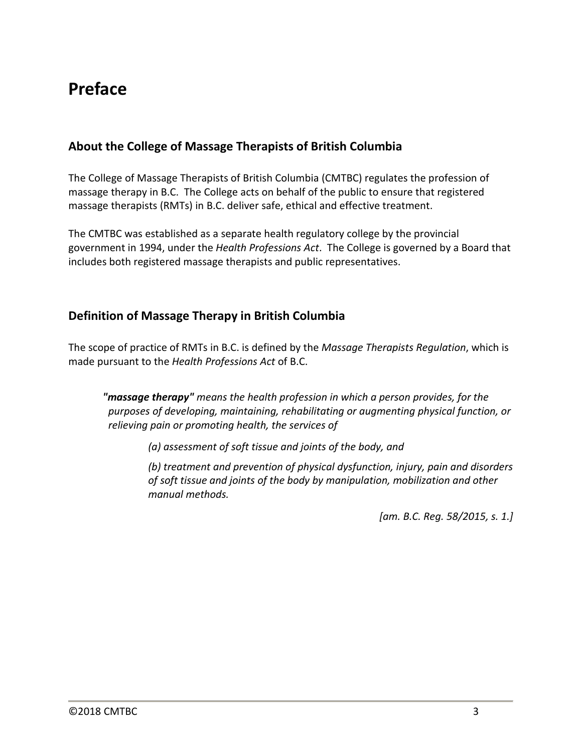# Preface

## About the College of Massage Therapists of British Columbia

The College of Massage Therapists of British Columbia (CMTBC) regulates the profession of massage therapy in B.C. The College acts on behalf of the public to ensure that registered massage therapists (RMTs) in B.C. deliver safe, ethical and effective treatment.

The CMTBC was established as a separate health regulatory college by the provincial government in 1994, under the *Health Professions Act*. The College is governed by a Board that includes both registered massage therapists and public representatives.

## Definition of Massage Therapy in British Columbia

The scope of practice of RMTs in B.C. is defined by the *Massage Therapists Regulation*, which is made pursuant to the *Health Professions Act* of B.C.

> ***"massage therapy"*** *means the health profession in which a person provides, for the purposes of developing, maintaining, rehabilitating or augmenting physical function, or relieving pain or promoting health, the services of*
>
> *(a) assessment of soft tissue and joints of the body, and*
>
> *(b) treatment and prevention of physical dysfunction, injury, pain and disorders of soft tissue and joints of the body by manipulation, mobilization and other manual methods.*
>
> *[am. B.C. Reg. 58/2015, s. 1.]*

©2018 CMTBC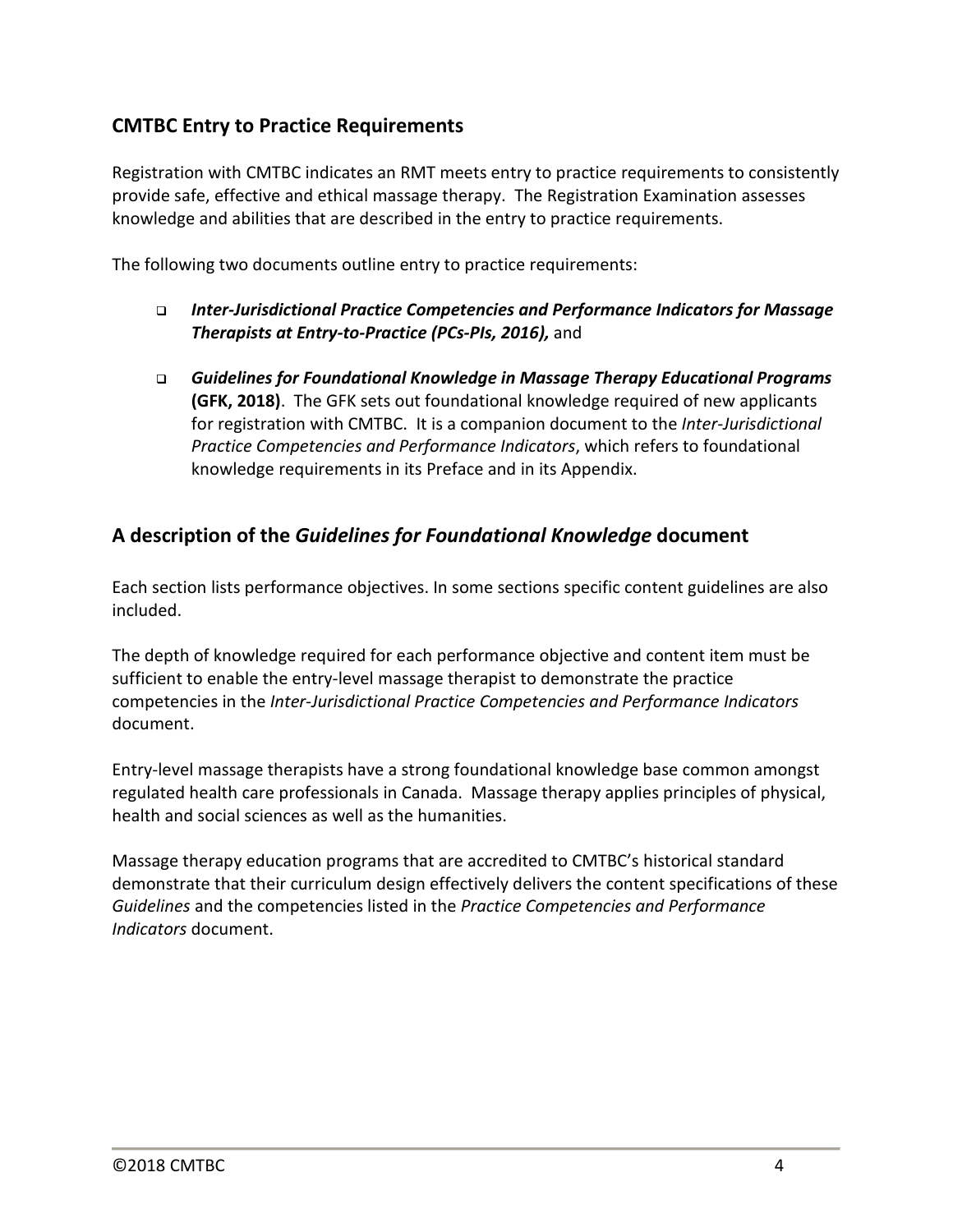## CMTBC Entry to Practice Requirements

Registration with CMTBC indicates an RMT meets entry to practice requirements to consistently provide safe, effective and ethical massage therapy. The Registration Examination assesses knowledge and abilities that are described in the entry to practice requirements.

The following two documents outline entry to practice requirements:

- ***Inter-Jurisdictional Practice Competencies and Performance Indicators for Massage Therapists at Entry-to-Practice (PCs-PIs, 2016),*** and
- ***Guidelines for Foundational Knowledge in Massage Therapy Educational Programs* (GFK, 2018)**. The GFK sets out foundational knowledge required of new applicants for registration with CMTBC. It is a companion document to the *Inter-Jurisdictional Practice Competencies and Performance Indicators*, which refers to foundational knowledge requirements in its Preface and in its Appendix.

## A description of the *Guidelines for Foundational Knowledge* document

Each section lists performance objectives. In some sections specific content guidelines are also included.

The depth of knowledge required for each performance objective and content item must be sufficient to enable the entry-level massage therapist to demonstrate the practice competencies in the *Inter-Jurisdictional Practice Competencies and Performance Indicators* document.

Entry-level massage therapists have a strong foundational knowledge base common amongst regulated health care professionals in Canada. Massage therapy applies principles of physical, health and social sciences as well as the humanities.

Massage therapy education programs that are accredited to CMTBC's historical standard demonstrate that their curriculum design effectively delivers the content specifications of these *Guidelines* and the competencies listed in the *Practice Competencies and Performance Indicators* document.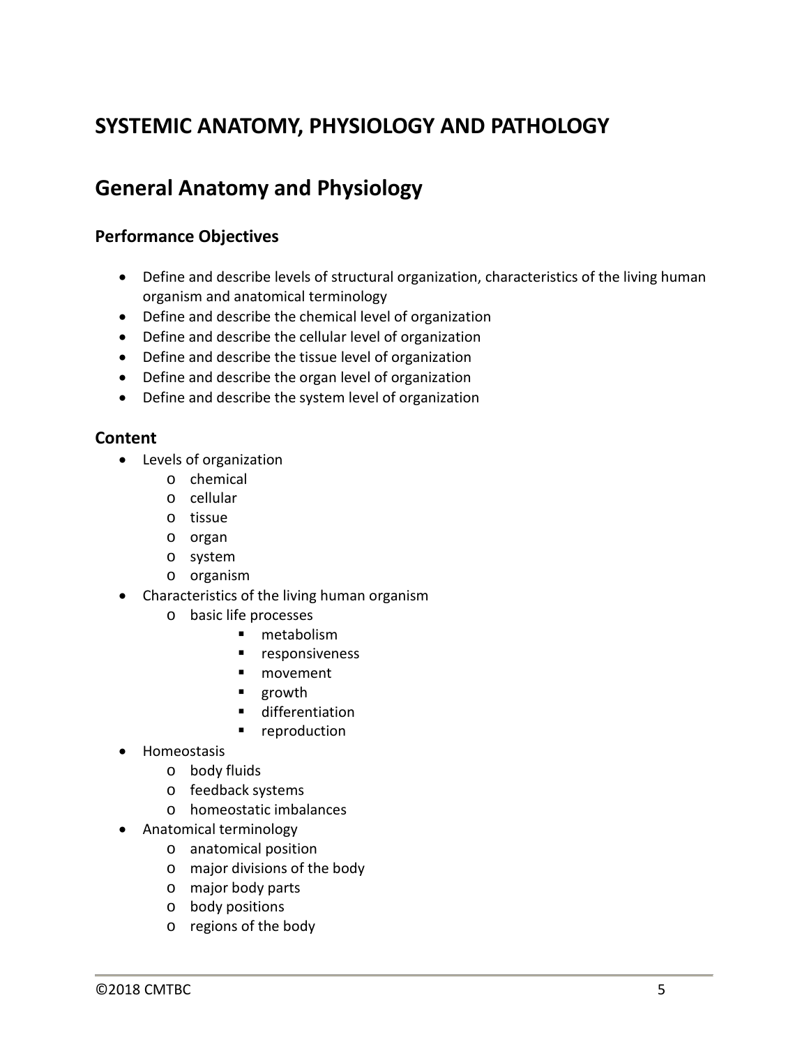# SYSTEMIC ANATOMY, PHYSIOLOGY AND PATHOLOGY

## General Anatomy and Physiology

### Performance Objectives

- Define and describe levels of structural organization, characteristics of the living human organism and anatomical terminology
- Define and describe the chemical level of organization
- Define and describe the cellular level of organization
- Define and describe the tissue level of organization
- Define and describe the organ level of organization
- Define and describe the system level of organization

### Content

- Levels of organization
  - chemical
  - cellular
  - tissue
  - organ
  - system
  - organism
- Characteristics of the living human organism
  - basic life processes
    - metabolism
    - responsiveness
    - movement
    - growth
    - differentiation
    - reproduction
- Homeostasis
  - body fluids
  - feedback systems
  - homeostatic imbalances
- Anatomical terminology
  - anatomical position
  - major divisions of the body
  - major body parts
  - body positions
  - regions of the body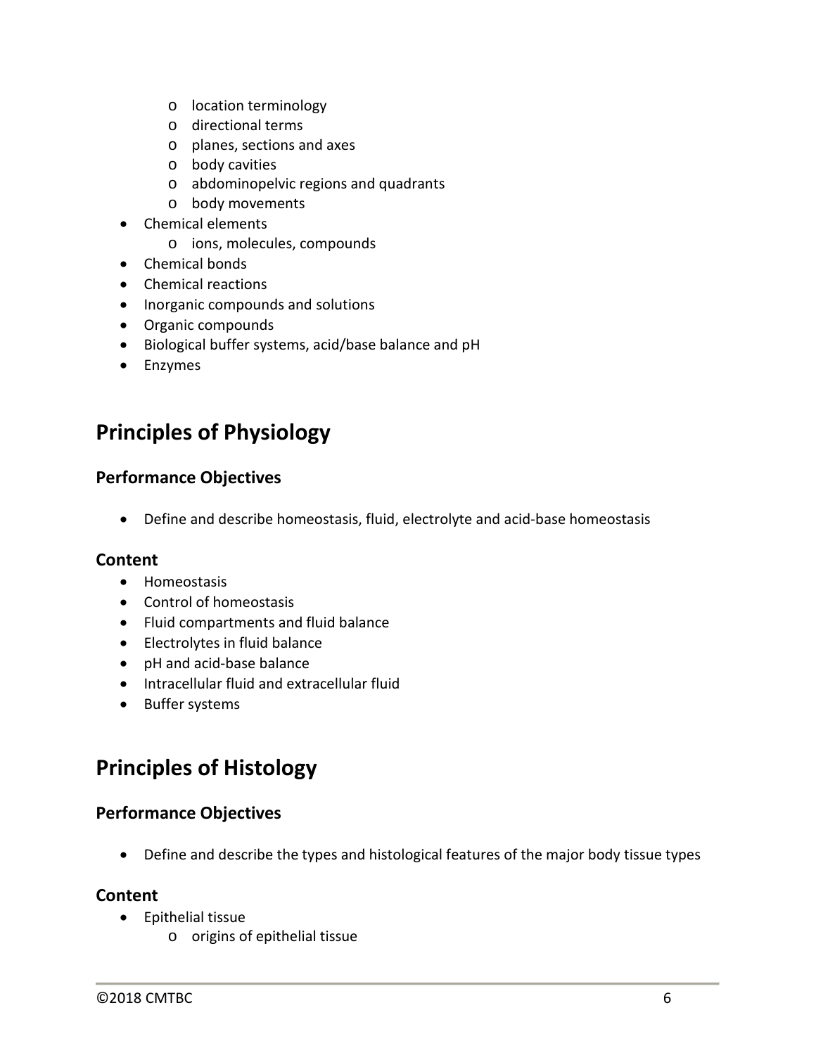- location terminology
  - directional terms
  - planes, sections and axes
  - body cavities
  - abdominopelvic regions and quadrants
  - body movements
- Chemical elements
  - ions, molecules, compounds
- Chemical bonds
- Chemical reactions
- Inorganic compounds and solutions
- Organic compounds
- Biological buffer systems, acid/base balance and pH
- Enzymes

## Principles of Physiology

### Performance Objectives

- Define and describe homeostasis, fluid, electrolyte and acid-base homeostasis

### Content

- Homeostasis
- Control of homeostasis
- Fluid compartments and fluid balance
- Electrolytes in fluid balance
- pH and acid-base balance
- Intracellular fluid and extracellular fluid
- Buffer systems

## Principles of Histology

### Performance Objectives

- Define and describe the types and histological features of the major body tissue types

### Content

- Epithelial tissue
  - origins of epithelial tissue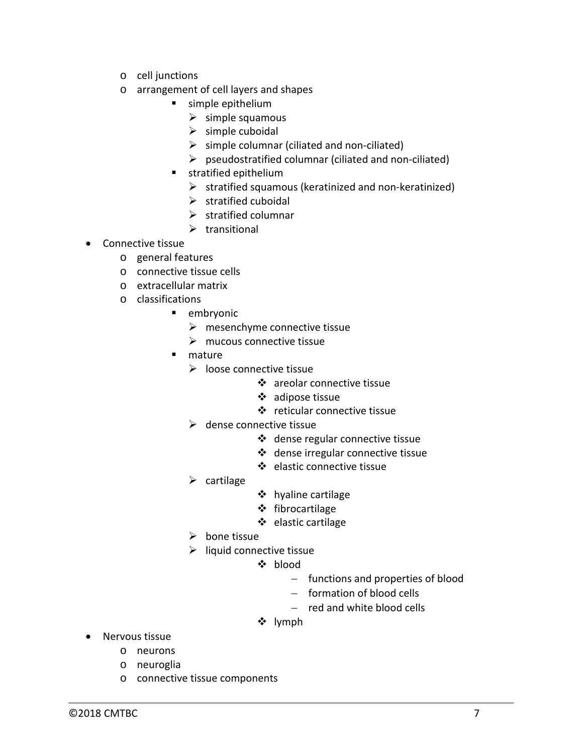- cell junctions
  - arrangement of cell layers and shapes
    - simple epithelium
      - simple squamous
      - simple cuboidal
      - simple columnar (ciliated and non-ciliated)
      - pseudostratified columnar (ciliated and non-ciliated)
    - stratified epithelium
      - stratified squamous (keratinized and non-keratinized)
      - stratified cuboidal
      - stratified columnar
      - transitional
- Connective tissue
  - general features
  - connective tissue cells
  - extracellular matrix
  - classifications
    - embryonic
      - mesenchyme connective tissue
      - mucous connective tissue
    - mature
      - loose connective tissue
        - areolar connective tissue
        - adipose tissue
        - reticular connective tissue
      - dense connective tissue
        - dense regular connective tissue
        - dense irregular connective tissue
        - elastic connective tissue
      - cartilage
        - hyaline cartilage
        - fibrocartilage
        - elastic cartilage
      - bone tissue
      - liquid connective tissue
        - blood
          - functions and properties of blood
          - formation of blood cells
          - red and white blood cells
        - lymph
- Nervous tissue
  - neurons
  - neuroglia
  - connective tissue components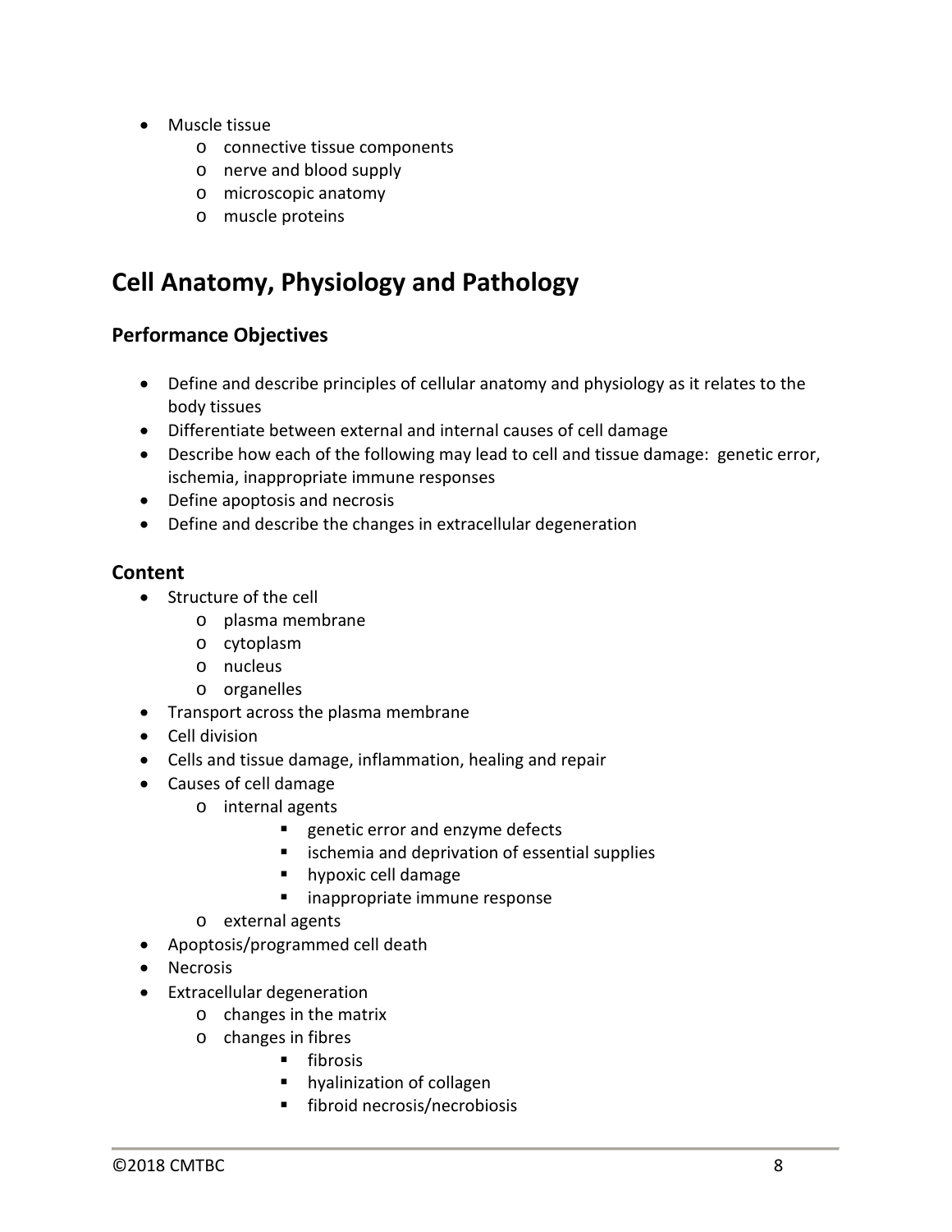- Muscle tissue
  - connective tissue components
  - nerve and blood supply
  - microscopic anatomy
  - muscle proteins

## Cell Anatomy, Physiology and Pathology

### Performance Objectives

- Define and describe principles of cellular anatomy and physiology as it relates to the body tissues
- Differentiate between external and internal causes of cell damage
- Describe how each of the following may lead to cell and tissue damage: genetic error, ischemia, inappropriate immune responses
- Define apoptosis and necrosis
- Define and describe the changes in extracellular degeneration

### Content

- Structure of the cell
  - plasma membrane
  - cytoplasm
  - nucleus
  - organelles
- Transport across the plasma membrane
- Cell division
- Cells and tissue damage, inflammation, healing and repair
- Causes of cell damage
  - internal agents
    - genetic error and enzyme defects
    - ischemia and deprivation of essential supplies
    - hypoxic cell damage
    - inappropriate immune response
  - external agents
- Apoptosis/programmed cell death
- Necrosis
- Extracellular degeneration
  - changes in the matrix
  - changes in fibres
    - fibrosis
    - hyalinization of collagen
    - fibroid necrosis/necrobiosis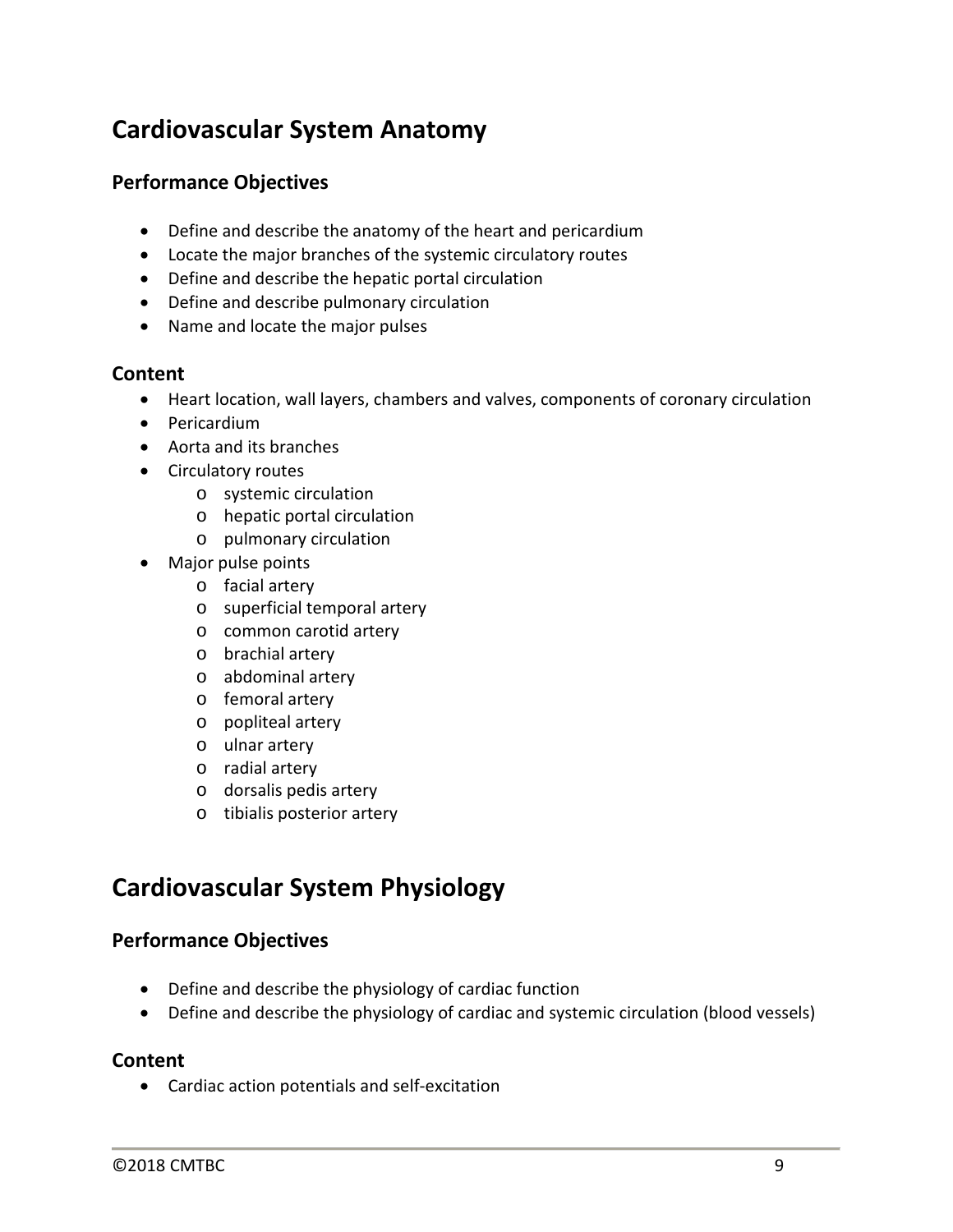## Cardiovascular System Anatomy

### Performance Objectives

- Define and describe the anatomy of the heart and pericardium
- Locate the major branches of the systemic circulatory routes
- Define and describe the hepatic portal circulation
- Define and describe pulmonary circulation
- Name and locate the major pulses

### Content

- Heart location, wall layers, chambers and valves, components of coronary circulation
- Pericardium
- Aorta and its branches
- Circulatory routes
  - systemic circulation
  - hepatic portal circulation
  - pulmonary circulation
- Major pulse points
  - facial artery
  - superficial temporal artery
  - common carotid artery
  - brachial artery
  - abdominal artery
  - femoral artery
  - popliteal artery
  - ulnar artery
  - radial artery
  - dorsalis pedis artery
  - tibialis posterior artery

## Cardiovascular System Physiology

### Performance Objectives

- Define and describe the physiology of cardiac function
- Define and describe the physiology of cardiac and systemic circulation (blood vessels)

### Content

- Cardiac action potentials and self-excitation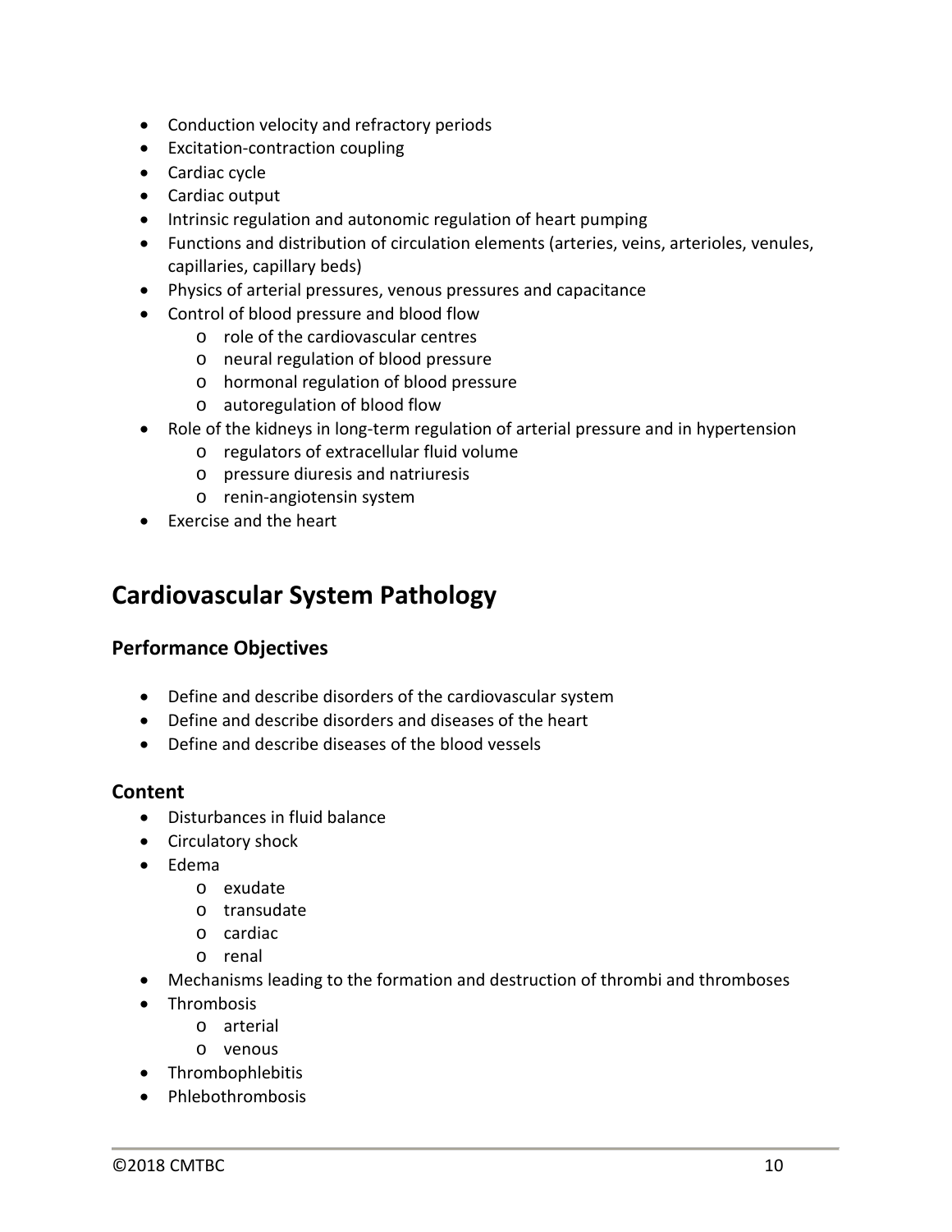- Conduction velocity and refractory periods
- Excitation-contraction coupling
- Cardiac cycle
- Cardiac output
- Intrinsic regulation and autonomic regulation of heart pumping
- Functions and distribution of circulation elements (arteries, veins, arterioles, venules, capillaries, capillary beds)
- Physics of arterial pressures, venous pressures and capacitance
- Control of blood pressure and blood flow
    - role of the cardiovascular centres
    - neural regulation of blood pressure
    - hormonal regulation of blood pressure
    - autoregulation of blood flow
- Role of the kidneys in long-term regulation of arterial pressure and in hypertension
    - regulators of extracellular fluid volume
    - pressure diuresis and natriuresis
    - renin-angiotensin system
- Exercise and the heart

## Cardiovascular System Pathology

### Performance Objectives

- Define and describe disorders of the cardiovascular system
- Define and describe disorders and diseases of the heart
- Define and describe diseases of the blood vessels

### Content

- Disturbances in fluid balance
- Circulatory shock
- Edema
    - exudate
    - transudate
    - cardiac
    - renal
- Mechanisms leading to the formation and destruction of thrombi and thromboses
- Thrombosis
    - arterial
    - venous
- Thrombophlebitis
- Phlebothrombosis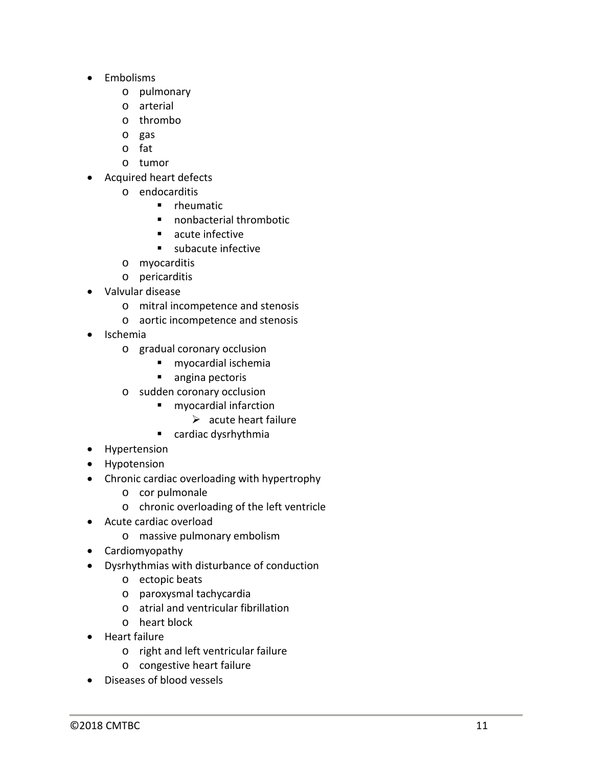- Embolisms
    - pulmonary
    - arterial
    - thrombo
    - gas
    - fat
    - tumor
- Acquired heart defects
    - endocarditis
        - rheumatic
        - nonbacterial thrombotic
        - acute infective
        - subacute infective
    - myocarditis
    - pericarditis
- Valvular disease
    - mitral incompetence and stenosis
    - aortic incompetence and stenosis
- Ischemia
    - gradual coronary occlusion
        - myocardial ischemia
        - angina pectoris
    - sudden coronary occlusion
        - myocardial infarction
            - acute heart failure
        - cardiac dysrhythmia
- Hypertension
- Hypotension
- Chronic cardiac overloading with hypertrophy
    - cor pulmonale
    - chronic overloading of the left ventricle
- Acute cardiac overload
    - massive pulmonary embolism
- Cardiomyopathy
- Dysrhythmias with disturbance of conduction
    - ectopic beats
    - paroxysmal tachycardia
    - atrial and ventricular fibrillation
    - heart block
- Heart failure
    - right and left ventricular failure
    - congestive heart failure
- Diseases of blood vessels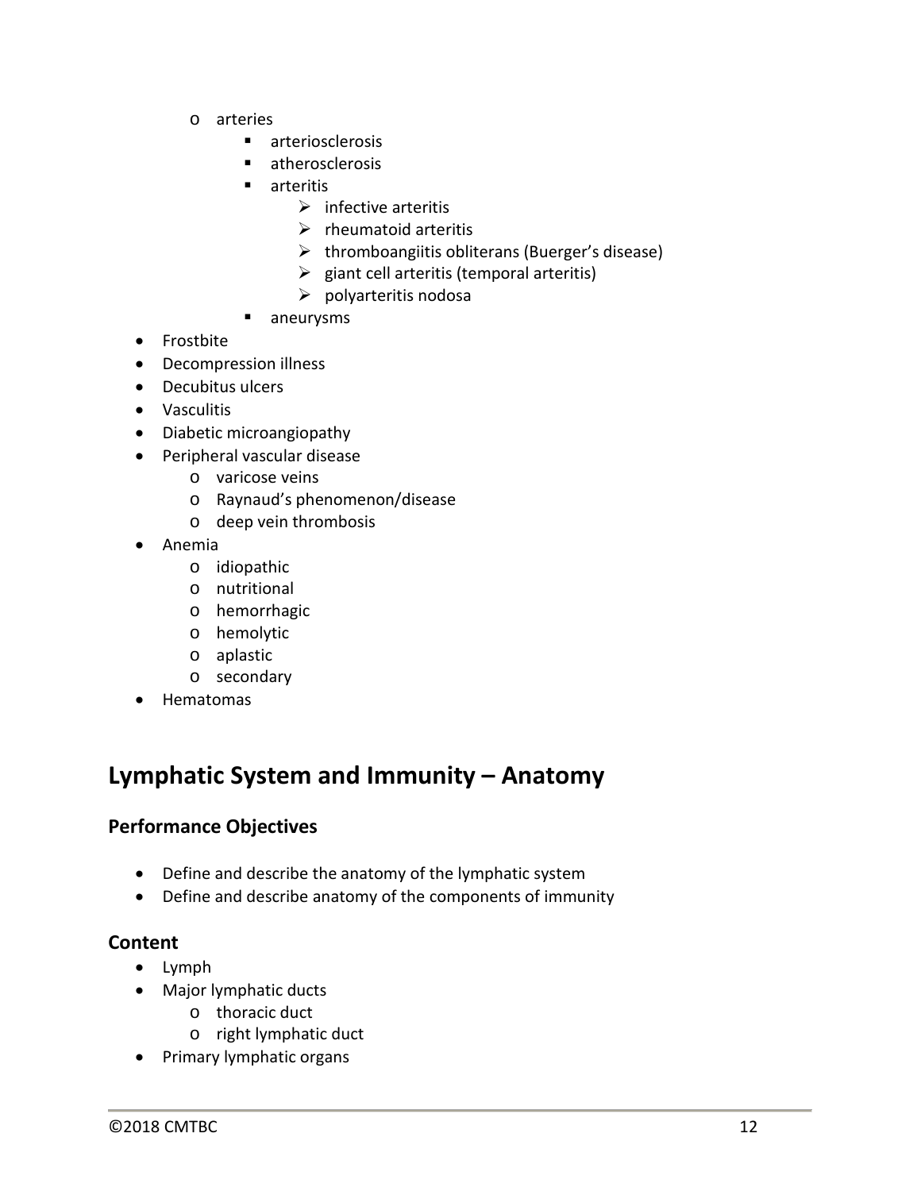- arteries
    - arteriosclerosis
    - atherosclerosis
    - arteritis
      - infective arteritis
      - rheumatoid arteritis
      - thromboangiitis obliterans (Buerger's disease)
      - giant cell arteritis (temporal arteritis)
      - polyarteritis nodosa
    - aneurysms
- Frostbite
- Decompression illness
- Decubitus ulcers
- Vasculitis
- Diabetic microangiopathy
- Peripheral vascular disease
  - varicose veins
  - Raynaud's phenomenon/disease
  - deep vein thrombosis
- Anemia
  - idiopathic
  - nutritional
  - hemorrhagic
  - hemolytic
  - aplastic
  - secondary
- Hematomas

## Lymphatic System and Immunity – Anatomy

### Performance Objectives

- Define and describe the anatomy of the lymphatic system
- Define and describe anatomy of the components of immunity

### Content

- Lymph
- Major lymphatic ducts
  - thoracic duct
  - right lymphatic duct
- Primary lymphatic organs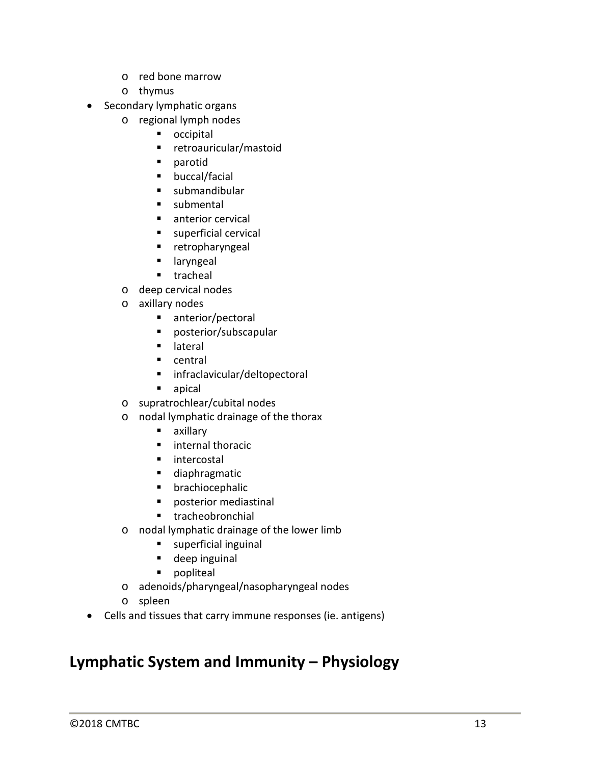- red bone marrow
    - thymus
- Secondary lymphatic organs
    - regional lymph nodes
        - occipital
        - retroauricular/mastoid
        - parotid
        - buccal/facial
        - submandibular
        - submental
        - anterior cervical
        - superficial cervical
        - retropharyngeal
        - laryngeal
        - tracheal
    - deep cervical nodes
    - axillary nodes
        - anterior/pectoral
        - posterior/subscapular
        - lateral
        - central
        - infraclavicular/deltopectoral
        - apical
    - supratrochlear/cubital nodes
    - nodal lymphatic drainage of the thorax
        - axillary
        - internal thoracic
        - intercostal
        - diaphragmatic
        - brachiocephalic
        - posterior mediastinal
        - tracheobronchial
    - nodal lymphatic drainage of the lower limb
        - superficial inguinal
        - deep inguinal
        - popliteal
    - adenoids/pharyngeal/nasopharyngeal nodes
    - spleen
- Cells and tissues that carry immune responses (ie. antigens)

## Lymphatic System and Immunity – Physiology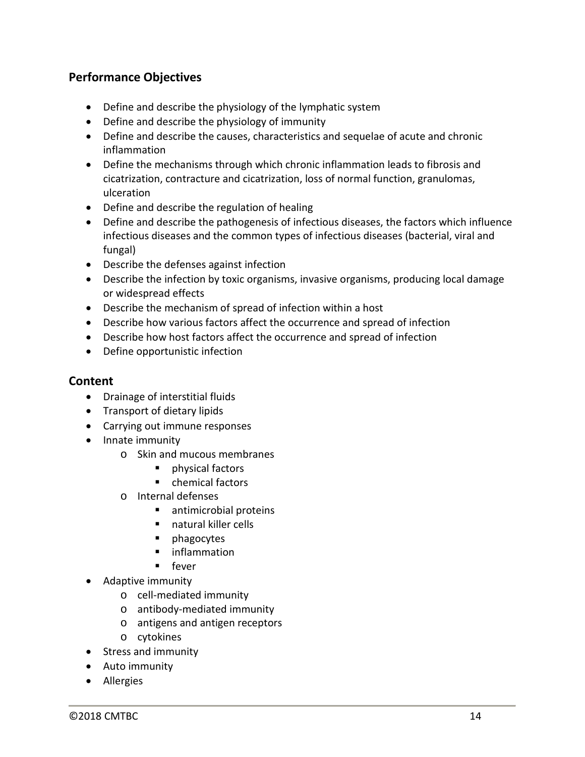## Performance Objectives

- Define and describe the physiology of the lymphatic system
- Define and describe the physiology of immunity
- Define and describe the causes, characteristics and sequelae of acute and chronic inflammation
- Define the mechanisms through which chronic inflammation leads to fibrosis and cicatrization, contracture and cicatrization, loss of normal function, granulomas, ulceration
- Define and describe the regulation of healing
- Define and describe the pathogenesis of infectious diseases, the factors which influence infectious diseases and the common types of infectious diseases (bacterial, viral and fungal)
- Describe the defenses against infection
- Describe the infection by toxic organisms, invasive organisms, producing local damage or widespread effects
- Describe the mechanism of spread of infection within a host
- Describe how various factors affect the occurrence and spread of infection
- Describe how host factors affect the occurrence and spread of infection
- Define opportunistic infection

## Content

- Drainage of interstitial fluids
- Transport of dietary lipids
- Carrying out immune responses
- Innate immunity
  - Skin and mucous membranes
    - physical factors
    - chemical factors
  - Internal defenses
    - antimicrobial proteins
    - natural killer cells
    - phagocytes
    - inflammation
    - fever
- Adaptive immunity
  - cell-mediated immunity
  - antibody-mediated immunity
  - antigens and antigen receptors
  - cytokines
- Stress and immunity
- Auto immunity
- Allergies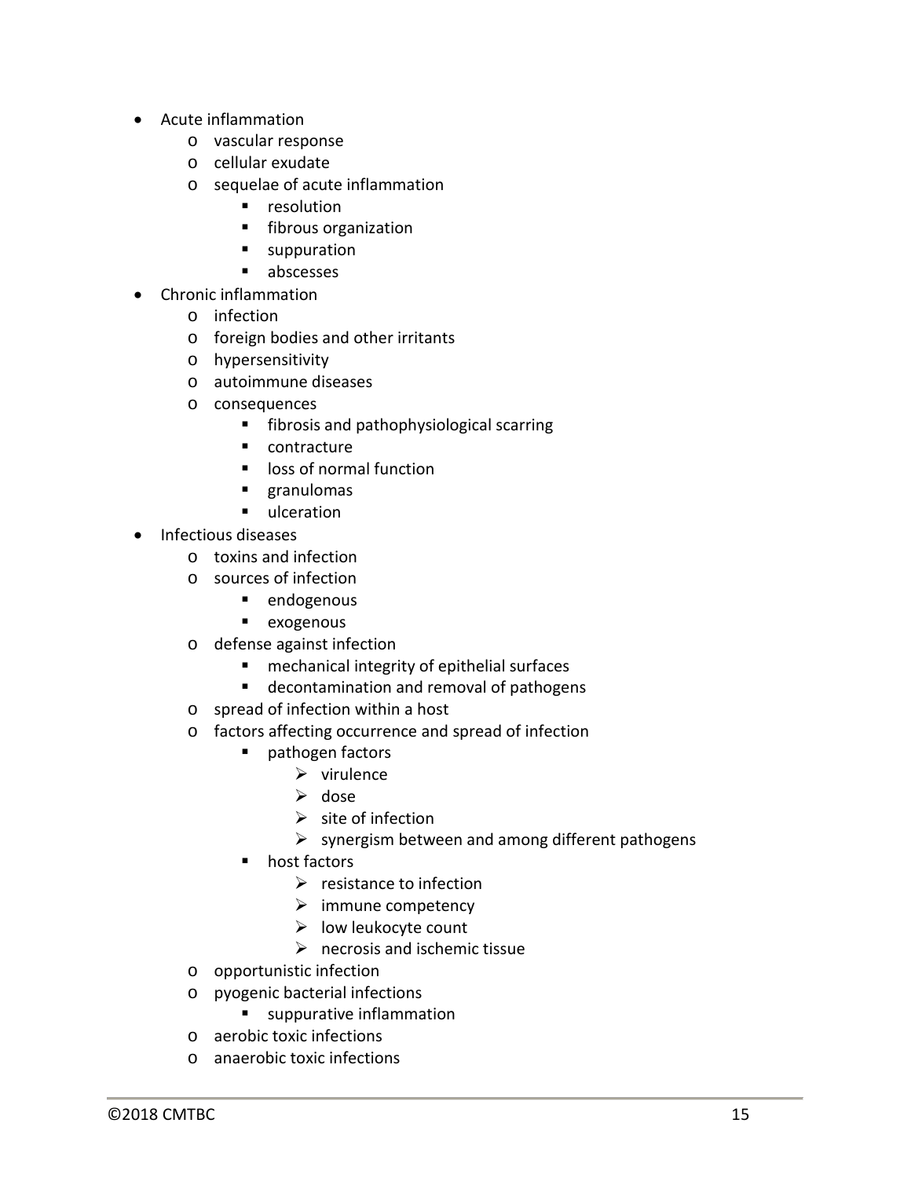- Acute inflammation
    - vascular response
    - cellular exudate
    - sequelae of acute inflammation
        - resolution
        - fibrous organization
        - suppuration
        - abscesses
- Chronic inflammation
    - infection
    - foreign bodies and other irritants
    - hypersensitivity
    - autoimmune diseases
    - consequences
        - fibrosis and pathophysiological scarring
        - contracture
        - loss of normal function
        - granulomas
        - ulceration
- Infectious diseases
    - toxins and infection
    - sources of infection
        - endogenous
        - exogenous
    - defense against infection
        - mechanical integrity of epithelial surfaces
        - decontamination and removal of pathogens
    - spread of infection within a host
    - factors affecting occurrence and spread of infection
        - pathogen factors
            - virulence
            - dose
            - site of infection
            - synergism between and among different pathogens
        - host factors
            - resistance to infection
            - immune competency
            - low leukocyte count
            - necrosis and ischemic tissue
    - opportunistic infection
    - pyogenic bacterial infections
        - suppurative inflammation
    - aerobic toxic infections
    - anaerobic toxic infections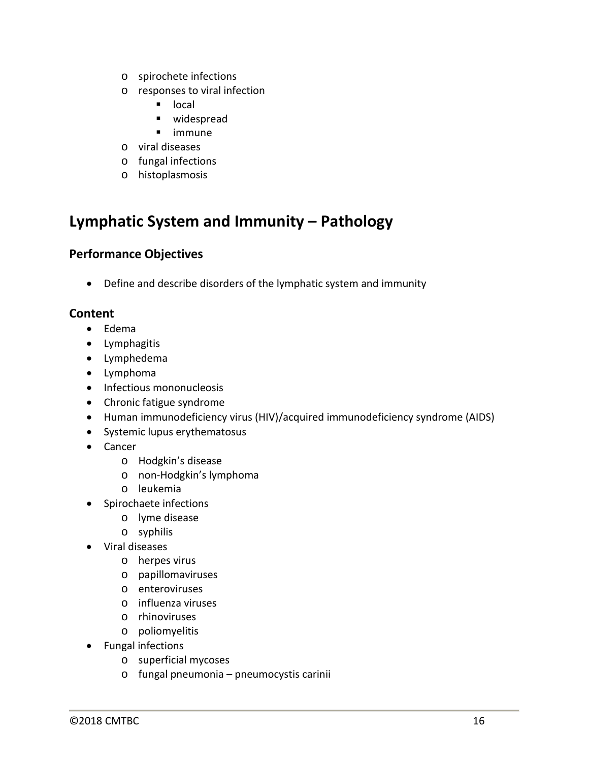- spirochete infections
- responses to viral infection
  - local
  - widespread
  - immune
- viral diseases
- fungal infections
- histoplasmosis

## Lymphatic System and Immunity – Pathology

### Performance Objectives

- Define and describe disorders of the lymphatic system and immunity

### Content

- Edema
- Lymphagitis
- Lymphedema
- Lymphoma
- Infectious mononucleosis
- Chronic fatigue syndrome
- Human immunodeficiency virus (HIV)/acquired immunodeficiency syndrome (AIDS)
- Systemic lupus erythematosus
- Cancer
  - Hodgkin's disease
  - non-Hodgkin's lymphoma
  - leukemia
- Spirochaete infections
  - lyme disease
  - syphilis
- Viral diseases
  - herpes virus
  - papillomaviruses
  - enteroviruses
  - influenza viruses
  - rhinoviruses
  - poliomyelitis
- Fungal infections
  - superficial mycoses
  - fungal pneumonia – pneumocystis carinii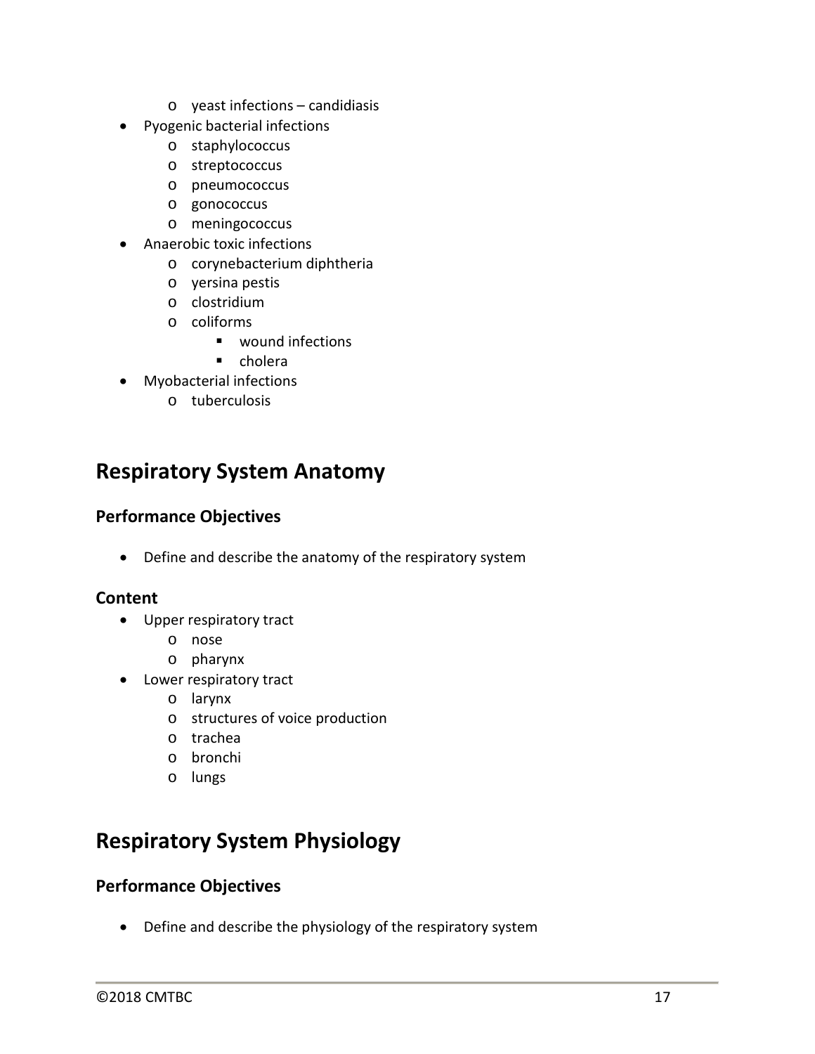- yeast infections – candidiasis
- Pyogenic bacterial infections
  - staphylococcus
  - streptococcus
  - pneumococcus
  - gonococcus
  - meningococcus
- Anaerobic toxic infections
  - corynebacterium diphtheria
  - yersina pestis
  - clostridium
  - coliforms
    - wound infections
    - cholera
- Myobacterial infections
  - tuberculosis

## Respiratory System Anatomy

### Performance Objectives

- Define and describe the anatomy of the respiratory system

### Content

- Upper respiratory tract
  - nose
  - pharynx
- Lower respiratory tract
  - larynx
  - structures of voice production
  - trachea
  - bronchi
  - lungs

## Respiratory System Physiology

### Performance Objectives

- Define and describe the physiology of the respiratory system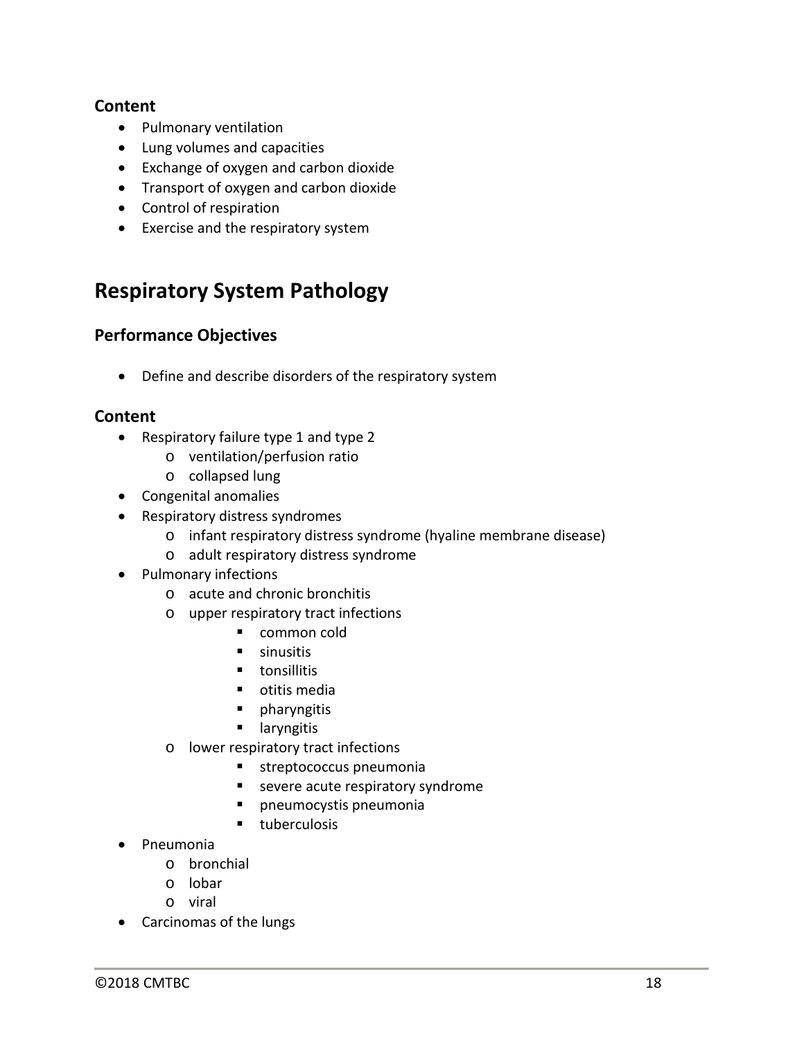### Content

- Pulmonary ventilation
- Lung volumes and capacities
- Exchange of oxygen and carbon dioxide
- Transport of oxygen and carbon dioxide
- Control of respiration
- Exercise and the respiratory system

## Respiratory System Pathology

### Performance Objectives

- Define and describe disorders of the respiratory system

### Content

- Respiratory failure type 1 and type 2
  - ventilation/perfusion ratio
  - collapsed lung
- Congenital anomalies
- Respiratory distress syndromes
  - infant respiratory distress syndrome (hyaline membrane disease)
  - adult respiratory distress syndrome
- Pulmonary infections
  - acute and chronic bronchitis
  - upper respiratory tract infections
    - common cold
    - sinusitis
    - tonsillitis
    - otitis media
    - pharyngitis
    - laryngitis
  - lower respiratory tract infections
    - streptococcus pneumonia
    - severe acute respiratory syndrome
    - pneumocystis pneumonia
    - tuberculosis
- Pneumonia
  - bronchial
  - lobar
  - viral
- Carcinomas of the lungs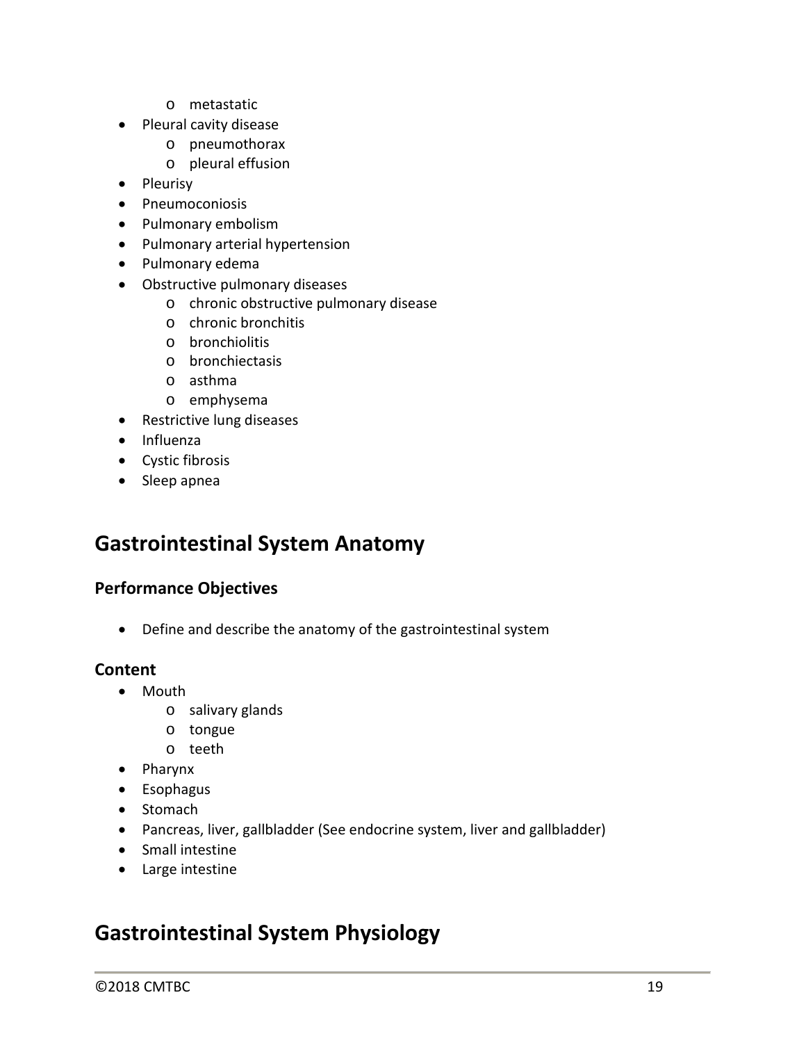- metastatic
- Pleural cavity disease
    - pneumothorax
    - pleural effusion
- Pleurisy
- Pneumoconiosis
- Pulmonary embolism
- Pulmonary arterial hypertension
- Pulmonary edema
- Obstructive pulmonary diseases
    - chronic obstructive pulmonary disease
    - chronic bronchitis
    - bronchiolitis
    - bronchiectasis
    - asthma
    - emphysema
- Restrictive lung diseases
- Influenza
- Cystic fibrosis
- Sleep apnea

## Gastrointestinal System Anatomy

### Performance Objectives

- Define and describe the anatomy of the gastrointestinal system

### Content

- Mouth
    - salivary glands
    - tongue
    - teeth
- Pharynx
- Esophagus
- Stomach
- Pancreas, liver, gallbladder (See endocrine system, liver and gallbladder)
- Small intestine
- Large intestine

## Gastrointestinal System Physiology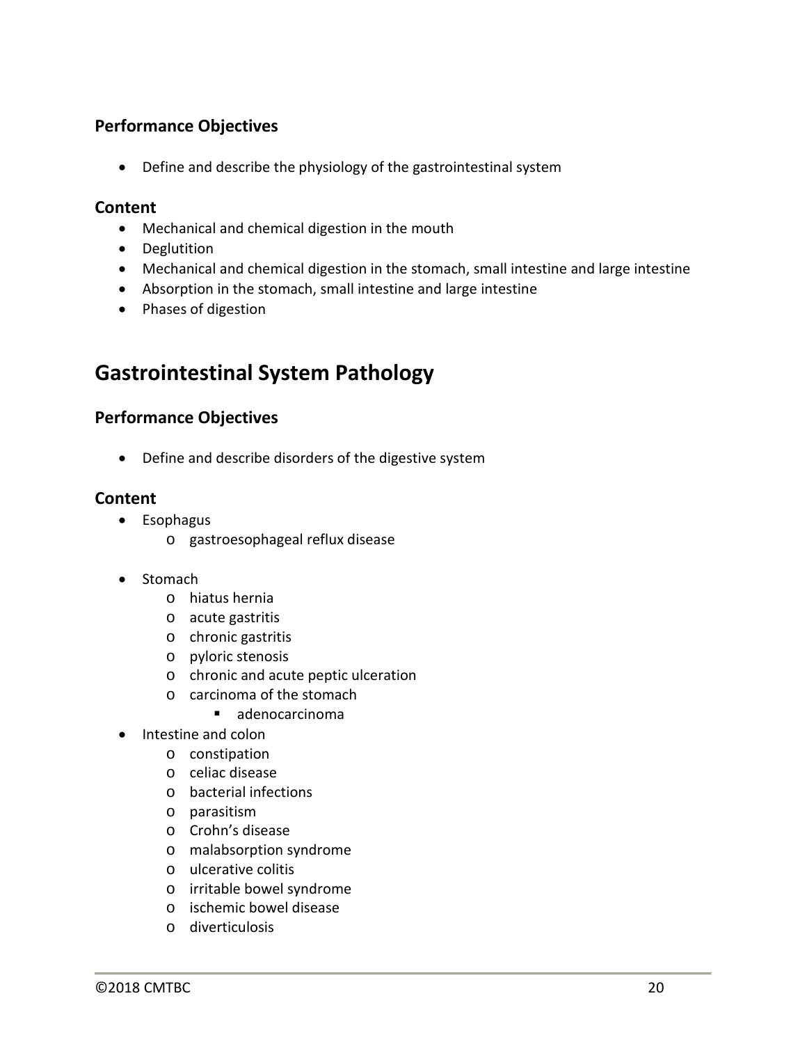### Performance Objectives

- Define and describe the physiology of the gastrointestinal system

### Content

- Mechanical and chemical digestion in the mouth
- Deglutition
- Mechanical and chemical digestion in the stomach, small intestine and large intestine
- Absorption in the stomach, small intestine and large intestine
- Phases of digestion

## Gastrointestinal System Pathology

### Performance Objectives

- Define and describe disorders of the digestive system

### Content

- Esophagus
    - gastroesophageal reflux disease
- Stomach
    - hiatus hernia
    - acute gastritis
    - chronic gastritis
    - pyloric stenosis
    - chronic and acute peptic ulceration
    - carcinoma of the stomach
        - adenocarcinoma
- Intestine and colon
    - constipation
    - celiac disease
    - bacterial infections
    - parasitism
    - Crohn's disease
    - malabsorption syndrome
    - ulcerative colitis
    - irritable bowel syndrome
    - ischemic bowel disease
    - diverticulosis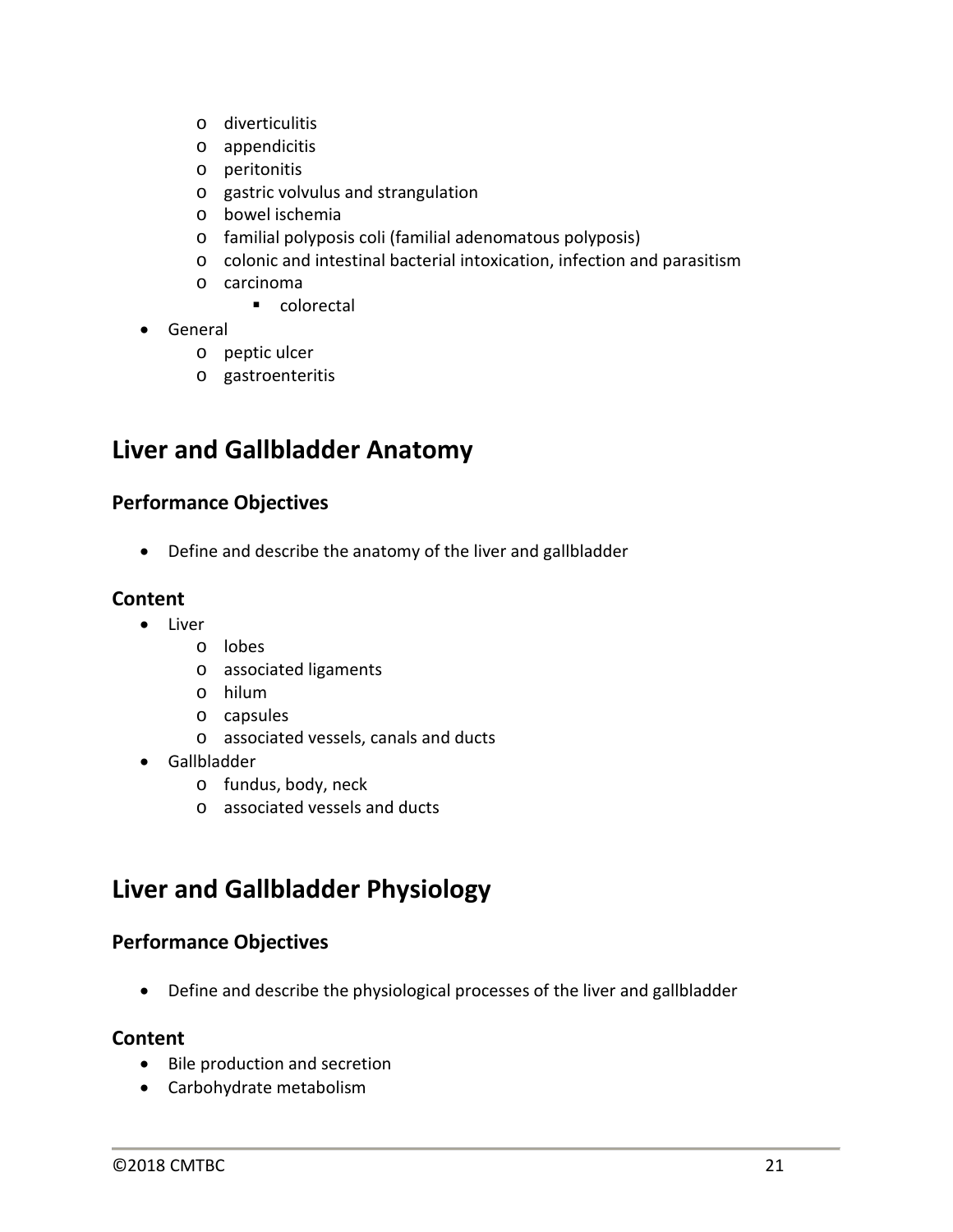- diverticulitis
  - appendicitis
  - peritonitis
  - gastric volvulus and strangulation
  - bowel ischemia
  - familial polyposis coli (familial adenomatous polyposis)
  - colonic and intestinal bacterial intoxication, infection and parasitism
  - carcinoma
    - colorectal
- General
  - peptic ulcer
  - gastroenteritis

## Liver and Gallbladder Anatomy

### Performance Objectives

- Define and describe the anatomy of the liver and gallbladder

### Content

- Liver
  - lobes
  - associated ligaments
  - hilum
  - capsules
  - associated vessels, canals and ducts
- Gallbladder
  - fundus, body, neck
  - associated vessels and ducts

## Liver and Gallbladder Physiology

### Performance Objectives

- Define and describe the physiological processes of the liver and gallbladder

### Content

- Bile production and secretion
- Carbohydrate metabolism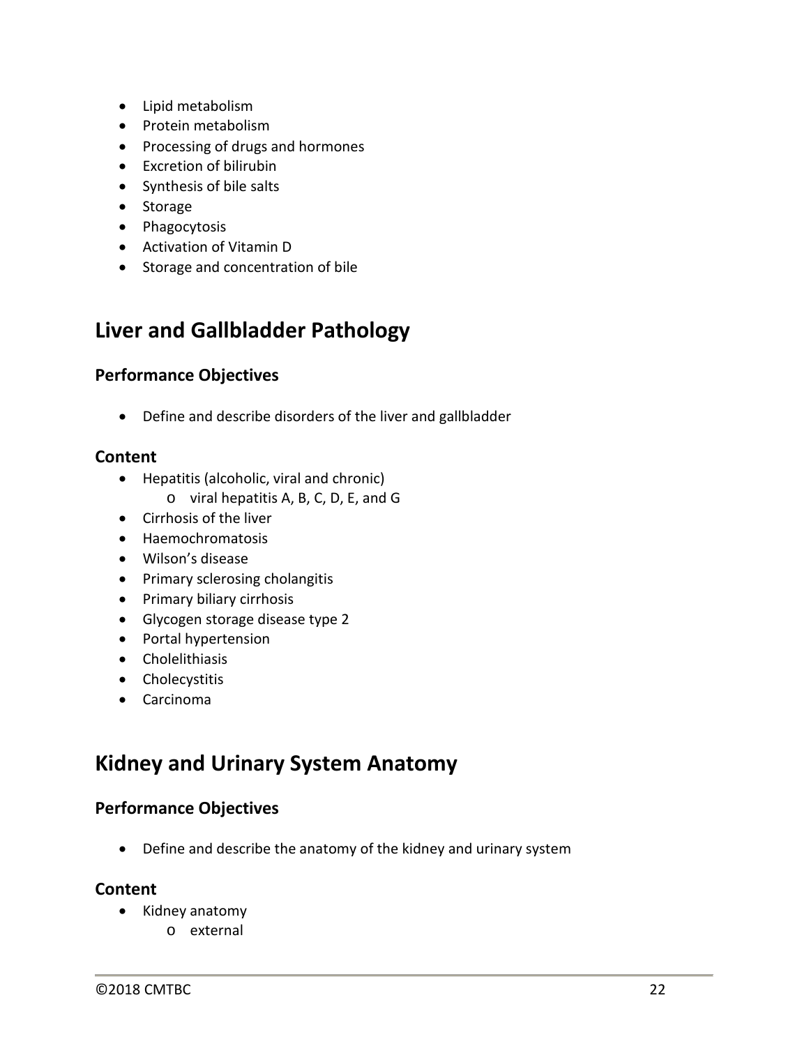- Lipid metabolism
- Protein metabolism
- Processing of drugs and hormones
- Excretion of bilirubin
- Synthesis of bile salts
- Storage
- Phagocytosis
- Activation of Vitamin D
- Storage and concentration of bile

## Liver and Gallbladder Pathology

### Performance Objectives

- Define and describe disorders of the liver and gallbladder

### Content

- Hepatitis (alcoholic, viral and chronic)
    - viral hepatitis A, B, C, D, E, and G
- Cirrhosis of the liver
- Haemochromatosis
- Wilson's disease
- Primary sclerosing cholangitis
- Primary biliary cirrhosis
- Glycogen storage disease type 2
- Portal hypertension
- Cholelithiasis
- Cholecystitis
- Carcinoma

## Kidney and Urinary System Anatomy

### Performance Objectives

- Define and describe the anatomy of the kidney and urinary system

### Content

- Kidney anatomy
    - external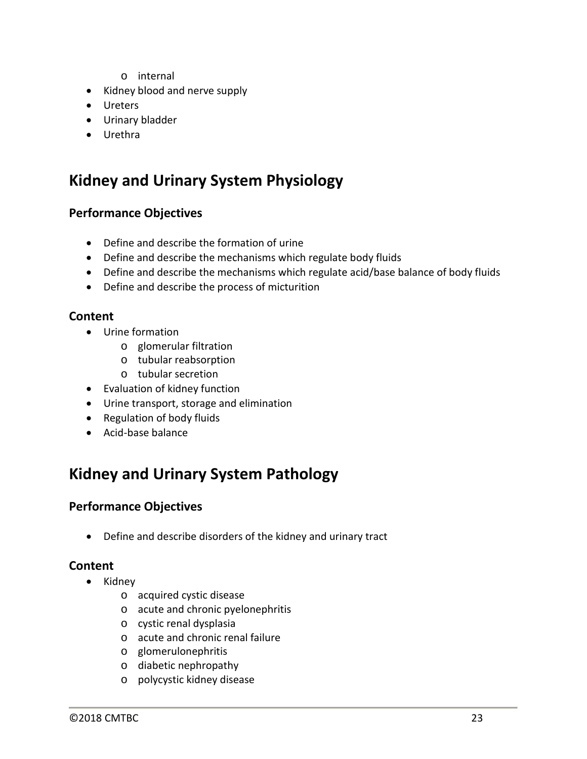- internal
- Kidney blood and nerve supply
- Ureters
- Urinary bladder
- Urethra

## Kidney and Urinary System Physiology

### Performance Objectives

- Define and describe the formation of urine
- Define and describe the mechanisms which regulate body fluids
- Define and describe the mechanisms which regulate acid/base balance of body fluids
- Define and describe the process of micturition

### Content

- Urine formation
  - glomerular filtration
  - tubular reabsorption
  - tubular secretion
- Evaluation of kidney function
- Urine transport, storage and elimination
- Regulation of body fluids
- Acid-base balance

## Kidney and Urinary System Pathology

### Performance Objectives

- Define and describe disorders of the kidney and urinary tract

### Content

- Kidney
  - acquired cystic disease
  - acute and chronic pyelonephritis
  - cystic renal dysplasia
  - acute and chronic renal failure
  - glomerulonephritis
  - diabetic nephropathy
  - polycystic kidney disease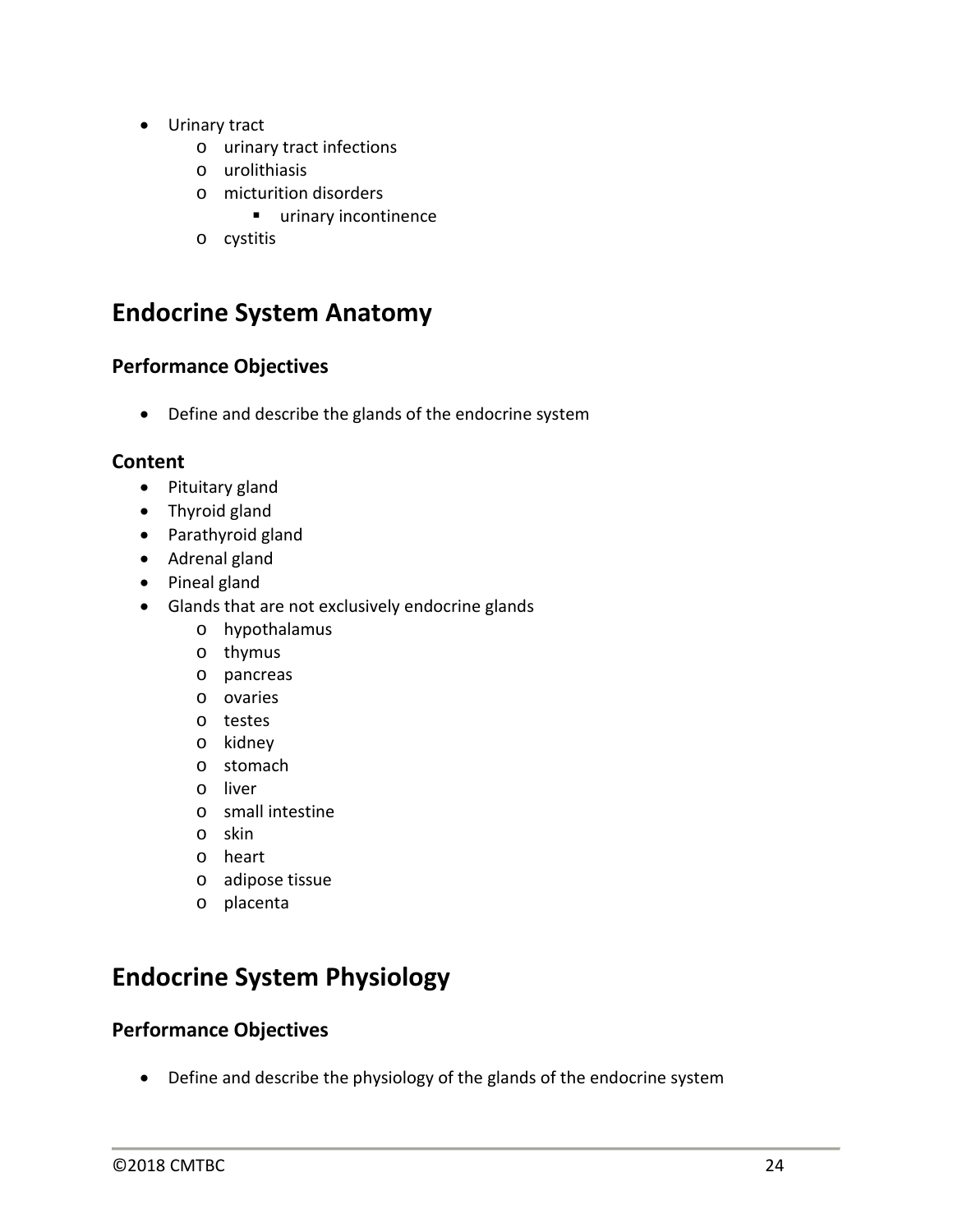- Urinary tract
  - urinary tract infections
  - urolithiasis
  - micturition disorders
    - urinary incontinence
  - cystitis

## Endocrine System Anatomy

### Performance Objectives

- Define and describe the glands of the endocrine system

### Content

- Pituitary gland
- Thyroid gland
- Parathyroid gland
- Adrenal gland
- Pineal gland
- Glands that are not exclusively endocrine glands
  - hypothalamus
  - thymus
  - pancreas
  - ovaries
  - testes
  - kidney
  - stomach
  - liver
  - small intestine
  - skin
  - heart
  - adipose tissue
  - placenta

## Endocrine System Physiology

### Performance Objectives

- Define and describe the physiology of the glands of the endocrine system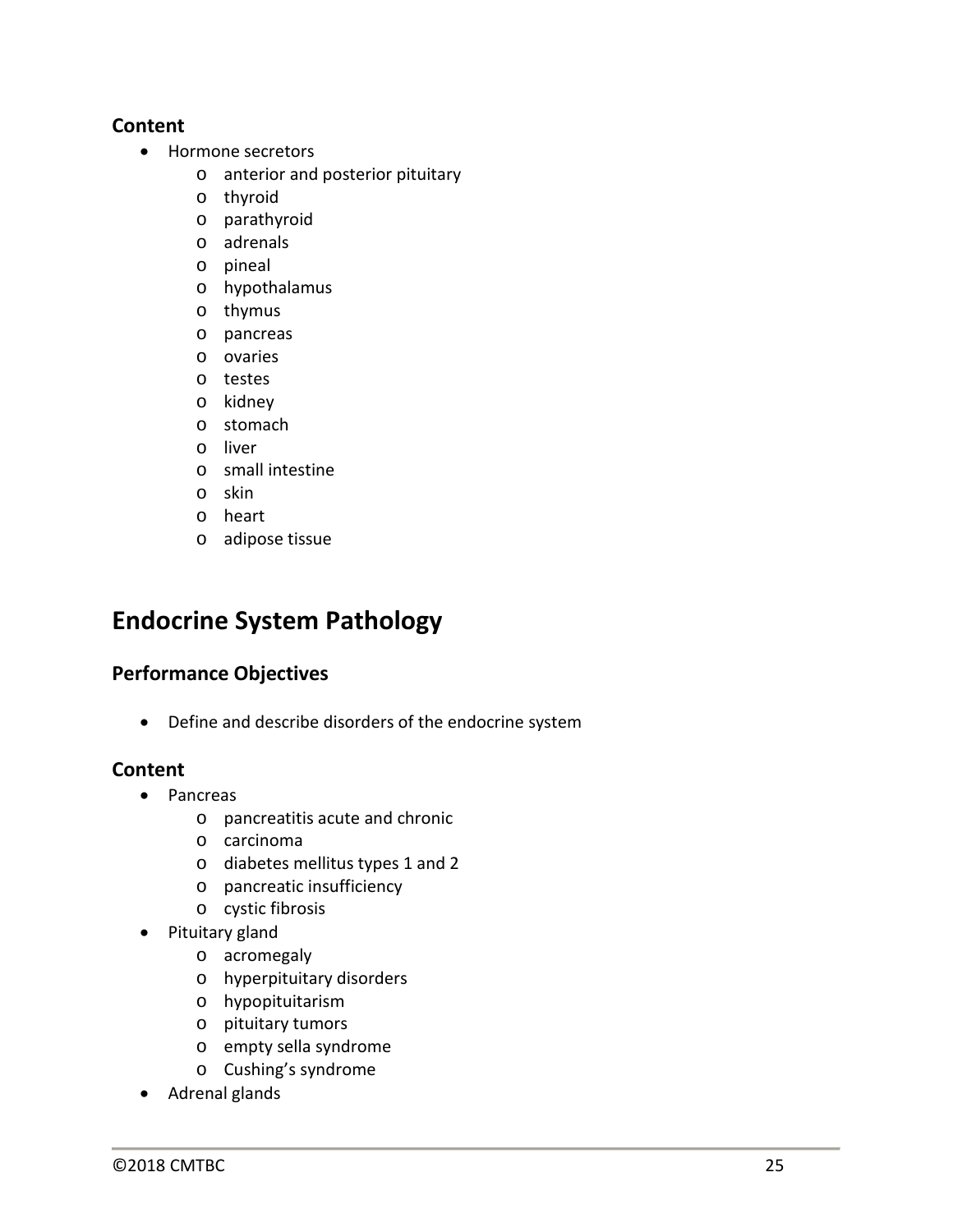### Content

- Hormone secretors
    - anterior and posterior pituitary
    - thyroid
    - parathyroid
    - adrenals
    - pineal
    - hypothalamus
    - thymus
    - pancreas
    - ovaries
    - testes
    - kidney
    - stomach
    - liver
    - small intestine
    - skin
    - heart
    - adipose tissue

## Endocrine System Pathology

### Performance Objectives

- Define and describe disorders of the endocrine system

### Content

- Pancreas
    - pancreatitis acute and chronic
    - carcinoma
    - diabetes mellitus types 1 and 2
    - pancreatic insufficiency
    - cystic fibrosis
- Pituitary gland
    - acromegaly
    - hyperpituitary disorders
    - hypopituitarism
    - pituitary tumors
    - empty sella syndrome
    - Cushing's syndrome
- Adrenal glands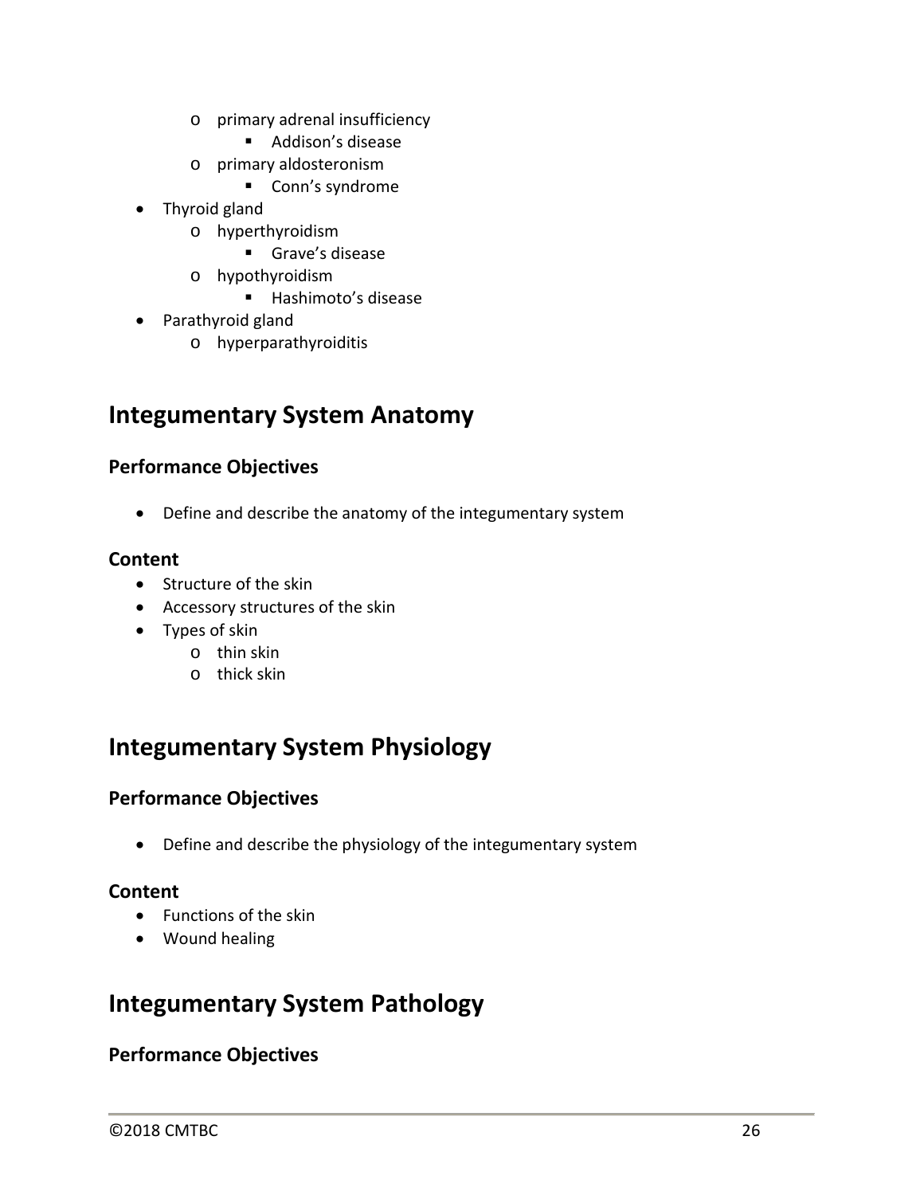- primary adrenal insufficiency
        - Addison’s disease
    - primary aldosteronism
        - Conn’s syndrome
- Thyroid gland
    - hyperthyroidism
        - Grave’s disease
    - hypothyroidism
        - Hashimoto’s disease
- Parathyroid gland
    - hyperparathyroiditis

## Integumentary System Anatomy

### Performance Objectives

- Define and describe the anatomy of the integumentary system

### Content

- Structure of the skin
- Accessory structures of the skin
- Types of skin
    - thin skin
    - thick skin

## Integumentary System Physiology

### Performance Objectives

- Define and describe the physiology of the integumentary system

### Content

- Functions of the skin
- Wound healing

## Integumentary System Pathology

### Performance Objectives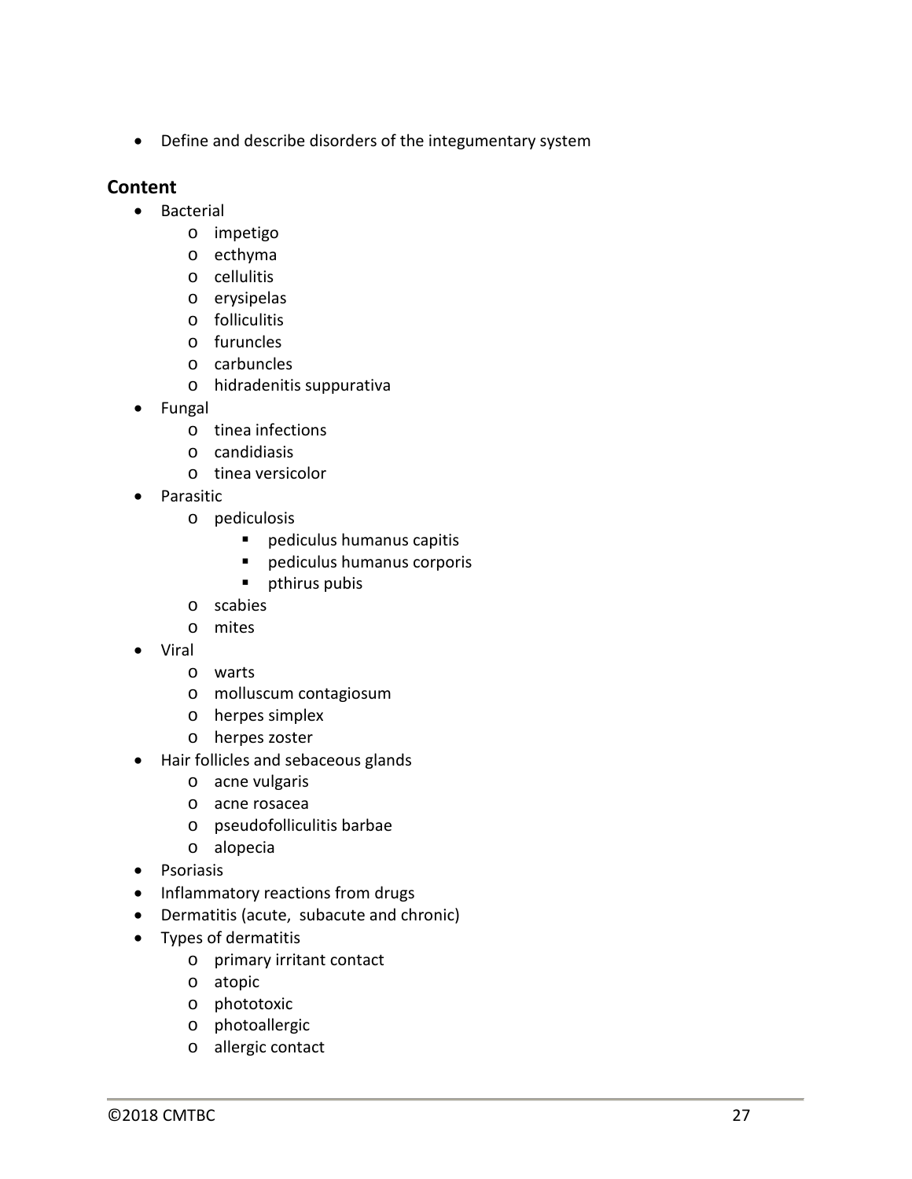- Define and describe disorders of the integumentary system

## Content

- Bacterial
    - impetigo
    - ecthyma
    - cellulitis
    - erysipelas
    - folliculitis
    - furuncles
    - carbuncles
    - hidradenitis suppurativa
- Fungal
    - tinea infections
    - candidiasis
    - tinea versicolor
- Parasitic
    - pediculosis
        - pediculus humanus capitis
        - pediculus humanus corporis
        - pthirus pubis
    - scabies
    - mites
- Viral
    - warts
    - molluscum contagiosum
    - herpes simplex
    - herpes zoster
- Hair follicles and sebaceous glands
    - acne vulgaris
    - acne rosacea
    - pseudofolliculitis barbae
    - alopecia
- Psoriasis
- Inflammatory reactions from drugs
- Dermatitis (acute, subacute and chronic)
- Types of dermatitis
    - primary irritant contact
    - atopic
    - phototoxic
    - photoallergic
    - allergic contact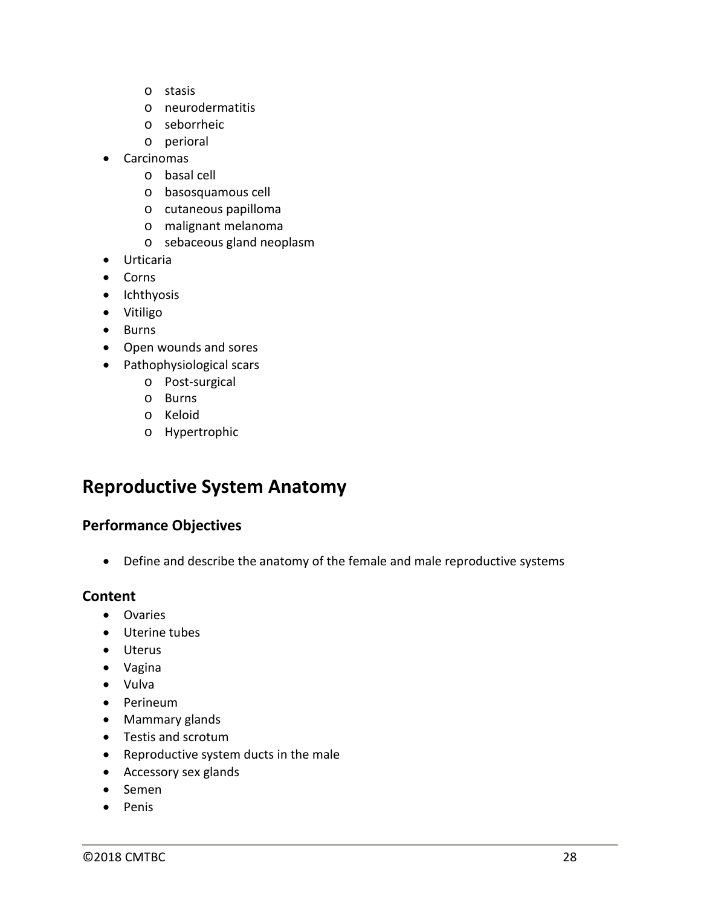- stasis
    - neurodermatitis
    - seborrheic
    - perioral
- Carcinomas
    - basal cell
    - basosquamous cell
    - cutaneous papilloma
    - malignant melanoma
    - sebaceous gland neoplasm
- Urticaria
- Corns
- Ichthyosis
- Vitiligo
- Burns
- Open wounds and sores
- Pathophysiological scars
    - Post-surgical
    - Burns
    - Keloid
    - Hypertrophic

## Reproductive System Anatomy

### Performance Objectives

- Define and describe the anatomy of the female and male reproductive systems

### Content

- Ovaries
- Uterine tubes
- Uterus
- Vagina
- Vulva
- Perineum
- Mammary glands
- Testis and scrotum
- Reproductive system ducts in the male
- Accessory sex glands
- Semen
- Penis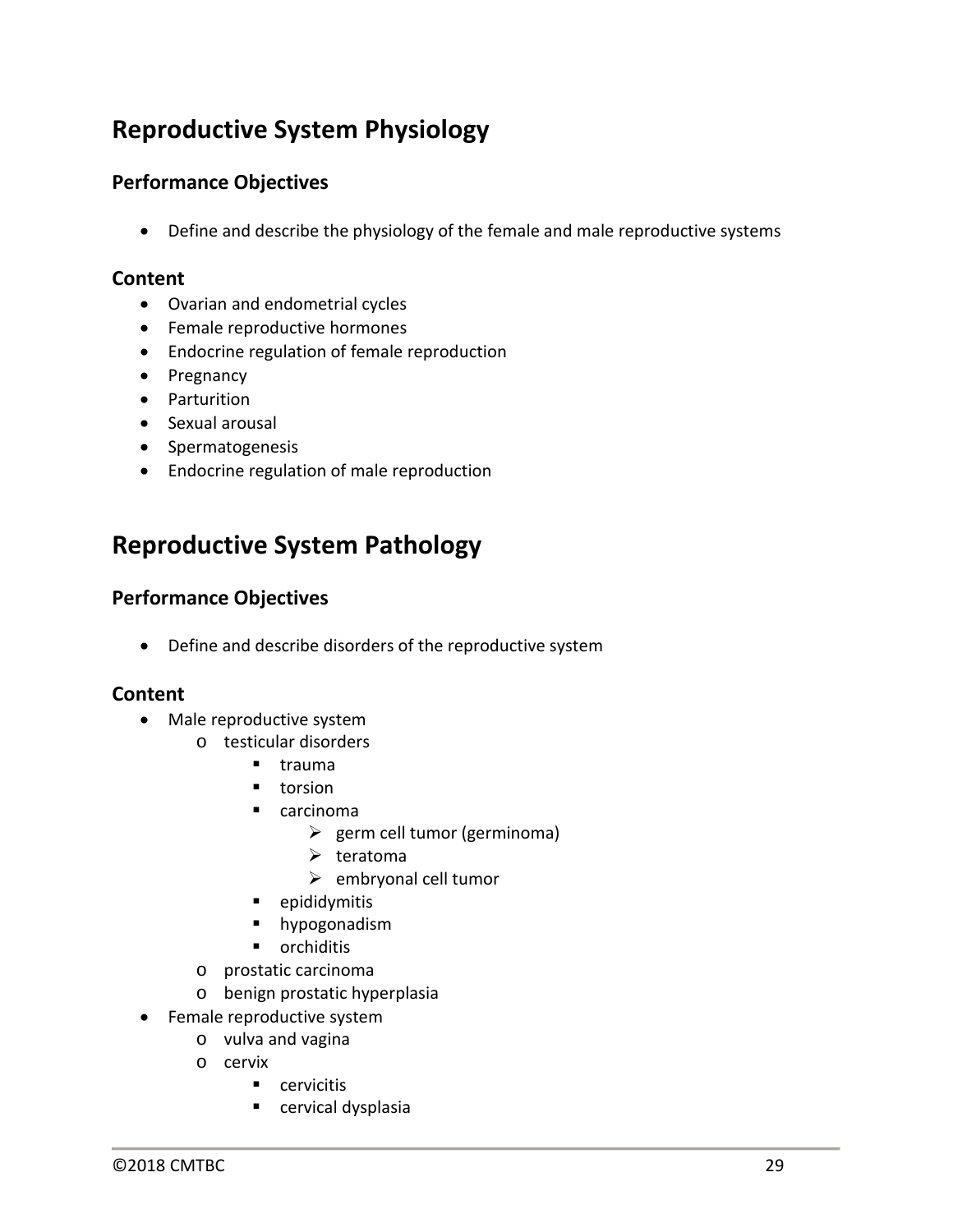## Reproductive System Physiology

### Performance Objectives

- Define and describe the physiology of the female and male reproductive systems

### Content

- Ovarian and endometrial cycles
- Female reproductive hormones
- Endocrine regulation of female reproduction
- Pregnancy
- Parturition
- Sexual arousal
- Spermatogenesis
- Endocrine regulation of male reproduction

## Reproductive System Pathology

### Performance Objectives

- Define and describe disorders of the reproductive system

### Content

- Male reproductive system
    - testicular disorders
        - trauma
        - torsion
        - carcinoma
            - germ cell tumor (germinoma)
            - teratoma
            - embryonal cell tumor
        - epididymitis
        - hypogonadism
        - orchiditis
    - prostatic carcinoma
    - benign prostatic hyperplasia
- Female reproductive system
    - vulva and vagina
    - cervix
        - cervicitis
        - cervical dysplasia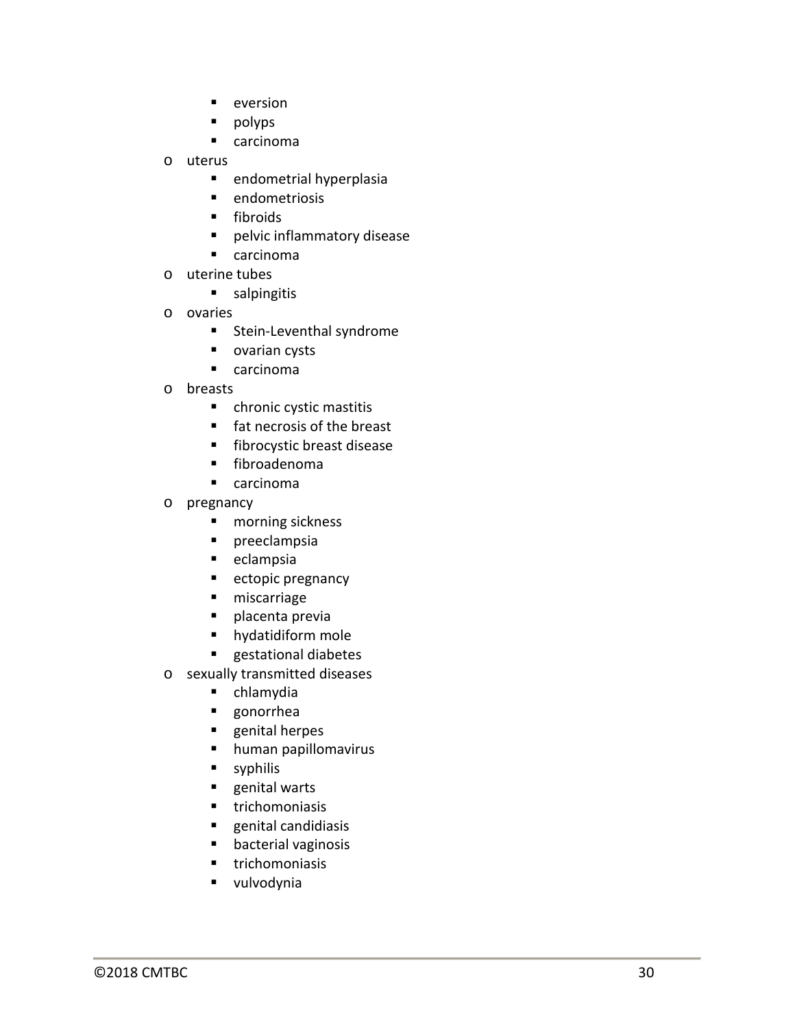- eversion
        - polyps
        - carcinoma
    - uterus
        - endometrial hyperplasia
        - endometriosis
        - fibroids
        - pelvic inflammatory disease
        - carcinoma
    - uterine tubes
        - salpingitis
    - ovaries
        - Stein-Leventhal syndrome
        - ovarian cysts
        - carcinoma
    - breasts
        - chronic cystic mastitis
        - fat necrosis of the breast
        - fibrocystic breast disease
        - fibroadenoma
        - carcinoma
    - pregnancy
        - morning sickness
        - preeclampsia
        - eclampsia
        - ectopic pregnancy
        - miscarriage
        - placenta previa
        - hydatidiform mole
        - gestational diabetes
    - sexually transmitted diseases
        - chlamydia
        - gonorrhea
        - genital herpes
        - human papillomavirus
        - syphilis
        - genital warts
        - trichomoniasis
        - genital candidiasis
        - bacterial vaginosis
        - trichomoniasis
        - vulvodynia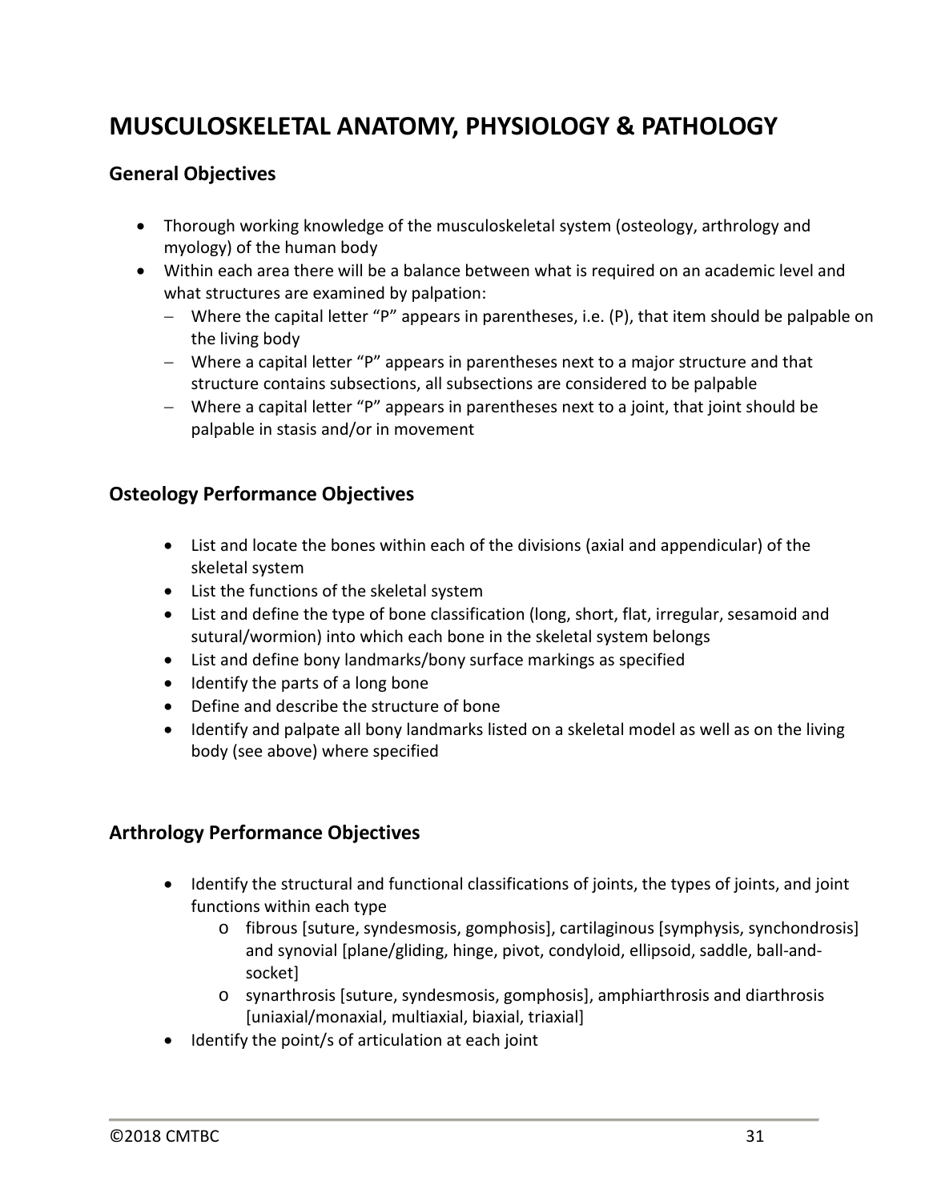# MUSCULOSKELETAL ANATOMY, PHYSIOLOGY & PATHOLOGY

## General Objectives

- Thorough working knowledge of the musculoskeletal system (osteology, arthrology and myology) of the human body
- Within each area there will be a balance between what is required on an academic level and what structures are examined by palpation:
  - Where the capital letter "P" appears in parentheses, i.e. (P), that item should be palpable on the living body
  - Where a capital letter "P" appears in parentheses next to a major structure and that structure contains subsections, all subsections are considered to be palpable
  - Where a capital letter "P" appears in parentheses next to a joint, that joint should be palpable in stasis and/or in movement

## Osteology Performance Objectives

- List and locate the bones within each of the divisions (axial and appendicular) of the skeletal system
- List the functions of the skeletal system
- List and define the type of bone classification (long, short, flat, irregular, sesamoid and sutural/wormion) into which each bone in the skeletal system belongs
- List and define bony landmarks/bony surface markings as specified
- Identify the parts of a long bone
- Define and describe the structure of bone
- Identify and palpate all bony landmarks listed on a skeletal model as well as on the living body (see above) where specified

## Arthrology Performance Objectives

- Identify the structural and functional classifications of joints, the types of joints, and joint functions within each type
  - fibrous [suture, syndesmosis, gomphosis], cartilaginous [symphysis, synchondrosis] and synovial [plane/gliding, hinge, pivot, condyloid, ellipsoid, saddle, ball-and-socket]
  - synarthrosis [suture, syndesmosis, gomphosis], amphiarthrosis and diarthrosis [uniaxial/monaxial, multiaxial, biaxial, triaxial]
- Identify the point/s of articulation at each joint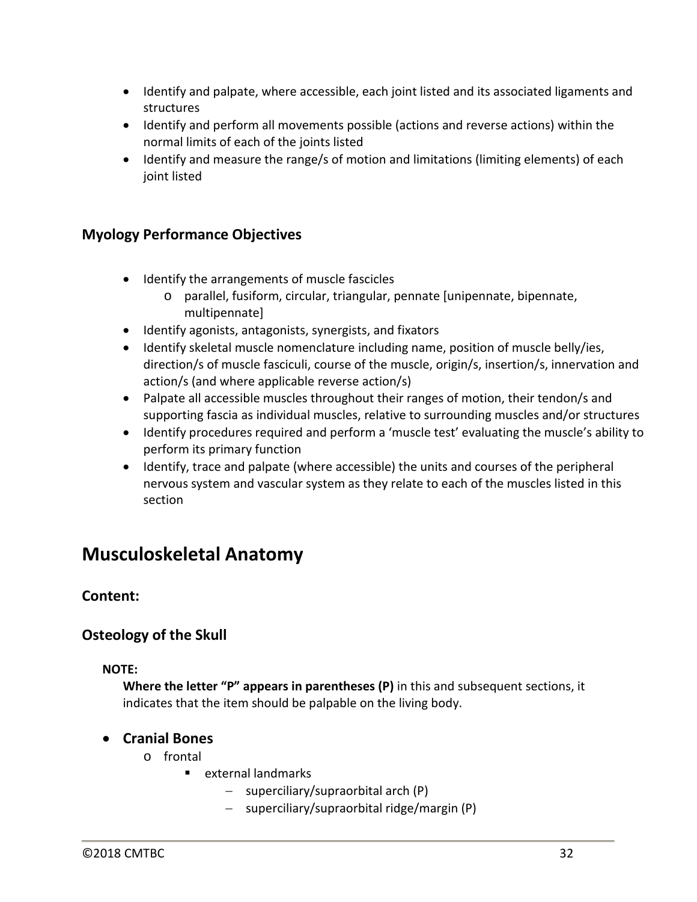- Identify and palpate, where accessible, each joint listed and its associated ligaments and structures
- Identify and perform all movements possible (actions and reverse actions) within the normal limits of each of the joints listed
- Identify and measure the range/s of motion and limitations (limiting elements) of each joint listed

### Myology Performance Objectives

- Identify the arrangements of muscle fascicles
    - parallel, fusiform, circular, triangular, pennate [unipennate, bipennate, multipennate]
- Identify agonists, antagonists, synergists, and fixators
- Identify skeletal muscle nomenclature including name, position of muscle belly/ies, direction/s of muscle fasciculi, course of the muscle, origin/s, insertion/s, innervation and action/s (and where applicable reverse action/s)
- Palpate all accessible muscles throughout their ranges of motion, their tendon/s and supporting fascia as individual muscles, relative to surrounding muscles and/or structures
- Identify procedures required and perform a 'muscle test' evaluating the muscle's ability to perform its primary function
- Identify, trace and palpate (where accessible) the units and courses of the peripheral nervous system and vascular system as they relate to each of the muscles listed in this section

# Musculoskeletal Anatomy

### Content:

### Osteology of the Skull

**NOTE:**
**Where the letter "P" appears in parentheses (P)** in this and subsequent sections, it indicates that the item should be palpable on the living body.

- **Cranial Bones**
    - frontal
        - external landmarks
            - superciliary/supraorbital arch (P)
            - superciliary/supraorbital ridge/margin (P)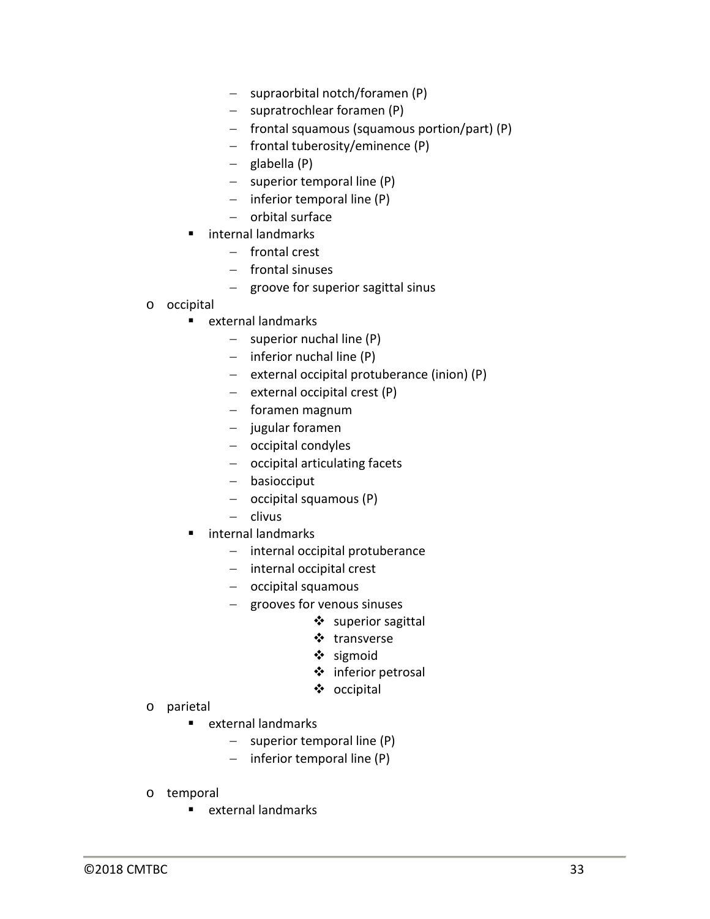- supraorbital notch/foramen (P)
        - supratrochlear foramen (P)
        - frontal squamous (squamous portion/part) (P)
        - frontal tuberosity/eminence (P)
        - glabella (P)
        - superior temporal line (P)
        - inferior temporal line (P)
        - orbital surface
    - internal landmarks
        - frontal crest
        - frontal sinuses
        - groove for superior sagittal sinus
- occipital
    - external landmarks
        - superior nuchal line (P)
        - inferior nuchal line (P)
        - external occipital protuberance (inion) (P)
        - external occipital crest (P)
        - foramen magnum
        - jugular foramen
        - occipital condyles
        - occipital articulating facets
        - basiocciput
        - occipital squamous (P)
        - clivus
    - internal landmarks
        - internal occipital protuberance
        - internal occipital crest
        - occipital squamous
        - grooves for venous sinuses
            - superior sagittal
            - transverse
            - sigmoid
            - inferior petrosal
            - occipital
- parietal
    - external landmarks
        - superior temporal line (P)
        - inferior temporal line (P)
- temporal
    - external landmarks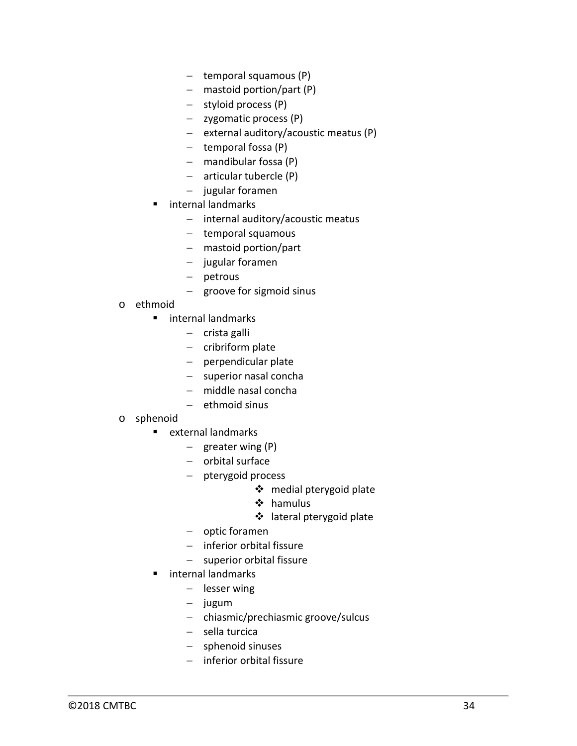- temporal squamous (P)
            - mastoid portion/part (P)
            - styloid process (P)
            - zygomatic process (P)
            - external auditory/acoustic meatus (P)
            - temporal fossa (P)
            - mandibular fossa (P)
            - articular tubercle (P)
            - jugular foramen
        - internal landmarks
            - internal auditory/acoustic meatus
            - temporal squamous
            - mastoid portion/part
            - jugular foramen
            - petrous
            - groove for sigmoid sinus
- ethmoid
    - internal landmarks
        - crista galli
        - cribriform plate
        - perpendicular plate
        - superior nasal concha
        - middle nasal concha
        - ethmoid sinus
- sphenoid
    - external landmarks
        - greater wing (P)
        - orbital surface
        - pterygoid process
            - medial pterygoid plate
            - hamulus
            - lateral pterygoid plate
        - optic foramen
        - inferior orbital fissure
        - superior orbital fissure
    - internal landmarks
        - lesser wing
        - jugum
        - chiasmic/prechiasmic groove/sulcus
        - sella turcica
        - sphenoid sinuses
        - inferior orbital fissure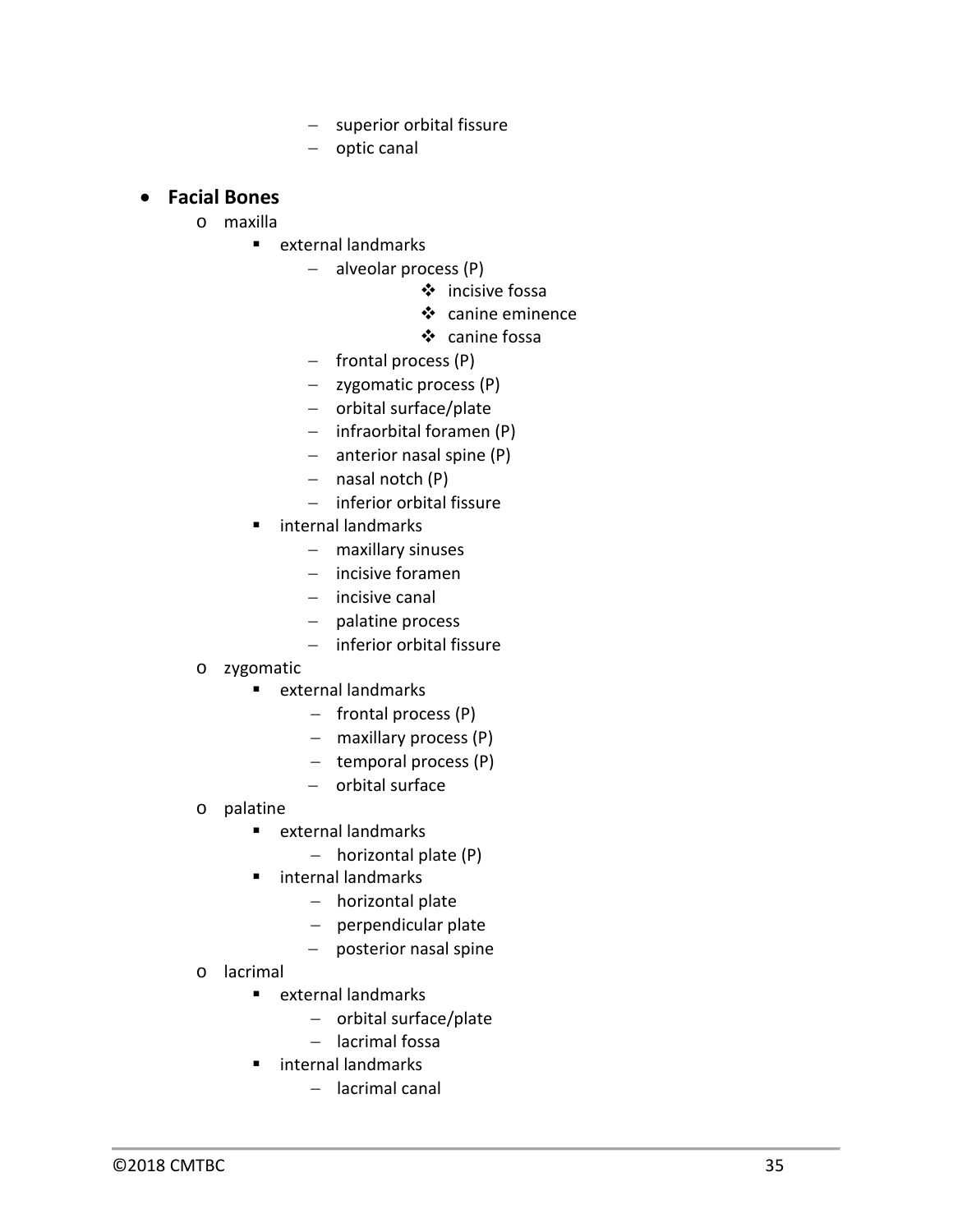- superior orbital fissure
- optic canal

- **Facial Bones**
  - maxilla
    - external landmarks
      - alveolar process (P)
        - incisive fossa
        - canine eminence
        - canine fossa
      - frontal process (P)
      - zygomatic process (P)
      - orbital surface/plate
      - infraorbital foramen (P)
      - anterior nasal spine (P)
      - nasal notch (P)
      - inferior orbital fissure
    - internal landmarks
      - maxillary sinuses
      - incisive foramen
      - incisive canal
      - palatine process
      - inferior orbital fissure
  - zygomatic
    - external landmarks
      - frontal process (P)
      - maxillary process (P)
      - temporal process (P)
      - orbital surface
  - palatine
    - external landmarks
      - horizontal plate (P)
    - internal landmarks
      - horizontal plate
      - perpendicular plate
      - posterior nasal spine
  - lacrimal
    - external landmarks
      - orbital surface/plate
      - lacrimal fossa
    - internal landmarks
      - lacrimal canal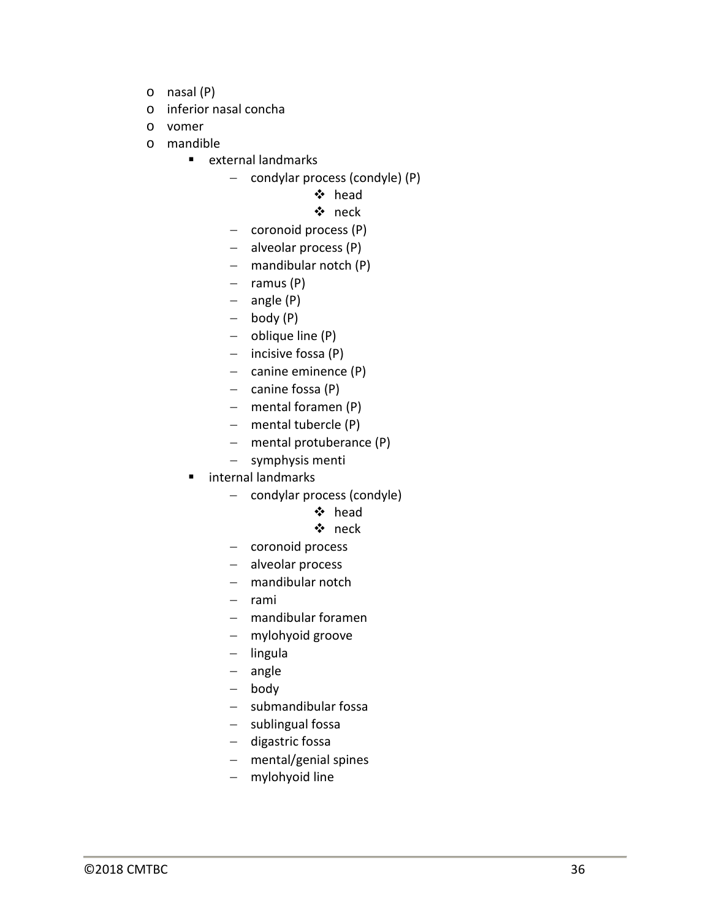- nasal (P)
- inferior nasal concha
- vomer
- mandible
  - external landmarks
    - condylar process (condyle) (P)
      - head
      - neck
    - coronoid process (P)
    - alveolar process (P)
    - mandibular notch (P)
    - ramus (P)
    - angle (P)
    - body (P)
    - oblique line (P)
    - incisive fossa (P)
    - canine eminence (P)
    - canine fossa (P)
    - mental foramen (P)
    - mental tubercle (P)
    - mental protuberance (P)
    - symphysis menti
  - internal landmarks
    - condylar process (condyle)
      - head
      - neck
    - coronoid process
    - alveolar process
    - mandibular notch
    - rami
    - mandibular foramen
    - mylohyoid groove
    - lingula
    - angle
    - body
    - submandibular fossa
    - sublingual fossa
    - digastric fossa
    - mental/genial spines
    - mylohyoid line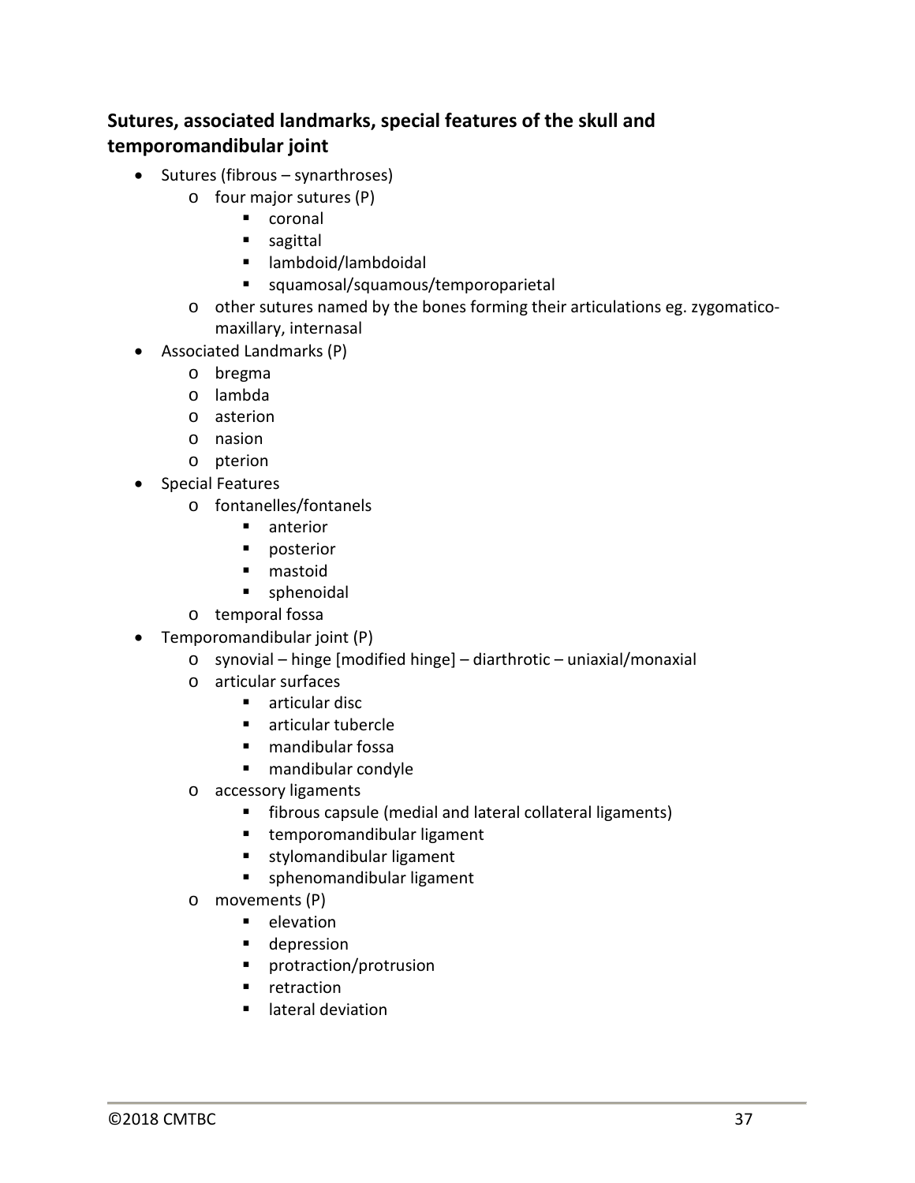## Sutures, associated landmarks, special features of the skull and temporomandibular joint

- Sutures (fibrous – synarthroses)
  - four major sutures (P)
    - coronal
    - sagittal
    - lambdoid/lambdoidal
    - squamosal/squamous/temporoparietal
  - other sutures named by the bones forming their articulations eg. zygomatico-maxillary, internasal
- Associated Landmarks (P)
  - bregma
  - lambda
  - asterion
  - nasion
  - pterion
- Special Features
  - fontanelles/fontanels
    - anterior
    - posterior
    - mastoid
    - sphenoidal
  - temporal fossa
- Temporomandibular joint (P)
  - synovial – hinge [modified hinge] – diarthrotic – uniaxial/monaxial
  - articular surfaces
    - articular disc
    - articular tubercle
    - mandibular fossa
    - mandibular condyle
  - accessory ligaments
    - fibrous capsule (medial and lateral collateral ligaments)
    - temporomandibular ligament
    - stylomandibular ligament
    - sphenomandibular ligament
  - movements (P)
    - elevation
    - depression
    - protraction/protrusion
    - retraction
    - lateral deviation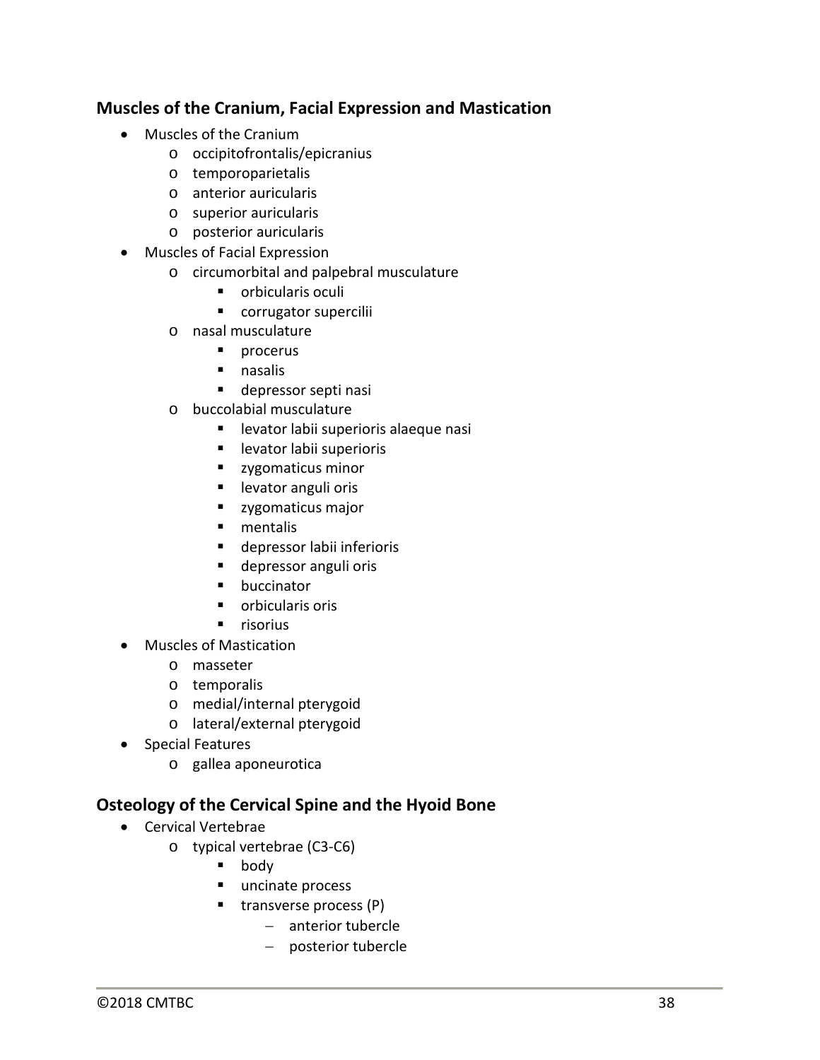## Muscles of the Cranium, Facial Expression and Mastication

- Muscles of the Cranium
  - occipitofrontalis/epicranius
  - temporoparietalis
  - anterior auricularis
  - superior auricularis
  - posterior auricularis
- Muscles of Facial Expression
  - circumorbital and palpebral musculature
    - orbicularis oculi
    - corrugator supercilii
  - nasal musculature
    - procerus
    - nasalis
    - depressor septi nasi
  - buccolabial musculature
    - levator labii superioris alaeque nasi
    - levator labii superioris
    - zygomaticus minor
    - levator anguli oris
    - zygomaticus major
    - mentalis
    - depressor labii inferioris
    - depressor anguli oris
    - buccinator
    - orbicularis oris
    - risorius
- Muscles of Mastication
  - masseter
  - temporalis
  - medial/internal pterygoid
  - lateral/external pterygoid
- Special Features
  - gallea aponeurotica

## Osteology of the Cervical Spine and the Hyoid Bone

- Cervical Vertebrae
  - typical vertebrae (C3-C6)
    - body
    - uncinate process
    - transverse process (P)
      - anterior tubercle
      - posterior tubercle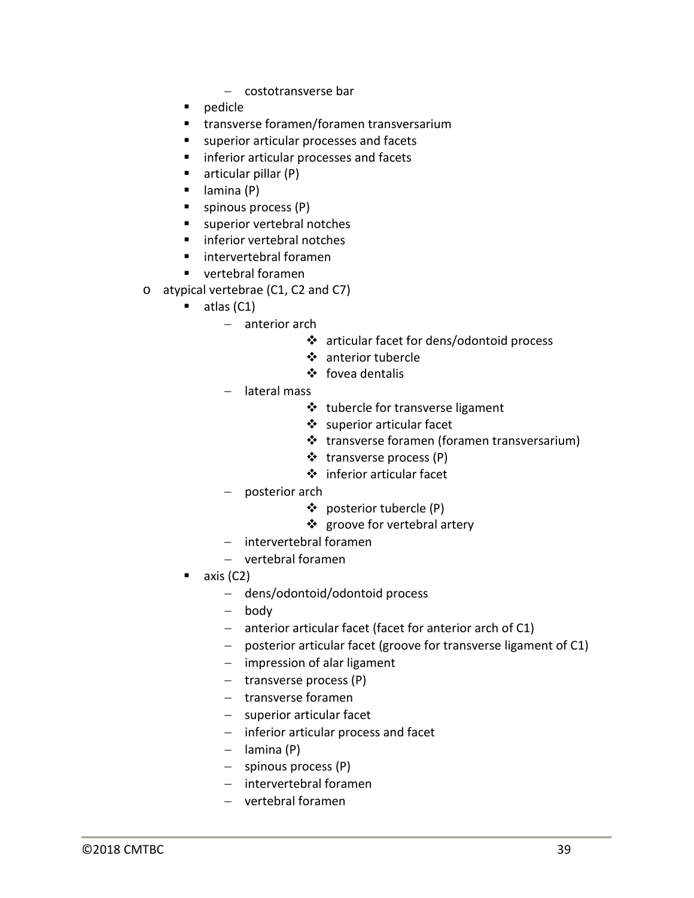- costotransverse bar
    - pedicle
    - transverse foramen/foramen transversarium
    - superior articular processes and facets
    - inferior articular processes and facets
    - articular pillar (P)
    - lamina (P)
    - spinous process (P)
    - superior vertebral notches
    - inferior vertebral notches
    - intervertebral foramen
    - vertebral foramen
- atypical vertebrae (C1, C2 and C7)
    - atlas (C1)
      - anterior arch
        - articular facet for dens/odontoid process
        - anterior tubercle
        - fovea dentalis
      - lateral mass
        - tubercle for transverse ligament
        - superior articular facet
        - transverse foramen (foramen transversarium)
        - transverse process (P)
        - inferior articular facet
      - posterior arch
        - posterior tubercle (P)
        - groove for vertebral artery
      - intervertebral foramen
      - vertebral foramen
    - axis (C2)
      - dens/odontoid/odontoid process
      - body
      - anterior articular facet (facet for anterior arch of C1)
      - posterior articular facet (groove for transverse ligament of C1)
      - impression of alar ligament
      - transverse process (P)
      - transverse foramen
      - superior articular facet
      - inferior articular process and facet
      - lamina (P)
      - spinous process (P)
      - intervertebral foramen
      - vertebral foramen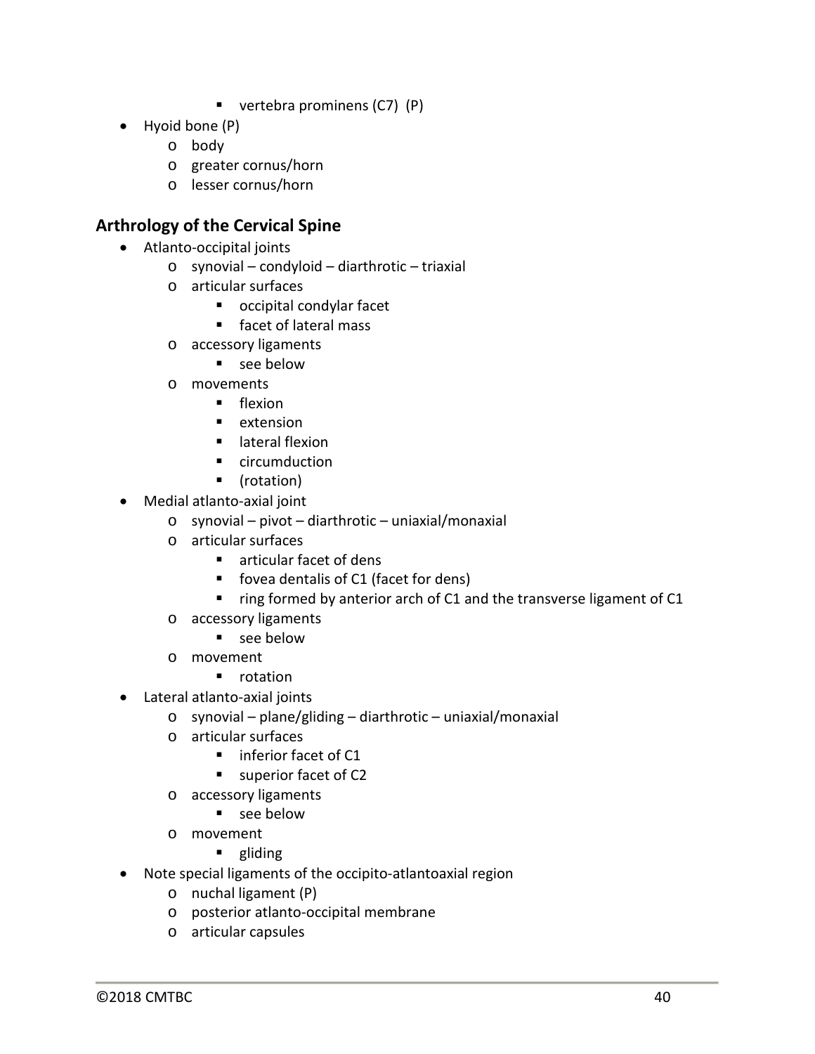- vertebra prominens (C7) (P)
- Hyoid bone (P)
    - body
    - greater cornus/horn
    - lesser cornus/horn

## Arthrology of the Cervical Spine

- Atlanto-occipital joints
    - synovial – condyloid – diarthrotic – triaxial
    - articular surfaces
        - occipital condylar facet
        - facet of lateral mass
    - accessory ligaments
        - see below
    - movements
        - flexion
        - extension
        - lateral flexion
        - circumduction
        - (rotation)
- Medial atlanto-axial joint
    - synovial – pivot – diarthrotic – uniaxial/monaxial
    - articular surfaces
        - articular facet of dens
        - fovea dentalis of C1 (facet for dens)
        - ring formed by anterior arch of C1 and the transverse ligament of C1
    - accessory ligaments
        - see below
    - movement
        - rotation
- Lateral atlanto-axial joints
    - synovial – plane/gliding – diarthrotic – uniaxial/monaxial
    - articular surfaces
        - inferior facet of C1
        - superior facet of C2
    - accessory ligaments
        - see below
    - movement
        - gliding
- Note special ligaments of the occipito-atlantoaxial region
    - nuchal ligament (P)
    - posterior atlanto-occipital membrane
    - articular capsules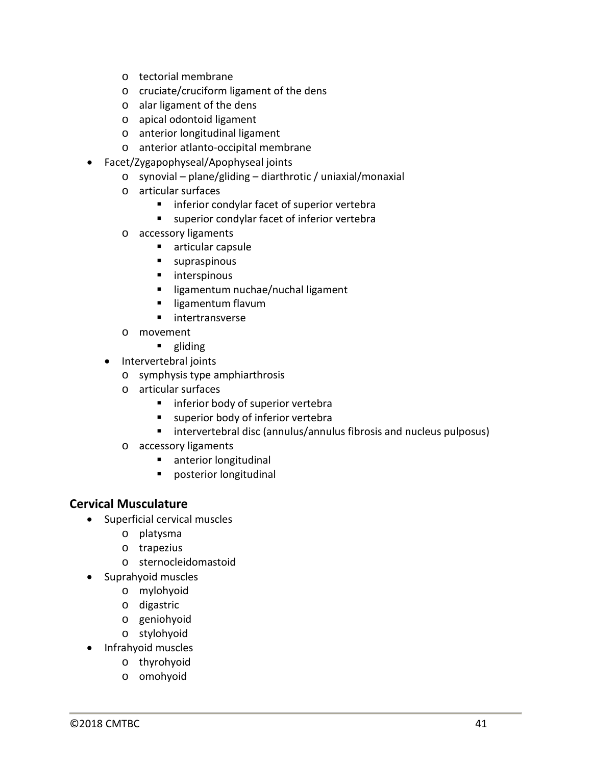- tectorial membrane
  - cruciate/cruciform ligament of the dens
  - alar ligament of the dens
  - apical odontoid ligament
  - anterior longitudinal ligament
  - anterior atlanto-occipital membrane
- Facet/Zygapophyseal/Apophyseal joints
  - synovial – plane/gliding – diarthrotic / uniaxial/monaxial
  - articular surfaces
    - inferior condylar facet of superior vertebra
    - superior condylar facet of inferior vertebra
  - accessory ligaments
    - articular capsule
    - supraspinous
    - interspinous
    - ligamentum nuchae/nuchal ligament
    - ligamentum flavum
    - intertransverse
  - movement
    - gliding
  - Intervertebral joints
    - symphysis type amphiarthrosis
    - articular surfaces
      - inferior body of superior vertebra
      - superior body of inferior vertebra
      - intervertebral disc (annulus/annulus fibrosis and nucleus pulposus)
    - accessory ligaments
      - anterior longitudinal
      - posterior longitudinal

## Cervical Musculature

- Superficial cervical muscles
  - platysma
  - trapezius
  - sternocleidomastoid
- Suprahyoid muscles
  - mylohyoid
  - digastric
  - geniohyoid
  - stylohyoid
- Infrahyoid muscles
  - thyrohyoid
  - omohyoid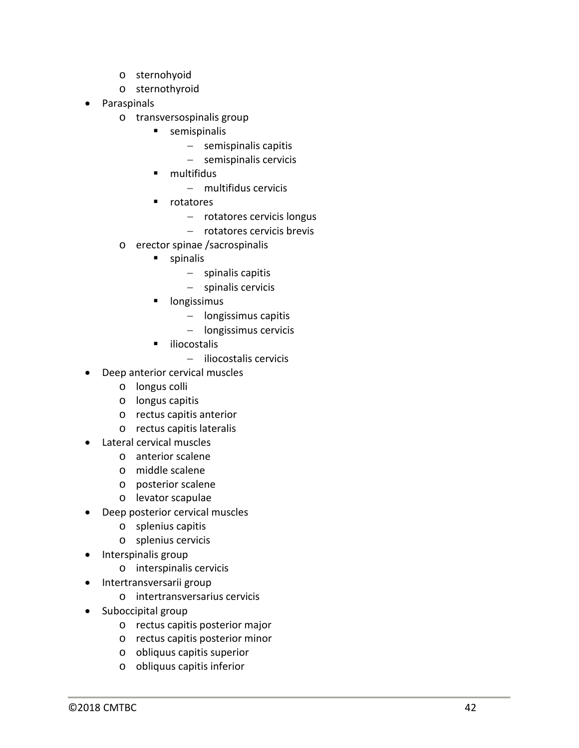- sternohyoid
    - sternothyroid
- Paraspinals
    - transversospinalis group
        - semispinalis
            - semispinalis capitis
            - semispinalis cervicis
        - multifidus
            - multifidus cervicis
        - rotatores
            - rotatores cervicis longus
            - rotatores cervicis brevis
    - erector spinae /sacrospinalis
        - spinalis
            - spinalis capitis
            - spinalis cervicis
        - longissimus
            - longissimus capitis
            - longissimus cervicis
        - iliocostalis
            - iliocostalis cervicis
- Deep anterior cervical muscles
    - longus colli
    - longus capitis
    - rectus capitis anterior
    - rectus capitis lateralis
- Lateral cervical muscles
    - anterior scalene
    - middle scalene
    - posterior scalene
    - levator scapulae
- Deep posterior cervical muscles
    - splenius capitis
    - splenius cervicis
- Interspinalis group
    - interspinalis cervicis
- Intertransversarii group
    - intertransversarius cervicis
- Suboccipital group
    - rectus capitis posterior major
    - rectus capitis posterior minor
    - obliquus capitis superior
    - obliquus capitis inferior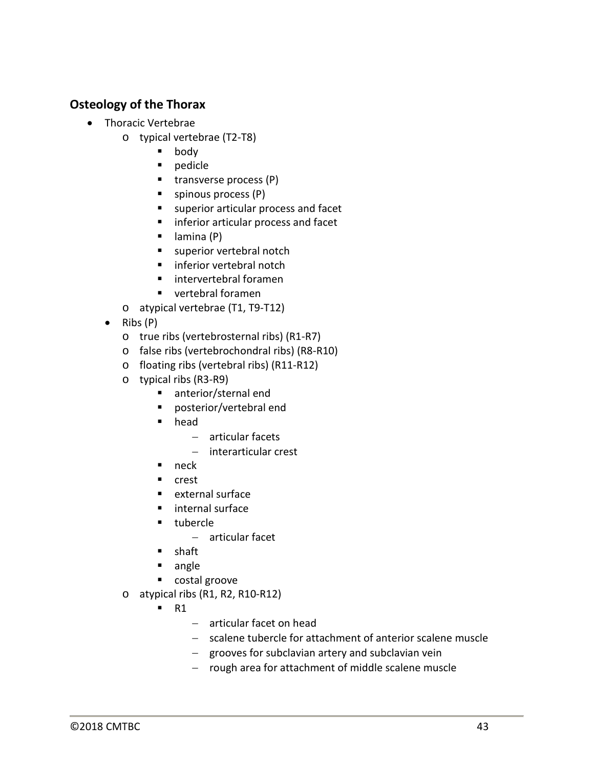## Osteology of the Thorax

- Thoracic Vertebrae
    - typical vertebrae (T2-T8)
        - body
        - pedicle
        - transverse process (P)
        - spinous process (P)
        - superior articular process and facet
        - inferior articular process and facet
        - lamina (P)
        - superior vertebral notch
        - inferior vertebral notch
        - intervertebral foramen
        - vertebral foramen
    - atypical vertebrae (T1, T9-T12)
- Ribs (P)
    - true ribs (vertebrosternal ribs) (R1-R7)
    - false ribs (vertebrochondral ribs) (R8-R10)
    - floating ribs (vertebral ribs) (R11-R12)
    - typical ribs (R3-R9)
        - anterior/sternal end
        - posterior/vertebral end
        - head
            - articular facets
            - interarticular crest
        - neck
        - crest
        - external surface
        - internal surface
        - tubercle
            - articular facet
        - shaft
        - angle
        - costal groove
    - atypical ribs (R1, R2, R10-R12)
        - R1
            - articular facet on head
            - scalene tubercle for attachment of anterior scalene muscle
            - grooves for subclavian artery and subclavian vein
            - rough area for attachment of middle scalene muscle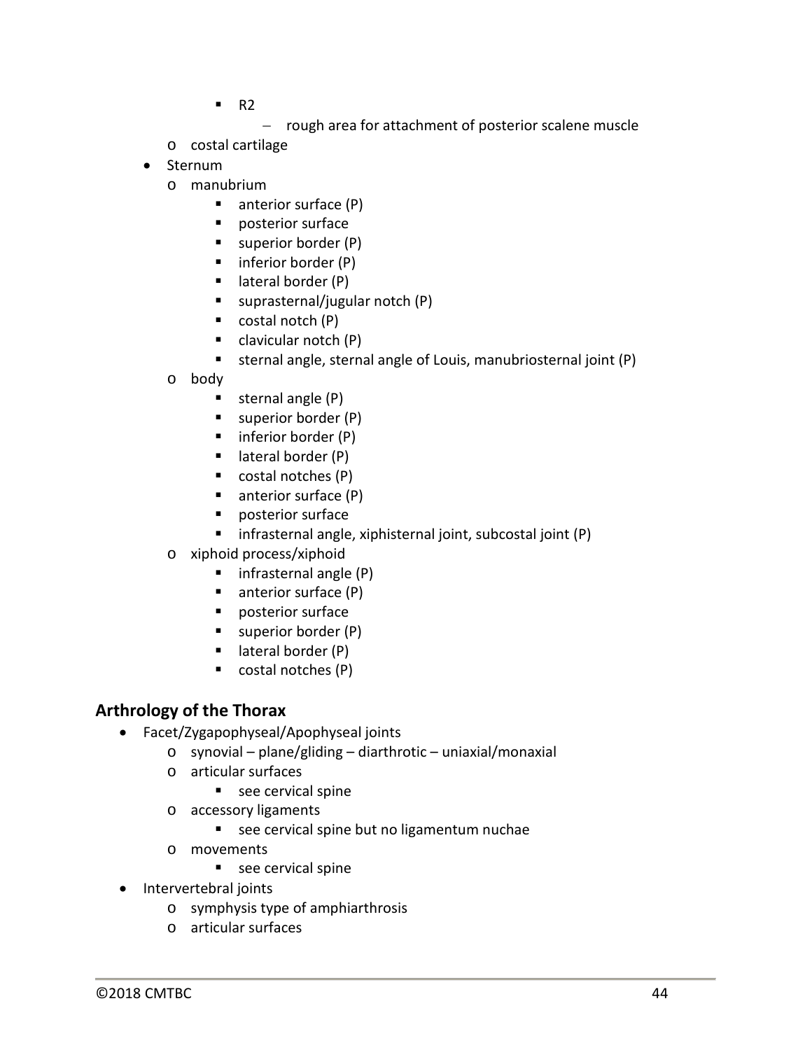- R2
          - rough area for attachment of posterior scalene muscle
    - costal cartilage
- Sternum
    - manubrium
        - anterior surface (P)
        - posterior surface
        - superior border (P)
        - inferior border (P)
        - lateral border (P)
        - suprasternal/jugular notch (P)
        - costal notch (P)
        - clavicular notch (P)
        - sternal angle, sternal angle of Louis, manubriosternal joint (P)
    - body
        - sternal angle (P)
        - superior border (P)
        - inferior border (P)
        - lateral border (P)
        - costal notches (P)
        - anterior surface (P)
        - posterior surface
        - infrasternal angle, xiphisternal joint, subcostal joint (P)
    - xiphoid process/xiphoid
        - infrasternal angle (P)
        - anterior surface (P)
        - posterior surface
        - superior border (P)
        - lateral border (P)
        - costal notches (P)

## Arthrology of the Thorax

- Facet/Zygapophyseal/Apophyseal joints
    - synovial – plane/gliding – diarthrotic – uniaxial/monaxial
    - articular surfaces
        - see cervical spine
    - accessory ligaments
        - see cervical spine but no ligamentum nuchae
    - movements
        - see cervical spine
- Intervertebral joints
    - symphysis type of amphiarthrosis
    - articular surfaces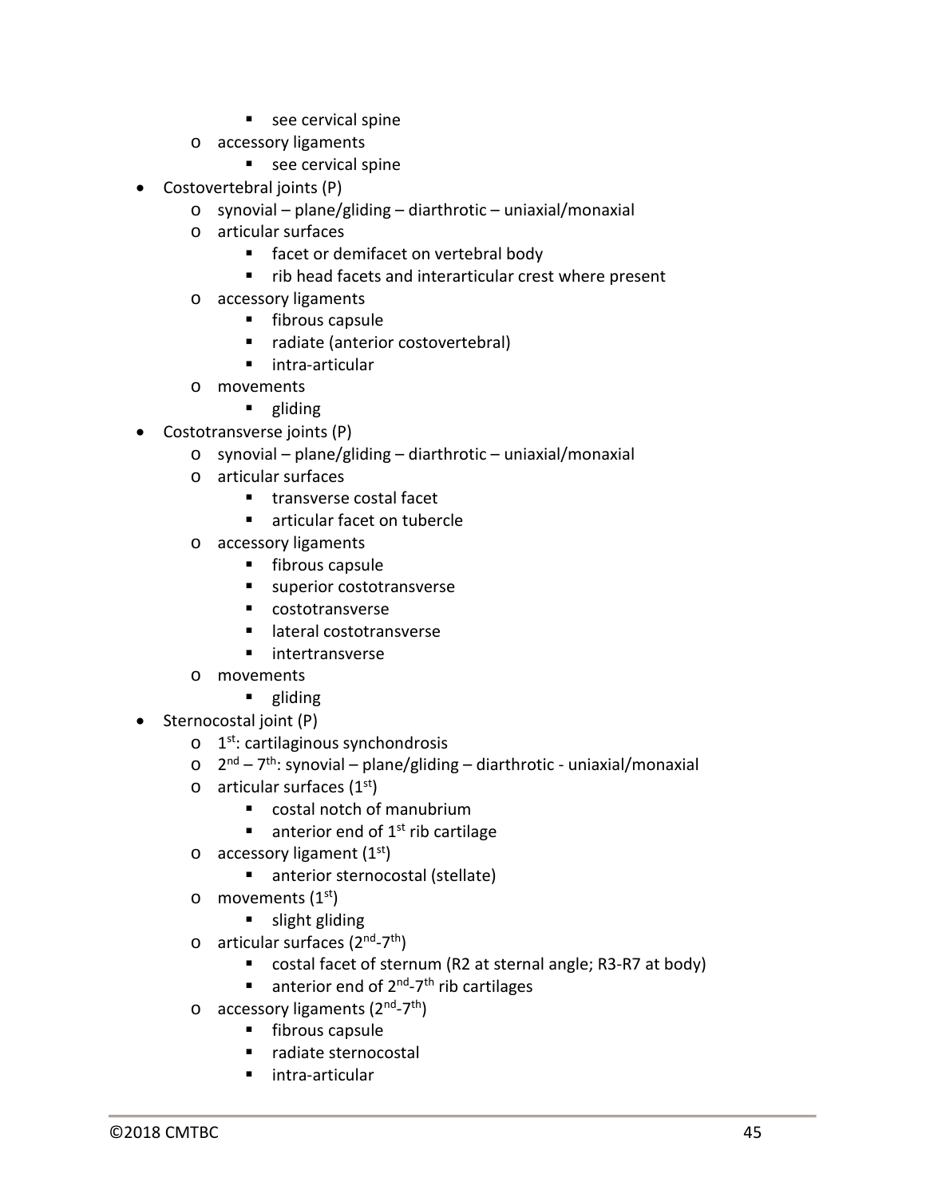- see cervical spine
  - accessory ligaments
    - see cervical spine
- Costovertebral joints (P)
  - synovial – plane/gliding – diarthrotic – uniaxial/monaxial
  - articular surfaces
    - facet or demifacet on vertebral body
    - rib head facets and interarticular crest where present
  - accessory ligaments
    - fibrous capsule
    - radiate (anterior costovertebral)
    - intra-articular
  - movements
    - gliding
- Costotransverse joints (P)
  - synovial – plane/gliding – diarthrotic – uniaxial/monaxial
  - articular surfaces
    - transverse costal facet
    - articular facet on tubercle
  - accessory ligaments
    - fibrous capsule
    - superior costotransverse
    - costotransverse
    - lateral costotransverse
    - intertransverse
  - movements
    - gliding
- Sternocostal joint (P)
  - 1st: cartilaginous synchondrosis
  - 2nd – 7th: synovial – plane/gliding – diarthrotic - uniaxial/monaxial
  - articular surfaces (1st)
    - costal notch of manubrium
    - anterior end of 1st rib cartilage
  - accessory ligament (1st)
    - anterior sternocostal (stellate)
  - movements (1st)
    - slight gliding
  - articular surfaces (2nd-7th)
    - costal facet of sternum (R2 at sternal angle; R3-R7 at body)
    - anterior end of 2nd-7th rib cartilages
  - accessory ligaments (2nd-7th)
    - fibrous capsule
    - radiate sternocostal
    - intra-articular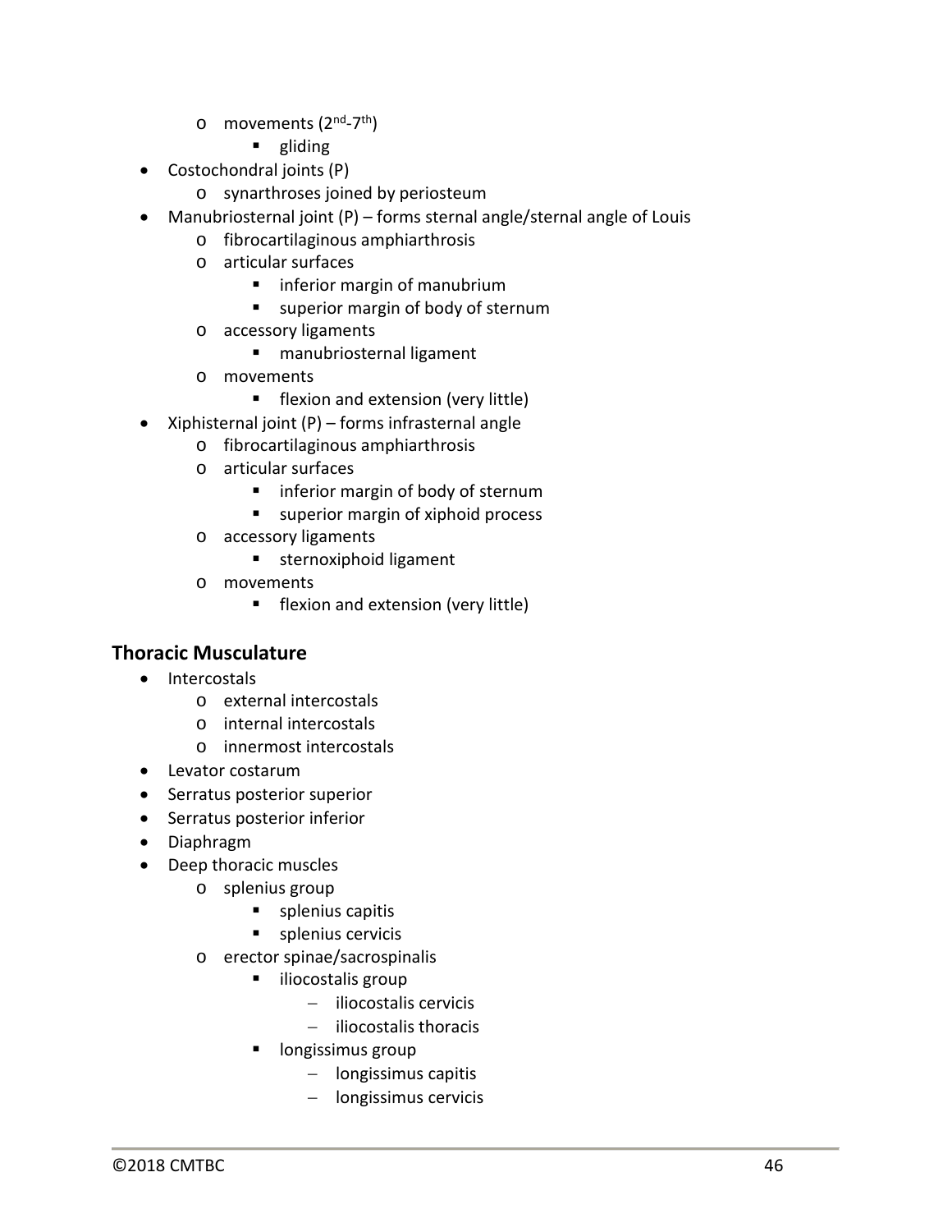- movements ($2^{nd}$-$7^{th}$)
    - gliding
- Costochondral joints (P)
    - synarthroses joined by periosteum
- Manubriosternal joint (P) – forms sternal angle/sternal angle of Louis
    - fibrocartilaginous amphiarthrosis
    - articular surfaces
        - inferior margin of manubrium
        - superior margin of body of sternum
    - accessory ligaments
        - manubriosternal ligament
    - movements
        - flexion and extension (very little)
- Xiphisternal joint (P) – forms infrasternal angle
    - fibrocartilaginous amphiarthrosis
    - articular surfaces
        - inferior margin of body of sternum
        - superior margin of xiphoid process
    - accessory ligaments
        - sternoxiphoid ligament
    - movements
        - flexion and extension (very little)

## Thoracic Musculature

- Intercostals
    - external intercostals
    - internal intercostals
    - innermost intercostals
- Levator costarum
- Serratus posterior superior
- Serratus posterior inferior
- Diaphragm
- Deep thoracic muscles
    - splenius group
        - splenius capitis
        - splenius cervicis
    - erector spinae/sacrospinalis
        - iliocostalis group
            - iliocostalis cervicis
            - iliocostalis thoracis
        - longissimus group
            - longissimus capitis
            - longissimus cervicis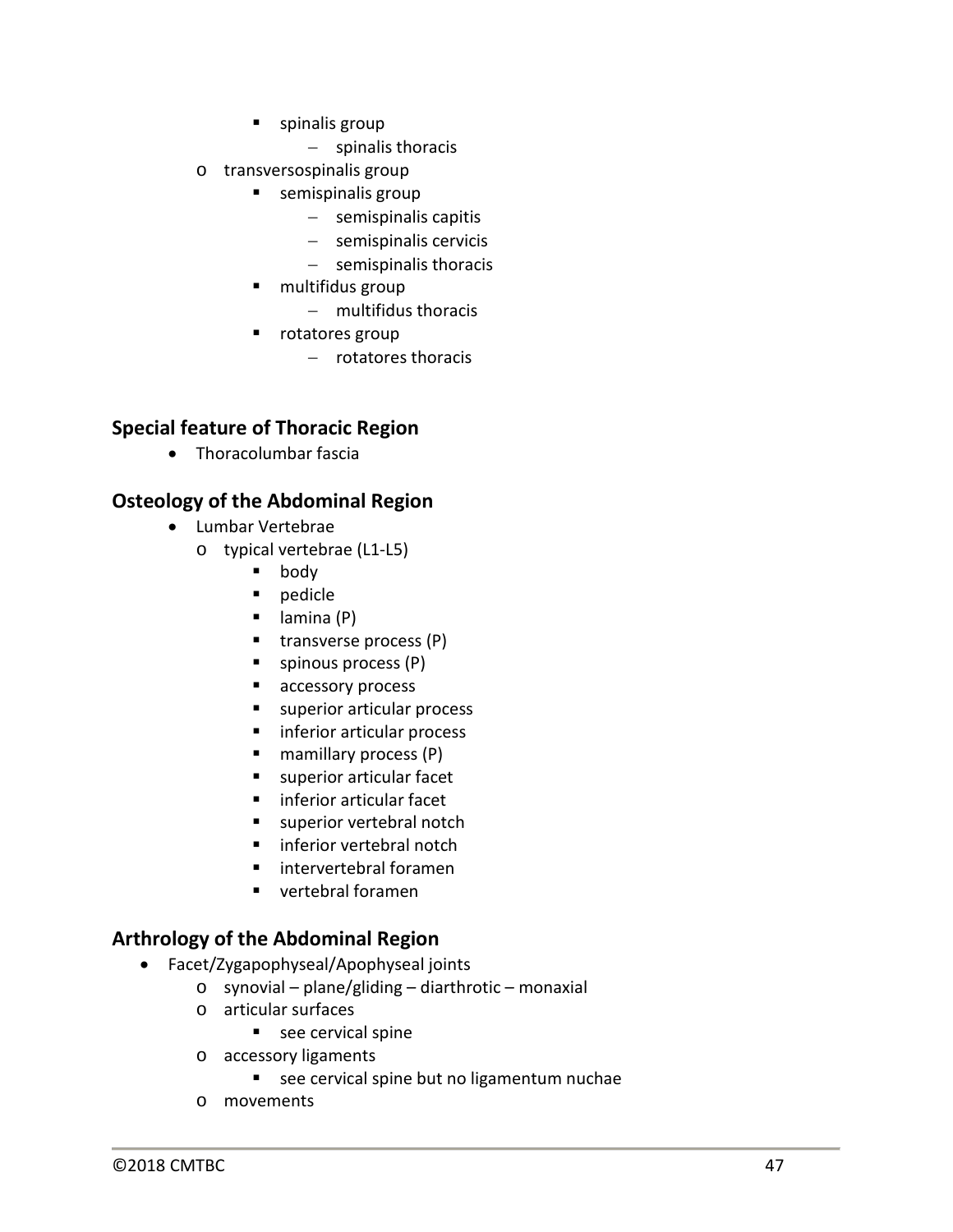- spinalis group
            - spinalis thoracis
    - transversospinalis group
        - semispinalis group
            - semispinalis capitis
            - semispinalis cervicis
            - semispinalis thoracis
        - multifidus group
            - multifidus thoracis
        - rotatores group
            - rotatores thoracis

## Special feature of Thoracic Region

- Thoracolumbar fascia

## Osteology of the Abdominal Region

- Lumbar Vertebrae
    - typical vertebrae (L1-L5)
        - body
        - pedicle
        - lamina (P)
        - transverse process (P)
        - spinous process (P)
        - accessory process
        - superior articular process
        - inferior articular process
        - mamillary process (P)
        - superior articular facet
        - inferior articular facet
        - superior vertebral notch
        - inferior vertebral notch
        - intervertebral foramen
        - vertebral foramen

## Arthrology of the Abdominal Region

- Facet/Zygapophyseal/Apophyseal joints
    - synovial – plane/gliding – diarthrotic – monaxial
    - articular surfaces
        - see cervical spine
    - accessory ligaments
        - see cervical spine but no ligamentum nuchae
    - movements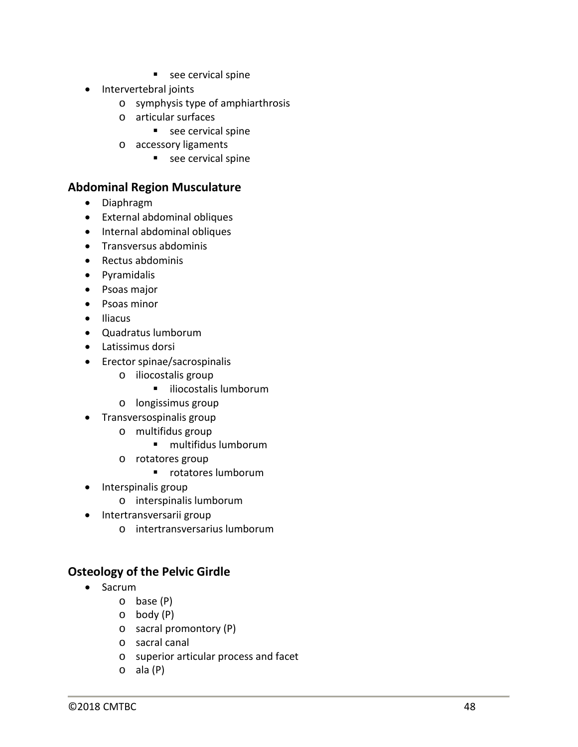- see cervical spine
- Intervertebral joints
  - symphysis type of amphiarthrosis
  - articular surfaces
    - see cervical spine
  - accessory ligaments
    - see cervical spine

### Abdominal Region Musculature

- Diaphragm
- External abdominal obliques
- Internal abdominal obliques
- Transversus abdominis
- Rectus abdominis
- Pyramidalis
- Psoas major
- Psoas minor
- Iliacus
- Quadratus lumborum
- Latissimus dorsi
- Erector spinae/sacrospinalis
  - iliocostalis group
    - iliocostalis lumborum
  - longissimus group
- Transversospinalis group
  - multifidus group
    - multifidus lumborum
  - rotatores group
    - rotatores lumborum
- Interspinalis group
  - interspinalis lumborum
- Intertransversarii group
  - intertransversarius lumborum

### Osteology of the Pelvic Girdle

- Sacrum
  - base (P)
  - body (P)
  - sacral promontory (P)
  - sacral canal
  - superior articular process and facet
  - ala (P)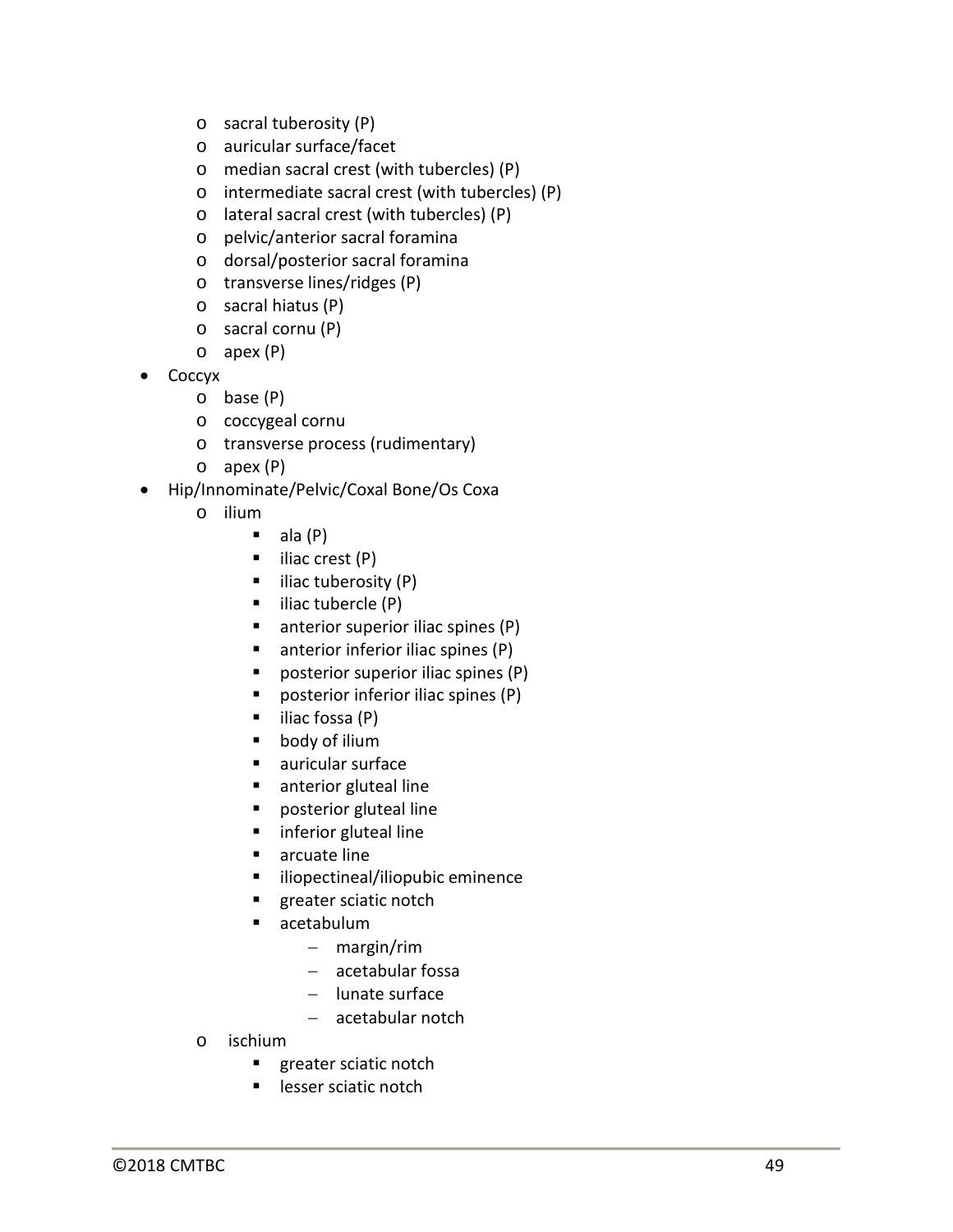- sacral tuberosity (P)
  - auricular surface/facet
  - median sacral crest (with tubercles) (P)
  - intermediate sacral crest (with tubercles) (P)
  - lateral sacral crest (with tubercles) (P)
  - pelvic/anterior sacral foramina
  - dorsal/posterior sacral foramina
  - transverse lines/ridges (P)
  - sacral hiatus (P)
  - sacral cornu (P)
  - apex (P)
- Coccyx
  - base (P)
  - coccygeal cornu
  - transverse process (rudimentary)
  - apex (P)
- Hip/Innominate/Pelvic/Coxal Bone/Os Coxa
  - ilium
    - ala (P)
    - iliac crest (P)
    - iliac tuberosity (P)
    - iliac tubercle (P)
    - anterior superior iliac spines (P)
    - anterior inferior iliac spines (P)
    - posterior superior iliac spines (P)
    - posterior inferior iliac spines (P)
    - iliac fossa (P)
    - body of ilium
    - auricular surface
    - anterior gluteal line
    - posterior gluteal line
    - inferior gluteal line
    - arcuate line
    - iliopectineal/iliopubic eminence
    - greater sciatic notch
    - acetabulum
      - margin/rim
      - acetabular fossa
      - lunate surface
      - acetabular notch
  - ischium
    - greater sciatic notch
    - lesser sciatic notch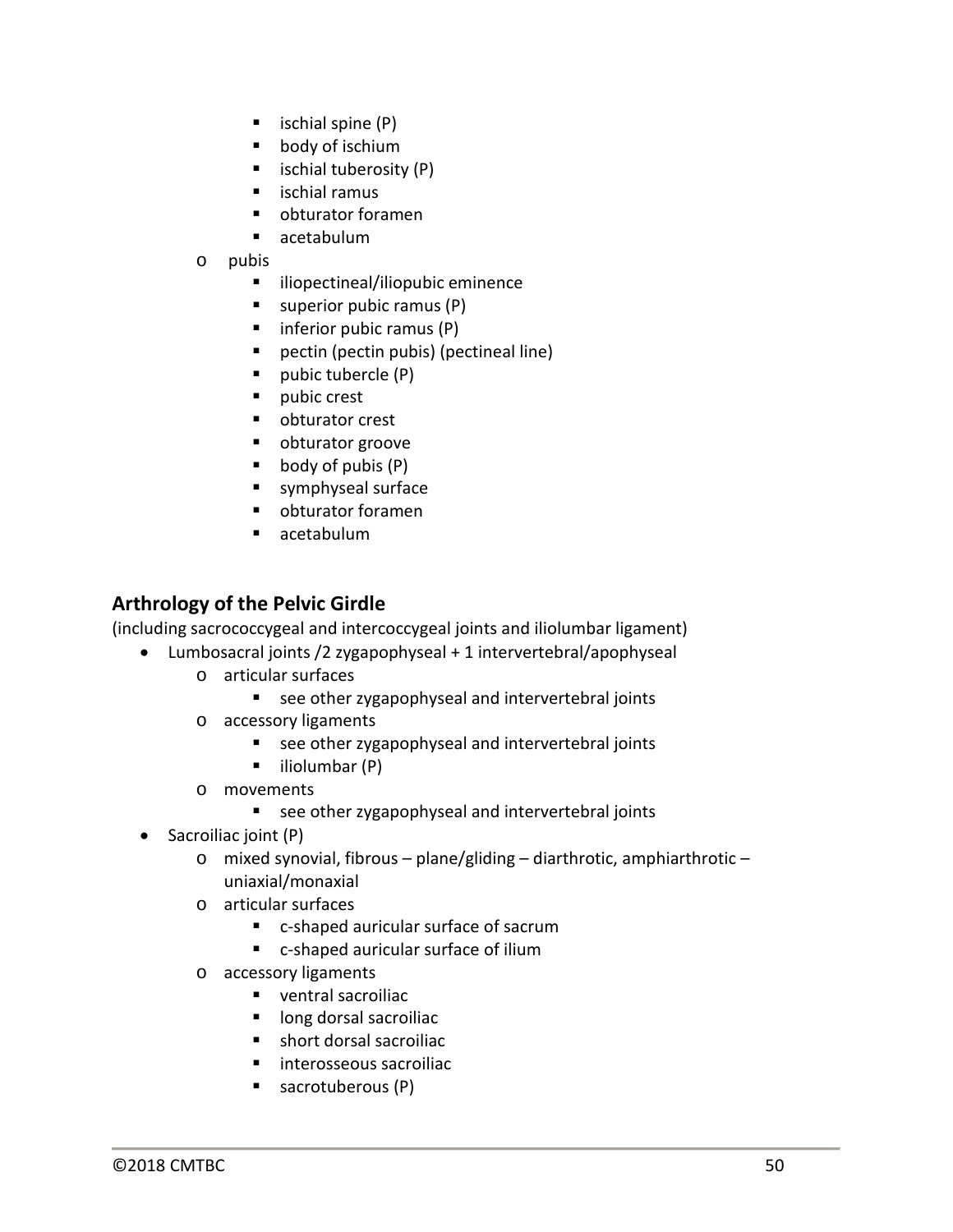- ischial spine (P)
        - body of ischium
        - ischial tuberosity (P)
        - ischial ramus
        - obturator foramen
        - acetabulum
    - pubis
        - iliopectineal/iliopubic eminence
        - superior pubic ramus (P)
        - inferior pubic ramus (P)
        - pectin (pectin pubis) (pectineal line)
        - pubic tubercle (P)
        - pubic crest
        - obturator crest
        - obturator groove
        - body of pubis (P)
        - symphyseal surface
        - obturator foramen
        - acetabulum

## Arthrology of the Pelvic Girdle

(including sacrococcygeal and intercoccygeal joints and iliolumbar ligament)

- Lumbosacral joints /2 zygapophyseal + 1 intervertebral/apophyseal
    - articular surfaces
        - see other zygapophyseal and intervertebral joints
    - accessory ligaments
        - see other zygapophyseal and intervertebral joints
        - iliolumbar (P)
    - movements
        - see other zygapophyseal and intervertebral joints
- Sacroiliac joint (P)
    - mixed synovial, fibrous – plane/gliding – diarthrotic, amphiarthrotic – uniaxial/monaxial
    - articular surfaces
        - c-shaped auricular surface of sacrum
        - c-shaped auricular surface of ilium
    - accessory ligaments
        - ventral sacroiliac
        - long dorsal sacroiliac
        - short dorsal sacroiliac
        - interosseous sacroiliac
        - sacrotuberous (P)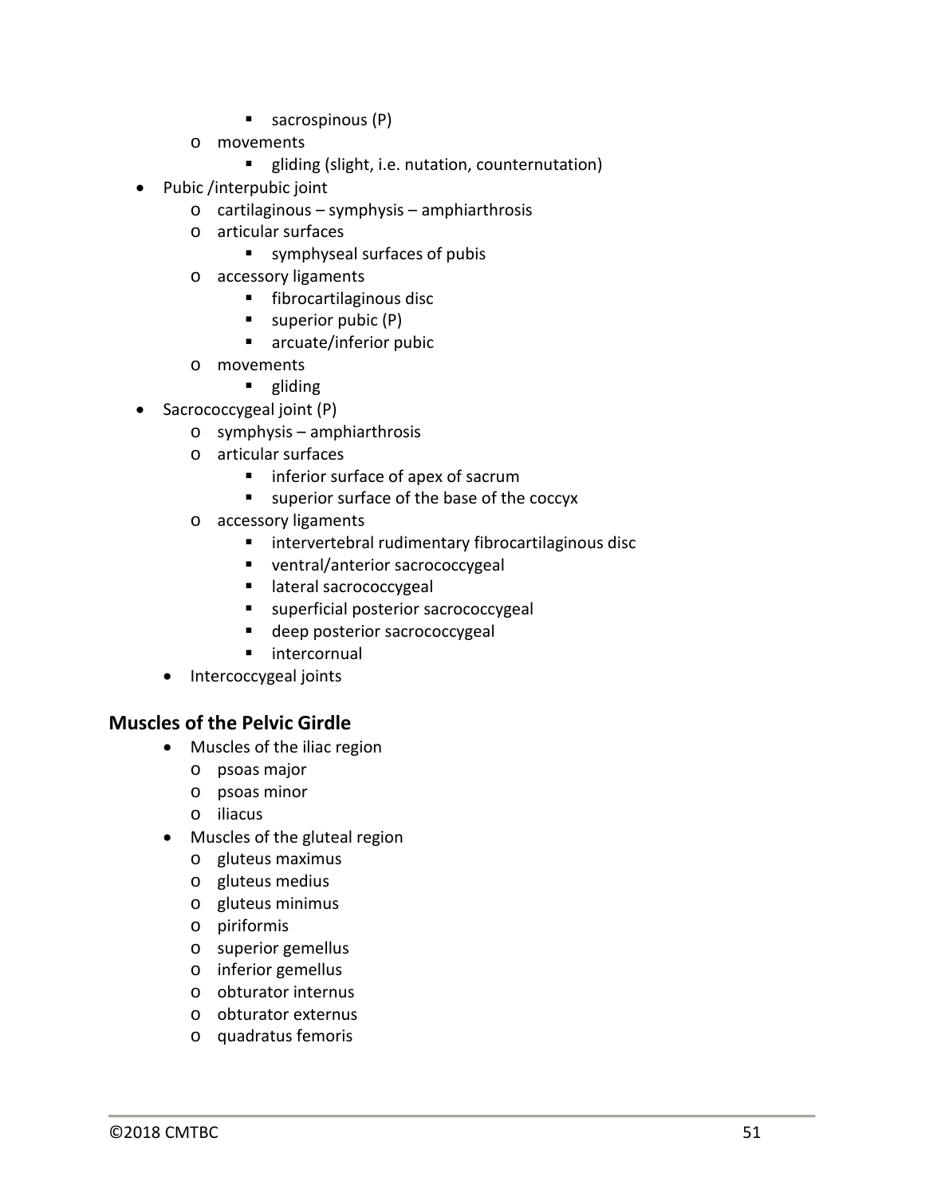- sacrospinous (P)
    - movements
        - gliding (slight, i.e. nutation, counternutation)
- Pubic /interpubic joint
    - cartilaginous – symphysis – amphiarthrosis
    - articular surfaces
        - symphyseal surfaces of pubis
    - accessory ligaments
        - fibrocartilaginous disc
        - superior pubic (P)
        - arcuate/inferior pubic
    - movements
        - gliding
- Sacrococcygeal joint (P)
    - symphysis – amphiarthrosis
    - articular surfaces
        - inferior surface of apex of sacrum
        - superior surface of the base of the coccyx
    - accessory ligaments
        - intervertebral rudimentary fibrocartilaginous disc
        - ventral/anterior sacrococcygeal
        - lateral sacrococcygeal
        - superficial posterior sacrococcygeal
        - deep posterior sacrococcygeal
        - intercornual
- Intercoccygeal joints

## Muscles of the Pelvic Girdle

- Muscles of the iliac region
    - psoas major
    - psoas minor
    - iliacus
- Muscles of the gluteal region
    - gluteus maximus
    - gluteus medius
    - gluteus minimus
    - piriformis
    - superior gemellus
    - inferior gemellus
    - obturator internus
    - obturator externus
    - quadratus femoris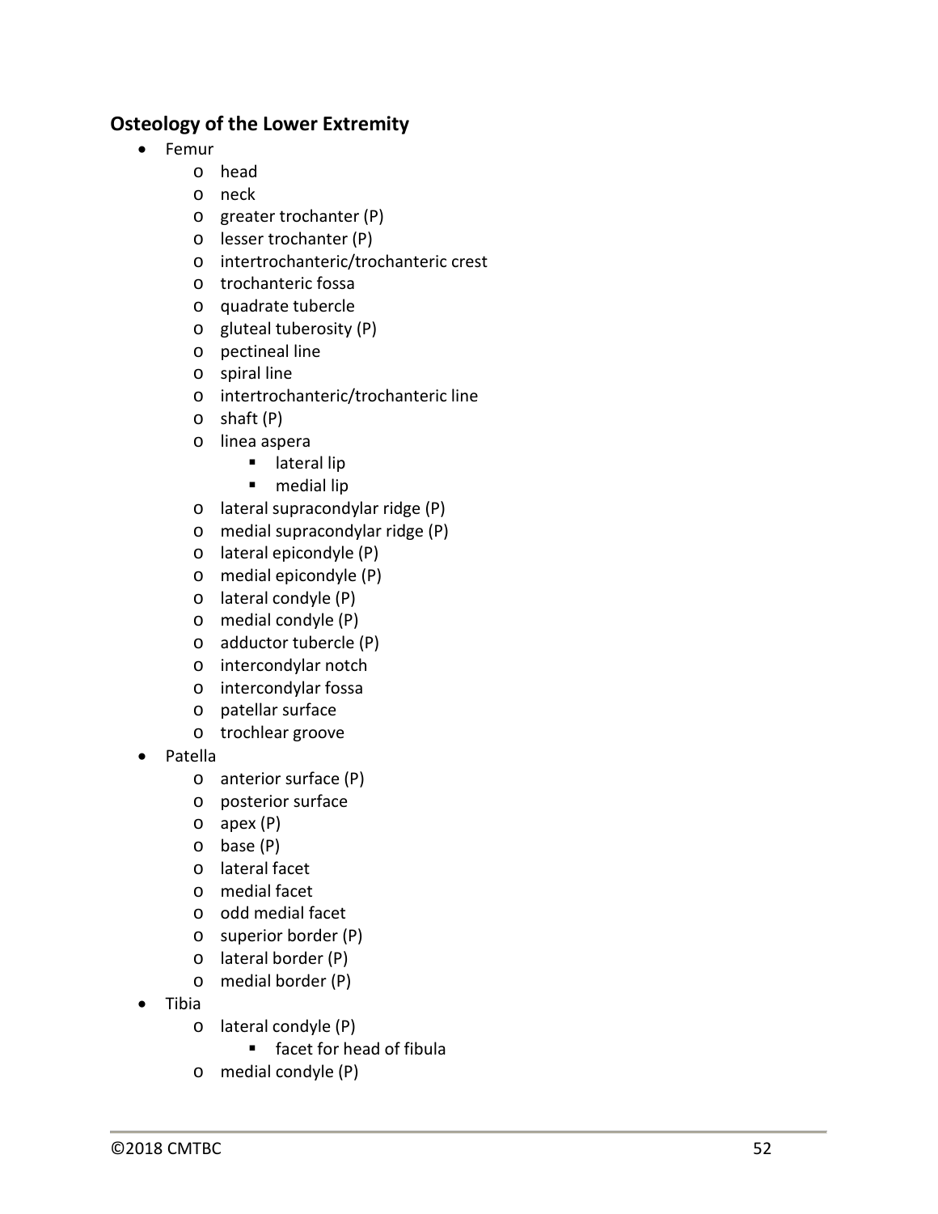## Osteology of the Lower Extremity

- Femur
  - head
  - neck
  - greater trochanter (P)
  - lesser trochanter (P)
  - intertrochanteric/trochanteric crest
  - trochanteric fossa
  - quadrate tubercle
  - gluteal tuberosity (P)
  - pectineal line
  - spiral line
  - intertrochanteric/trochanteric line
  - shaft (P)
  - linea aspera
    - lateral lip
    - medial lip
  - lateral supracondylar ridge (P)
  - medial supracondylar ridge (P)
  - lateral epicondyle (P)
  - medial epicondyle (P)
  - lateral condyle (P)
  - medial condyle (P)
  - adductor tubercle (P)
  - intercondylar notch
  - intercondylar fossa
  - patellar surface
  - trochlear groove
- Patella
  - anterior surface (P)
  - posterior surface
  - apex (P)
  - base (P)
  - lateral facet
  - medial facet
  - odd medial facet
  - superior border (P)
  - lateral border (P)
  - medial border (P)
- Tibia
  - lateral condyle (P)
    - facet for head of fibula
  - medial condyle (P)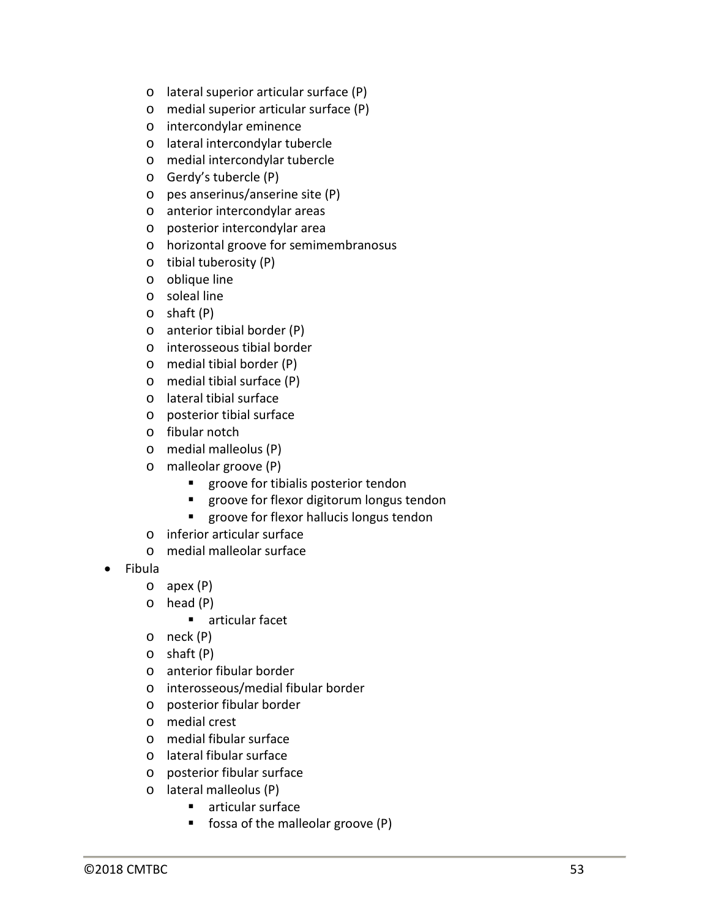- lateral superior articular surface (P)
  - medial superior articular surface (P)
  - intercondylar eminence
  - lateral intercondylar tubercle
  - medial intercondylar tubercle
  - Gerdy's tubercle (P)
  - pes anserinus/anserine site (P)
  - anterior intercondylar areas
  - posterior intercondylar area
  - horizontal groove for semimembranosus
  - tibial tuberosity (P)
  - oblique line
  - soleal line
  - shaft (P)
  - anterior tibial border (P)
  - interosseous tibial border
  - medial tibial border (P)
  - medial tibial surface (P)
  - lateral tibial surface
  - posterior tibial surface
  - fibular notch
  - medial malleolus (P)
  - malleolar groove (P)
    - groove for tibialis posterior tendon
    - groove for flexor digitorum longus tendon
    - groove for flexor hallucis longus tendon
  - inferior articular surface
  - medial malleolar surface
- Fibula
  - apex (P)
  - head (P)
    - articular facet
  - neck (P)
  - shaft (P)
  - anterior fibular border
  - interosseous/medial fibular border
  - posterior fibular border
  - medial crest
  - medial fibular surface
  - lateral fibular surface
  - posterior fibular surface
  - lateral malleolus (P)
    - articular surface
    - fossa of the malleolar groove (P)

©2018 CMTBC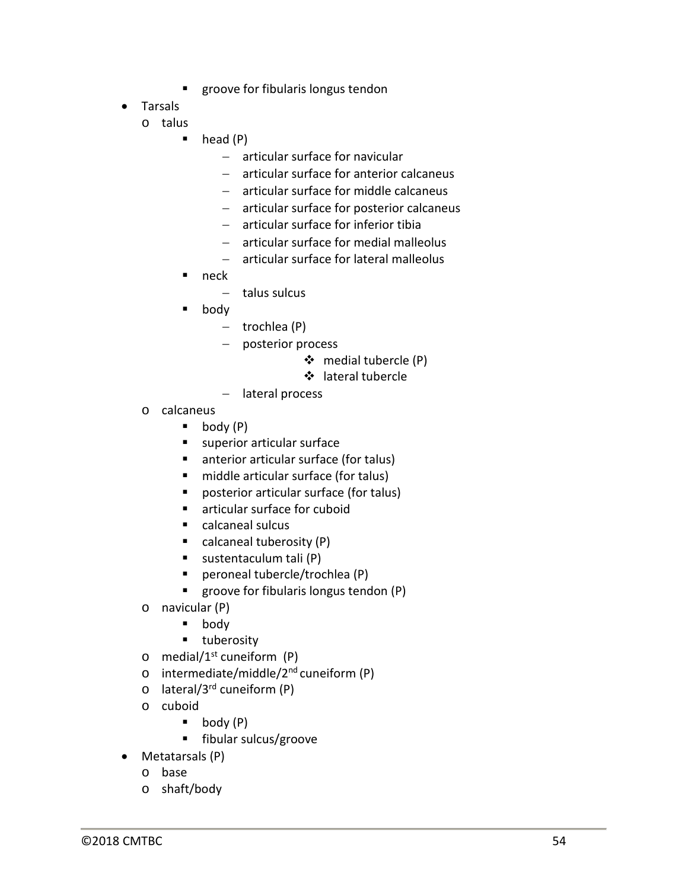- groove for fibularis longus tendon
- Tarsals
  - talus
    - head (P)
      - articular surface for navicular
      - articular surface for anterior calcaneus
      - articular surface for middle calcaneus
      - articular surface for posterior calcaneus
      - articular surface for inferior tibia
      - articular surface for medial malleolus
      - articular surface for lateral malleolus
    - neck
      - talus sulcus
    - body
      - trochlea (P)
      - posterior process
        - medial tubercle (P)
        - lateral tubercle
      - lateral process
  - calcaneus
    - body (P)
    - superior articular surface
    - anterior articular surface (for talus)
    - middle articular surface (for talus)
    - posterior articular surface (for talus)
    - articular surface for cuboid
    - calcaneal sulcus
    - calcaneal tuberosity (P)
    - sustentaculum tali (P)
    - peroneal tubercle/trochlea (P)
    - groove for fibularis longus tendon (P)
  - navicular (P)
    - body
    - tuberosity
  - medial/1st cuneiform (P)
  - intermediate/middle/2nd cuneiform (P)
  - lateral/3rd cuneiform (P)
  - cuboid
    - body (P)
    - fibular sulcus/groove
- Metatarsals (P)
  - base
  - shaft/body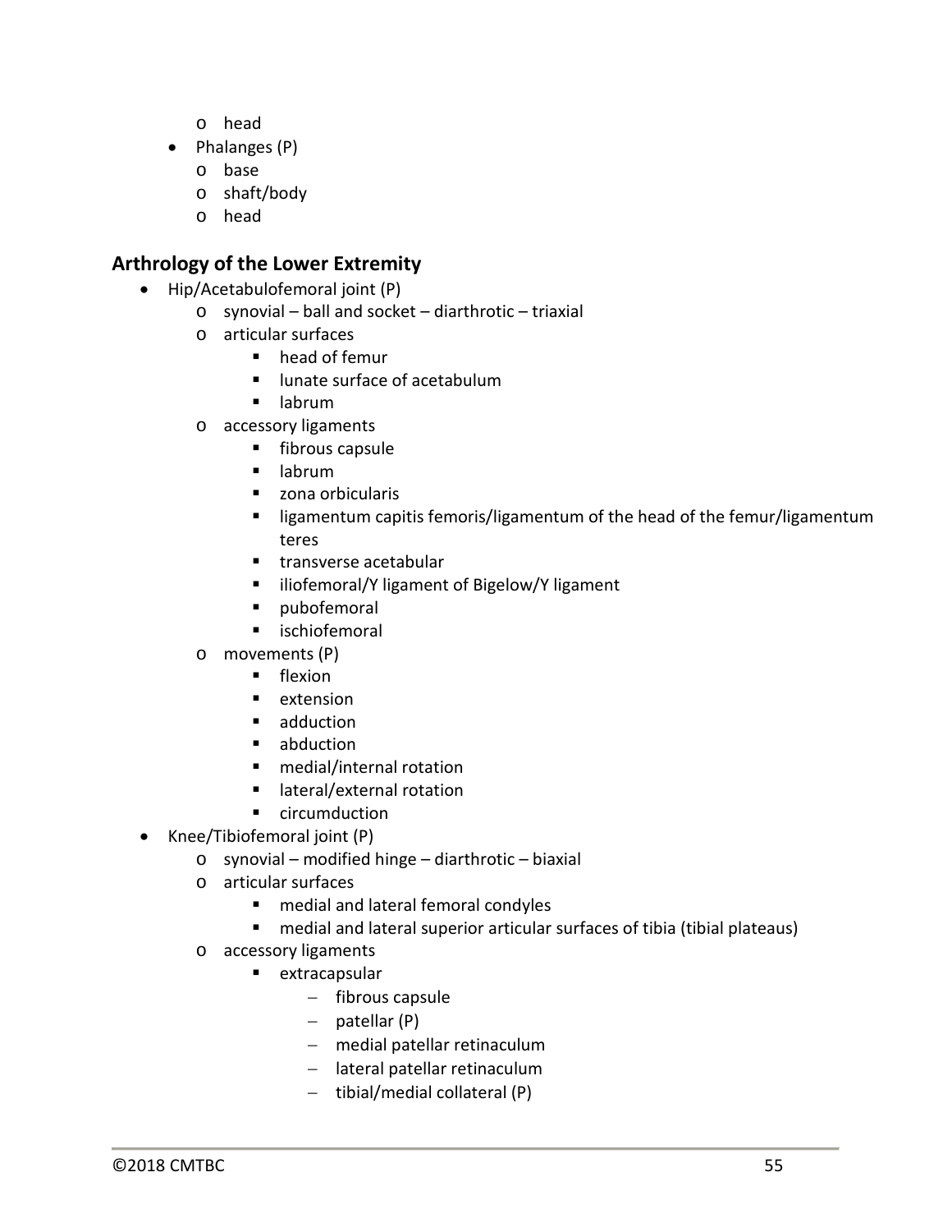- head
- Phalanges (P)
  - base
  - shaft/body
  - head

## Arthrology of the Lower Extremity

- Hip/Acetabulofemoral joint (P)
  - synovial – ball and socket – diarthrotic – triaxial
  - articular surfaces
    - head of femur
    - lunate surface of acetabulum
    - labrum
  - accessory ligaments
    - fibrous capsule
    - labrum
    - zona orbicularis
    - ligamentum capitis femoris/ligamentum of the head of the femur/ligamentum teres
    - transverse acetabular
    - iliofemoral/Y ligament of Bigelow/Y ligament
    - pubofemoral
    - ischiofemoral
  - movements (P)
    - flexion
    - extension
    - adduction
    - abduction
    - medial/internal rotation
    - lateral/external rotation
    - circumduction
- Knee/Tibiofemoral joint (P)
  - synovial – modified hinge – diarthrotic – biaxial
  - articular surfaces
    - medial and lateral femoral condyles
    - medial and lateral superior articular surfaces of tibia (tibial plateaus)
  - accessory ligaments
    - extracapsular
      - fibrous capsule
      - patellar (P)
      - medial patellar retinaculum
      - lateral patellar retinaculum
      - tibial/medial collateral (P)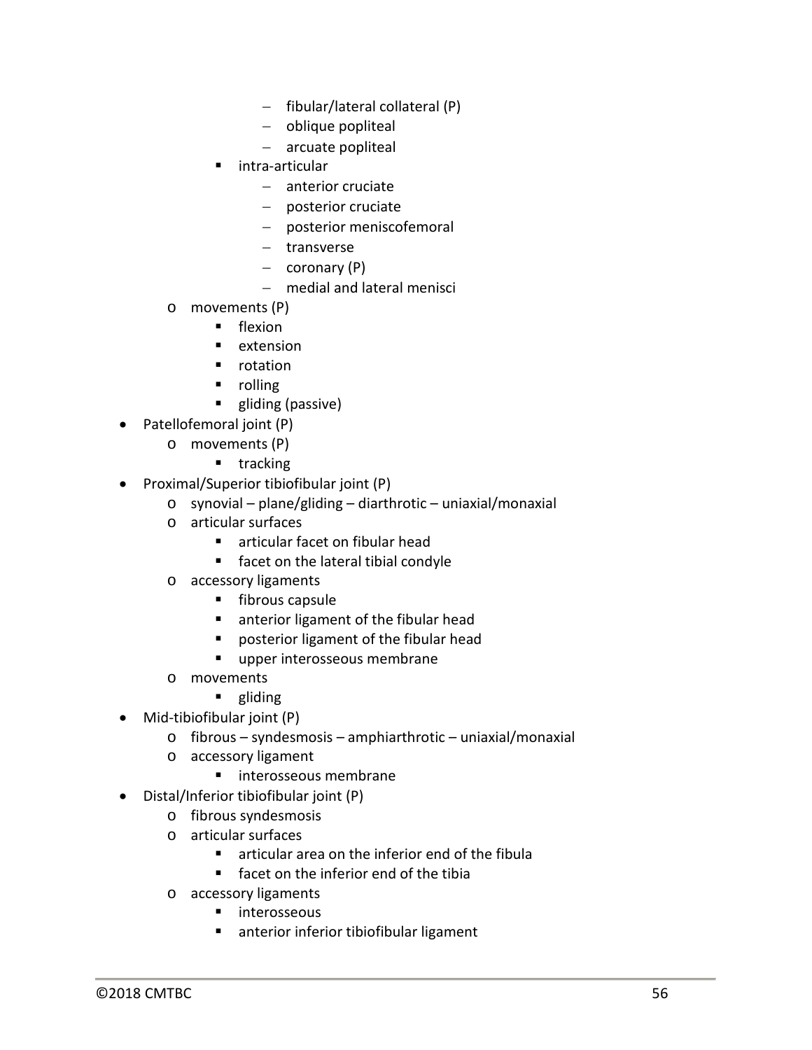- fibular/lateral collateral (P)
      - oblique popliteal
      - arcuate popliteal
    - intra-articular
      - anterior cruciate
      - posterior cruciate
      - posterior meniscofemoral
      - transverse
      - coronary (P)
      - medial and lateral menisci
  - movements (P)
    - flexion
    - extension
    - rotation
    - rolling
    - gliding (passive)
- Patellofemoral joint (P)
  - movements (P)
    - tracking
- Proximal/Superior tibiofibular joint (P)
  - synovial – plane/gliding – diarthrotic – uniaxial/monaxial
  - articular surfaces
    - articular facet on fibular head
    - facet on the lateral tibial condyle
  - accessory ligaments
    - fibrous capsule
    - anterior ligament of the fibular head
    - posterior ligament of the fibular head
    - upper interosseous membrane
  - movements
    - gliding
- Mid-tibiofibular joint (P)
  - fibrous – syndesmosis – amphiarthrotic – uniaxial/monaxial
  - accessory ligament
    - interosseous membrane
- Distal/Inferior tibiofibular joint (P)
  - fibrous syndesmosis
  - articular surfaces
    - articular area on the inferior end of the fibula
    - facet on the inferior end of the tibia
  - accessory ligaments
    - interosseous
    - anterior inferior tibiofibular ligament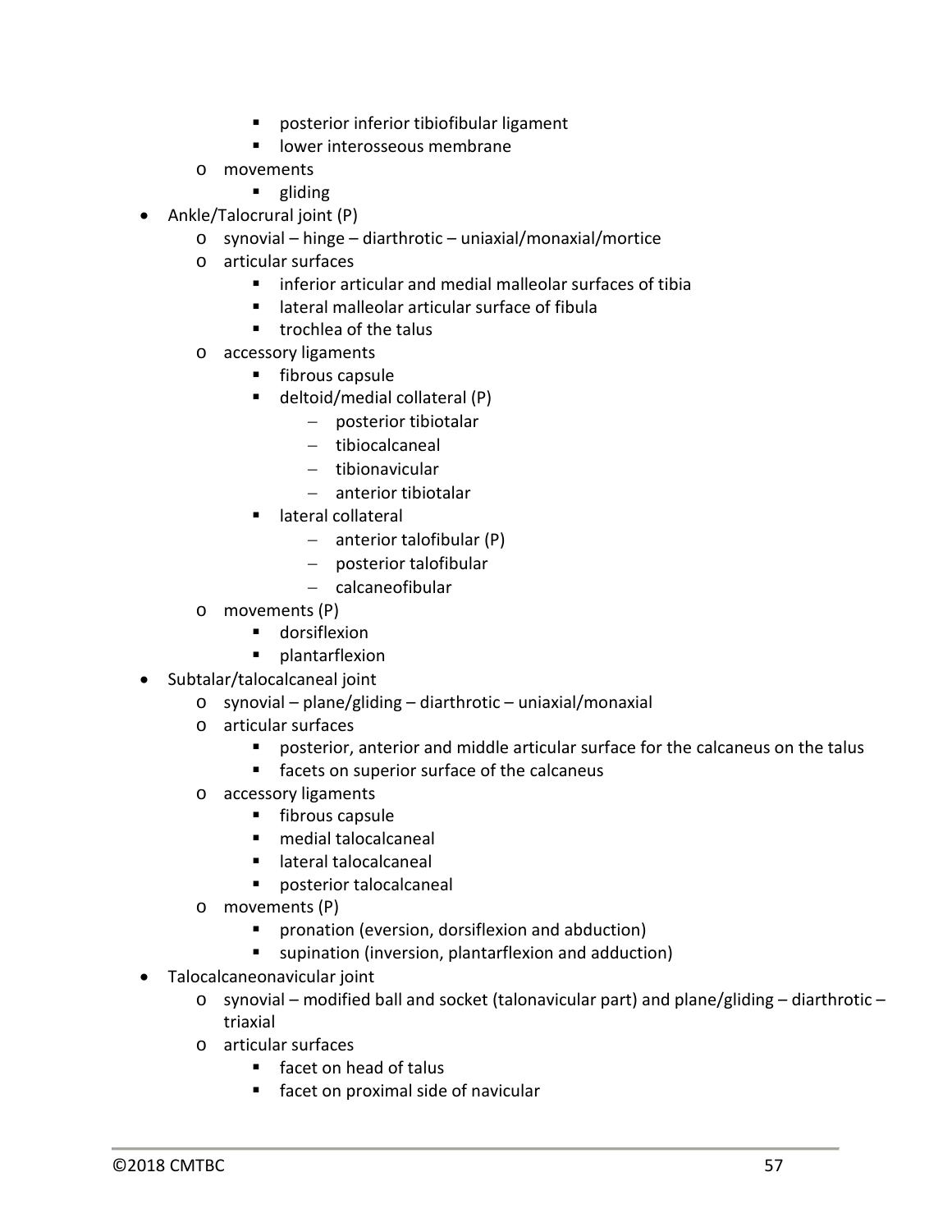- posterior inferior tibiofibular ligament
        - lower interosseous membrane
    - movements
        - gliding
- Ankle/Talocrural joint (P)
    - synovial – hinge – diarthrotic – uniaxial/monaxial/mortice
    - articular surfaces
        - inferior articular and medial malleolar surfaces of tibia
        - lateral malleolar articular surface of fibula
        - trochlea of the talus
    - accessory ligaments
        - fibrous capsule
        - deltoid/medial collateral (P)
            - posterior tibiotalar
            - tibiocalcaneal
            - tibionavicular
            - anterior tibiotalar
        - lateral collateral
            - anterior talofibular (P)
            - posterior talofibular
            - calcaneofibular
    - movements (P)
        - dorsiflexion
        - plantarflexion
- Subtalar/talocalcaneal joint
    - synovial – plane/gliding – diarthrotic – uniaxial/monaxial
    - articular surfaces
        - posterior, anterior and middle articular surface for the calcaneus on the talus
        - facets on superior surface of the calcaneus
    - accessory ligaments
        - fibrous capsule
        - medial talocalcaneal
        - lateral talocalcaneal
        - posterior talocalcaneal
    - movements (P)
        - pronation (eversion, dorsiflexion and abduction)
        - supination (inversion, plantarflexion and adduction)
- Talocalcaneonavicular joint
    - synovial – modified ball and socket (talonavicular part) and plane/gliding – diarthrotic – triaxial
    - articular surfaces
        - facet on head of talus
        - facet on proximal side of navicular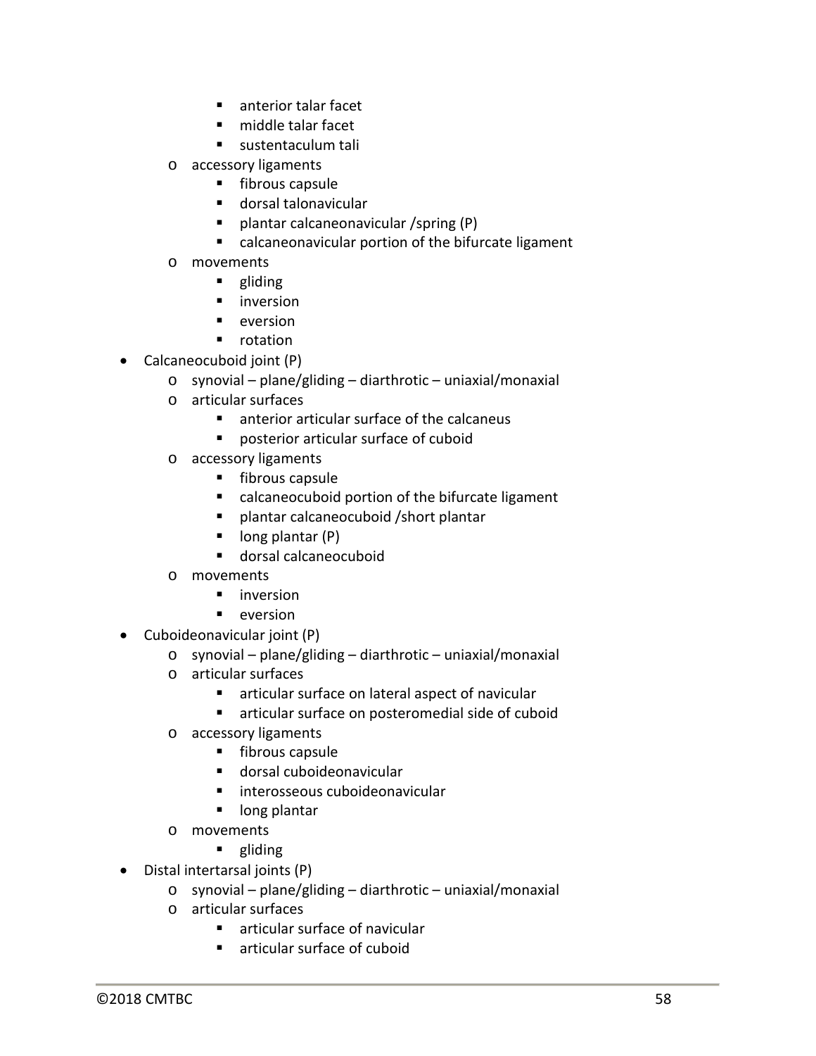- anterior talar facet
        - middle talar facet
        - sustentaculum tali
    - accessory ligaments
        - fibrous capsule
        - dorsal talonavicular
        - plantar calcaneonavicular /spring (P)
        - calcaneonavicular portion of the bifurcate ligament
    - movements
        - gliding
        - inversion
        - eversion
        - rotation
- Calcaneocuboid joint (P)
    - synovial – plane/gliding – diarthrotic – uniaxial/monaxial
    - articular surfaces
        - anterior articular surface of the calcaneus
        - posterior articular surface of cuboid
    - accessory ligaments
        - fibrous capsule
        - calcaneocuboid portion of the bifurcate ligament
        - plantar calcaneocuboid /short plantar
        - long plantar (P)
        - dorsal calcaneocuboid
    - movements
        - inversion
        - eversion
- Cuboideonavicular joint (P)
    - synovial – plane/gliding – diarthrotic – uniaxial/monaxial
    - articular surfaces
        - articular surface on lateral aspect of navicular
        - articular surface on posteromedial side of cuboid
    - accessory ligaments
        - fibrous capsule
        - dorsal cuboideonavicular
        - interosseous cuboideonavicular
        - long plantar
    - movements
        - gliding
- Distal intertarsal joints (P)
    - synovial – plane/gliding – diarthrotic – uniaxial/monaxial
    - articular surfaces
        - articular surface of navicular
        - articular surface of cuboid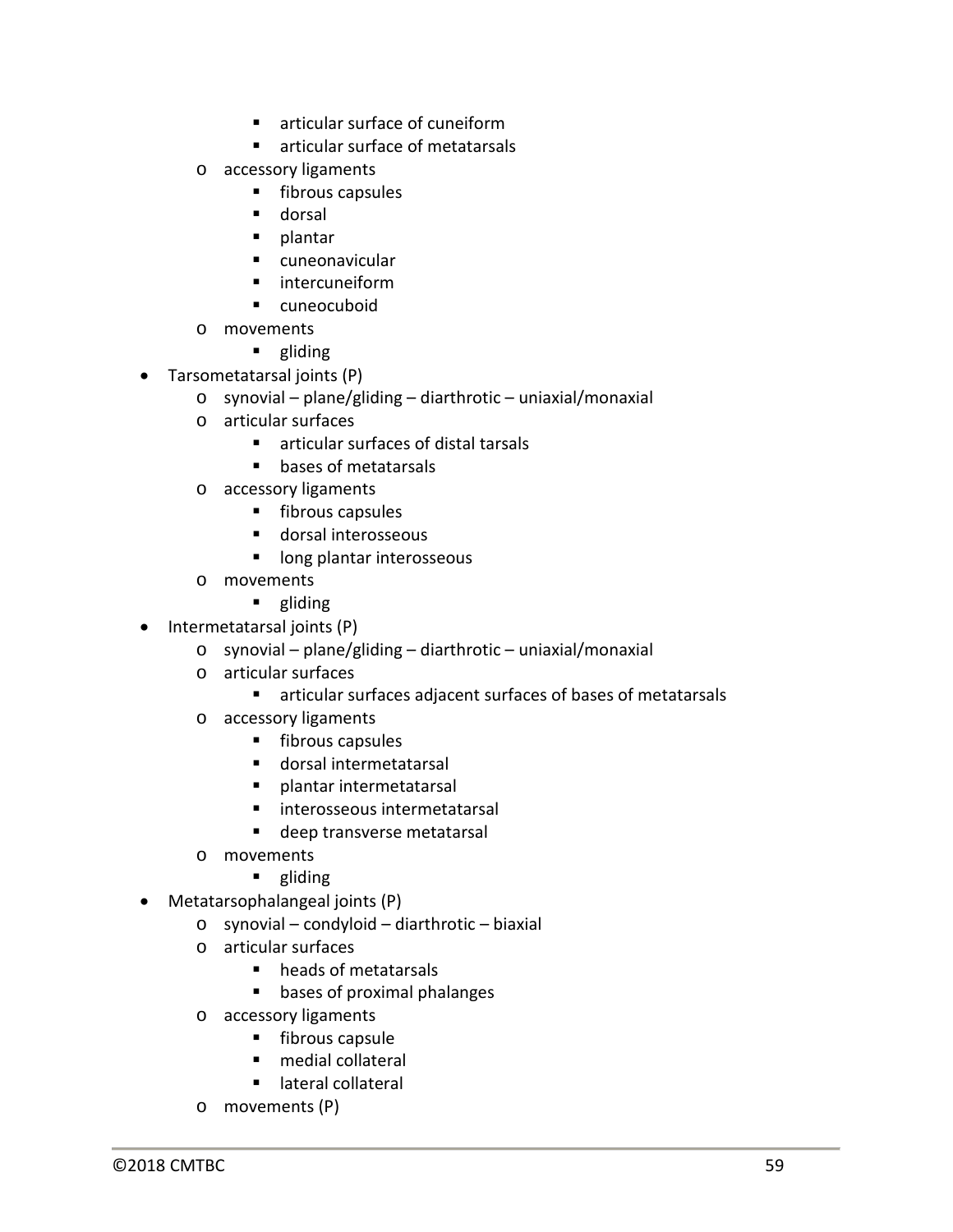- articular surface of cuneiform
    - articular surface of metatarsals
  - accessory ligaments
    - fibrous capsules
    - dorsal
    - plantar
    - cuneonavicular
    - intercuneiform
    - cuneocuboid
  - movements
    - gliding
- Tarsometatarsal joints (P)
  - synovial – plane/gliding – diarthrotic – uniaxial/monaxial
  - articular surfaces
    - articular surfaces of distal tarsals
    - bases of metatarsals
  - accessory ligaments
    - fibrous capsules
    - dorsal interosseous
    - long plantar interosseous
  - movements
    - gliding
- Intermetatarsal joints (P)
  - synovial – plane/gliding – diarthrotic – uniaxial/monaxial
  - articular surfaces
    - articular surfaces adjacent surfaces of bases of metatarsals
  - accessory ligaments
    - fibrous capsules
    - dorsal intermetatarsal
    - plantar intermetatarsal
    - interosseous intermetatarsal
    - deep transverse metatarsal
  - movements
    - gliding
- Metatarsophalangeal joints (P)
  - synovial – condyloid – diarthrotic – biaxial
  - articular surfaces
    - heads of metatarsals
    - bases of proximal phalanges
  - accessory ligaments
    - fibrous capsule
    - medial collateral
    - lateral collateral
  - movements (P)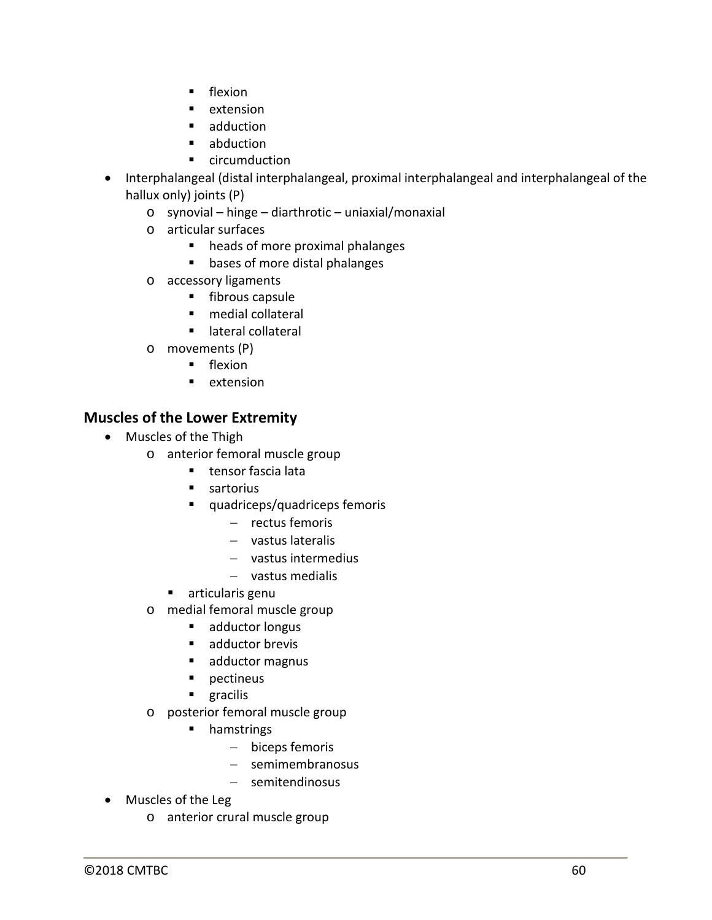- flexion
        - extension
        - adduction
        - abduction
        - circumduction
- Interphalangeal (distal interphalangeal, proximal interphalangeal and interphalangeal of the hallux only) joints (P)
    - synovial – hinge – diarthrotic – uniaxial/monaxial
    - articular surfaces
        - heads of more proximal phalanges
        - bases of more distal phalanges
    - accessory ligaments
        - fibrous capsule
        - medial collateral
        - lateral collateral
    - movements (P)
        - flexion
        - extension

### Muscles of the Lower Extremity

- Muscles of the Thigh
    - anterior femoral muscle group
        - tensor fascia lata
        - sartorius
        - quadriceps/quadriceps femoris
            - rectus femoris
            - vastus lateralis
            - vastus intermedius
            - vastus medialis
        - articularis genu
    - medial femoral muscle group
        - adductor longus
        - adductor brevis
        - adductor magnus
        - pectineus
        - gracilis
    - posterior femoral muscle group
        - hamstrings
            - biceps femoris
            - semimembranosus
            - semitendinosus
- Muscles of the Leg
    - anterior crural muscle group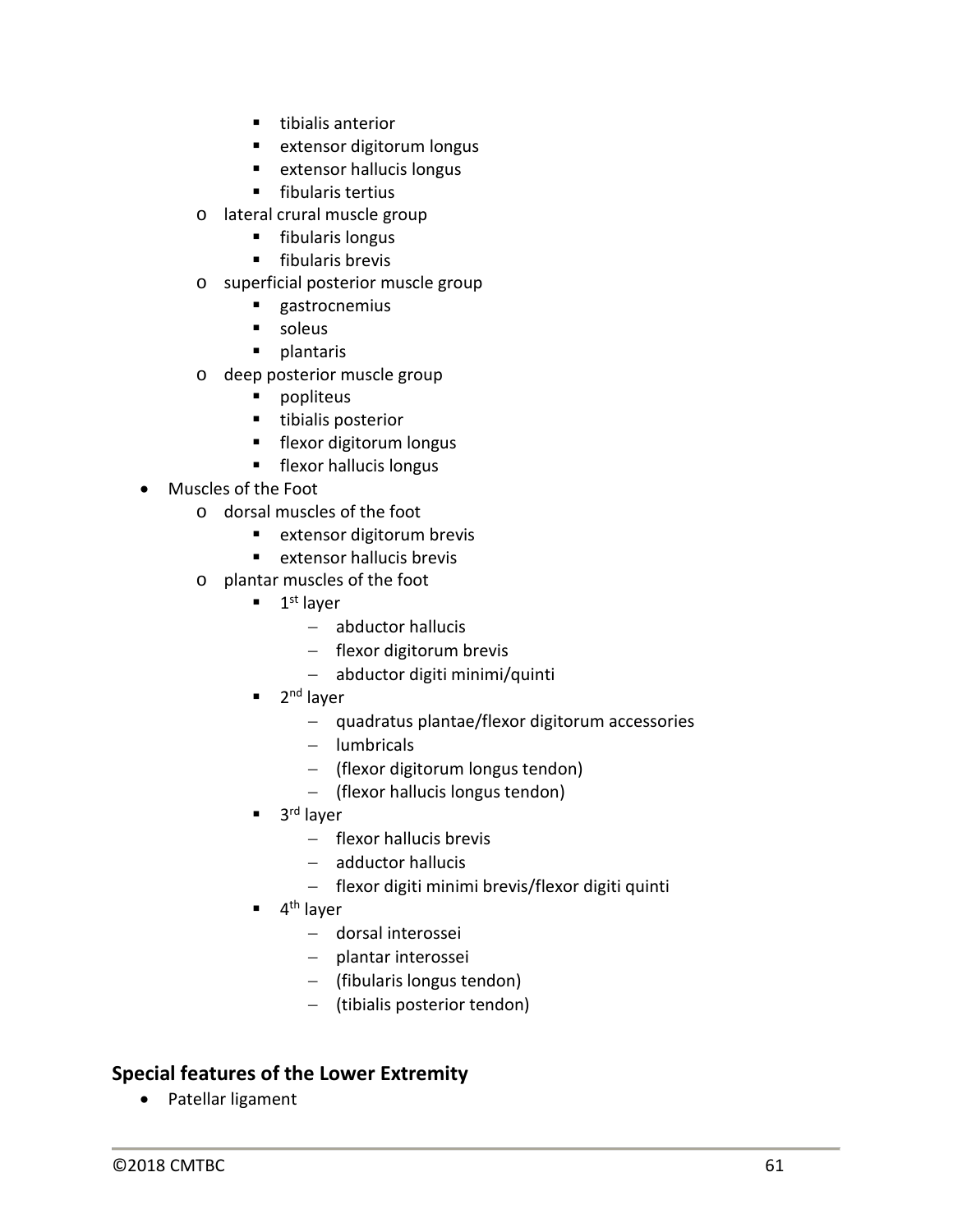- tibialis anterior
        - extensor digitorum longus
        - extensor hallucis longus
        - fibularis tertius
    - lateral crural muscle group
        - fibularis longus
        - fibularis brevis
    - superficial posterior muscle group
        - gastrocnemius
        - soleus
        - plantaris
    - deep posterior muscle group
        - popliteus
        - tibialis posterior
        - flexor digitorum longus
        - flexor hallucis longus
- Muscles of the Foot
    - dorsal muscles of the foot
        - extensor digitorum brevis
        - extensor hallucis brevis
    - plantar muscles of the foot
        - 1st layer
            - abductor hallucis
            - flexor digitorum brevis
            - abductor digiti minimi/quinti
        - 2nd layer
            - quadratus plantae/flexor digitorum accessories
            - lumbricals
            - (flexor digitorum longus tendon)
            - (flexor hallucis longus tendon)
        - 3rd layer
            - flexor hallucis brevis
            - adductor hallucis
            - flexor digiti minimi brevis/flexor digiti quinti
        - 4th layer
            - dorsal interossei
            - plantar interossei
            - (fibularis longus tendon)
            - (tibialis posterior tendon)

## Special features of the Lower Extremity

- Patellar ligament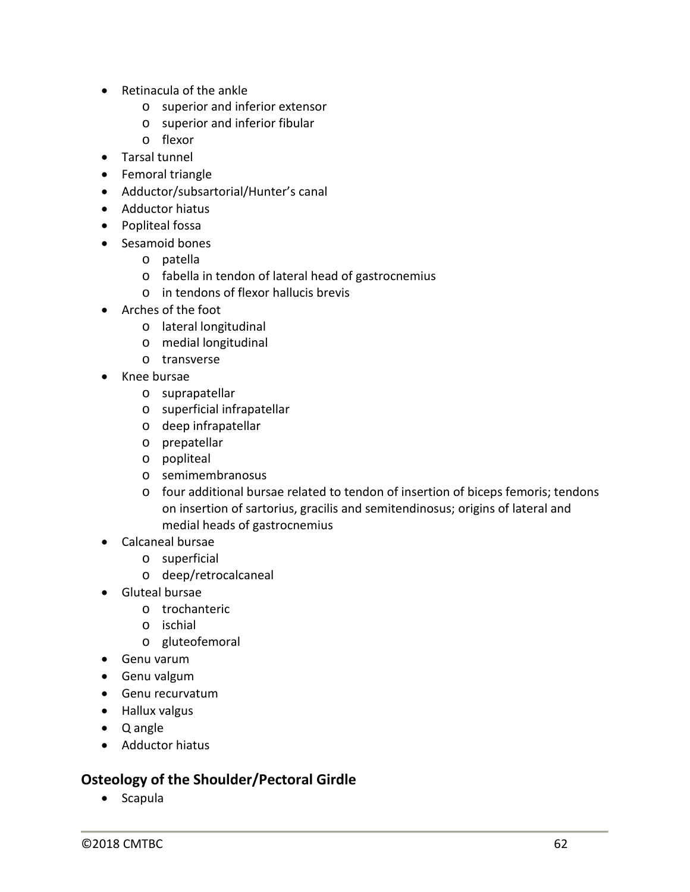- Retinacula of the ankle
    - superior and inferior extensor
    - superior and inferior fibular
    - flexor
- Tarsal tunnel
- Femoral triangle
- Adductor/subsartorial/Hunter's canal
- Adductor hiatus
- Popliteal fossa
- Sesamoid bones
    - patella
    - fabella in tendon of lateral head of gastrocnemius
    - in tendons of flexor hallucis brevis
- Arches of the foot
    - lateral longitudinal
    - medial longitudinal
    - transverse
- Knee bursae
    - suprapatellar
    - superficial infrapatellar
    - deep infrapatellar
    - prepatellar
    - popliteal
    - semimembranosus
    - four additional bursae related to tendon of insertion of biceps femoris; tendons on insertion of sartorius, gracilis and semitendinosus; origins of lateral and medial heads of gastrocnemius
- Calcaneal bursae
    - superficial
    - deep/retrocalcaneal
- Gluteal bursae
    - trochanteric
    - ischial
    - gluteofemoral
- Genu varum
- Genu valgum
- Genu recurvatum
- Hallux valgus
- Q angle
- Adductor hiatus

## Osteology of the Shoulder/Pectoral Girdle

- Scapula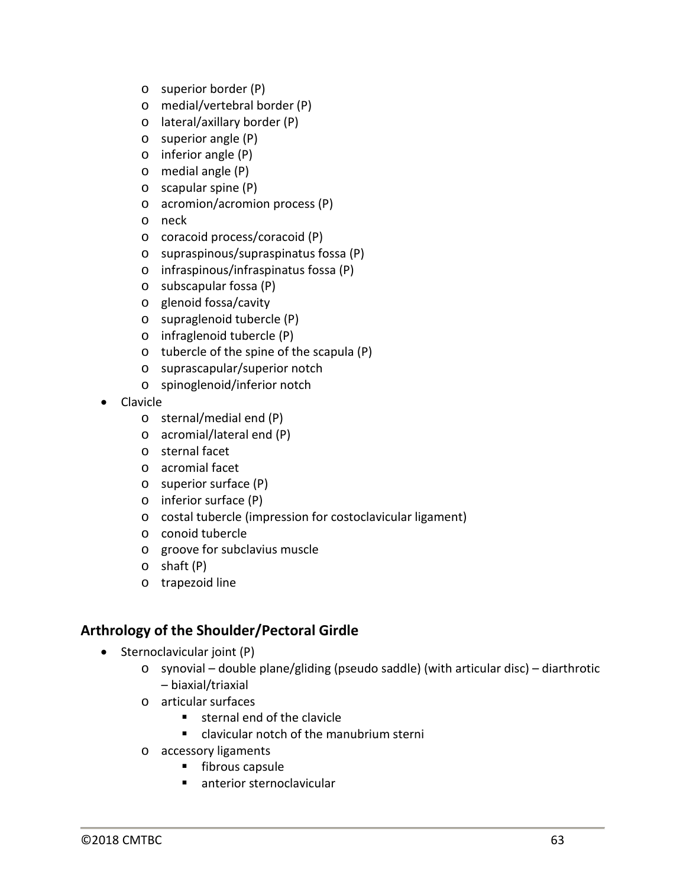- superior border (P)
  - medial/vertebral border (P)
  - lateral/axillary border (P)
  - superior angle (P)
  - inferior angle (P)
  - medial angle (P)
  - scapular spine (P)
  - acromion/acromion process (P)
  - neck
  - coracoid process/coracoid (P)
  - supraspinous/supraspinatus fossa (P)
  - infraspinous/infraspinatus fossa (P)
  - subscapular fossa (P)
  - glenoid fossa/cavity
  - supraglenoid tubercle (P)
  - infraglenoid tubercle (P)
  - tubercle of the spine of the scapula (P)
  - suprascapular/superior notch
  - spinoglenoid/inferior notch
- Clavicle
  - sternal/medial end (P)
  - acromial/lateral end (P)
  - sternal facet
  - acromial facet
  - superior surface (P)
  - inferior surface (P)
  - costal tubercle (impression for costoclavicular ligament)
  - conoid tubercle
  - groove for subclavius muscle
  - shaft (P)
  - trapezoid line

## Arthrology of the Shoulder/Pectoral Girdle

- Sternoclavicular joint (P)
  - synovial – double plane/gliding (pseudo saddle) (with articular disc) – diarthrotic – biaxial/triaxial
  - articular surfaces
    - sternal end of the clavicle
    - clavicular notch of the manubrium sterni
  - accessory ligaments
    - fibrous capsule
    - anterior sternoclavicular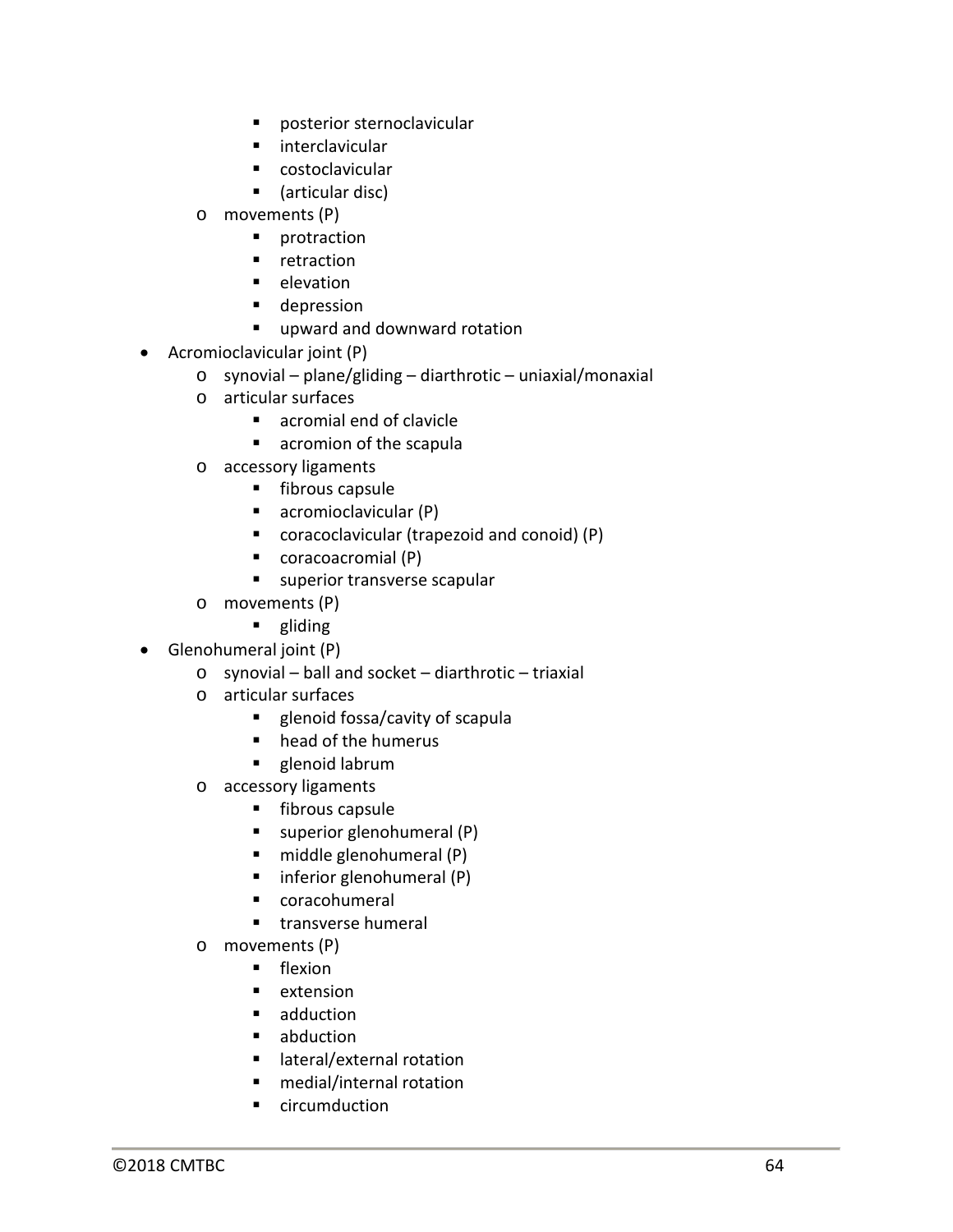- posterior sternoclavicular
        - interclavicular
        - costoclavicular
        - (articular disc)
    - movements (P)
        - protraction
        - retraction
        - elevation
        - depression
        - upward and downward rotation
- Acromioclavicular joint (P)
    - synovial – plane/gliding – diarthrotic – uniaxial/monaxial
    - articular surfaces
        - acromial end of clavicle
        - acromion of the scapula
    - accessory ligaments
        - fibrous capsule
        - acromioclavicular (P)
        - coracoclavicular (trapezoid and conoid) (P)
        - coracoacromial (P)
        - superior transverse scapular
    - movements (P)
        - gliding
- Glenohumeral joint (P)
    - synovial – ball and socket – diarthrotic – triaxial
    - articular surfaces
        - glenoid fossa/cavity of scapula
        - head of the humerus
        - glenoid labrum
    - accessory ligaments
        - fibrous capsule
        - superior glenohumeral (P)
        - middle glenohumeral (P)
        - inferior glenohumeral (P)
        - coracohumeral
        - transverse humeral
    - movements (P)
        - flexion
        - extension
        - adduction
        - abduction
        - lateral/external rotation
        - medial/internal rotation
        - circumduction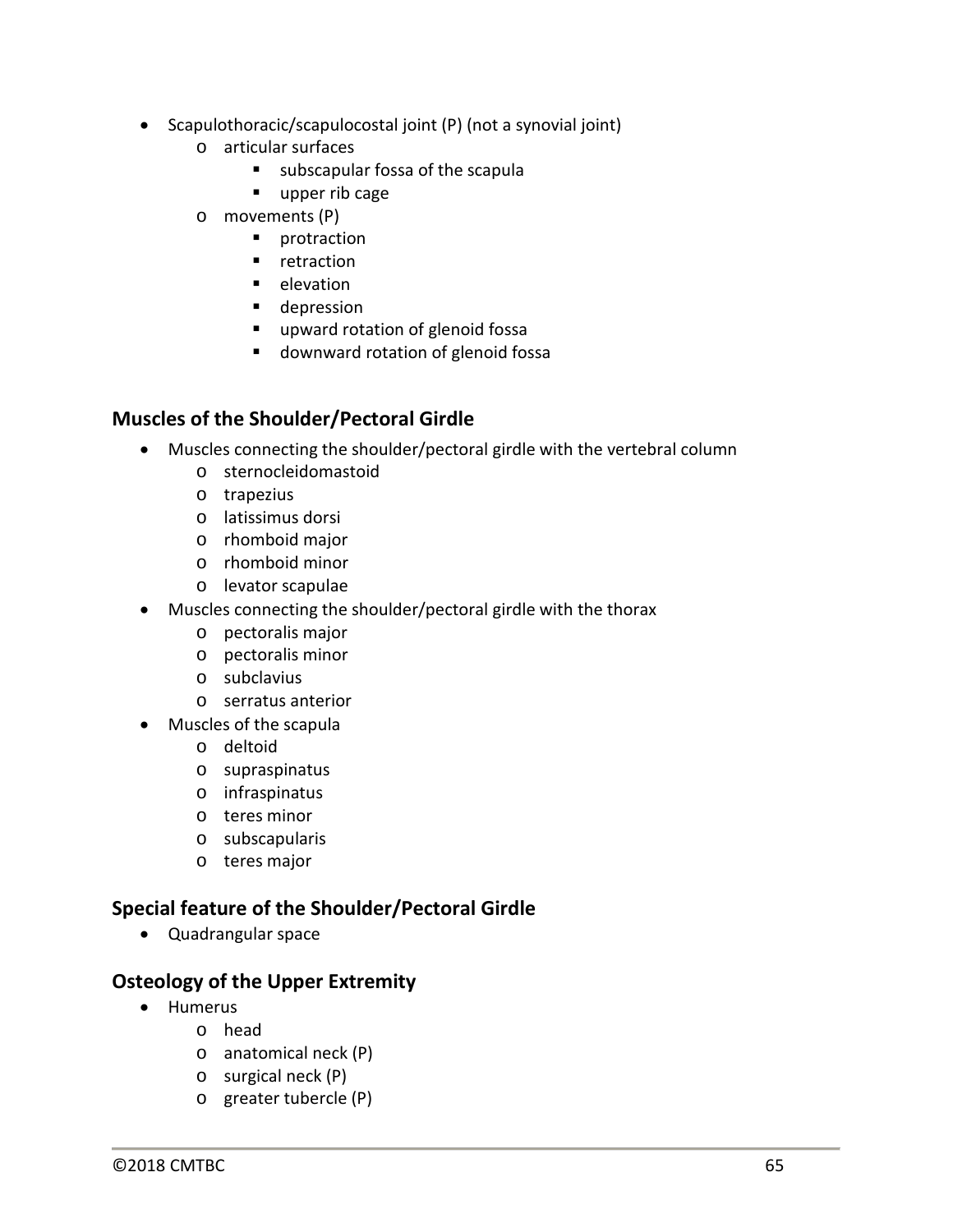- Scapulothoracic/scapulocostal joint (P) (not a synovial joint)
    - articular surfaces
        - subscapular fossa of the scapula
        - upper rib cage
    - movements (P)
        - protraction
        - retraction
        - elevation
        - depression
        - upward rotation of glenoid fossa
        - downward rotation of glenoid fossa

## Muscles of the Shoulder/Pectoral Girdle

- Muscles connecting the shoulder/pectoral girdle with the vertebral column
    - sternocleidomastoid
    - trapezius
    - latissimus dorsi
    - rhomboid major
    - rhomboid minor
    - levator scapulae
- Muscles connecting the shoulder/pectoral girdle with the thorax
    - pectoralis major
    - pectoralis minor
    - subclavius
    - serratus anterior
- Muscles of the scapula
    - deltoid
    - supraspinatus
    - infraspinatus
    - teres minor
    - subscapularis
    - teres major

## Special feature of the Shoulder/Pectoral Girdle

- Quadrangular space

## Osteology of the Upper Extremity

- Humerus
    - head
    - anatomical neck (P)
    - surgical neck (P)
    - greater tubercle (P)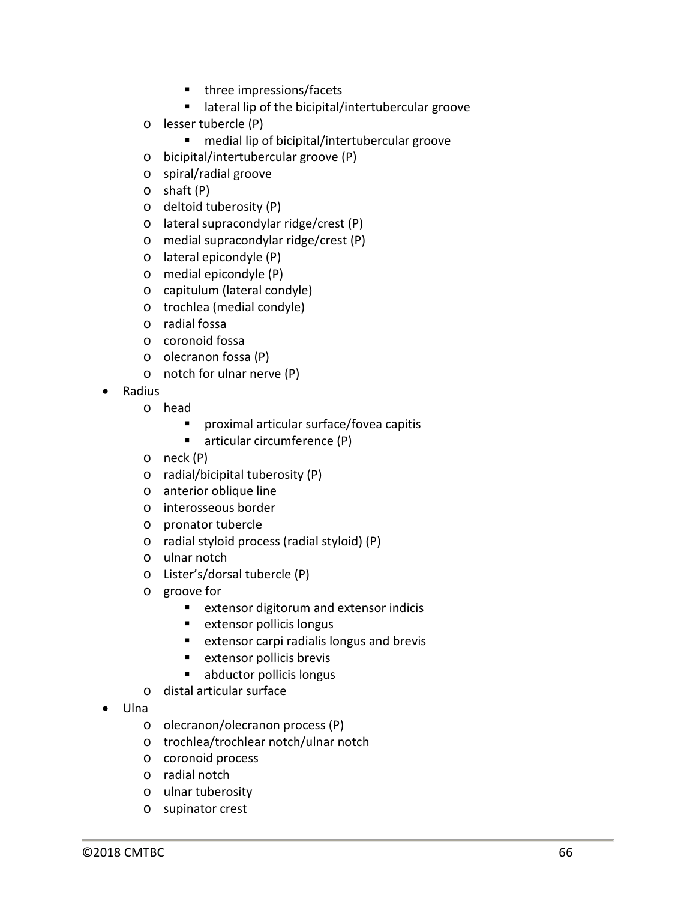- three impressions/facets
        - lateral lip of the bicipital/intertubercular groove
    - lesser tubercle (P)
        - medial lip of bicipital/intertubercular groove
    - bicipital/intertubercular groove (P)
    - spiral/radial groove
    - shaft (P)
    - deltoid tuberosity (P)
    - lateral supracondylar ridge/crest (P)
    - medial supracondylar ridge/crest (P)
    - lateral epicondyle (P)
    - medial epicondyle (P)
    - capitulum (lateral condyle)
    - trochlea (medial condyle)
    - radial fossa
    - coronoid fossa
    - olecranon fossa (P)
    - notch for ulnar nerve (P)
- Radius
    - head
        - proximal articular surface/fovea capitis
        - articular circumference (P)
    - neck (P)
    - radial/bicipital tuberosity (P)
    - anterior oblique line
    - interosseous border
    - pronator tubercle
    - radial styloid process (radial styloid) (P)
    - ulnar notch
    - Lister's/dorsal tubercle (P)
    - groove for
        - extensor digitorum and extensor indicis
        - extensor pollicis longus
        - extensor carpi radialis longus and brevis
        - extensor pollicis brevis
        - abductor pollicis longus
    - distal articular surface
- Ulna
    - olecranon/olecranon process (P)
    - trochlea/trochlear notch/ulnar notch
    - coronoid process
    - radial notch
    - ulnar tuberosity
    - supinator crest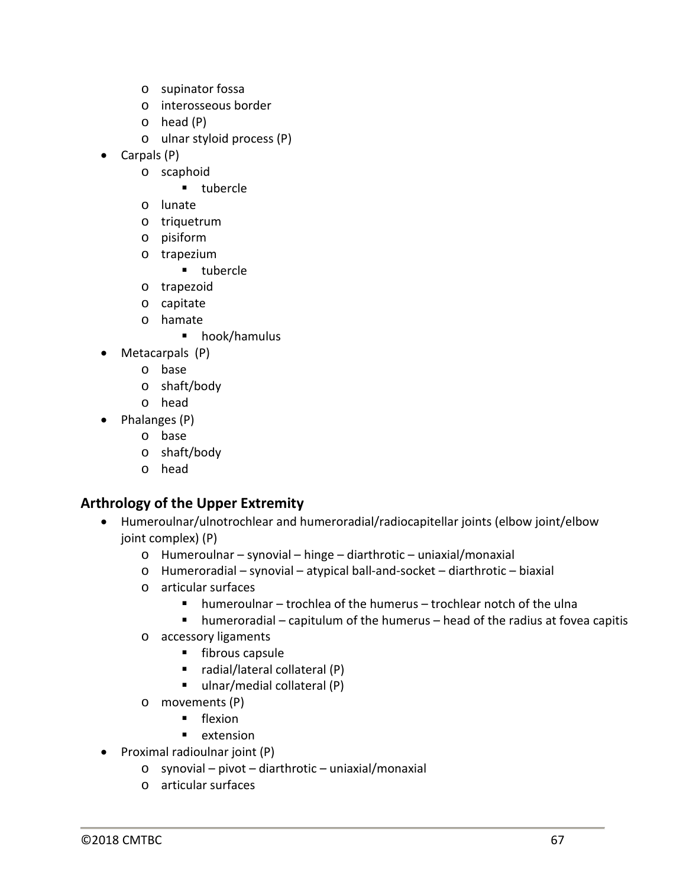- supinator fossa
  - interosseous border
  - head (P)
  - ulnar styloid process (P)
- Carpals (P)
  - scaphoid
    - tubercle
  - lunate
  - triquetrum
  - pisiform
  - trapezium
    - tubercle
  - trapezoid
  - capitate
  - hamate
    - hook/hamulus
- Metacarpals (P)
  - base
  - shaft/body
  - head
- Phalanges (P)
  - base
  - shaft/body
  - head

## Arthrology of the Upper Extremity

- Humeroulnar/ulnotrochlear and humeroradial/radiocapitellar joints (elbow joint/elbow joint complex) (P)
  - Humeroulnar – synovial – hinge – diarthrotic – uniaxial/monaxial
  - Humeroradial – synovial – atypical ball-and-socket – diarthrotic – biaxial
  - articular surfaces
    - humeroulnar – trochlea of the humerus – trochlear notch of the ulna
    - humeroradial – capitulum of the humerus – head of the radius at fovea capitis
  - accessory ligaments
    - fibrous capsule
    - radial/lateral collateral (P)
    - ulnar/medial collateral (P)
  - movements (P)
    - flexion
    - extension
- Proximal radioulnar joint (P)
  - synovial – pivot – diarthrotic – uniaxial/monaxial
  - articular surfaces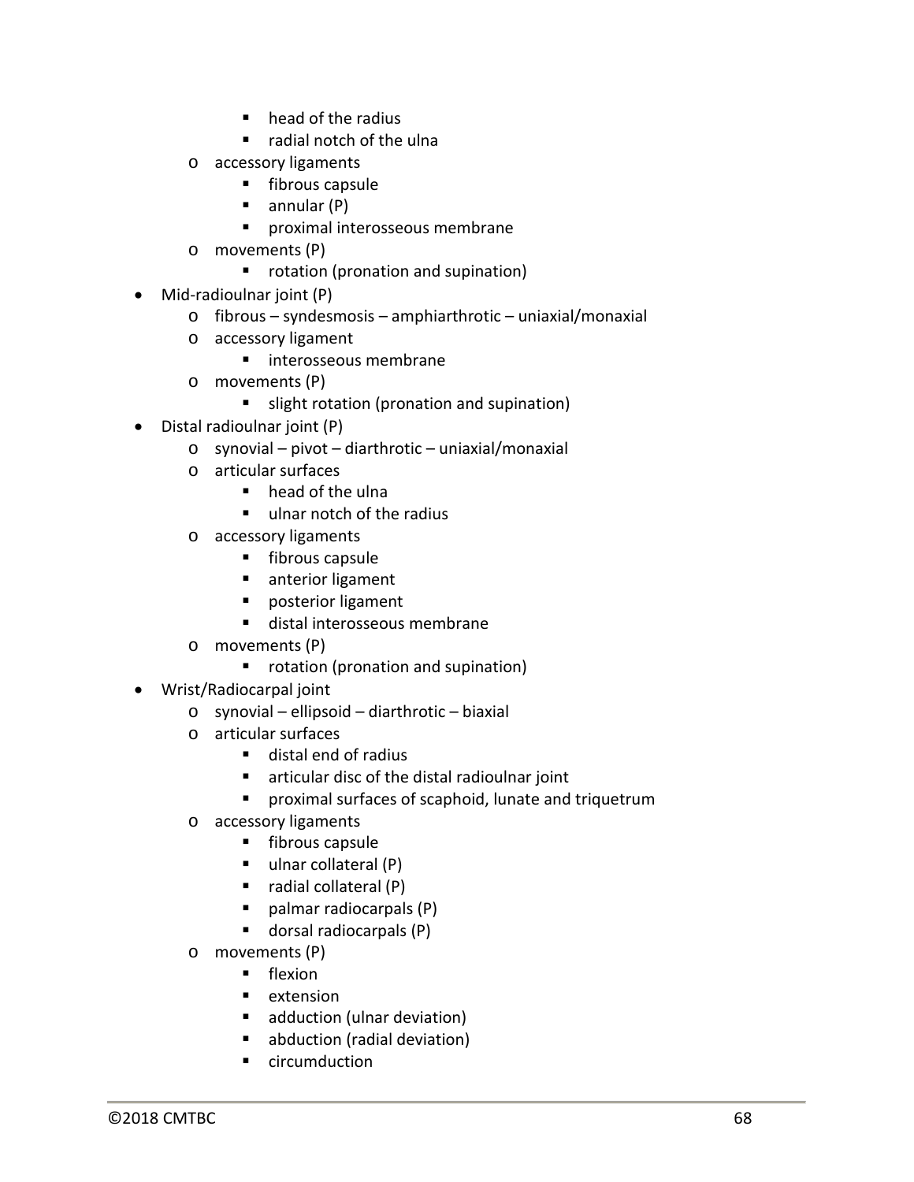- head of the radius
        - radial notch of the ulna
    - accessory ligaments
        - fibrous capsule
        - annular (P)
        - proximal interosseous membrane
    - movements (P)
        - rotation (pronation and supination)
- Mid-radioulnar joint (P)
    - fibrous – syndesmosis – amphiarthrotic – uniaxial/monaxial
    - accessory ligament
        - interosseous membrane
    - movements (P)
        - slight rotation (pronation and supination)
- Distal radioulnar joint (P)
    - synovial – pivot – diarthrotic – uniaxial/monaxial
    - articular surfaces
        - head of the ulna
        - ulnar notch of the radius
    - accessory ligaments
        - fibrous capsule
        - anterior ligament
        - posterior ligament
        - distal interosseous membrane
    - movements (P)
        - rotation (pronation and supination)
- Wrist/Radiocarpal joint
    - synovial – ellipsoid – diarthrotic – biaxial
    - articular surfaces
        - distal end of radius
        - articular disc of the distal radioulnar joint
        - proximal surfaces of scaphoid, lunate and triquetrum
    - accessory ligaments
        - fibrous capsule
        - ulnar collateral (P)
        - radial collateral (P)
        - palmar radiocarpals (P)
        - dorsal radiocarpals (P)
    - movements (P)
        - flexion
        - extension
        - adduction (ulnar deviation)
        - abduction (radial deviation)
        - circumduction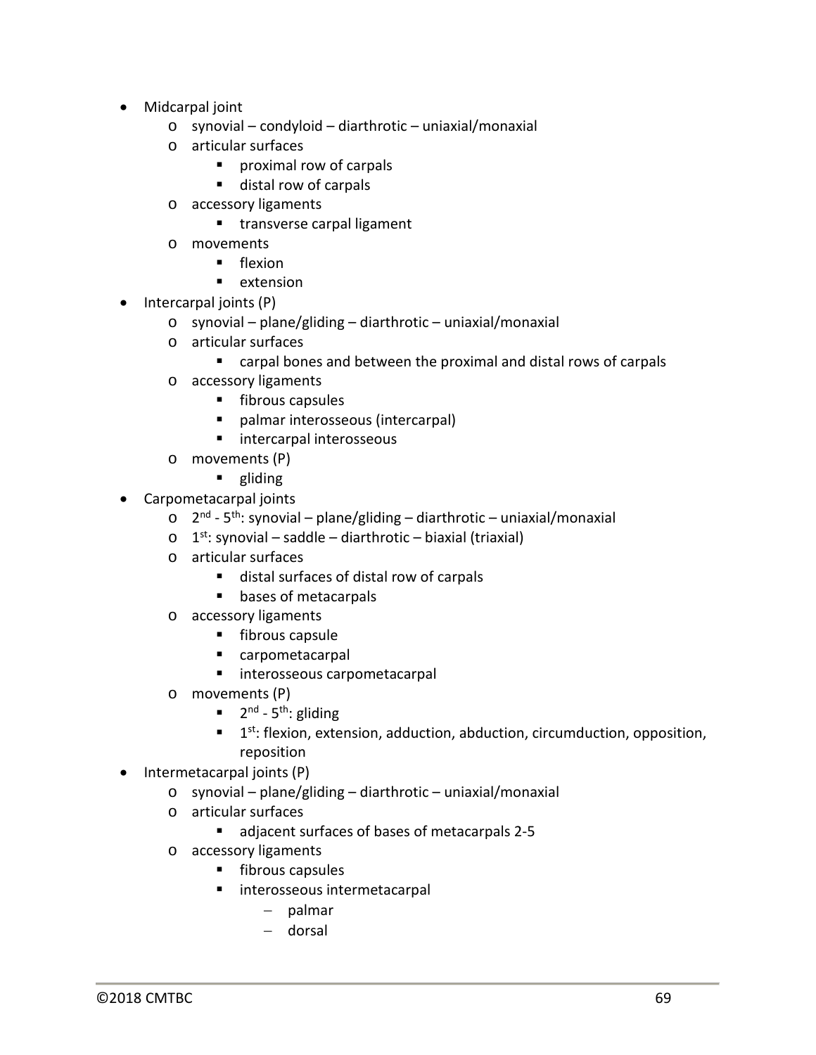- Midcarpal joint
  - synovial – condyloid – diarthrotic – uniaxial/monaxial
  - articular surfaces
    - proximal row of carpals
    - distal row of carpals
  - accessory ligaments
    - transverse carpal ligament
  - movements
    - flexion
    - extension
- Intercarpal joints (P)
  - synovial – plane/gliding – diarthrotic – uniaxial/monaxial
  - articular surfaces
    - carpal bones and between the proximal and distal rows of carpals
  - accessory ligaments
    - fibrous capsules
    - palmar interosseous (intercarpal)
    - intercarpal interosseous
  - movements (P)
    - gliding
- Carpometacarpal joints
  - 2nd - 5th: synovial – plane/gliding – diarthrotic – uniaxial/monaxial
  - 1st: synovial – saddle – diarthrotic – biaxial (triaxial)
  - articular surfaces
    - distal surfaces of distal row of carpals
    - bases of metacarpals
  - accessory ligaments
    - fibrous capsule
    - carpometacarpal
    - interosseous carpometacarpal
  - movements (P)
    - 2nd - 5th: gliding
    - 1st: flexion, extension, adduction, abduction, circumduction, opposition, reposition
- Intermetacarpal joints (P)
  - synovial – plane/gliding – diarthrotic – uniaxial/monaxial
  - articular surfaces
    - adjacent surfaces of bases of metacarpals 2-5
  - accessory ligaments
    - fibrous capsules
    - interosseous intermetacarpal
      - palmar
      - dorsal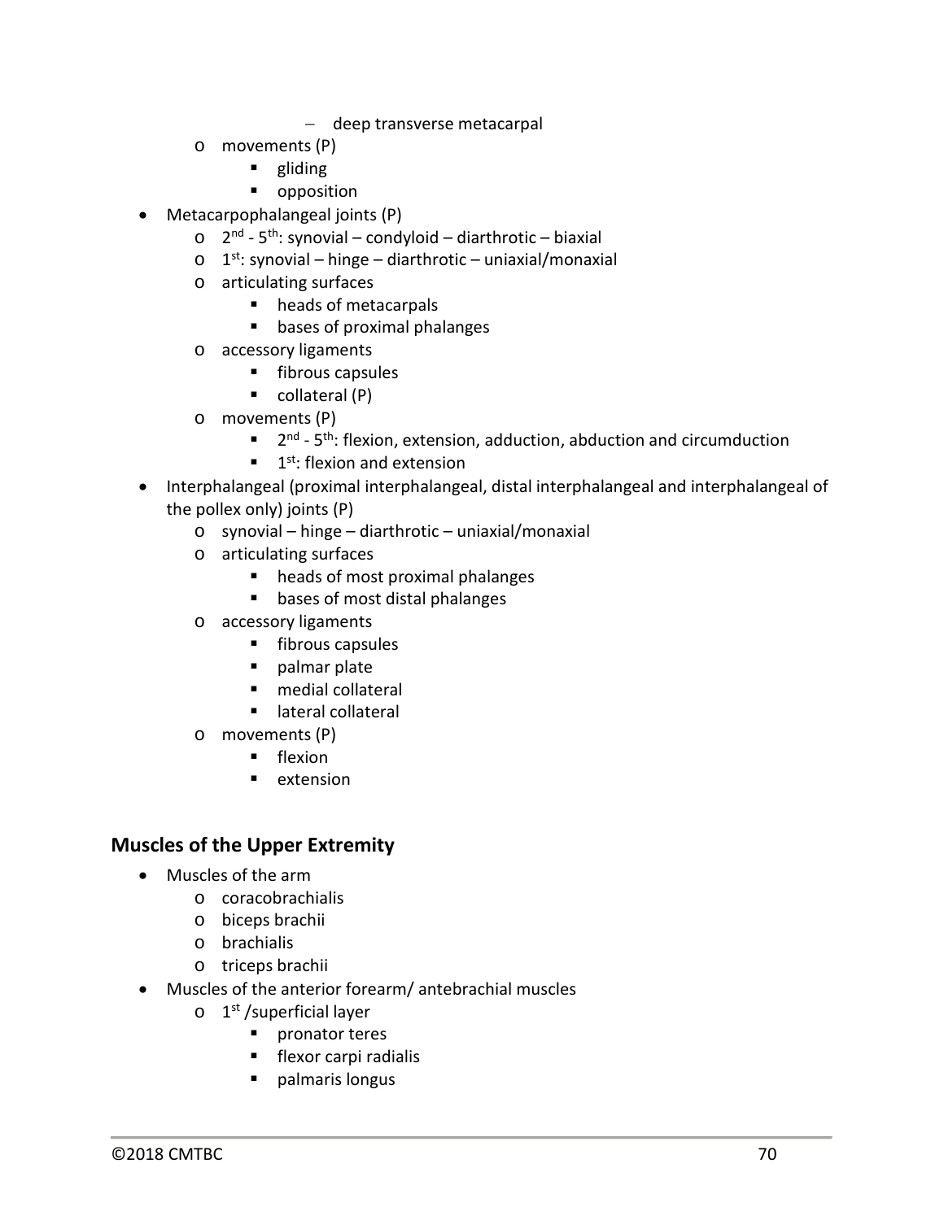- deep transverse metacarpal
  - movements (P)
    - gliding
    - opposition
- Metacarpophalangeal joints (P)
  - 2nd - 5th: synovial – condyloid – diarthrotic – biaxial
  - 1st: synovial – hinge – diarthrotic – uniaxial/monaxial
  - articulating surfaces
    - heads of metacarpals
    - bases of proximal phalanges
  - accessory ligaments
    - fibrous capsules
    - collateral (P)
  - movements (P)
    - 2nd - 5th: flexion, extension, adduction, abduction and circumduction
    - 1st: flexion and extension
- Interphalangeal (proximal interphalangeal, distal interphalangeal and interphalangeal of the pollex only) joints (P)
  - synovial – hinge – diarthrotic – uniaxial/monaxial
  - articulating surfaces
    - heads of most proximal phalanges
    - bases of most distal phalanges
  - accessory ligaments
    - fibrous capsules
    - palmar plate
    - medial collateral
    - lateral collateral
  - movements (P)
    - flexion
    - extension

## Muscles of the Upper Extremity

- Muscles of the arm
  - coracobrachialis
  - biceps brachii
  - brachialis
  - triceps brachii
- Muscles of the anterior forearm/ antebrachial muscles
  - 1st /superficial layer
    - pronator teres
    - flexor carpi radialis
    - palmaris longus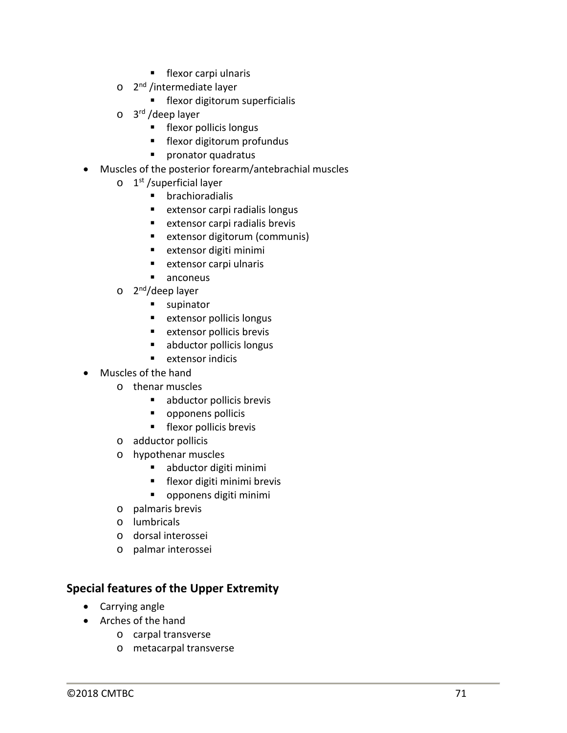- flexor carpi ulnaris
    - 2nd /intermediate layer
        - flexor digitorum superficialis
    - 3rd /deep layer
        - flexor pollicis longus
        - flexor digitorum profundus
        - pronator quadratus
- Muscles of the posterior forearm/antebrachial muscles
    - 1st /superficial layer
        - brachioradialis
        - extensor carpi radialis longus
        - extensor carpi radialis brevis
        - extensor digitorum (communis)
        - extensor digiti minimi
        - extensor carpi ulnaris
        - anconeus
    - 2nd/deep layer
        - supinator
        - extensor pollicis longus
        - extensor pollicis brevis
        - abductor pollicis longus
        - extensor indicis
- Muscles of the hand
    - thenar muscles
        - abductor pollicis brevis
        - opponens pollicis
        - flexor pollicis brevis
    - adductor pollicis
    - hypothenar muscles
        - abductor digiti minimi
        - flexor digiti minimi brevis
        - opponens digiti minimi
    - palmaris brevis
    - lumbricals
    - dorsal interossei
    - palmar interossei

## Special features of the Upper Extremity

- Carrying angle
- Arches of the hand
    - carpal transverse
    - metacarpal transverse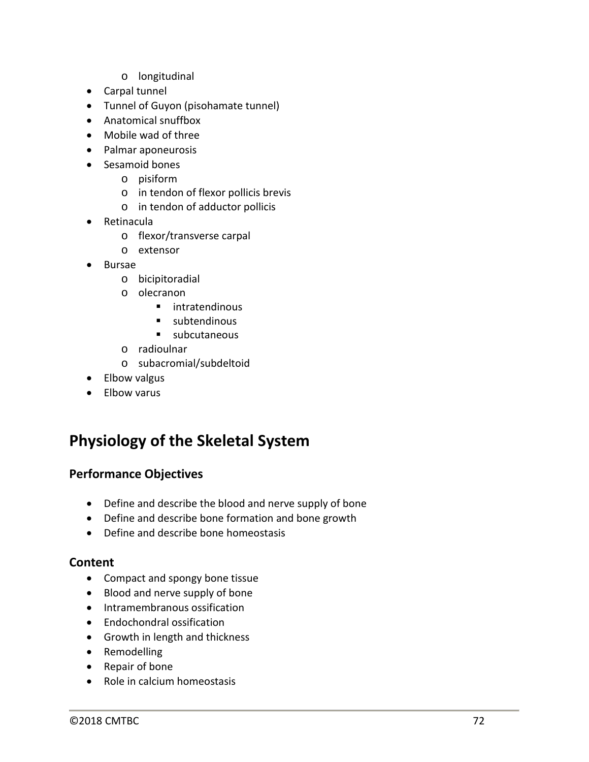- longitudinal
- Carpal tunnel
- Tunnel of Guyon (pisohamate tunnel)
- Anatomical snuffbox
- Mobile wad of three
- Palmar aponeurosis
- Sesamoid bones
  - pisiform
  - in tendon of flexor pollicis brevis
  - in tendon of adductor pollicis
- Retinacula
  - flexor/transverse carpal
  - extensor
- Bursae
  - bicipitoradial
  - olecranon
    - intratendinous
    - subtendinous
    - subcutaneous
  - radioulnar
  - subacromial/subdeltoid
- Elbow valgus
- Elbow varus

## Physiology of the Skeletal System

### Performance Objectives

- Define and describe the blood and nerve supply of bone
- Define and describe bone formation and bone growth
- Define and describe bone homeostasis

### Content

- Compact and spongy bone tissue
- Blood and nerve supply of bone
- Intramembranous ossification
- Endochondral ossification
- Growth in length and thickness
- Remodelling
- Repair of bone
- Role in calcium homeostasis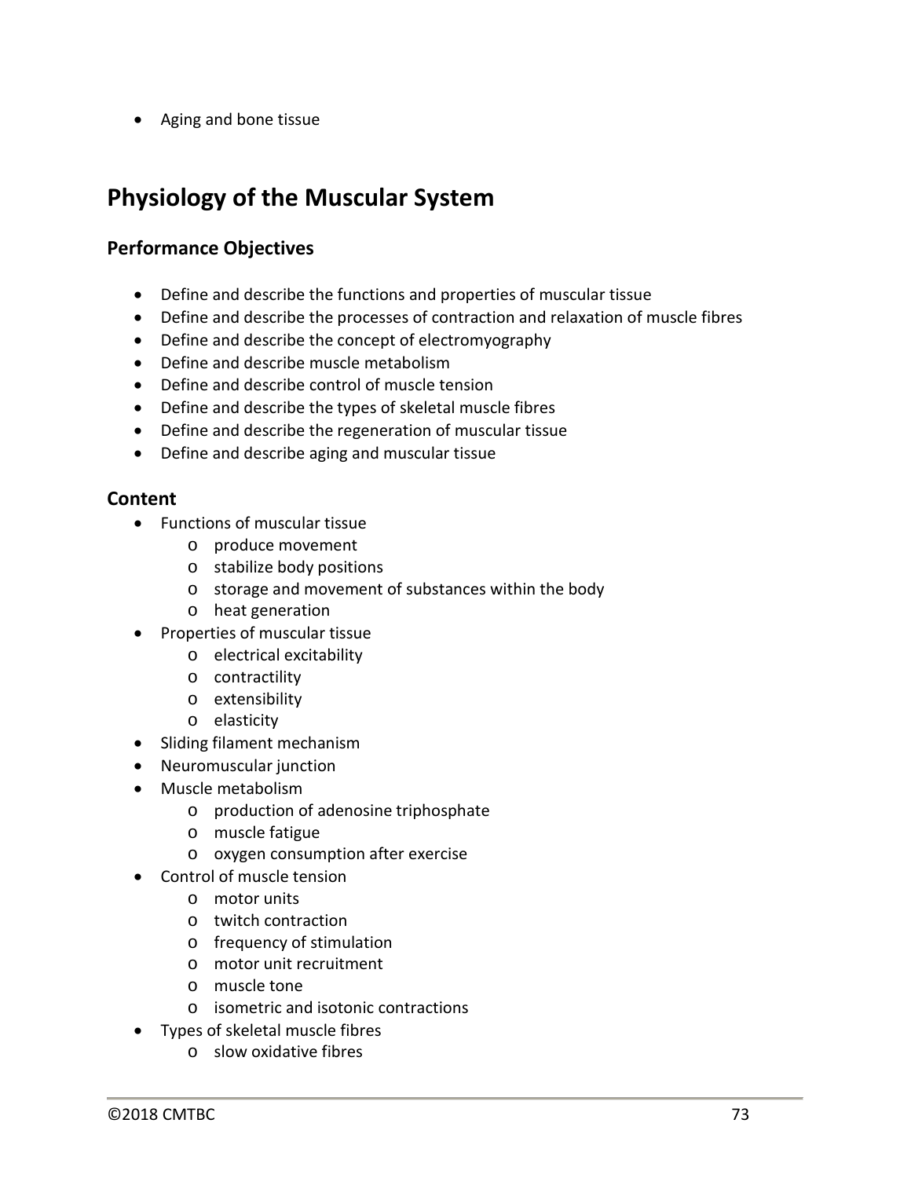- Aging and bone tissue

## Physiology of the Muscular System

### Performance Objectives

- Define and describe the functions and properties of muscular tissue
- Define and describe the processes of contraction and relaxation of muscle fibres
- Define and describe the concept of electromyography
- Define and describe muscle metabolism
- Define and describe control of muscle tension
- Define and describe the types of skeletal muscle fibres
- Define and describe the regeneration of muscular tissue
- Define and describe aging and muscular tissue

### Content

- Functions of muscular tissue
    - produce movement
    - stabilize body positions
    - storage and movement of substances within the body
    - heat generation
- Properties of muscular tissue
    - electrical excitability
    - contractility
    - extensibility
    - elasticity
- Sliding filament mechanism
- Neuromuscular junction
- Muscle metabolism
    - production of adenosine triphosphate
    - muscle fatigue
    - oxygen consumption after exercise
- Control of muscle tension
    - motor units
    - twitch contraction
    - frequency of stimulation
    - motor unit recruitment
    - muscle tone
    - isometric and isotonic contractions
- Types of skeletal muscle fibres
    - slow oxidative fibres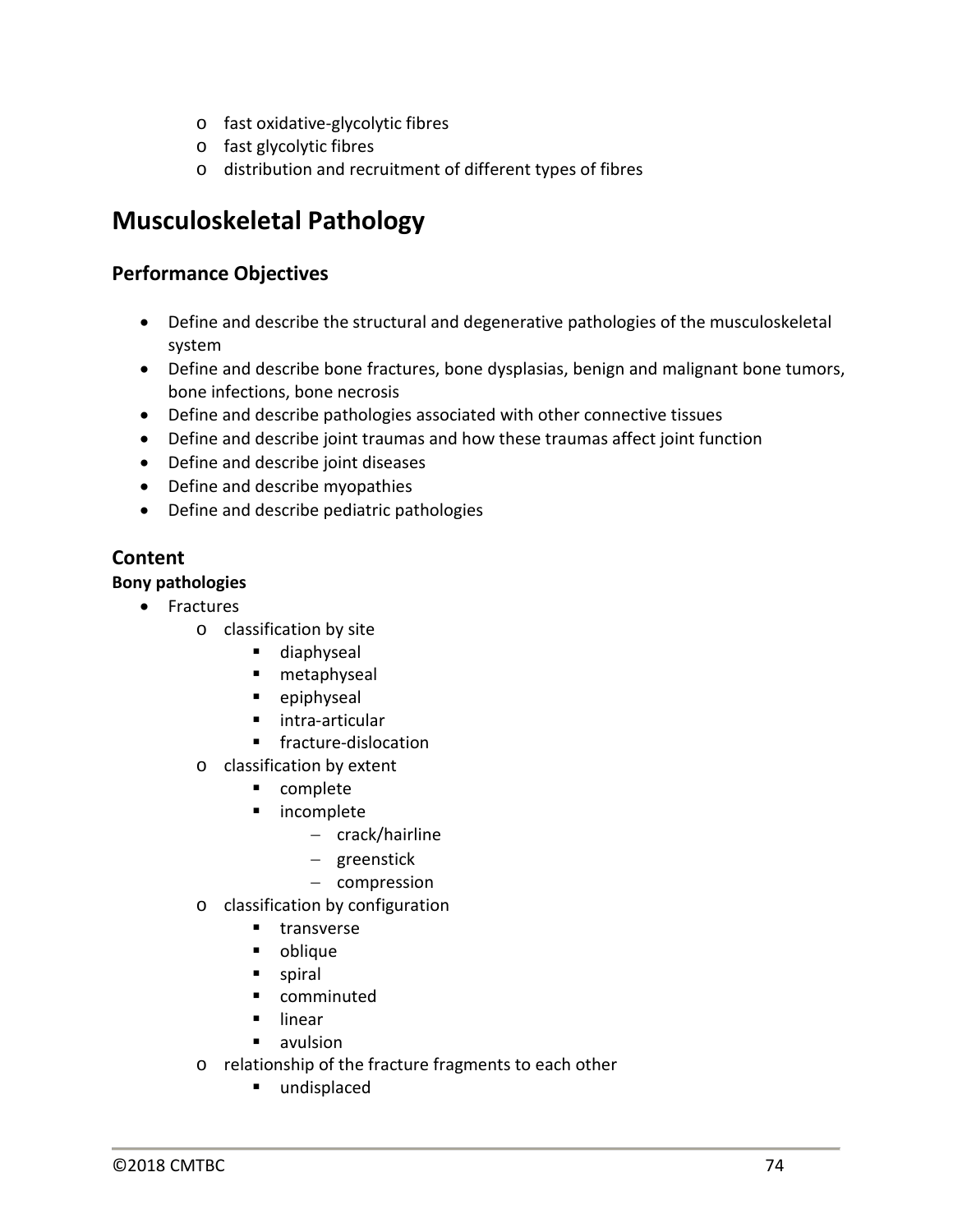- fast oxidative-glycolytic fibres
  - fast glycolytic fibres
  - distribution and recruitment of different types of fibres

## Musculoskeletal Pathology

### Performance Objectives

- Define and describe the structural and degenerative pathologies of the musculoskeletal system
- Define and describe bone fractures, bone dysplasias, benign and malignant bone tumors, bone infections, bone necrosis
- Define and describe pathologies associated with other connective tissues
- Define and describe joint traumas and how these traumas affect joint function
- Define and describe joint diseases
- Define and describe myopathies
- Define and describe pediatric pathologies

### Content

**Bony pathologies**

- Fractures
  - classification by site
    - diaphyseal
    - metaphyseal
    - epiphyseal
    - intra-articular
    - fracture-dislocation
  - classification by extent
    - complete
    - incomplete
      - crack/hairline
      - greenstick
      - compression
  - classification by configuration
    - transverse
    - oblique
    - spiral
    - comminuted
    - linear
    - avulsion
  - relationship of the fracture fragments to each other
    - undisplaced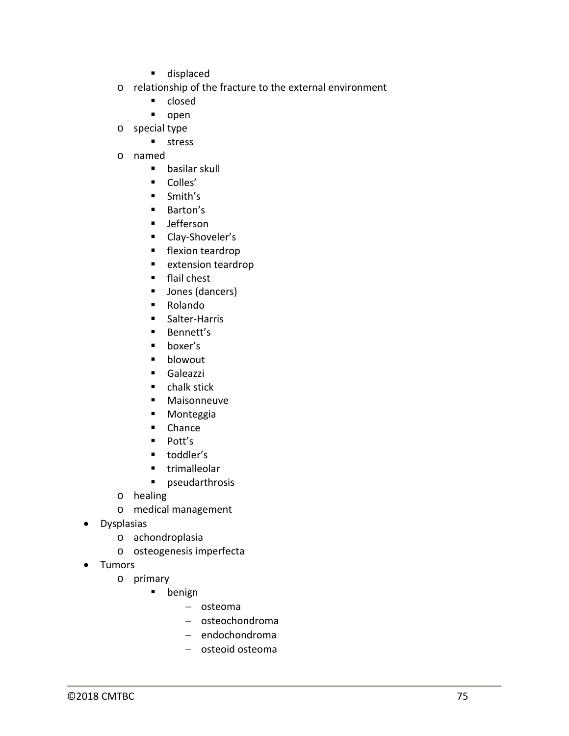- displaced
  - relationship of the fracture to the external environment
      - closed
      - open
  - special type
      - stress
  - named
      - basilar skull
      - Colles'
      - Smith's
      - Barton's
      - Jefferson
      - Clay-Shoveler's
      - flexion teardrop
      - extension teardrop
      - flail chest
      - Jones (dancers)
      - Rolando
      - Salter-Harris
      - Bennett's
      - boxer's
      - blowout
      - Galeazzi
      - chalk stick
      - Maisonneuve
      - Monteggia
      - Chance
      - Pott's
      - toddler's
      - trimalleolar
      - pseudarthrosis
  - healing
  - medical management
- Dysplasias
  - achondroplasia
  - osteogenesis imperfecta
- Tumors
  - primary
      - benign
          - osteoma
          - osteochondroma
          - endochondroma
          - osteoid osteoma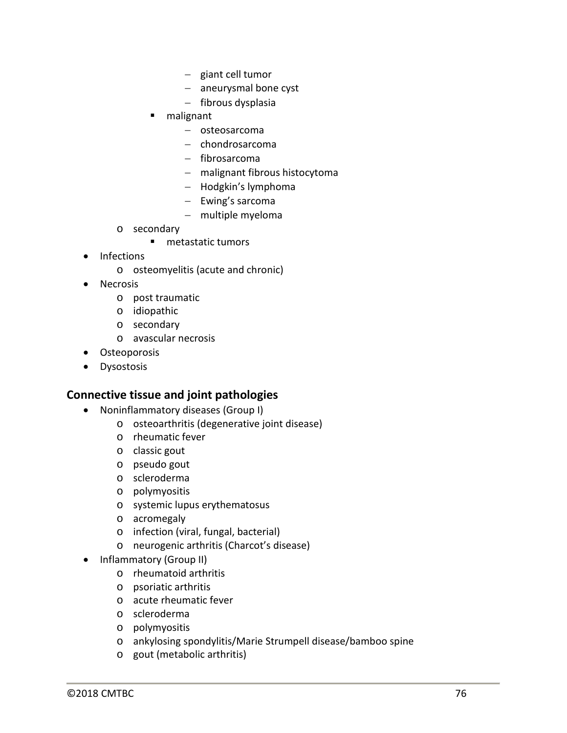- giant cell tumor
- aneurysmal bone cyst
- fibrous dysplasia

- malignant
  - osteosarcoma
  - chondrosarcoma
  - fibrosarcoma
  - malignant fibrous histocytoma
  - Hodgkin's lymphoma
  - Ewing's sarcoma
  - multiple myeloma
- secondary
  - metastatic tumors

- Infections
  - osteomyelitis (acute and chronic)
- Necrosis
  - post traumatic
  - idiopathic
  - secondary
  - avascular necrosis
- Osteoporosis
- Dysostosis

## Connective tissue and joint pathologies

- Noninflammatory diseases (Group I)
  - osteoarthritis (degenerative joint disease)
  - rheumatic fever
  - classic gout
  - pseudo gout
  - scleroderma
  - polymyositis
  - systemic lupus erythematosus
  - acromegaly
  - infection (viral, fungal, bacterial)
  - neurogenic arthritis (Charcot's disease)
- Inflammatory (Group II)
  - rheumatoid arthritis
  - psoriatic arthritis
  - acute rheumatic fever
  - scleroderma
  - polymyositis
  - ankylosing spondylitis/Marie Strumpell disease/bamboo spine
  - gout (metabolic arthritis)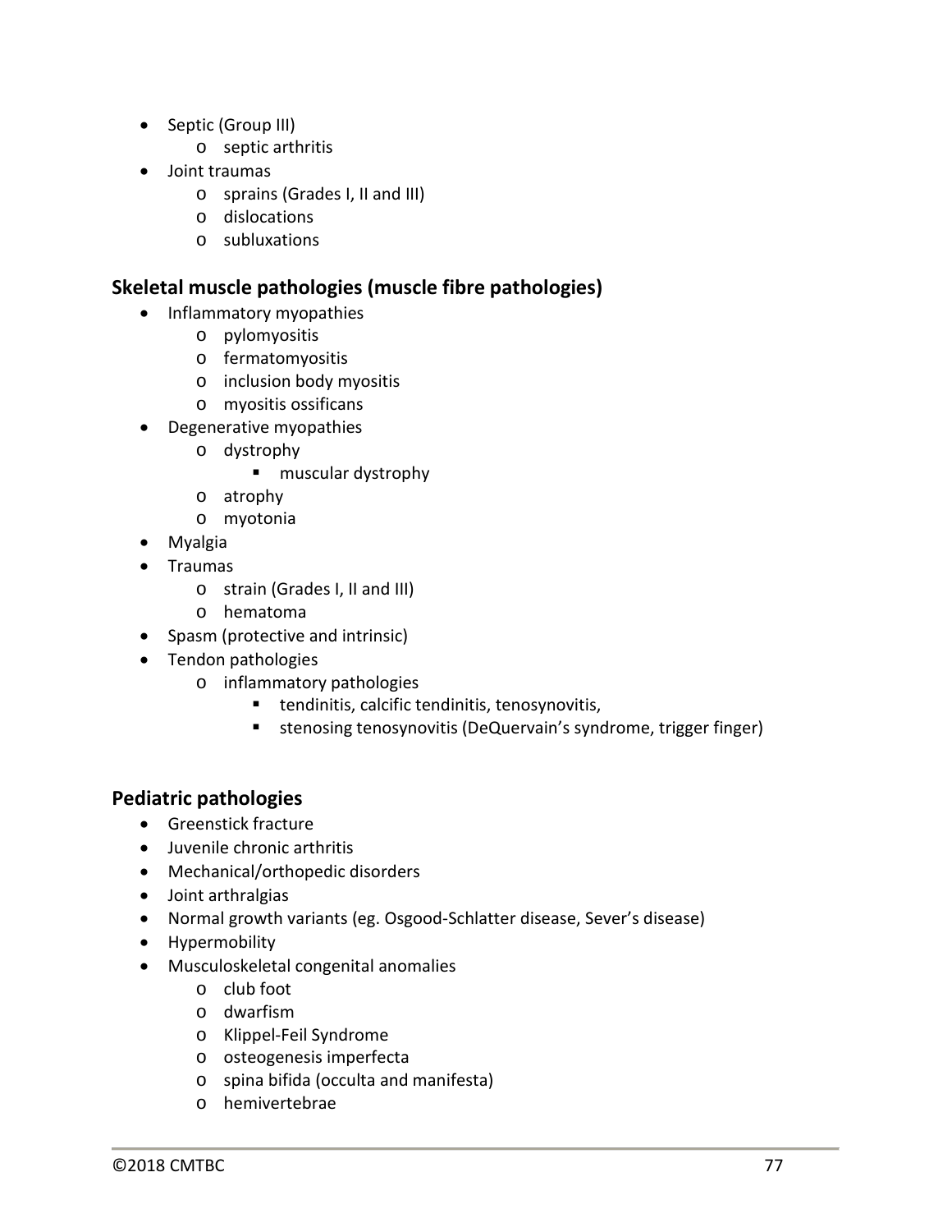- Septic (Group III)
    - septic arthritis
- Joint traumas
    - sprains (Grades I, II and III)
    - dislocations
    - subluxations

### Skeletal muscle pathologies (muscle fibre pathologies)

- Inflammatory myopathies
    - pylomyositis
    - fermatomyositis
    - inclusion body myositis
    - myositis ossificans
- Degenerative myopathies
    - dystrophy
        - muscular dystrophy
    - atrophy
    - myotonia
- Myalgia
- Traumas
    - strain (Grades I, II and III)
    - hematoma
- Spasm (protective and intrinsic)
- Tendon pathologies
    - inflammatory pathologies
        - tendinitis, calcific tendinitis, tenosynovitis,
        - stenosing tenosynovitis (DeQuervain's syndrome, trigger finger)

### Pediatric pathologies

- Greenstick fracture
- Juvenile chronic arthritis
- Mechanical/orthopedic disorders
- Joint arthralgias
- Normal growth variants (eg. Osgood-Schlatter disease, Sever's disease)
- Hypermobility
- Musculoskeletal congenital anomalies
    - club foot
    - dwarfism
    - Klippel-Feil Syndrome
    - osteogenesis imperfecta
    - spina bifida (occulta and manifesta)
    - hemivertebrae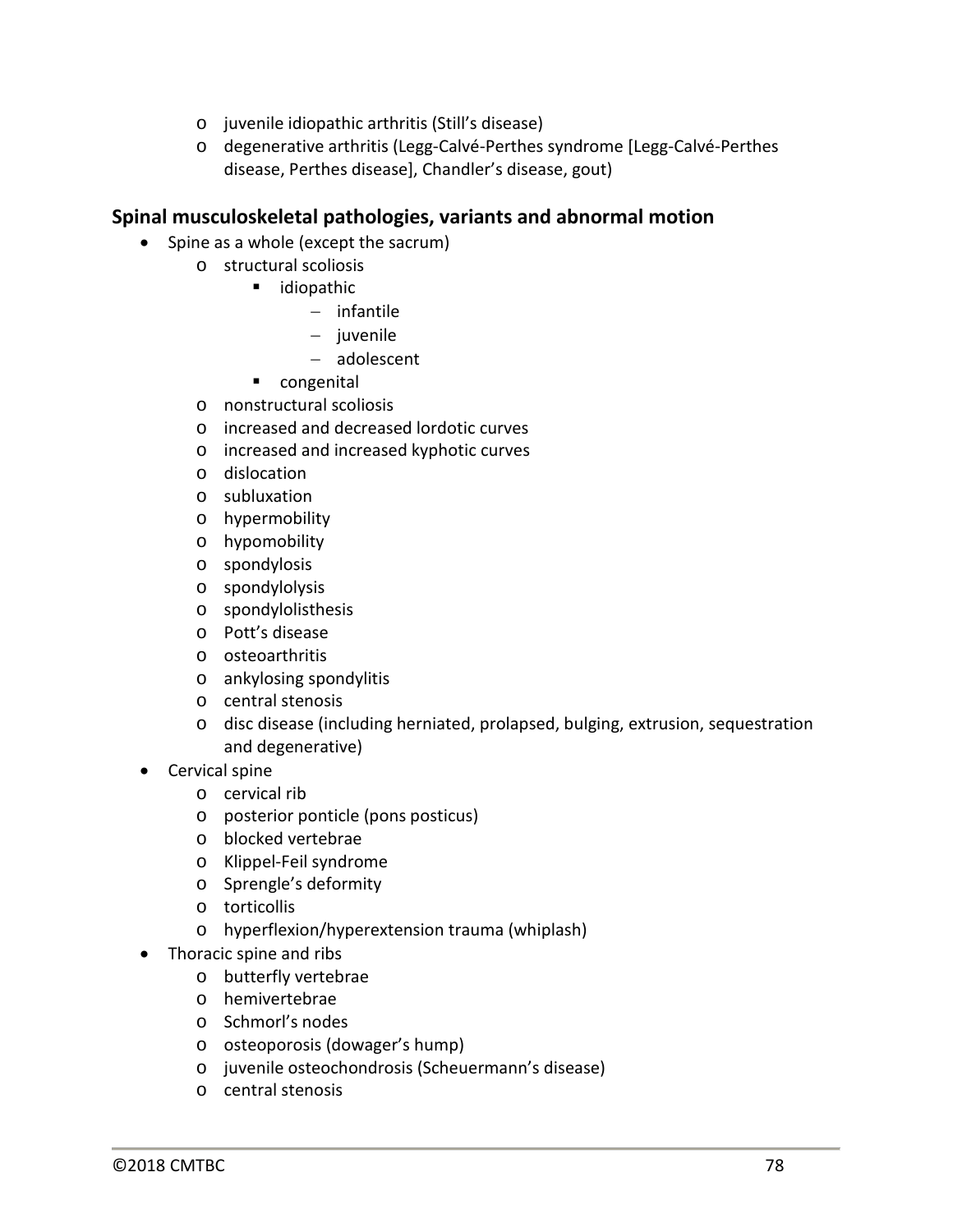- juvenile idiopathic arthritis (Still's disease)
- degenerative arthritis (Legg-Calvé-Perthes syndrome [Legg-Calvé-Perthes disease, Perthes disease], Chandler's disease, gout)

## Spinal musculoskeletal pathologies, variants and abnormal motion

- Spine as a whole (except the sacrum)
  - structural scoliosis
    - idiopathic
      - infantile
      - juvenile
      - adolescent
    - congenital
  - nonstructural scoliosis
  - increased and decreased lordotic curves
  - increased and increased kyphotic curves
  - dislocation
  - subluxation
  - hypermobility
  - hypomobility
  - spondylosis
  - spondylolysis
  - spondylolisthesis
  - Pott's disease
  - osteoarthritis
  - ankylosing spondylitis
  - central stenosis
  - disc disease (including herniated, prolapsed, bulging, extrusion, sequestration and degenerative)
- Cervical spine
  - cervical rib
  - posterior ponticle (pons posticus)
  - blocked vertebrae
  - Klippel-Feil syndrome
  - Sprengle's deformity
  - torticollis
  - hyperflexion/hyperextension trauma (whiplash)
- Thoracic spine and ribs
  - butterfly vertebrae
  - hemivertebrae
  - Schmorl's nodes
  - osteoporosis (dowager's hump)
  - juvenile osteochondrosis (Scheuermann's disease)
  - central stenosis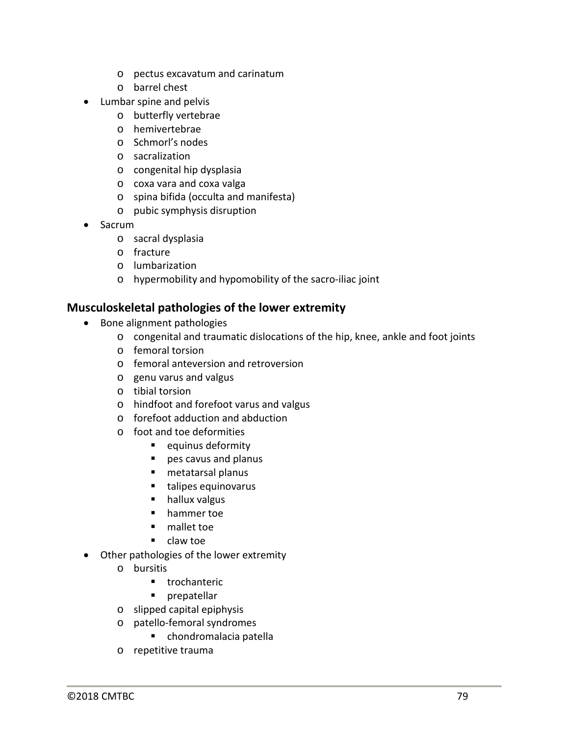- pectus excavatum and carinatum
    - barrel chest
- Lumbar spine and pelvis
    - butterfly vertebrae
    - hemivertebrae
    - Schmorl's nodes
    - sacralization
    - congenital hip dysplasia
    - coxa vara and coxa valga
    - spina bifida (occulta and manifesta)
    - pubic symphysis disruption
- Sacrum
    - sacral dysplasia
    - fracture
    - lumbarization
    - hypermobility and hypomobility of the sacro-iliac joint

## Musculoskeletal pathologies of the lower extremity

- Bone alignment pathologies
    - congenital and traumatic dislocations of the hip, knee, ankle and foot joints
    - femoral torsion
    - femoral anteversion and retroversion
    - genu varus and valgus
    - tibial torsion
    - hindfoot and forefoot varus and valgus
    - forefoot adduction and abduction
    - foot and toe deformities
        - equinus deformity
        - pes cavus and planus
        - metatarsal planus
        - talipes equinovarus
        - hallux valgus
        - hammer toe
        - mallet toe
        - claw toe
- Other pathologies of the lower extremity
    - bursitis
        - trochanteric
        - prepatellar
    - slipped capital epiphysis
    - patello-femoral syndromes
        - chondromalacia patella
    - repetitive trauma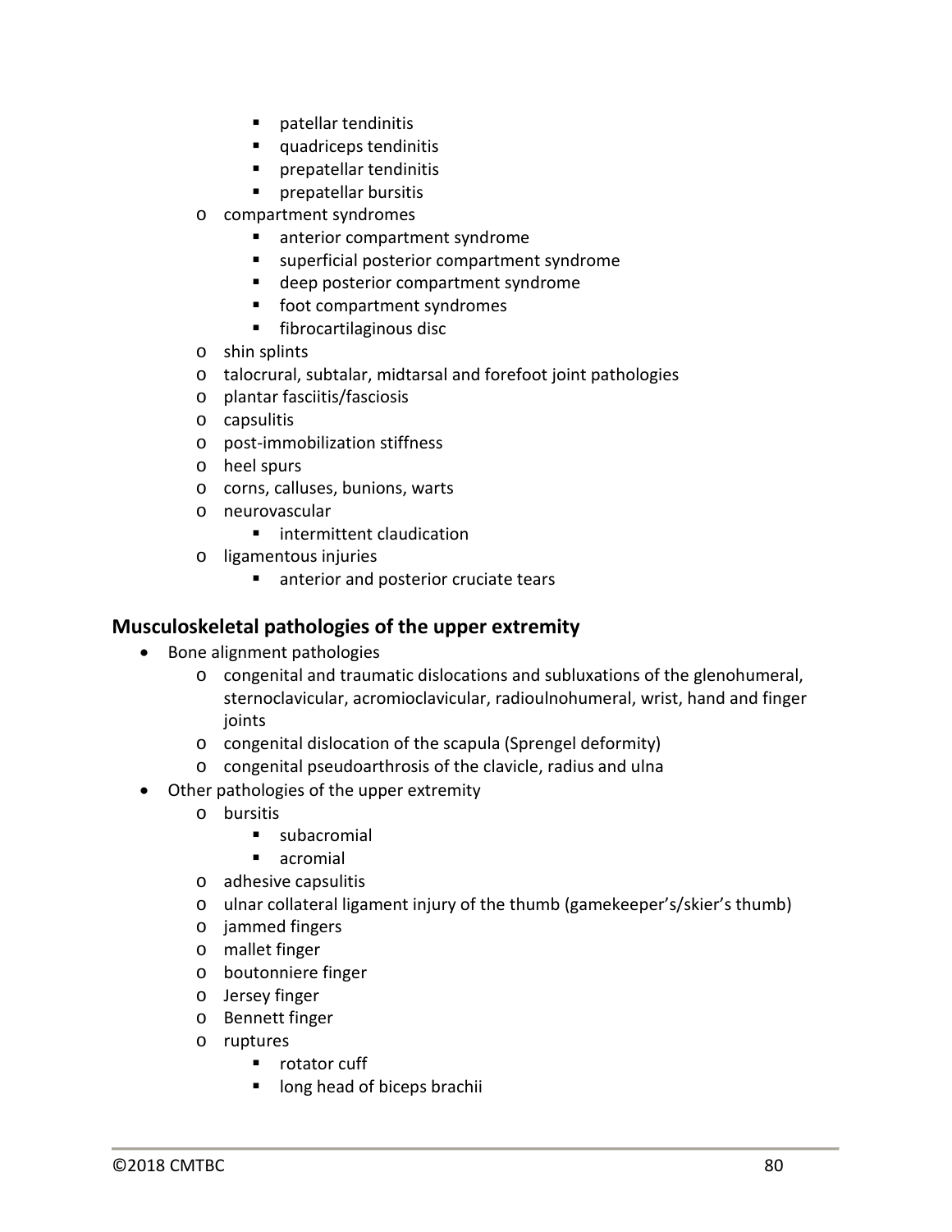- patellar tendinitis
    - quadriceps tendinitis
    - prepatellar tendinitis
    - prepatellar bursitis
  - compartment syndromes
    - anterior compartment syndrome
    - superficial posterior compartment syndrome
    - deep posterior compartment syndrome
    - foot compartment syndromes
    - fibrocartilaginous disc
  - shin splints
  - talocrural, subtalar, midtarsal and forefoot joint pathologies
  - plantar fasciitis/fasciosis
  - capsulitis
  - post-immobilization stiffness
  - heel spurs
  - corns, calluses, bunions, warts
  - neurovascular
    - intermittent claudication
  - ligamentous injuries
    - anterior and posterior cruciate tears

### Musculoskeletal pathologies of the upper extremity

- Bone alignment pathologies
  - congenital and traumatic dislocations and subluxations of the glenohumeral, sternoclavicular, acromioclavicular, radioulnohumeral, wrist, hand and finger joints
  - congenital dislocation of the scapula (Sprengel deformity)
  - congenital pseudoarthrosis of the clavicle, radius and ulna
- Other pathologies of the upper extremity
  - bursitis
    - subacromial
    - acromial
  - adhesive capsulitis
  - ulnar collateral ligament injury of the thumb (gamekeeper's/skier's thumb)
  - jammed fingers
  - mallet finger
  - boutonniere finger
  - Jersey finger
  - Bennett finger
  - ruptures
    - rotator cuff
    - long head of biceps brachii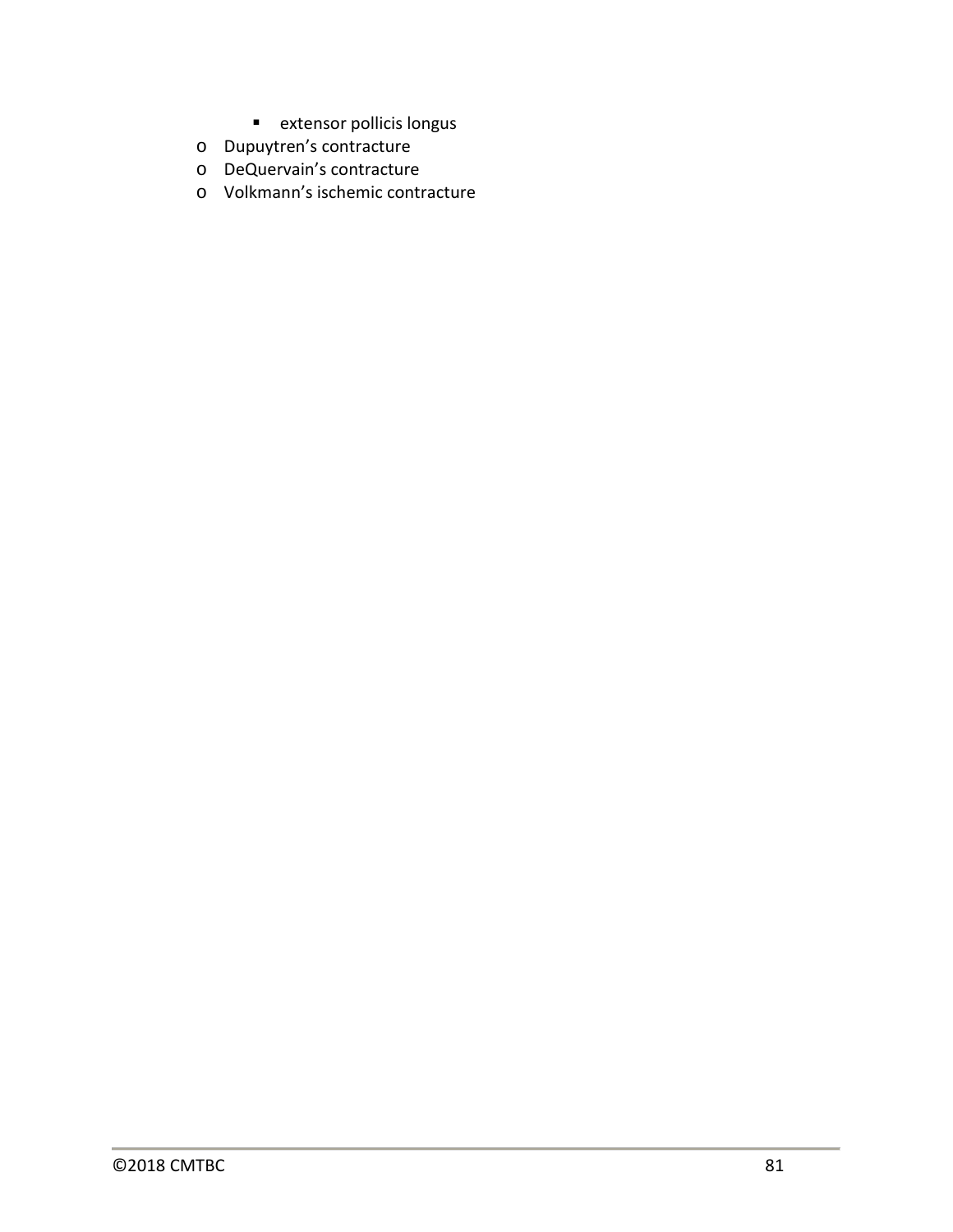- extensor pollicis longus
  - Dupuytren's contracture
  - DeQuervain's contracture
  - Volkmann's ischemic contracture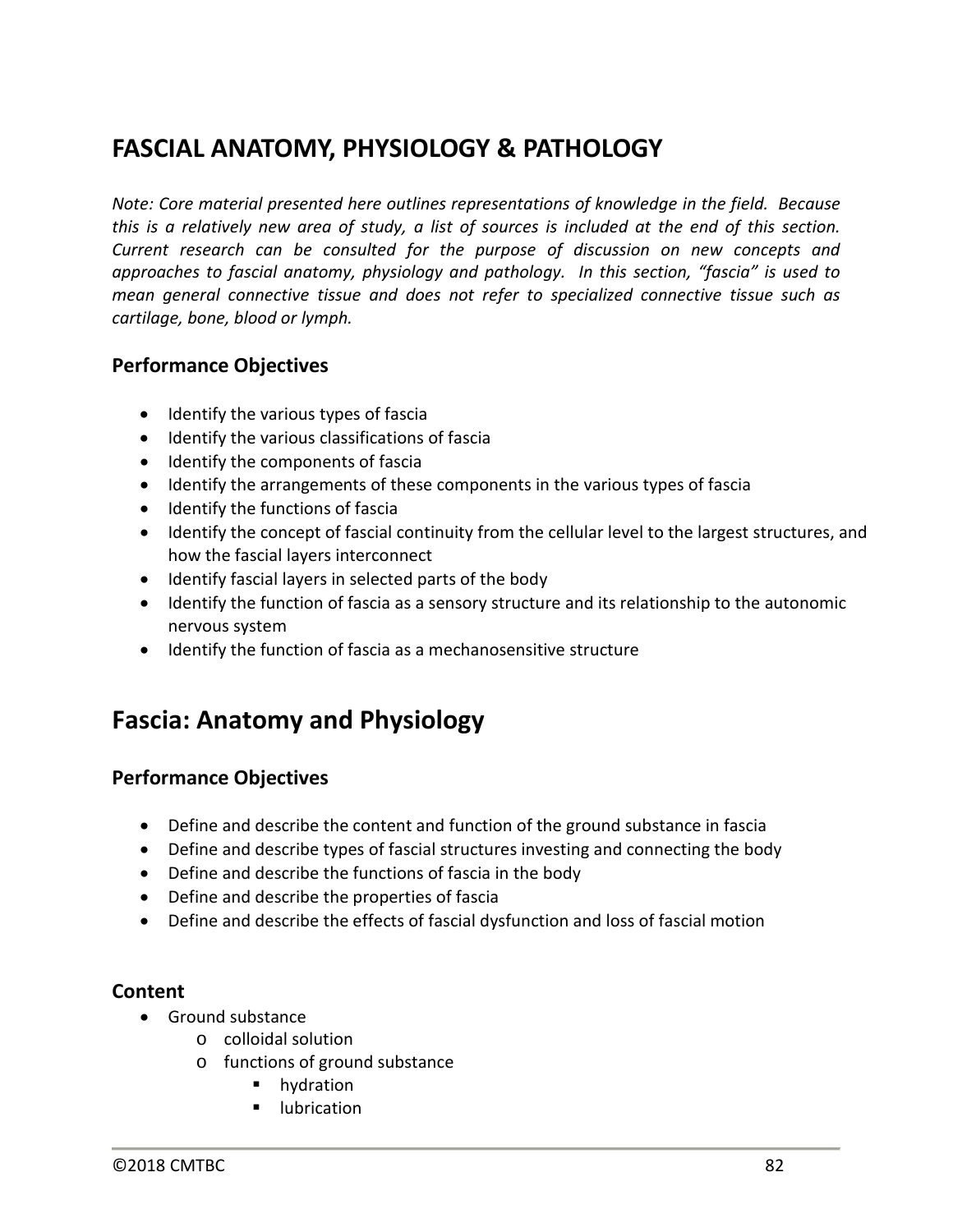# FASCIAL ANATOMY, PHYSIOLOGY & PATHOLOGY

*Note: Core material presented here outlines representations of knowledge in the field. Because this is a relatively new area of study, a list of sources is included at the end of this section. Current research can be consulted for the purpose of discussion on new concepts and approaches to fascial anatomy, physiology and pathology. In this section, "fascia" is used to mean general connective tissue and does not refer to specialized connective tissue such as cartilage, bone, blood or lymph.*

### Performance Objectives

- Identify the various types of fascia
- Identify the various classifications of fascia
- Identify the components of fascia
- Identify the arrangements of these components in the various types of fascia
- Identify the functions of fascia
- Identify the concept of fascial continuity from the cellular level to the largest structures, and how the fascial layers interconnect
- Identify fascial layers in selected parts of the body
- Identify the function of fascia as a sensory structure and its relationship to the autonomic nervous system
- Identify the function of fascia as a mechanosensitive structure

## Fascia: Anatomy and Physiology

### Performance Objectives

- Define and describe the content and function of the ground substance in fascia
- Define and describe types of fascial structures investing and connecting the body
- Define and describe the functions of fascia in the body
- Define and describe the properties of fascia
- Define and describe the effects of fascial dysfunction and loss of fascial motion

### Content

- Ground substance
  - colloidal solution
  - functions of ground substance
    - hydration
    - lubrication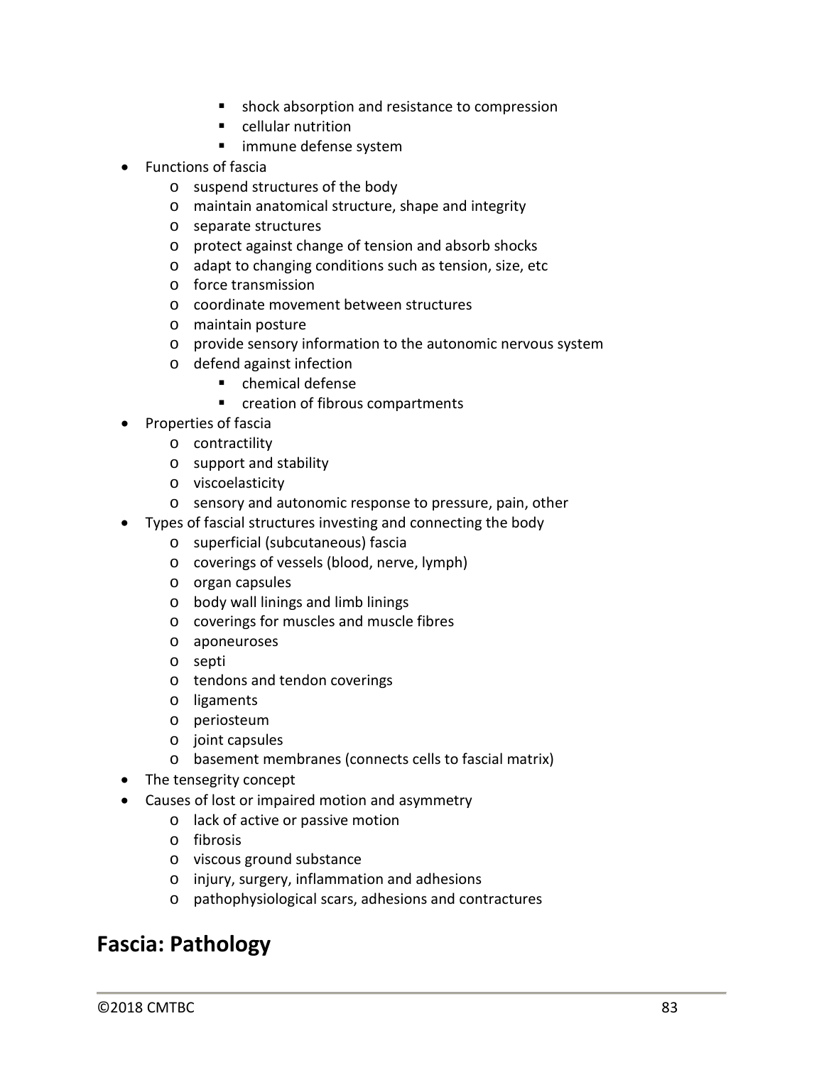- shock absorption and resistance to compression
        - cellular nutrition
        - immune defense system
- Functions of fascia
    - suspend structures of the body
    - maintain anatomical structure, shape and integrity
    - separate structures
    - protect against change of tension and absorb shocks
    - adapt to changing conditions such as tension, size, etc
    - force transmission
    - coordinate movement between structures
    - maintain posture
    - provide sensory information to the autonomic nervous system
    - defend against infection
        - chemical defense
        - creation of fibrous compartments
- Properties of fascia
    - contractility
    - support and stability
    - viscoelasticity
    - sensory and autonomic response to pressure, pain, other
- Types of fascial structures investing and connecting the body
    - superficial (subcutaneous) fascia
    - coverings of vessels (blood, nerve, lymph)
    - organ capsules
    - body wall linings and limb linings
    - coverings for muscles and muscle fibres
    - aponeuroses
    - septi
    - tendons and tendon coverings
    - ligaments
    - periosteum
    - joint capsules
    - basement membranes (connects cells to fascial matrix)
- The tensegrity concept
- Causes of lost or impaired motion and asymmetry
    - lack of active or passive motion
    - fibrosis
    - viscous ground substance
    - injury, surgery, inflammation and adhesions
    - pathophysiological scars, adhesions and contractures

## Fascia: Pathology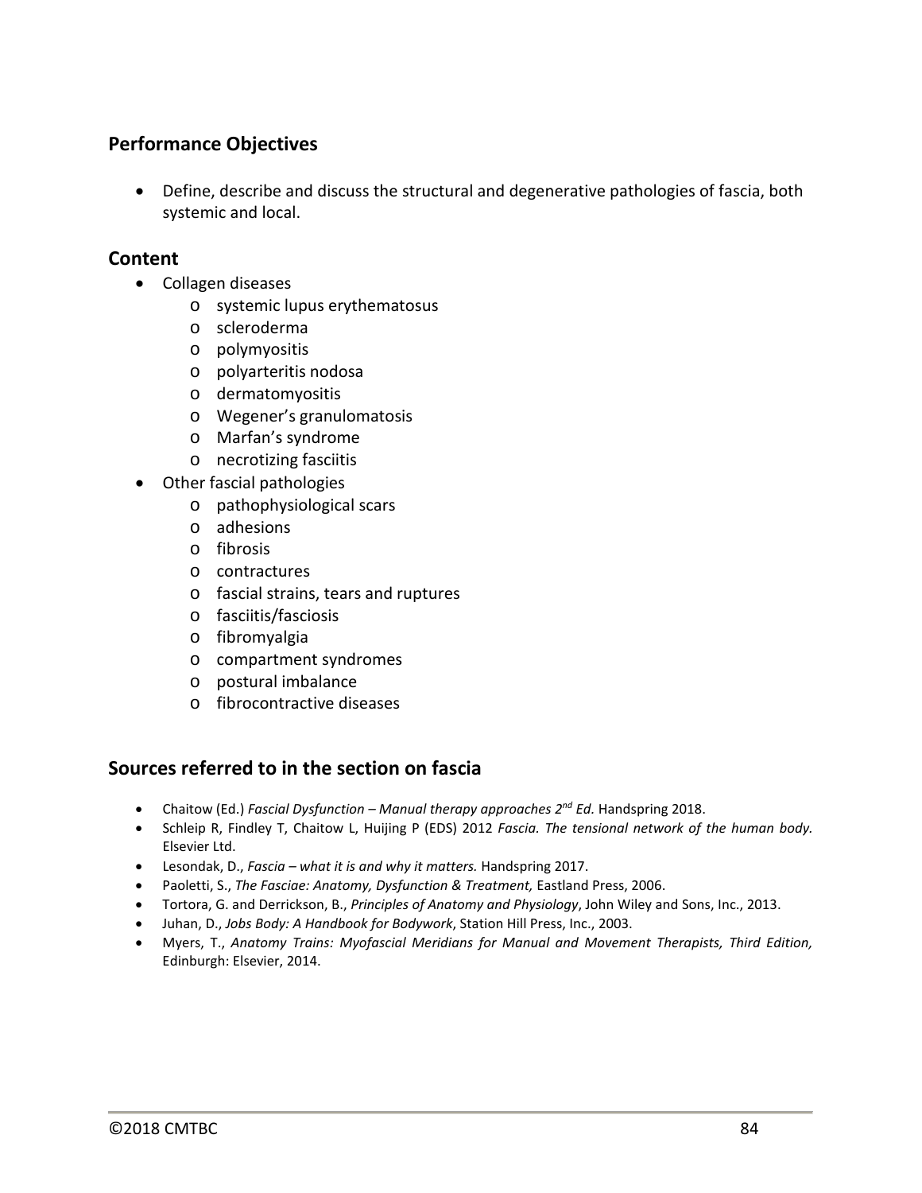## Performance Objectives

- Define, describe and discuss the structural and degenerative pathologies of fascia, both systemic and local.

## Content

- Collagen diseases
  - systemic lupus erythematosus
  - scleroderma
  - polymyositis
  - polyarteritis nodosa
  - dermatomyositis
  - Wegener's granulomatosis
  - Marfan's syndrome
  - necrotizing fasciitis
- Other fascial pathologies
  - pathophysiological scars
  - adhesions
  - fibrosis
  - contractures
  - fascial strains, tears and ruptures
  - fasciitis/fasciosis
  - fibromyalgia
  - compartment syndromes
  - postural imbalance
  - fibrocontractive diseases

## Sources referred to in the section on fascia

- Chaitow (Ed.) *Fascial Dysfunction – Manual therapy approaches 2nd Ed.* Handspring 2018.
- Schleip R, Findley T, Chaitow L, Huijing P (EDS) 2012 *Fascia. The tensional network of the human body.* Elsevier Ltd.
- Lesondak, D., *Fascia – what it is and why it matters.* Handspring 2017.
- Paoletti, S., *The Fasciae: Anatomy, Dysfunction & Treatment,* Eastland Press, 2006.
- Tortora, G. and Derrickson, B., *Principles of Anatomy and Physiology*, John Wiley and Sons, Inc., 2013.
- Juhan, D., *Jobs Body: A Handbook for Bodywork*, Station Hill Press, Inc., 2003.
- Myers, T., *Anatomy Trains: Myofascial Meridians for Manual and Movement Therapists, Third Edition,* Edinburgh: Elsevier, 2014.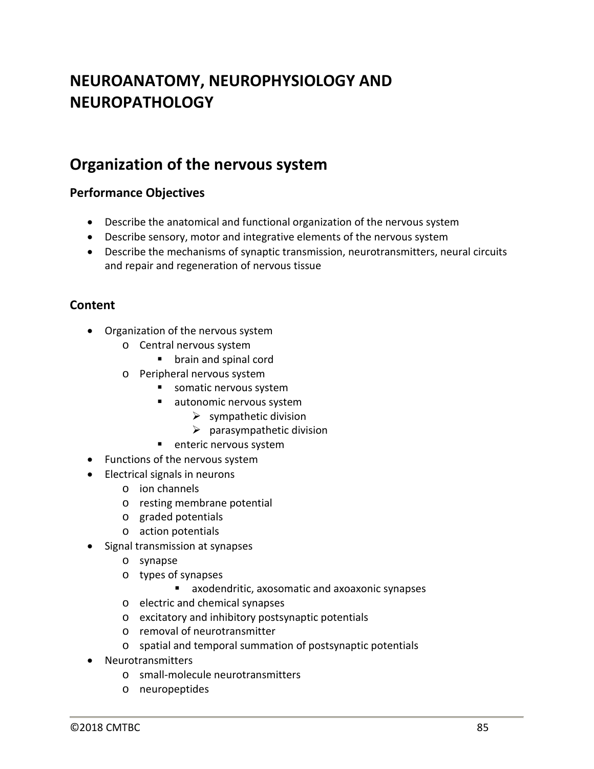# NEUROANATOMY, NEUROPHYSIOLOGY AND NEUROPATHOLOGY

## Organization of the nervous system

### Performance Objectives

- Describe the anatomical and functional organization of the nervous system
- Describe sensory, motor and integrative elements of the nervous system
- Describe the mechanisms of synaptic transmission, neurotransmitters, neural circuits and repair and regeneration of nervous tissue

### Content

- Organization of the nervous system
  - Central nervous system
    - brain and spinal cord
  - Peripheral nervous system
    - somatic nervous system
    - autonomic nervous system
      - sympathetic division
      - parasympathetic division
    - enteric nervous system
- Functions of the nervous system
- Electrical signals in neurons
  - ion channels
  - resting membrane potential
  - graded potentials
  - action potentials
- Signal transmission at synapses
  - synapse
  - types of synapses
    - axodendritic, axosomatic and axoaxonic synapses
  - electric and chemical synapses
  - excitatory and inhibitory postsynaptic potentials
  - removal of neurotransmitter
  - spatial and temporal summation of postsynaptic potentials
- Neurotransmitters
  - small-molecule neurotransmitters
  - neuropeptides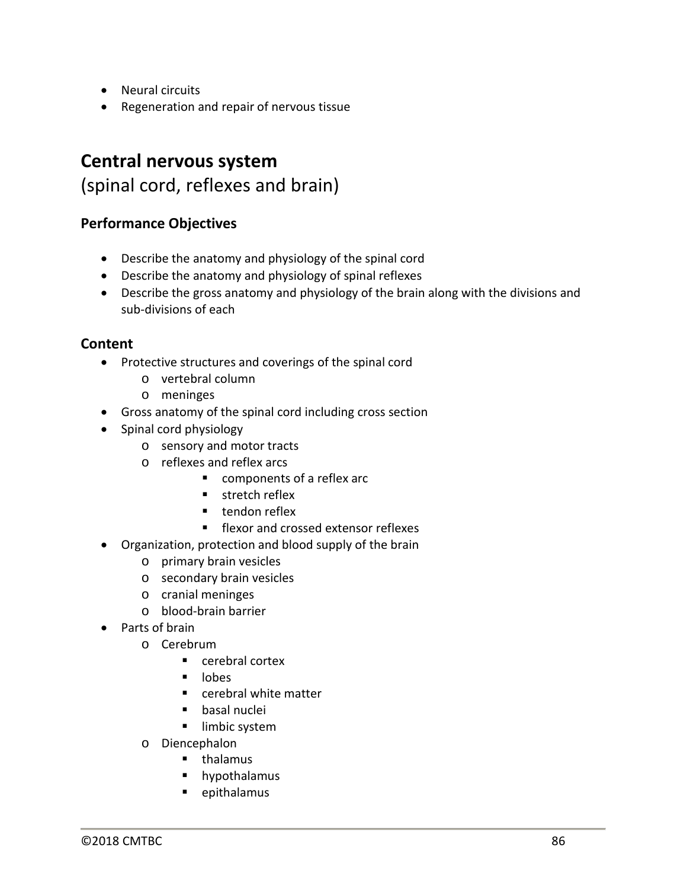- Neural circuits
- Regeneration and repair of nervous tissue

## Central nervous system

(spinal cord, reflexes and brain)

### Performance Objectives

- Describe the anatomy and physiology of the spinal cord
- Describe the anatomy and physiology of spinal reflexes
- Describe the gross anatomy and physiology of the brain along with the divisions and sub-divisions of each

### Content

- Protective structures and coverings of the spinal cord
  - vertebral column
  - meninges
- Gross anatomy of the spinal cord including cross section
- Spinal cord physiology
  - sensory and motor tracts
  - reflexes and reflex arcs
    - components of a reflex arc
    - stretch reflex
    - tendon reflex
    - flexor and crossed extensor reflexes
- Organization, protection and blood supply of the brain
  - primary brain vesicles
  - secondary brain vesicles
  - cranial meninges
  - blood-brain barrier
- Parts of brain
  - Cerebrum
    - cerebral cortex
    - lobes
    - cerebral white matter
    - basal nuclei
    - limbic system
  - Diencephalon
    - thalamus
    - hypothalamus
    - epithalamus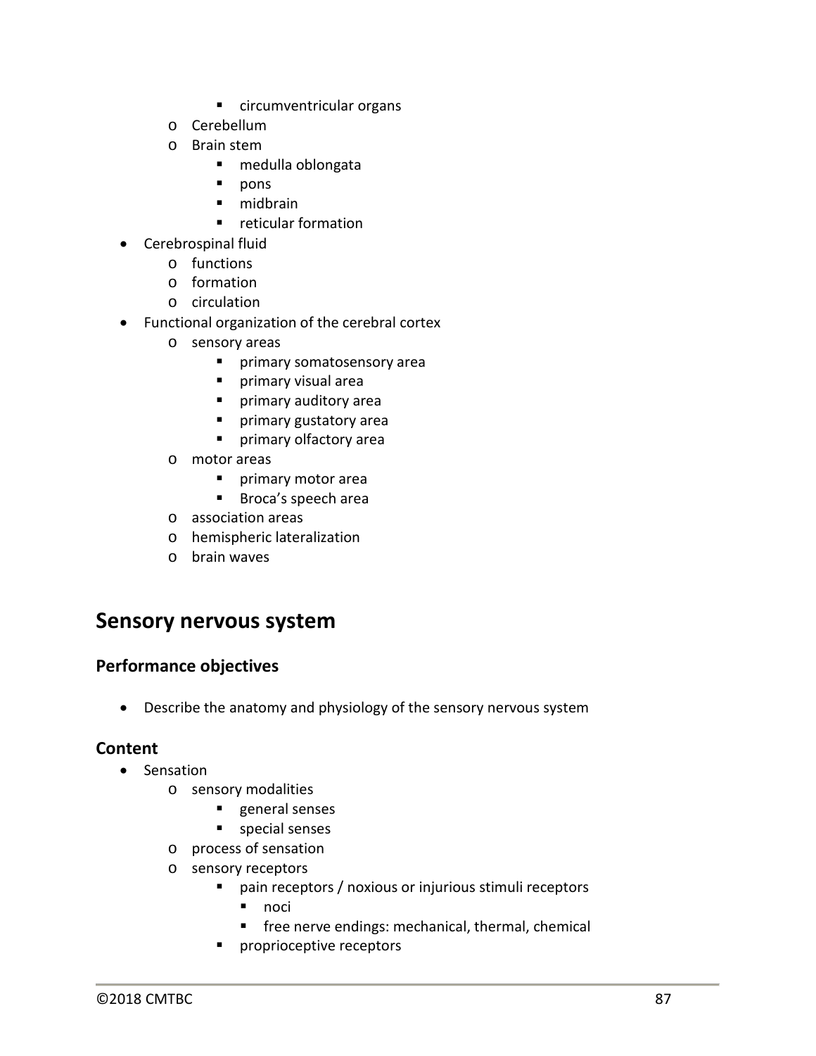- circumventricular organs
    - Cerebellum
    - Brain stem
        - medulla oblongata
        - pons
        - midbrain
        - reticular formation
- Cerebrospinal fluid
    - functions
    - formation
    - circulation
- Functional organization of the cerebral cortex
    - sensory areas
        - primary somatosensory area
        - primary visual area
        - primary auditory area
        - primary gustatory area
        - primary olfactory area
    - motor areas
        - primary motor area
        - Broca's speech area
    - association areas
    - hemispheric lateralization
    - brain waves

## Sensory nervous system

### Performance objectives

- Describe the anatomy and physiology of the sensory nervous system

### Content

- Sensation
    - sensory modalities
        - general senses
        - special senses
    - process of sensation
    - sensory receptors
        - pain receptors / noxious or injurious stimuli receptors
            - noci
            - free nerve endings: mechanical, thermal, chemical
        - proprioceptive receptors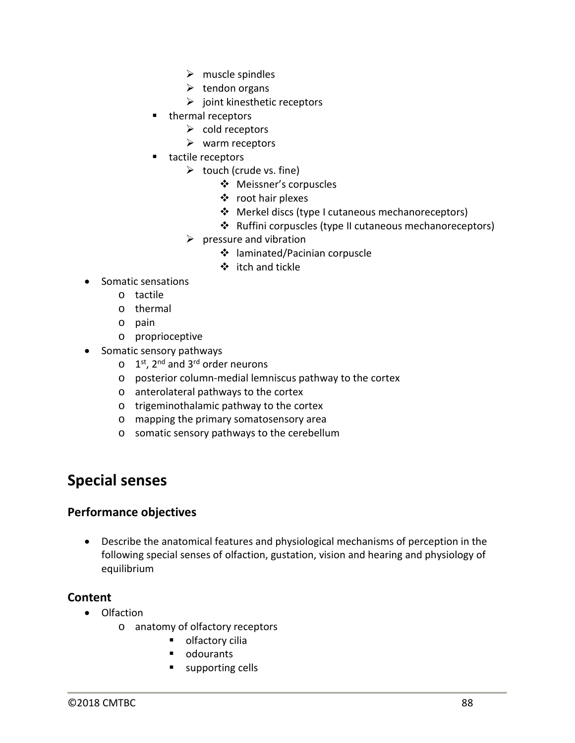- muscle spindles
        - tendon organs
        - joint kinesthetic receptors
      - thermal receptors
        - cold receptors
        - warm receptors
      - tactile receptors
        - touch (crude vs. fine)
          - Meissner's corpuscles
          - root hair plexes
          - Merkel discs (type I cutaneous mechanoreceptors)
          - Ruffini corpuscles (type II cutaneous mechanoreceptors)
        - pressure and vibration
          - laminated/Pacinian corpuscle
          - itch and tickle

- Somatic sensations
  - tactile
  - thermal
  - pain
  - proprioceptive
- Somatic sensory pathways
  - 1st, 2nd and 3rd order neurons
  - posterior column-medial lemniscus pathway to the cortex
  - anterolateral pathways to the cortex
  - trigeminothalamic pathway to the cortex
  - mapping the primary somatosensory area
  - somatic sensory pathways to the cerebellum

## Special senses

### Performance objectives

- Describe the anatomical features and physiological mechanisms of perception in the following special senses of olfaction, gustation, vision and hearing and physiology of equilibrium

### Content

- Olfaction
  - anatomy of olfactory receptors
    - olfactory cilia
    - odourants
    - supporting cells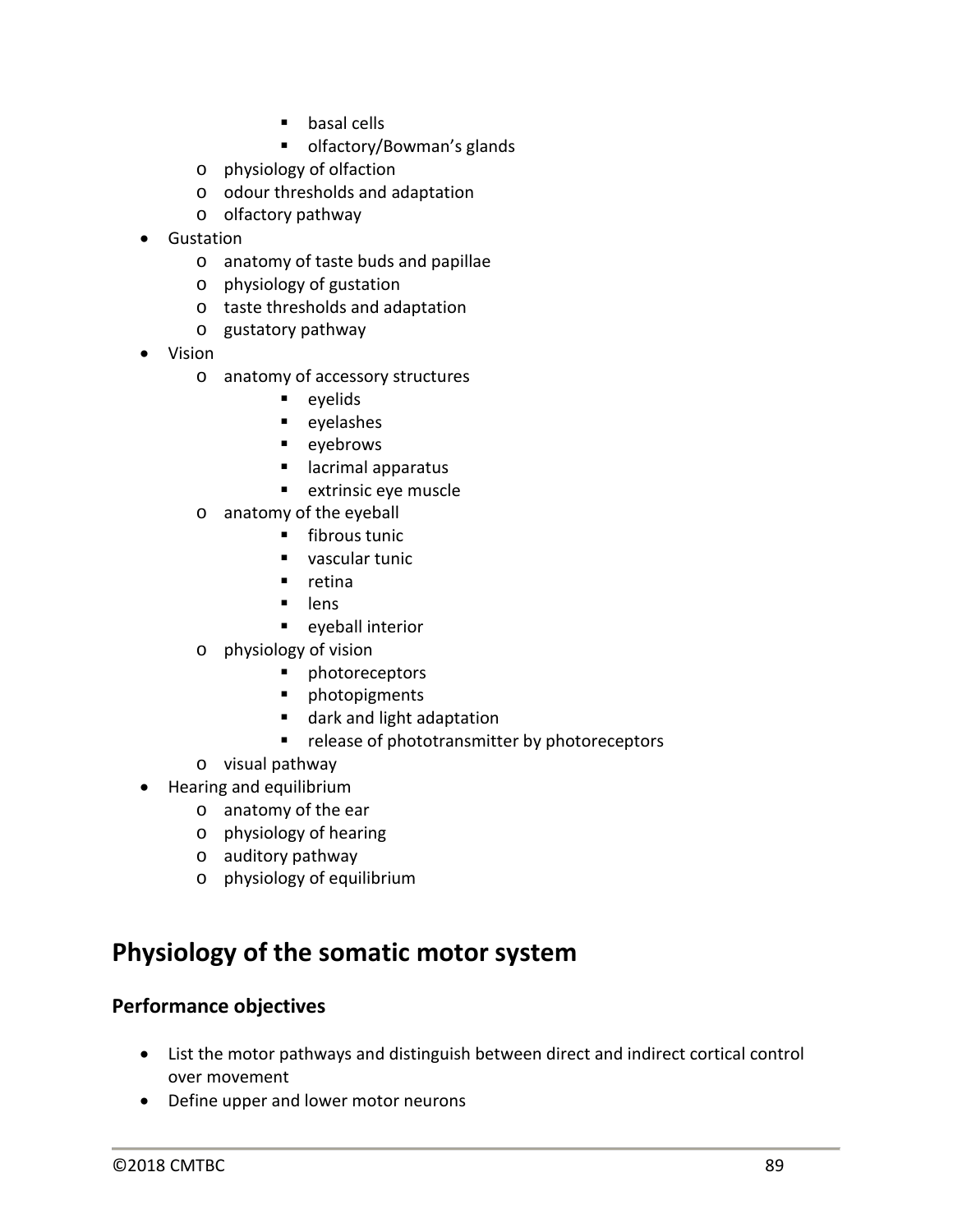- basal cells
        - olfactory/Bowman's glands
    - physiology of olfaction
    - odour thresholds and adaptation
    - olfactory pathway
- Gustation
    - anatomy of taste buds and papillae
    - physiology of gustation
    - taste thresholds and adaptation
    - gustatory pathway
- Vision
    - anatomy of accessory structures
        - eyelids
        - eyelashes
        - eyebrows
        - lacrimal apparatus
        - extrinsic eye muscle
    - anatomy of the eyeball
        - fibrous tunic
        - vascular tunic
        - retina
        - lens
        - eyeball interior
    - physiology of vision
        - photoreceptors
        - photopigments
        - dark and light adaptation
        - release of phototransmitter by photoreceptors
    - visual pathway
- Hearing and equilibrium
    - anatomy of the ear
    - physiology of hearing
    - auditory pathway
    - physiology of equilibrium

## Physiology of the somatic motor system

### Performance objectives

- List the motor pathways and distinguish between direct and indirect cortical control over movement
- Define upper and lower motor neurons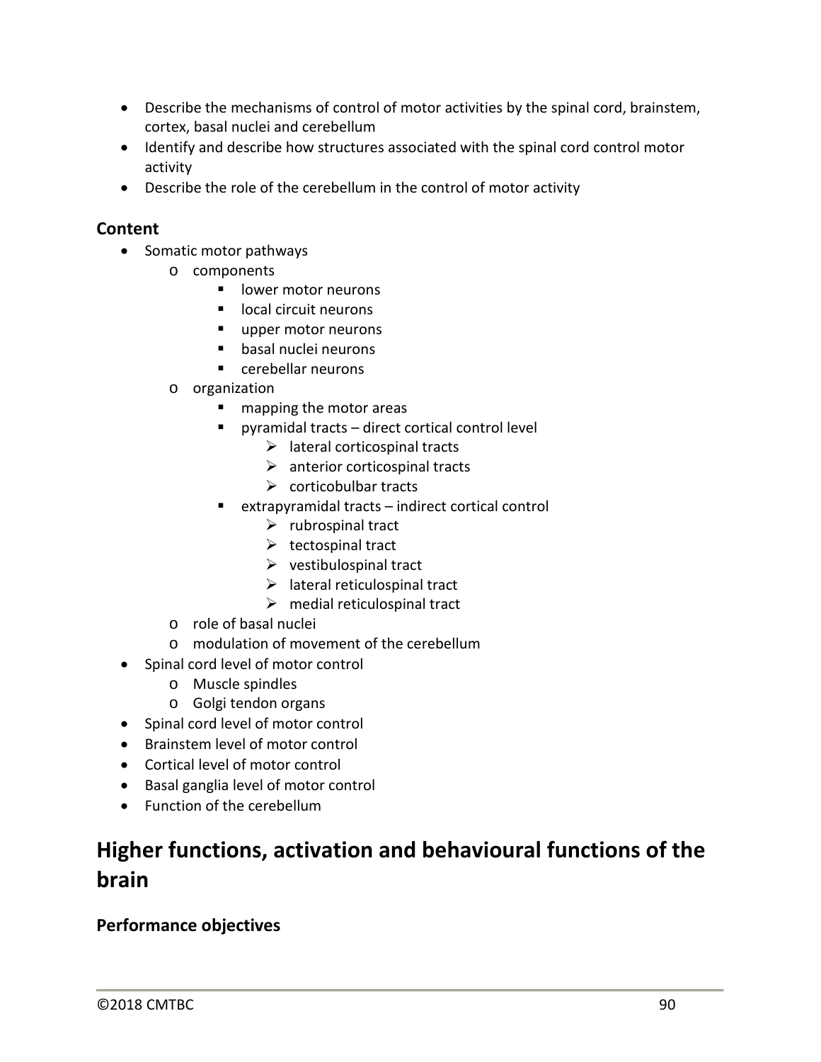- Describe the mechanisms of control of motor activities by the spinal cord, brainstem, cortex, basal nuclei and cerebellum
- Identify and describe how structures associated with the spinal cord control motor activity
- Describe the role of the cerebellum in the control of motor activity

### Content

- Somatic motor pathways
  - components
    - lower motor neurons
    - local circuit neurons
    - upper motor neurons
    - basal nuclei neurons
    - cerebellar neurons
  - organization
    - mapping the motor areas
    - pyramidal tracts – direct cortical control level
      - lateral corticospinal tracts
      - anterior corticospinal tracts
      - corticobulbar tracts
    - extrapyramidal tracts – indirect cortical control
      - rubrospinal tract
      - tectospinal tract
      - vestibulospinal tract
      - lateral reticulospinal tract
      - medial reticulospinal tract
  - role of basal nuclei
  - modulation of movement of the cerebellum
- Spinal cord level of motor control
  - Muscle spindles
  - Golgi tendon organs
- Spinal cord level of motor control
- Brainstem level of motor control
- Cortical level of motor control
- Basal ganglia level of motor control
- Function of the cerebellum

## Higher functions, activation and behavioural functions of the brain

### Performance objectives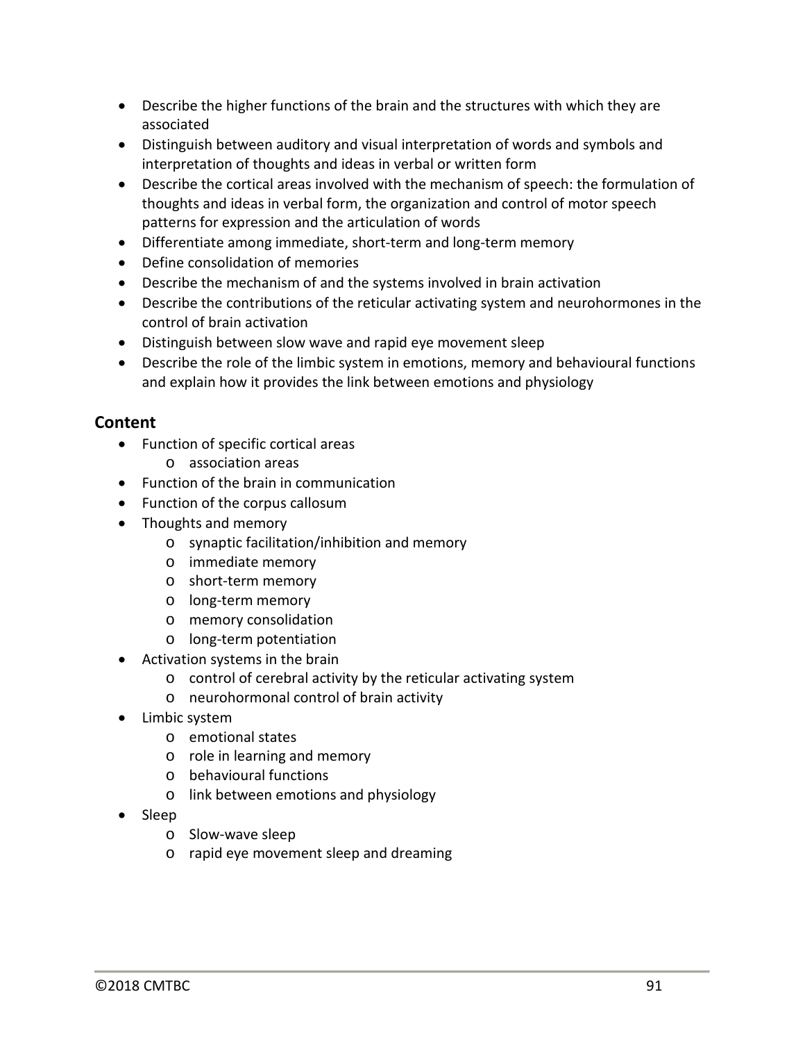- Describe the higher functions of the brain and the structures with which they are associated
- Distinguish between auditory and visual interpretation of words and symbols and interpretation of thoughts and ideas in verbal or written form
- Describe the cortical areas involved with the mechanism of speech: the formulation of thoughts and ideas in verbal form, the organization and control of motor speech patterns for expression and the articulation of words
- Differentiate among immediate, short-term and long-term memory
- Define consolidation of memories
- Describe the mechanism of and the systems involved in brain activation
- Describe the contributions of the reticular activating system and neurohormones in the control of brain activation
- Distinguish between slow wave and rapid eye movement sleep
- Describe the role of the limbic system in emotions, memory and behavioural functions and explain how it provides the link between emotions and physiology

## Content

- Function of specific cortical areas
  - association areas
- Function of the brain in communication
- Function of the corpus callosum
- Thoughts and memory
  - synaptic facilitation/inhibition and memory
  - immediate memory
  - short-term memory
  - long-term memory
  - memory consolidation
  - long-term potentiation
- Activation systems in the brain
  - control of cerebral activity by the reticular activating system
  - neurohormonal control of brain activity
- Limbic system
  - emotional states
  - role in learning and memory
  - behavioural functions
  - link between emotions and physiology
- Sleep
  - Slow-wave sleep
  - rapid eye movement sleep and dreaming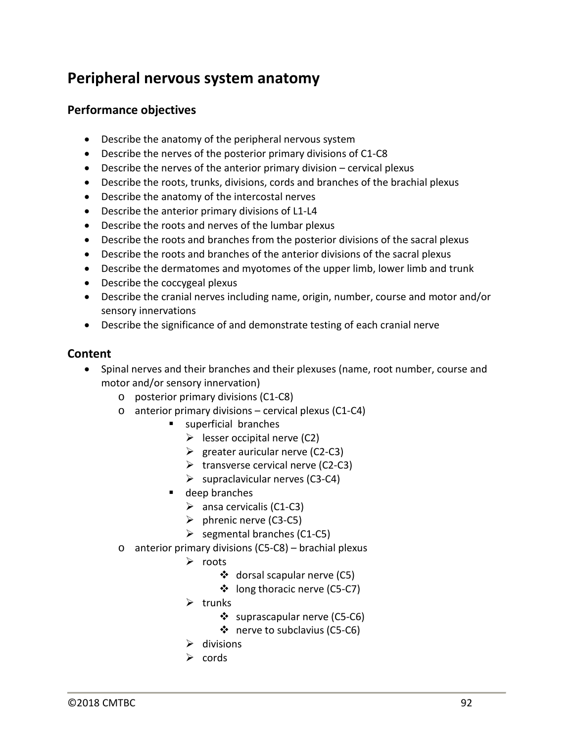## Peripheral nervous system anatomy

### Performance objectives

- Describe the anatomy of the peripheral nervous system
- Describe the nerves of the posterior primary divisions of C1-C8
- Describe the nerves of the anterior primary division – cervical plexus
- Describe the roots, trunks, divisions, cords and branches of the brachial plexus
- Describe the anatomy of the intercostal nerves
- Describe the anterior primary divisions of L1-L4
- Describe the roots and nerves of the lumbar plexus
- Describe the roots and branches from the posterior divisions of the sacral plexus
- Describe the roots and branches of the anterior divisions of the sacral plexus
- Describe the dermatomes and myotomes of the upper limb, lower limb and trunk
- Describe the coccygeal plexus
- Describe the cranial nerves including name, origin, number, course and motor and/or sensory innervations
- Describe the significance of and demonstrate testing of each cranial nerve

### Content

- Spinal nerves and their branches and their plexuses (name, root number, course and motor and/or sensory innervation)
  - posterior primary divisions (C1-C8)
  - anterior primary divisions – cervical plexus (C1-C4)
    - superficial branches
      - lesser occipital nerve (C2)
      - greater auricular nerve (C2-C3)
      - transverse cervical nerve (C2-C3)
      - supraclavicular nerves (C3-C4)
    - deep branches
      - ansa cervicalis (C1-C3)
      - phrenic nerve (C3-C5)
      - segmental branches (C1-C5)
  - anterior primary divisions (C5-C8) – brachial plexus
    - roots
      - dorsal scapular nerve (C5)
      - long thoracic nerve (C5-C7)
    - trunks
      - suprascapular nerve (C5-C6)
      - nerve to subclavius (C5-C6)
    - divisions
    - cords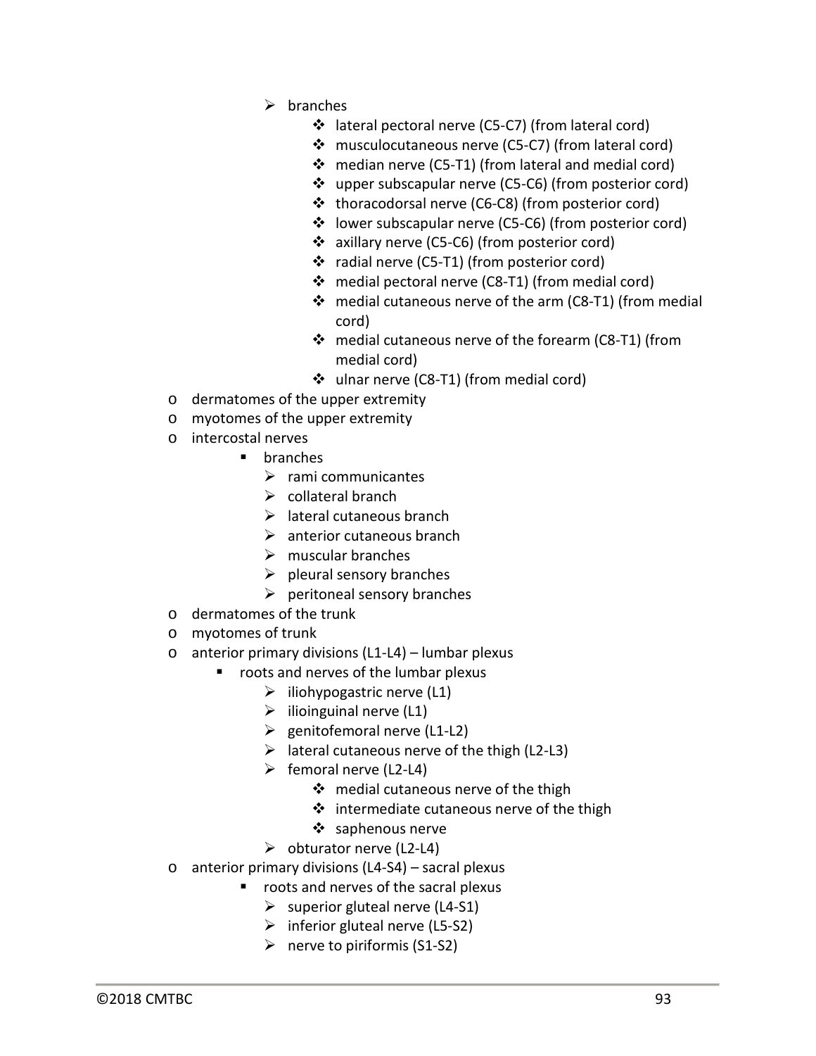- branches
  - lateral pectoral nerve (C5-C7) (from lateral cord)
  - musculocutaneous nerve (C5-C7) (from lateral cord)
  - median nerve (C5-T1) (from lateral and medial cord)
  - upper subscapular nerve (C5-C6) (from posterior cord)
  - thoracodorsal nerve (C6-C8) (from posterior cord)
  - lower subscapular nerve (C5-C6) (from posterior cord)
  - axillary nerve (C5-C6) (from posterior cord)
  - radial nerve (C5-T1) (from posterior cord)
  - medial pectoral nerve (C8-T1) (from medial cord)
  - medial cutaneous nerve of the arm (C8-T1) (from medial cord)
  - medial cutaneous nerve of the forearm (C8-T1) (from medial cord)
  - ulnar nerve (C8-T1) (from medial cord)

- dermatomes of the upper extremity
- myotomes of the upper extremity
- intercostal nerves
  - branches
    - rami communicantes
    - collateral branch
    - lateral cutaneous branch
    - anterior cutaneous branch
    - muscular branches
    - pleural sensory branches
    - peritoneal sensory branches
- dermatomes of the trunk
- myotomes of trunk
- anterior primary divisions (L1-L4) – lumbar plexus
  - roots and nerves of the lumbar plexus
    - iliohypogastric nerve (L1)
    - ilioinguinal nerve (L1)
    - genitofemoral nerve (L1-L2)
    - lateral cutaneous nerve of the thigh (L2-L3)
    - femoral nerve (L2-L4)
      - medial cutaneous nerve of the thigh
      - intermediate cutaneous nerve of the thigh
      - saphenous nerve
    - obturator nerve (L2-L4)
- anterior primary divisions (L4-S4) – sacral plexus
  - roots and nerves of the sacral plexus
    - superior gluteal nerve (L4-S1)
    - inferior gluteal nerve (L5-S2)
    - nerve to piriformis (S1-S2)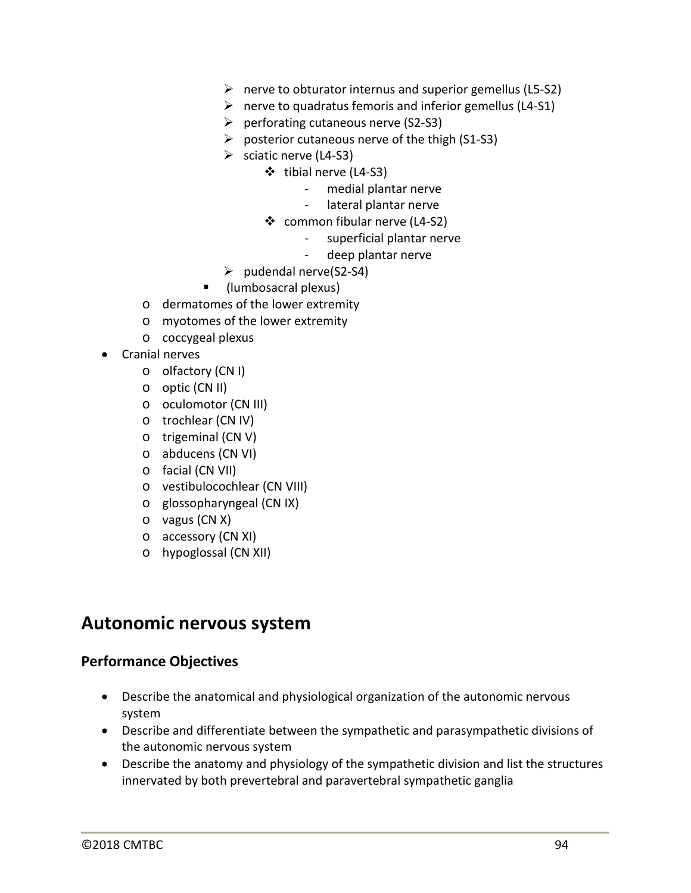- nerve to obturator internus and superior gemellus (L5-S2)
- nerve to quadratus femoris and inferior gemellus (L4-S1)
- perforating cutaneous nerve (S2-S3)
- posterior cutaneous nerve of the thigh (S1-S3)
- sciatic nerve (L4-S3)
  - tibial nerve (L4-S3)
    - medial plantar nerve
    - lateral plantar nerve
  - common fibular nerve (L4-S2)
    - superficial plantar nerve
    - deep plantar nerve
- pudendal nerve(S2-S4)

- (lumbosacral plexus)

- dermatomes of the lower extremity
- myotomes of the lower extremity
- coccygeal plexus

- Cranial nerves
  - olfactory (CN I)
  - optic (CN II)
  - oculomotor (CN III)
  - trochlear (CN IV)
  - trigeminal (CN V)
  - abducens (CN VI)
  - facial (CN VII)
  - vestibulocochlear (CN VIII)
  - glossopharyngeal (CN IX)
  - vagus (CN X)
  - accessory (CN XI)
  - hypoglossal (CN XII)

## Autonomic nervous system

### Performance Objectives

- Describe the anatomical and physiological organization of the autonomic nervous system
- Describe and differentiate between the sympathetic and parasympathetic divisions of the autonomic nervous system
- Describe the anatomy and physiology of the sympathetic division and list the structures innervated by both prevertebral and paravertebral sympathetic ganglia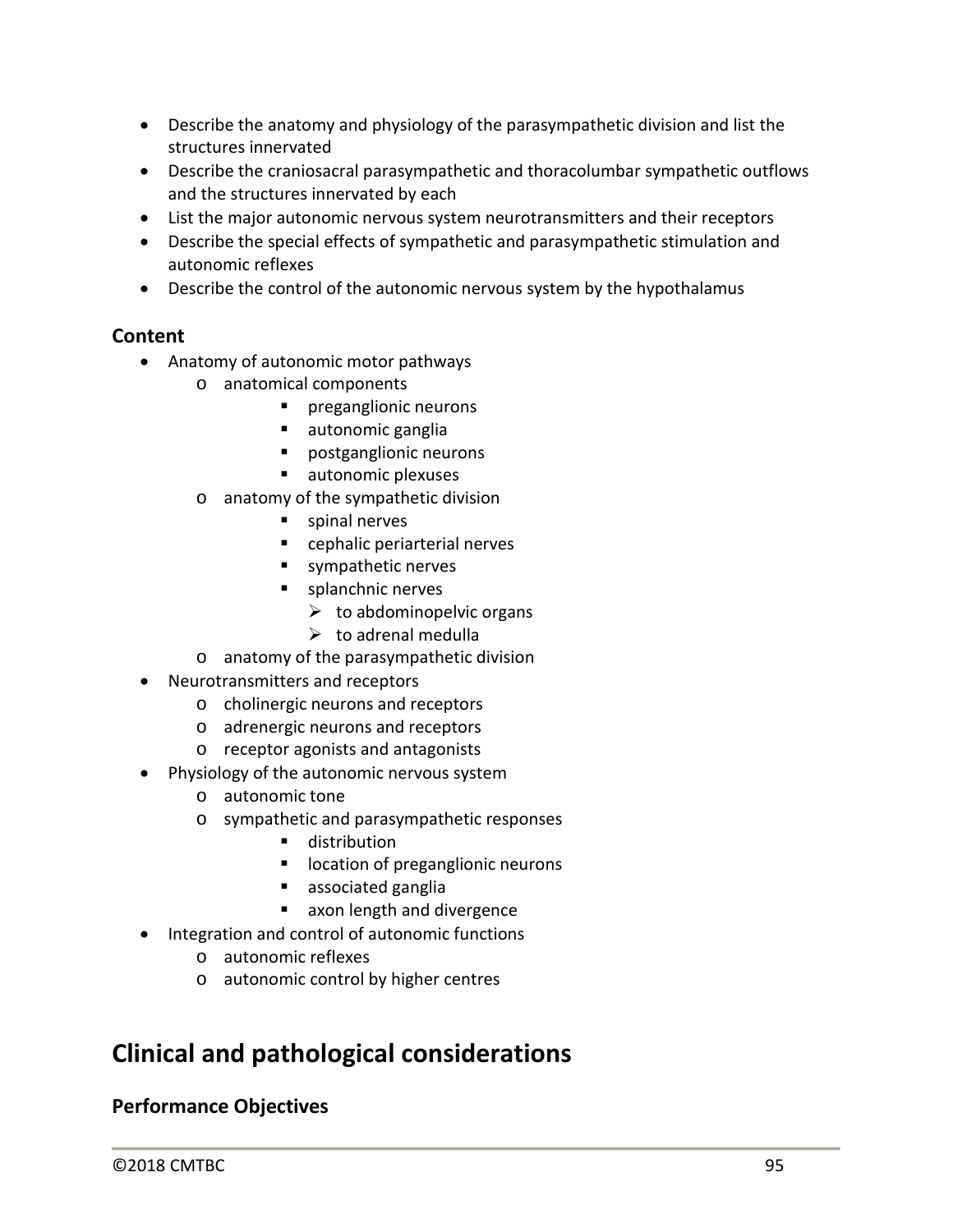- Describe the anatomy and physiology of the parasympathetic division and list the structures innervated
- Describe the craniosacral parasympathetic and thoracolumbar sympathetic outflows and the structures innervated by each
- List the major autonomic nervous system neurotransmitters and their receptors
- Describe the special effects of sympathetic and parasympathetic stimulation and autonomic reflexes
- Describe the control of the autonomic nervous system by the hypothalamus

### Content

- Anatomy of autonomic motor pathways
    - anatomical components
        - preganglionic neurons
        - autonomic ganglia
        - postganglionic neurons
        - autonomic plexuses
    - anatomy of the sympathetic division
        - spinal nerves
        - cephalic periarterial nerves
        - sympathetic nerves
        - splanchnic nerves
            - to abdominopelvic organs
            - to adrenal medulla
    - anatomy of the parasympathetic division
- Neurotransmitters and receptors
    - cholinergic neurons and receptors
    - adrenergic neurons and receptors
    - receptor agonists and antagonists
- Physiology of the autonomic nervous system
    - autonomic tone
    - sympathetic and parasympathetic responses
        - distribution
        - location of preganglionic neurons
        - associated ganglia
        - axon length and divergence
- Integration and control of autonomic functions
    - autonomic reflexes
    - autonomic control by higher centres

## Clinical and pathological considerations

### Performance Objectives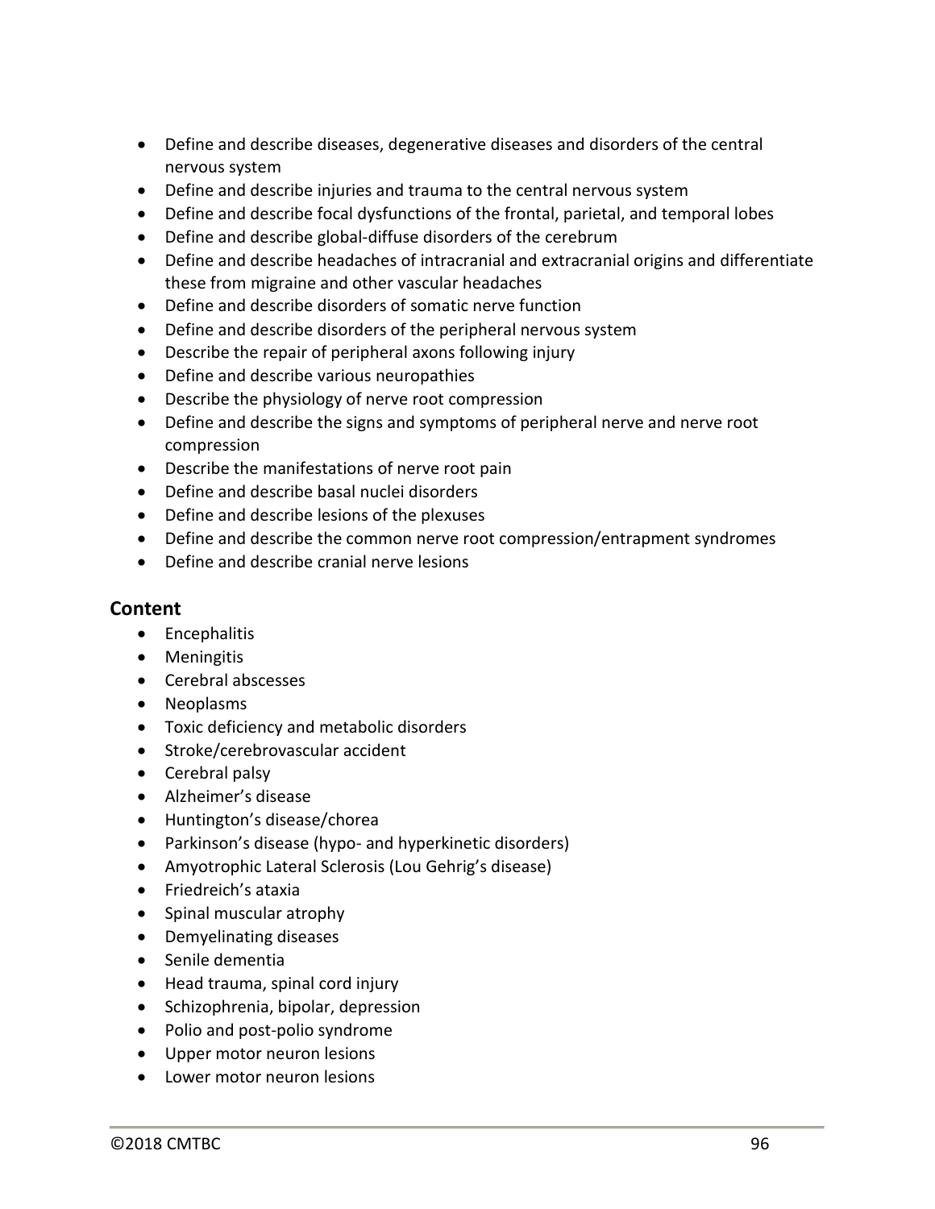- Define and describe diseases, degenerative diseases and disorders of the central nervous system
- Define and describe injuries and trauma to the central nervous system
- Define and describe focal dysfunctions of the frontal, parietal, and temporal lobes
- Define and describe global-diffuse disorders of the cerebrum
- Define and describe headaches of intracranial and extracranial origins and differentiate these from migraine and other vascular headaches
- Define and describe disorders of somatic nerve function
- Define and describe disorders of the peripheral nervous system
- Describe the repair of peripheral axons following injury
- Define and describe various neuropathies
- Describe the physiology of nerve root compression
- Define and describe the signs and symptoms of peripheral nerve and nerve root compression
- Describe the manifestations of nerve root pain
- Define and describe basal nuclei disorders
- Define and describe lesions of the plexuses
- Define and describe the common nerve root compression/entrapment syndromes
- Define and describe cranial nerve lesions

## Content

- Encephalitis
- Meningitis
- Cerebral abscesses
- Neoplasms
- Toxic deficiency and metabolic disorders
- Stroke/cerebrovascular accident
- Cerebral palsy
- Alzheimer's disease
- Huntington's disease/chorea
- Parkinson's disease (hypo- and hyperkinetic disorders)
- Amyotrophic Lateral Sclerosis (Lou Gehrig's disease)
- Friedreich's ataxia
- Spinal muscular atrophy
- Demyelinating diseases
- Senile dementia
- Head trauma, spinal cord injury
- Schizophrenia, bipolar, depression
- Polio and post-polio syndrome
- Upper motor neuron lesions
- Lower motor neuron lesions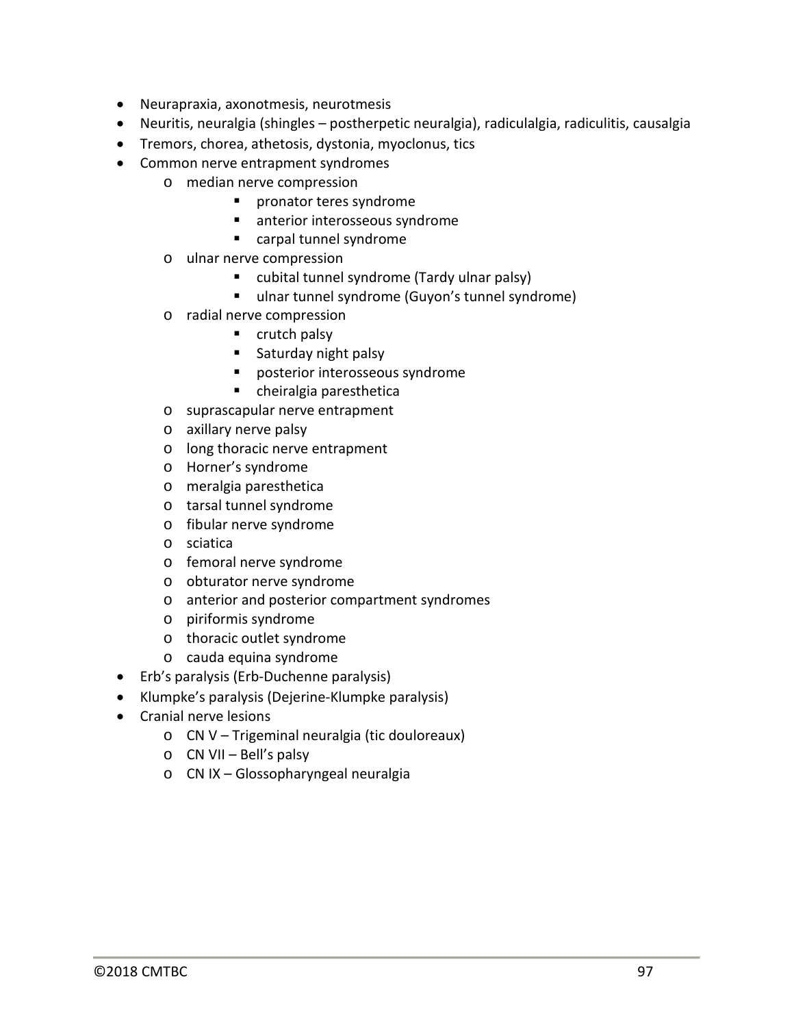- Neurapraxia, axonotmesis, neurotmesis
- Neuritis, neuralgia (shingles – postherpetic neuralgia), radiculalgia, radiculitis, causalgia
- Tremors, chorea, athetosis, dystonia, myoclonus, tics
- Common nerve entrapment syndromes
  - median nerve compression
    - pronator teres syndrome
    - anterior interosseous syndrome
    - carpal tunnel syndrome
  - ulnar nerve compression
    - cubital tunnel syndrome (Tardy ulnar palsy)
    - ulnar tunnel syndrome (Guyon's tunnel syndrome)
  - radial nerve compression
    - crutch palsy
    - Saturday night palsy
    - posterior interosseous syndrome
    - cheiralgia paresthetica
  - suprascapular nerve entrapment
  - axillary nerve palsy
  - long thoracic nerve entrapment
  - Horner's syndrome
  - meralgia paresthetica
  - tarsal tunnel syndrome
  - fibular nerve syndrome
  - sciatica
  - femoral nerve syndrome
  - obturator nerve syndrome
  - anterior and posterior compartment syndromes
  - piriformis syndrome
  - thoracic outlet syndrome
  - cauda equina syndrome
- Erb's paralysis (Erb-Duchenne paralysis)
- Klumpke's paralysis (Dejerine-Klumpke paralysis)
- Cranial nerve lesions
  - CN V – Trigeminal neuralgia (tic douloreaux)
  - CN VII – Bell's palsy
  - CN IX – Glossopharyngeal neuralgia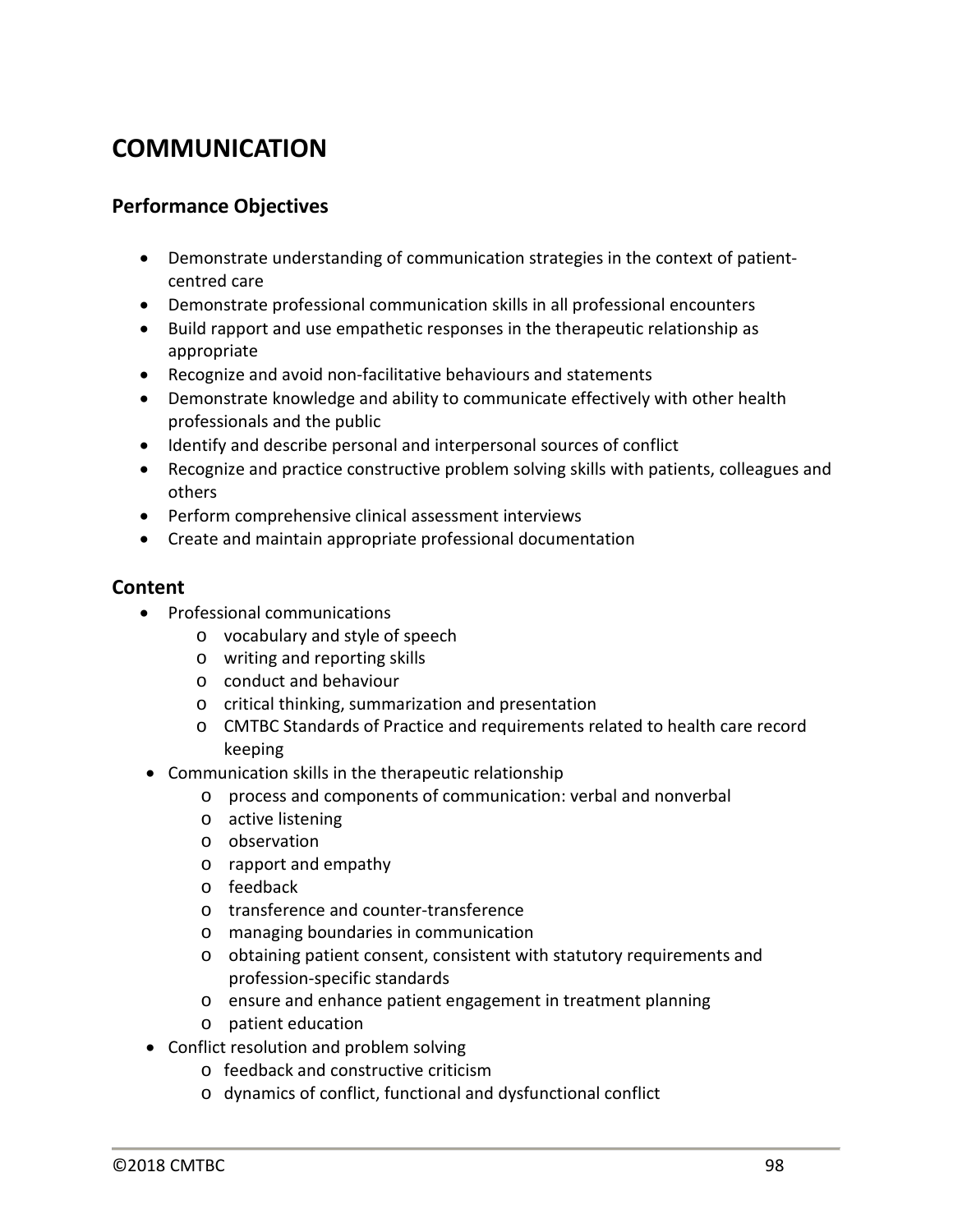## COMMUNICATION

### Performance Objectives

- Demonstrate understanding of communication strategies in the context of patient-centred care
- Demonstrate professional communication skills in all professional encounters
- Build rapport and use empathetic responses in the therapeutic relationship as appropriate
- Recognize and avoid non-facilitative behaviours and statements
- Demonstrate knowledge and ability to communicate effectively with other health professionals and the public
- Identify and describe personal and interpersonal sources of conflict
- Recognize and practice constructive problem solving skills with patients, colleagues and others
- Perform comprehensive clinical assessment interviews
- Create and maintain appropriate professional documentation

### Content

- Professional communications
  - vocabulary and style of speech
  - writing and reporting skills
  - conduct and behaviour
  - critical thinking, summarization and presentation
  - CMTBC Standards of Practice and requirements related to health care record keeping
- Communication skills in the therapeutic relationship
  - process and components of communication: verbal and nonverbal
  - active listening
  - observation
  - rapport and empathy
  - feedback
  - transference and counter-transference
  - managing boundaries in communication
  - obtaining patient consent, consistent with statutory requirements and profession-specific standards
  - ensure and enhance patient engagement in treatment planning
  - patient education
- Conflict resolution and problem solving
  - feedback and constructive criticism
  - dynamics of conflict, functional and dysfunctional conflict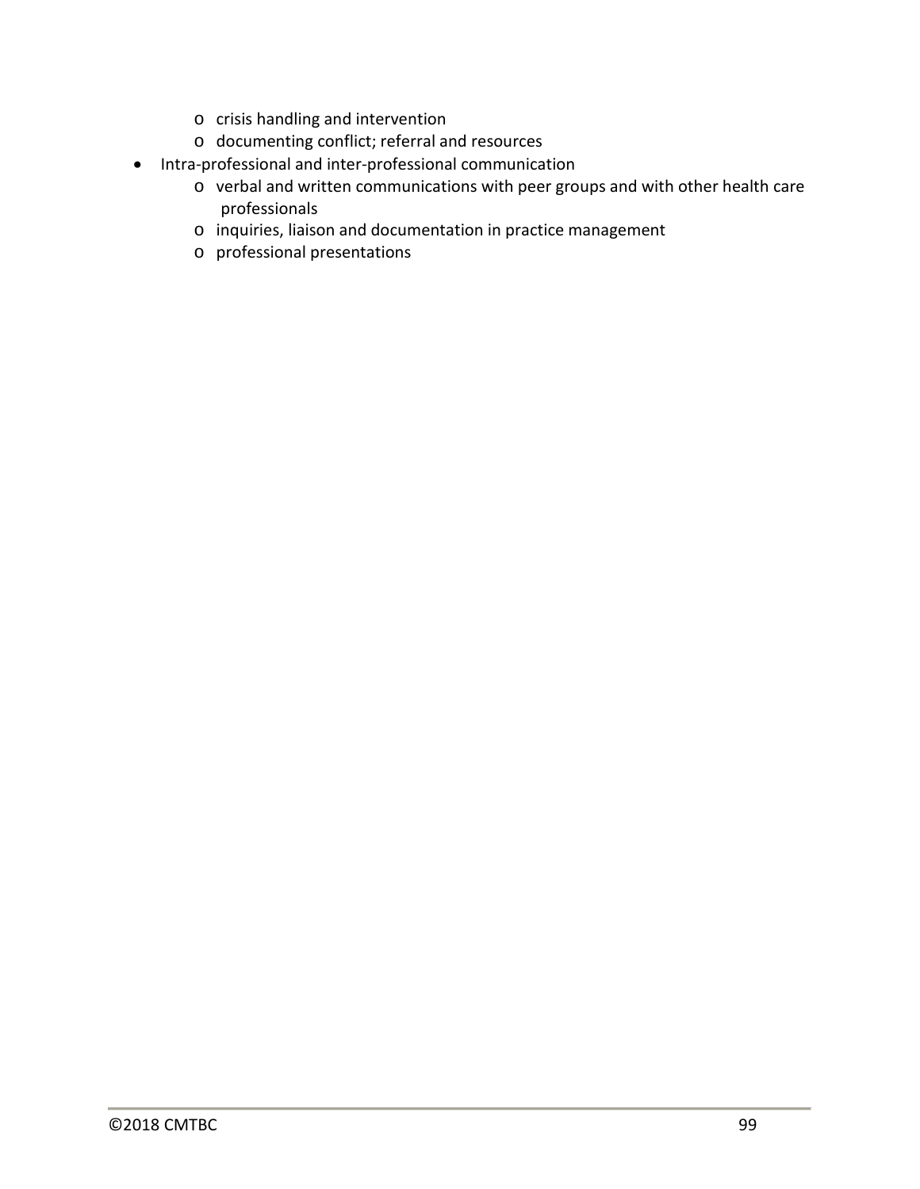- crisis handling and intervention
  - documenting conflict; referral and resources
- Intra-professional and inter-professional communication
  - verbal and written communications with peer groups and with other health care professionals
  - inquiries, liaison and documentation in practice management
  - professional presentations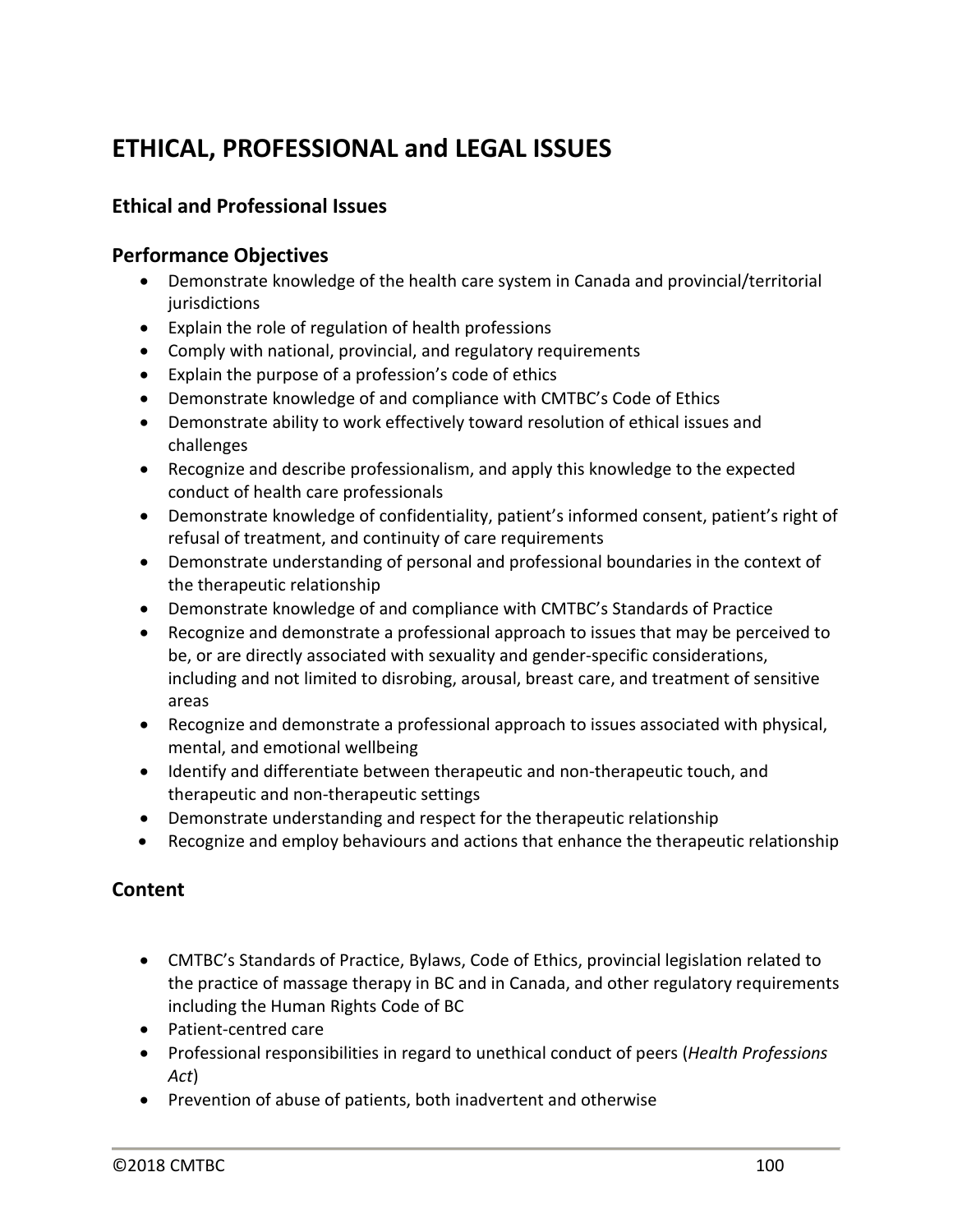# ETHICAL, PROFESSIONAL and LEGAL ISSUES

## Ethical and Professional Issues

## Performance Objectives

- Demonstrate knowledge of the health care system in Canada and provincial/territorial jurisdictions
- Explain the role of regulation of health professions
- Comply with national, provincial, and regulatory requirements
- Explain the purpose of a profession's code of ethics
- Demonstrate knowledge of and compliance with CMTBC's Code of Ethics
- Demonstrate ability to work effectively toward resolution of ethical issues and challenges
- Recognize and describe professionalism, and apply this knowledge to the expected conduct of health care professionals
- Demonstrate knowledge of confidentiality, patient's informed consent, patient's right of refusal of treatment, and continuity of care requirements
- Demonstrate understanding of personal and professional boundaries in the context of the therapeutic relationship
- Demonstrate knowledge of and compliance with CMTBC's Standards of Practice
- Recognize and demonstrate a professional approach to issues that may be perceived to be, or are directly associated with sexuality and gender-specific considerations, including and not limited to disrobing, arousal, breast care, and treatment of sensitive areas
- Recognize and demonstrate a professional approach to issues associated with physical, mental, and emotional wellbeing
- Identify and differentiate between therapeutic and non-therapeutic touch, and therapeutic and non-therapeutic settings
- Demonstrate understanding and respect for the therapeutic relationship
- Recognize and employ behaviours and actions that enhance the therapeutic relationship

## Content

- CMTBC's Standards of Practice, Bylaws, Code of Ethics, provincial legislation related to the practice of massage therapy in BC and in Canada, and other regulatory requirements including the Human Rights Code of BC
- Patient-centred care
- Professional responsibilities in regard to unethical conduct of peers (*Health Professions Act*)
- Prevention of abuse of patients, both inadvertent and otherwise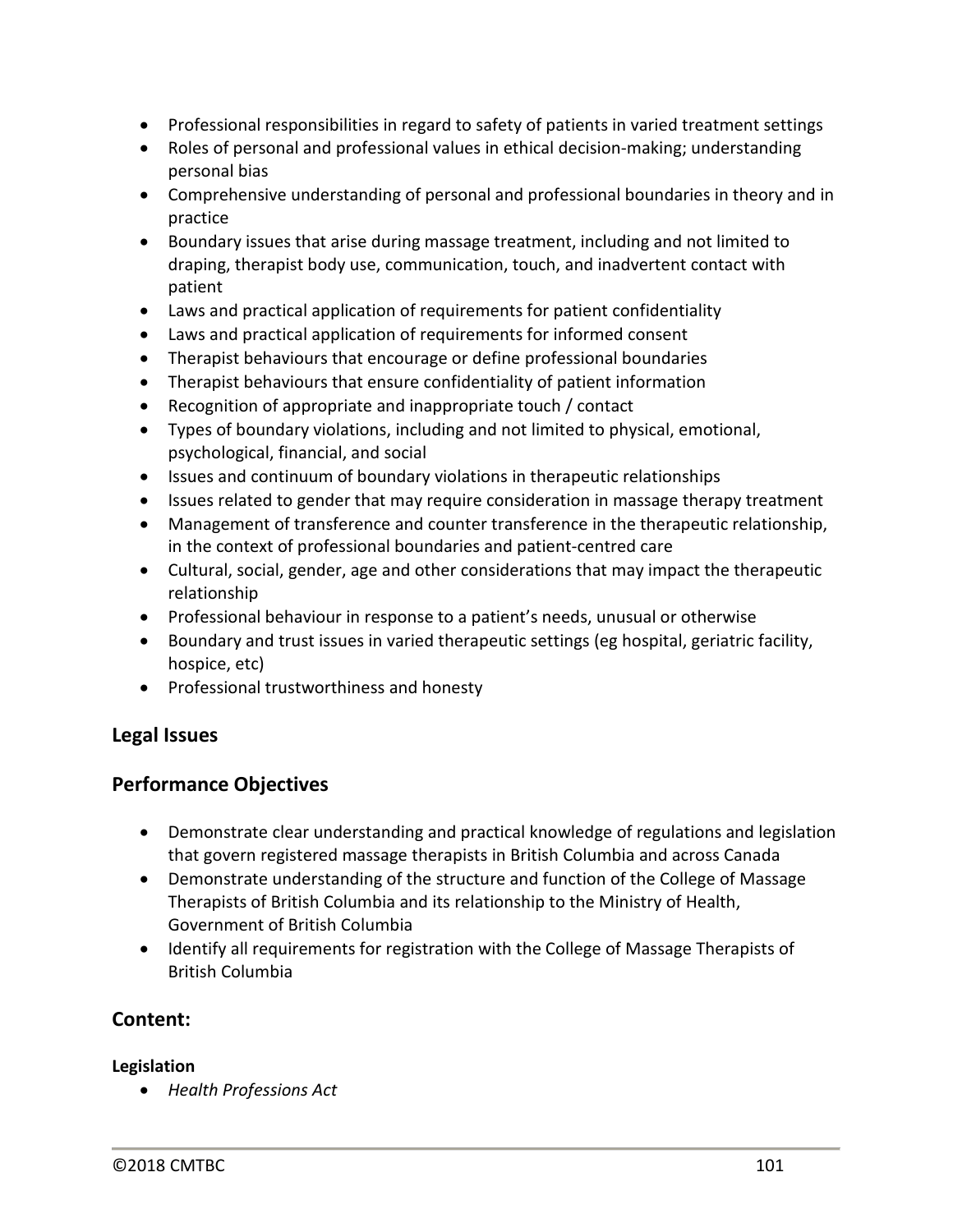- Professional responsibilities in regard to safety of patients in varied treatment settings
- Roles of personal and professional values in ethical decision-making; understanding personal bias
- Comprehensive understanding of personal and professional boundaries in theory and in practice
- Boundary issues that arise during massage treatment, including and not limited to draping, therapist body use, communication, touch, and inadvertent contact with patient
- Laws and practical application of requirements for patient confidentiality
- Laws and practical application of requirements for informed consent
- Therapist behaviours that encourage or define professional boundaries
- Therapist behaviours that ensure confidentiality of patient information
- Recognition of appropriate and inappropriate touch / contact
- Types of boundary violations, including and not limited to physical, emotional, psychological, financial, and social
- Issues and continuum of boundary violations in therapeutic relationships
- Issues related to gender that may require consideration in massage therapy treatment
- Management of transference and counter transference in the therapeutic relationship, in the context of professional boundaries and patient-centred care
- Cultural, social, gender, age and other considerations that may impact the therapeutic relationship
- Professional behaviour in response to a patient's needs, unusual or otherwise
- Boundary and trust issues in varied therapeutic settings (eg hospital, geriatric facility, hospice, etc)
- Professional trustworthiness and honesty

## Legal Issues

## Performance Objectives

- Demonstrate clear understanding and practical knowledge of regulations and legislation that govern registered massage therapists in British Columbia and across Canada
- Demonstrate understanding of the structure and function of the College of Massage Therapists of British Columbia and its relationship to the Ministry of Health, Government of British Columbia
- Identify all requirements for registration with the College of Massage Therapists of British Columbia

## Content:

**Legislation**

- *Health Professions Act*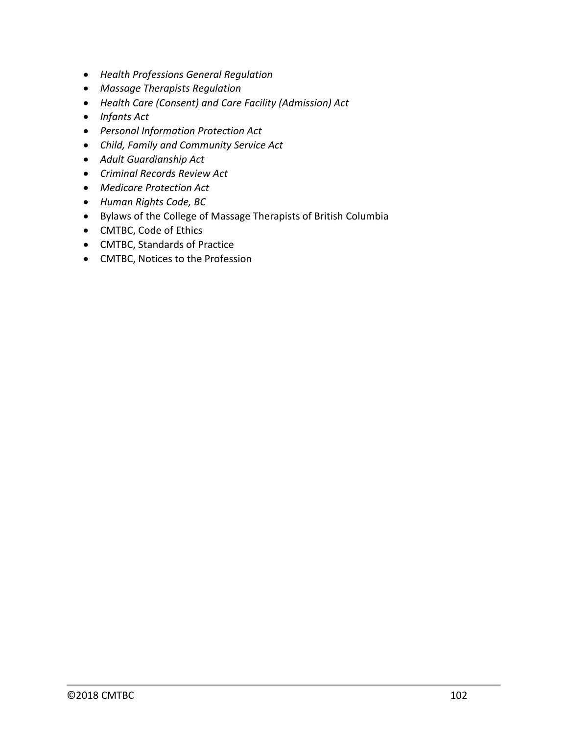- *Health Professions General Regulation*
- *Massage Therapists Regulation*
- *Health Care (Consent) and Care Facility (Admission) Act*
- *Infants Act*
- *Personal Information Protection Act*
- *Child, Family and Community Service Act*
- *Adult Guardianship Act*
- *Criminal Records Review Act*
- *Medicare Protection Act*
- *Human Rights Code, BC*
- Bylaws of the College of Massage Therapists of British Columbia
- CMTBC, Code of Ethics
- CMTBC, Standards of Practice
- CMTBC, Notices to the Profession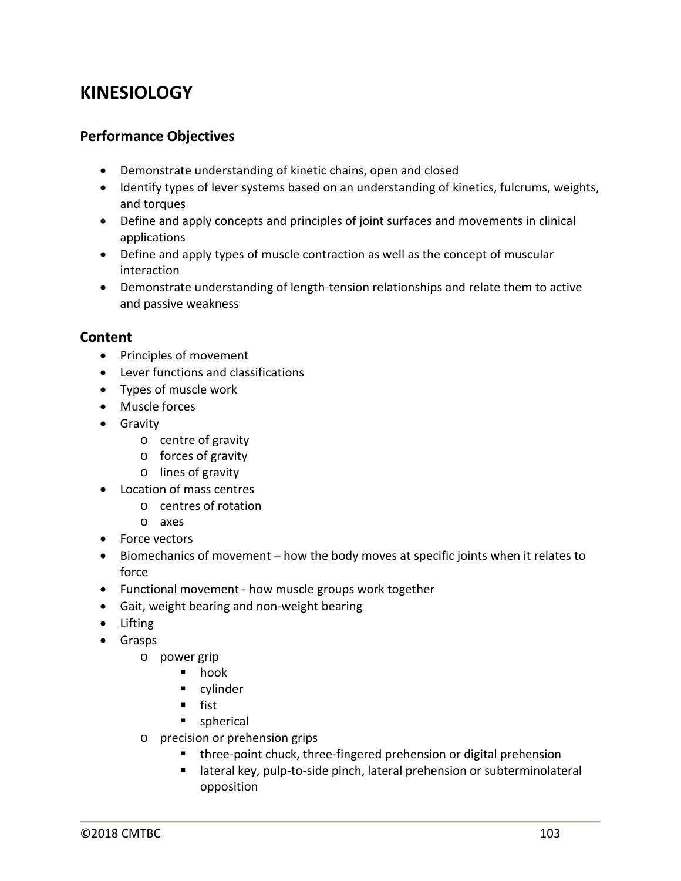# KINESIOLOGY

## Performance Objectives

- Demonstrate understanding of kinetic chains, open and closed
- Identify types of lever systems based on an understanding of kinetics, fulcrums, weights, and torques
- Define and apply concepts and principles of joint surfaces and movements in clinical applications
- Define and apply types of muscle contraction as well as the concept of muscular interaction
- Demonstrate understanding of length-tension relationships and relate them to active and passive weakness

## Content

- Principles of movement
- Lever functions and classifications
- Types of muscle work
- Muscle forces
- Gravity
  - centre of gravity
  - forces of gravity
  - lines of gravity
- Location of mass centres
  - centres of rotation
  - axes
- Force vectors
- Biomechanics of movement – how the body moves at specific joints when it relates to force
- Functional movement - how muscle groups work together
- Gait, weight bearing and non-weight bearing
- Lifting
- Grasps
  - power grip
    - hook
    - cylinder
    - fist
    - spherical
  - precision or prehension grips
    - three-point chuck, three-fingered prehension or digital prehension
    - lateral key, pulp-to-side pinch, lateral prehension or subterminolateral opposition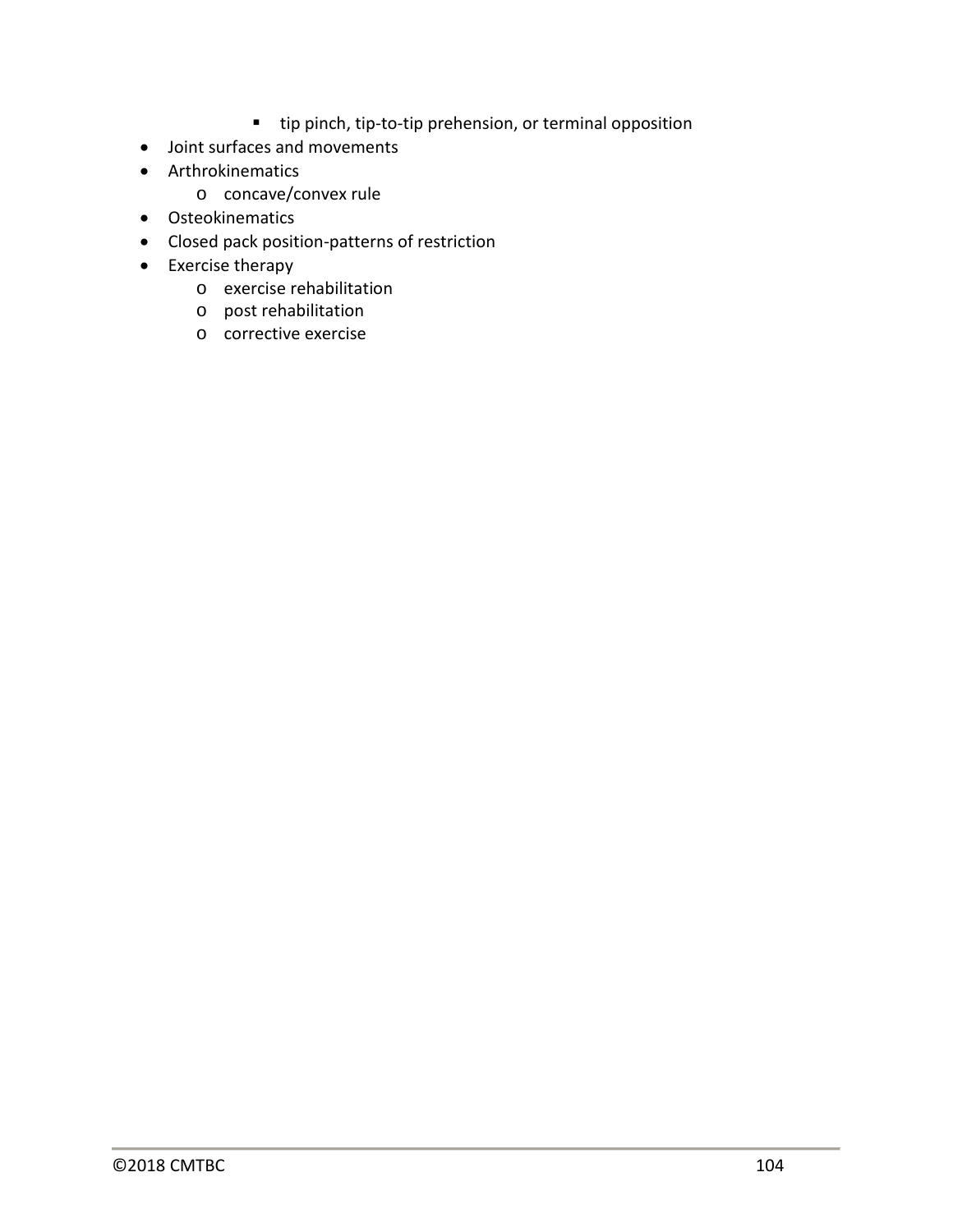- tip pinch, tip-to-tip prehension, or terminal opposition
- Joint surfaces and movements
- Arthrokinematics
    - concave/convex rule
- Osteokinematics
- Closed pack position-patterns of restriction
- Exercise therapy
    - exercise rehabilitation
    - post rehabilitation
    - corrective exercise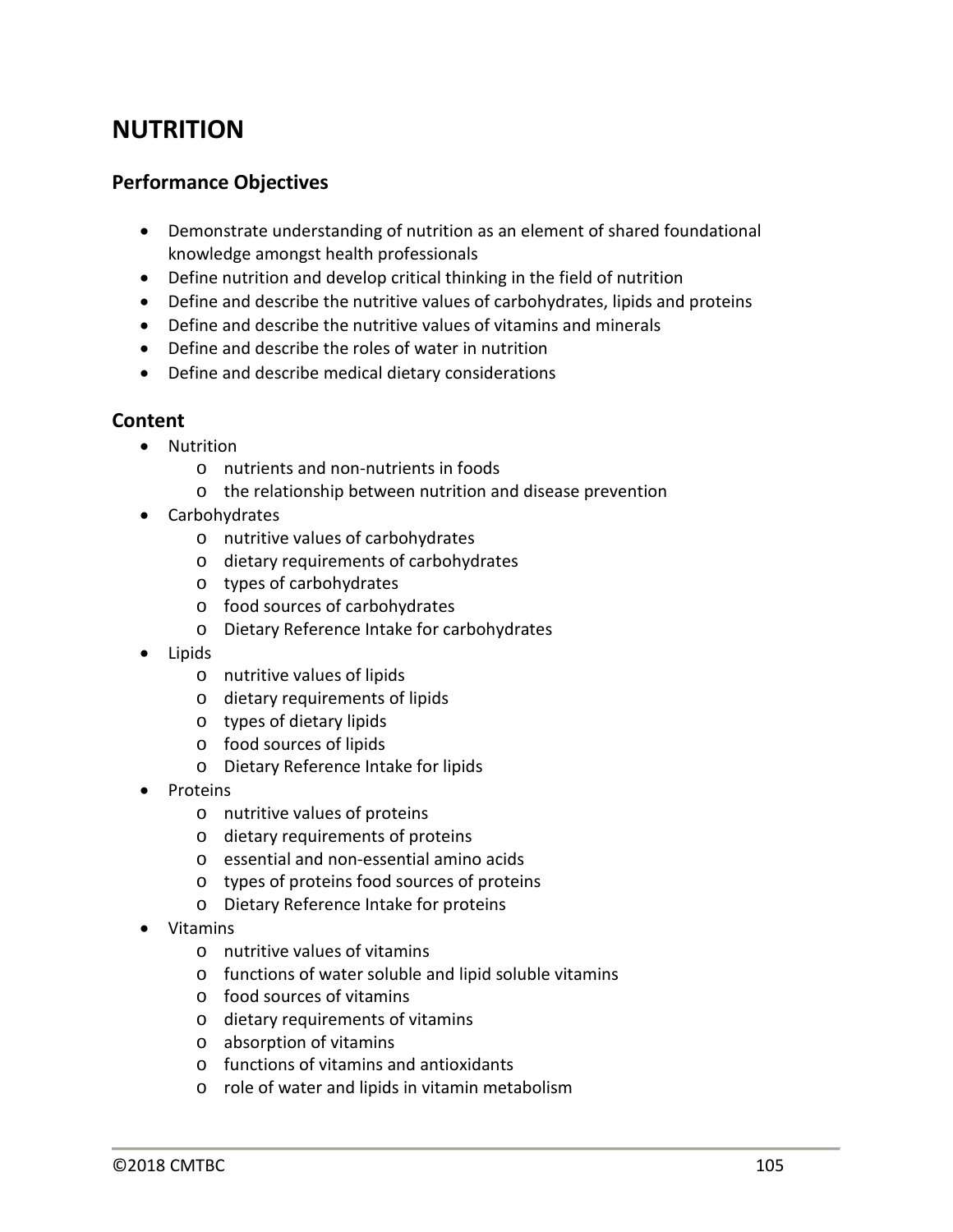# NUTRITION

## Performance Objectives

- Demonstrate understanding of nutrition as an element of shared foundational knowledge amongst health professionals
- Define nutrition and develop critical thinking in the field of nutrition
- Define and describe the nutritive values of carbohydrates, lipids and proteins
- Define and describe the nutritive values of vitamins and minerals
- Define and describe the roles of water in nutrition
- Define and describe medical dietary considerations

## Content

- Nutrition
  - nutrients and non-nutrients in foods
  - the relationship between nutrition and disease prevention
- Carbohydrates
  - nutritive values of carbohydrates
  - dietary requirements of carbohydrates
  - types of carbohydrates
  - food sources of carbohydrates
  - Dietary Reference Intake for carbohydrates
- Lipids
  - nutritive values of lipids
  - dietary requirements of lipids
  - types of dietary lipids
  - food sources of lipids
  - Dietary Reference Intake for lipids
- Proteins
  - nutritive values of proteins
  - dietary requirements of proteins
  - essential and non-essential amino acids
  - types of proteins food sources of proteins
  - Dietary Reference Intake for proteins
- Vitamins
  - nutritive values of vitamins
  - functions of water soluble and lipid soluble vitamins
  - food sources of vitamins
  - dietary requirements of vitamins
  - absorption of vitamins
  - functions of vitamins and antioxidants
  - role of water and lipids in vitamin metabolism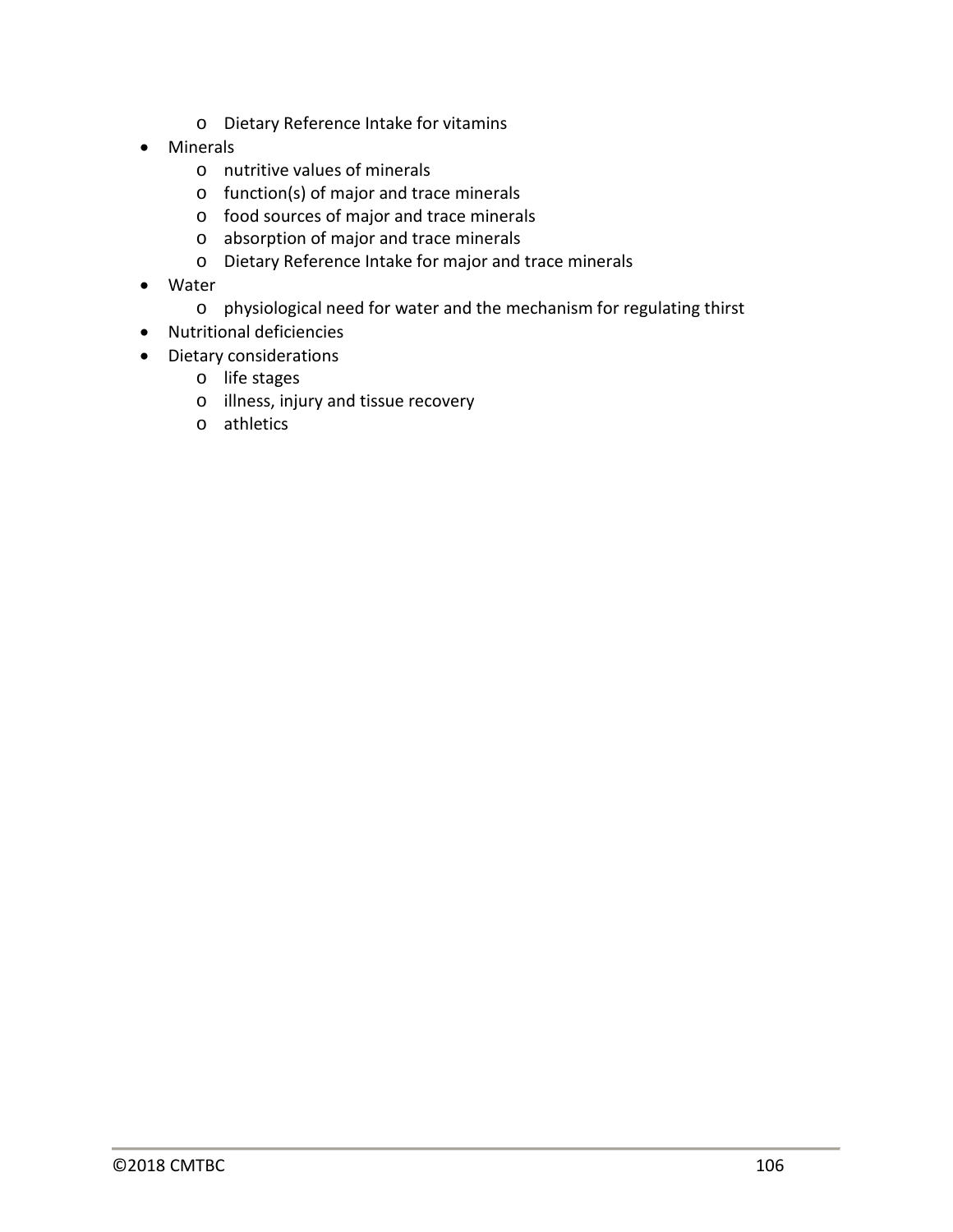- Dietary Reference Intake for vitamins
- Minerals
  - nutritive values of minerals
  - function(s) of major and trace minerals
  - food sources of major and trace minerals
  - absorption of major and trace minerals
  - Dietary Reference Intake for major and trace minerals
- Water
  - physiological need for water and the mechanism for regulating thirst
- Nutritional deficiencies
- Dietary considerations
  - life stages
  - illness, injury and tissue recovery
  - athletics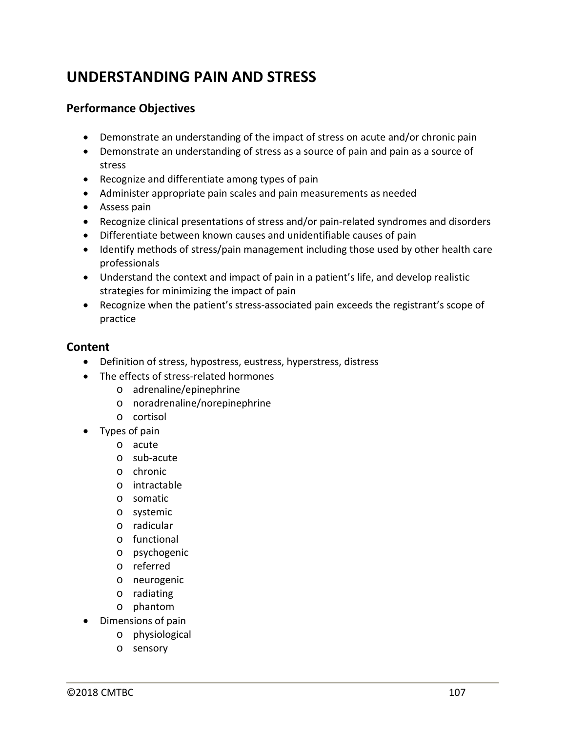# UNDERSTANDING PAIN AND STRESS

## Performance Objectives

- Demonstrate an understanding of the impact of stress on acute and/or chronic pain
- Demonstrate an understanding of stress as a source of pain and pain as a source of stress
- Recognize and differentiate among types of pain
- Administer appropriate pain scales and pain measurements as needed
- Assess pain
- Recognize clinical presentations of stress and/or pain-related syndromes and disorders
- Differentiate between known causes and unidentifiable causes of pain
- Identify methods of stress/pain management including those used by other health care professionals
- Understand the context and impact of pain in a patient's life, and develop realistic strategies for minimizing the impact of pain
- Recognize when the patient's stress-associated pain exceeds the registrant's scope of practice

## Content

- Definition of stress, hypostress, eustress, hyperstress, distress
- The effects of stress-related hormones
  - adrenaline/epinephrine
  - noradrenaline/norepinephrine
  - cortisol
- Types of pain
  - acute
  - sub-acute
  - chronic
  - intractable
  - somatic
  - systemic
  - radicular
  - functional
  - psychogenic
  - referred
  - neurogenic
  - radiating
  - phantom
- Dimensions of pain
  - physiological
  - sensory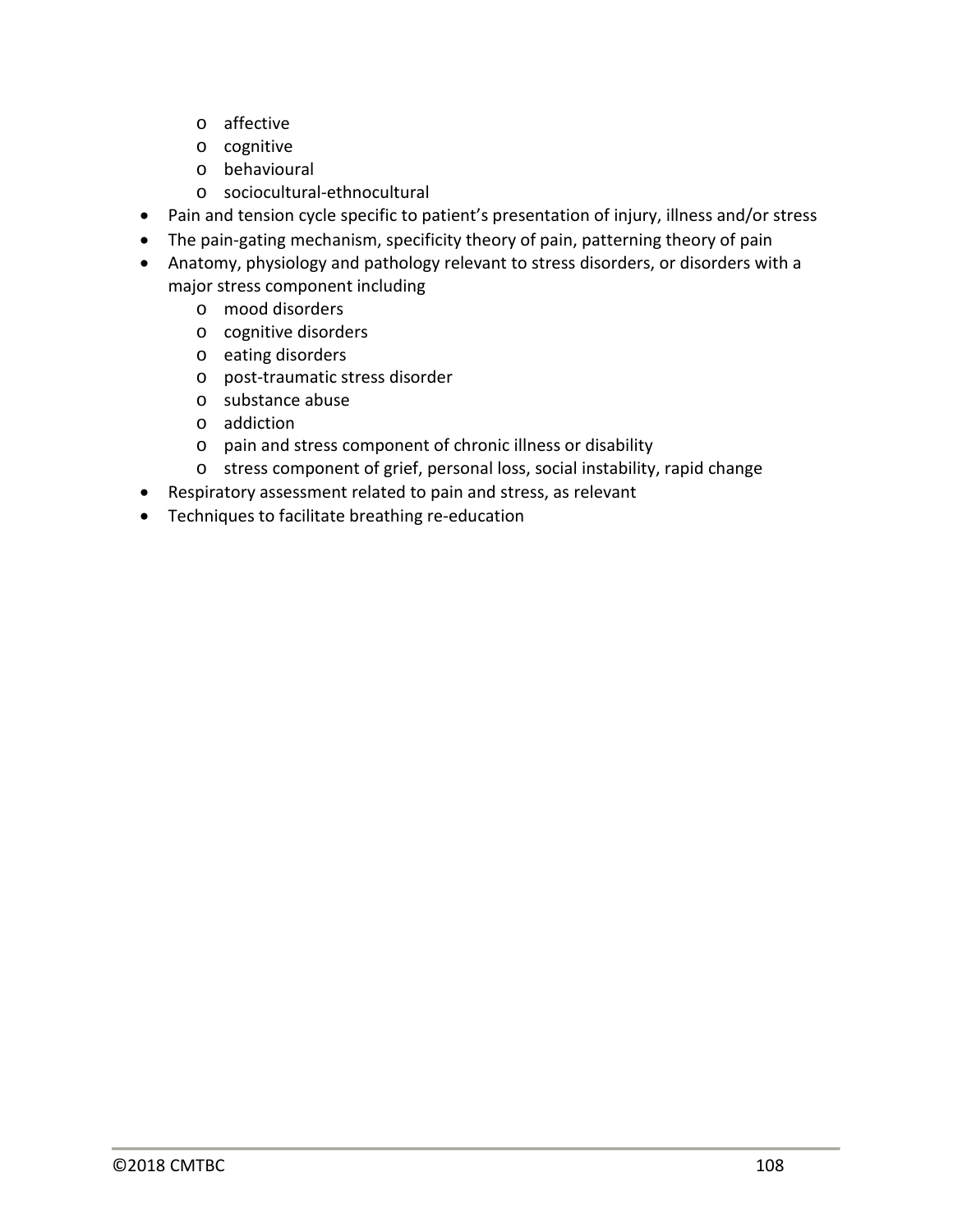- affective
    - cognitive
    - behavioural
    - sociocultural-ethnocultural
- Pain and tension cycle specific to patient's presentation of injury, illness and/or stress
- The pain-gating mechanism, specificity theory of pain, patterning theory of pain
- Anatomy, physiology and pathology relevant to stress disorders, or disorders with a major stress component including
    - mood disorders
    - cognitive disorders
    - eating disorders
    - post-traumatic stress disorder
    - substance abuse
    - addiction
    - pain and stress component of chronic illness or disability
    - stress component of grief, personal loss, social instability, rapid change
- Respiratory assessment related to pain and stress, as relevant
- Techniques to facilitate breathing re-education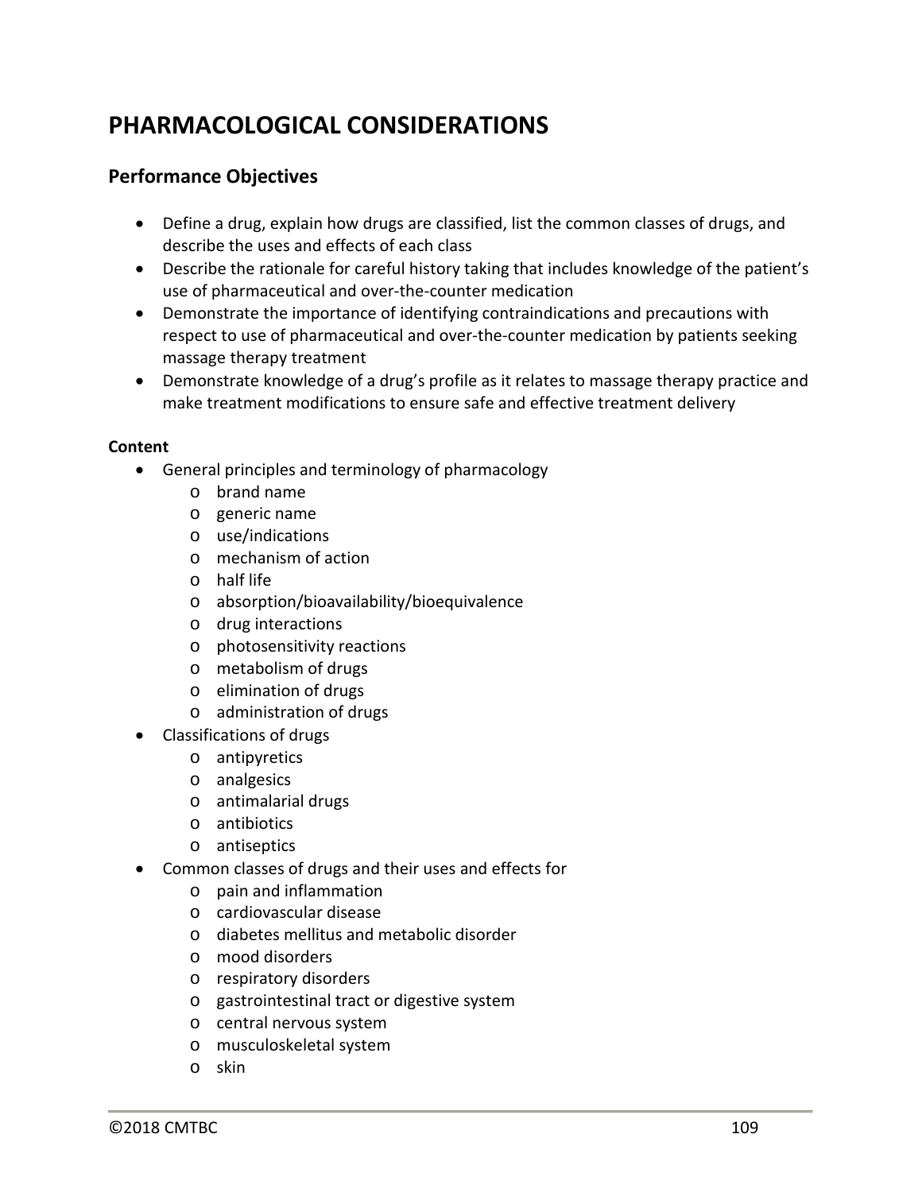# PHARMACOLOGICAL CONSIDERATIONS

## Performance Objectives

- Define a drug, explain how drugs are classified, list the common classes of drugs, and describe the uses and effects of each class
- Describe the rationale for careful history taking that includes knowledge of the patient's use of pharmaceutical and over-the-counter medication
- Demonstrate the importance of identifying contraindications and precautions with respect to use of pharmaceutical and over-the-counter medication by patients seeking massage therapy treatment
- Demonstrate knowledge of a drug's profile as it relates to massage therapy practice and make treatment modifications to ensure safe and effective treatment delivery

**Content**

- General principles and terminology of pharmacology
  - brand name
  - generic name
  - use/indications
  - mechanism of action
  - half life
  - absorption/bioavailability/bioequivalence
  - drug interactions
  - photosensitivity reactions
  - metabolism of drugs
  - elimination of drugs
  - administration of drugs
- Classifications of drugs
  - antipyretics
  - analgesics
  - antimalarial drugs
  - antibiotics
  - antiseptics
- Common classes of drugs and their uses and effects for
  - pain and inflammation
  - cardiovascular disease
  - diabetes mellitus and metabolic disorder
  - mood disorders
  - respiratory disorders
  - gastrointestinal tract or digestive system
  - central nervous system
  - musculoskeletal system
  - skin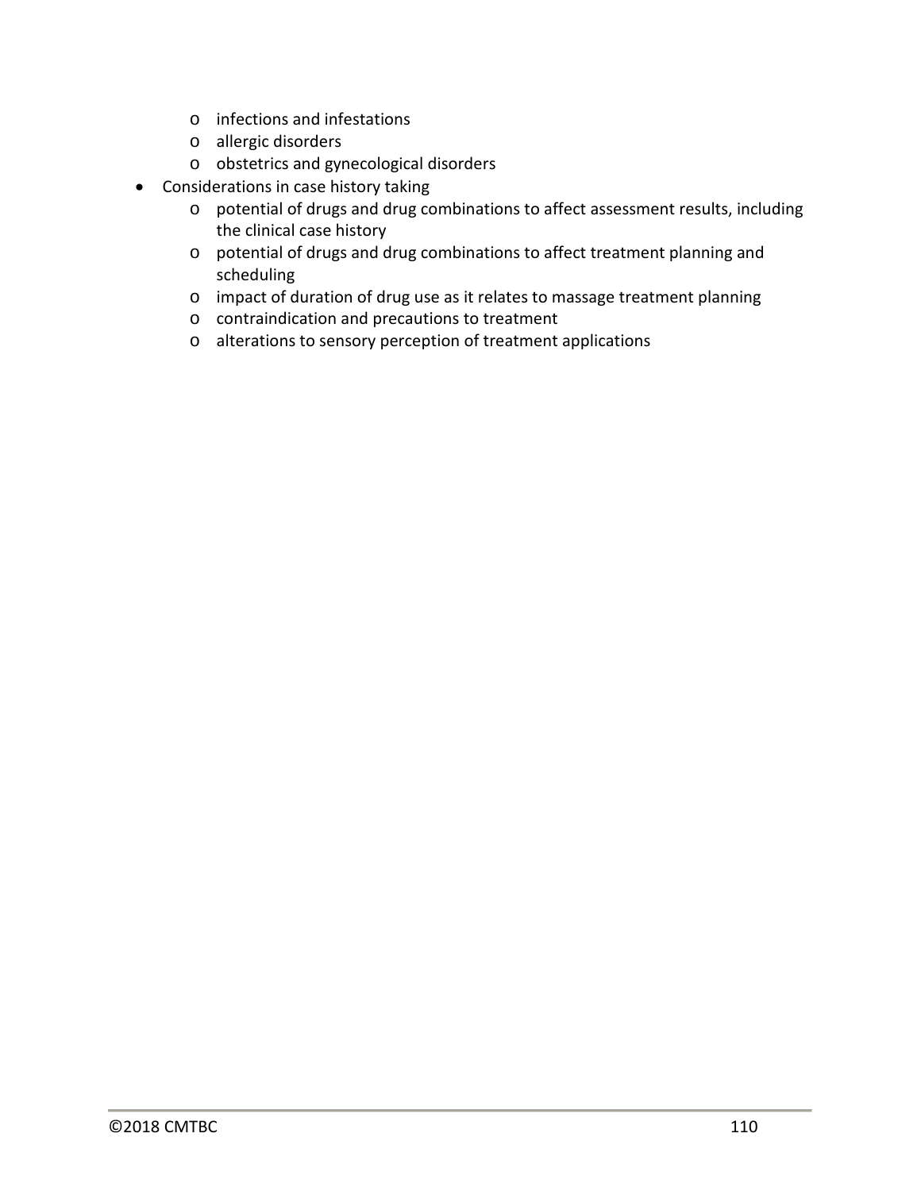- infections and infestations
  - allergic disorders
  - obstetrics and gynecological disorders
- Considerations in case history taking
  - potential of drugs and drug combinations to affect assessment results, including the clinical case history
  - potential of drugs and drug combinations to affect treatment planning and scheduling
  - impact of duration of drug use as it relates to massage treatment planning
  - contraindication and precautions to treatment
  - alterations to sensory perception of treatment applications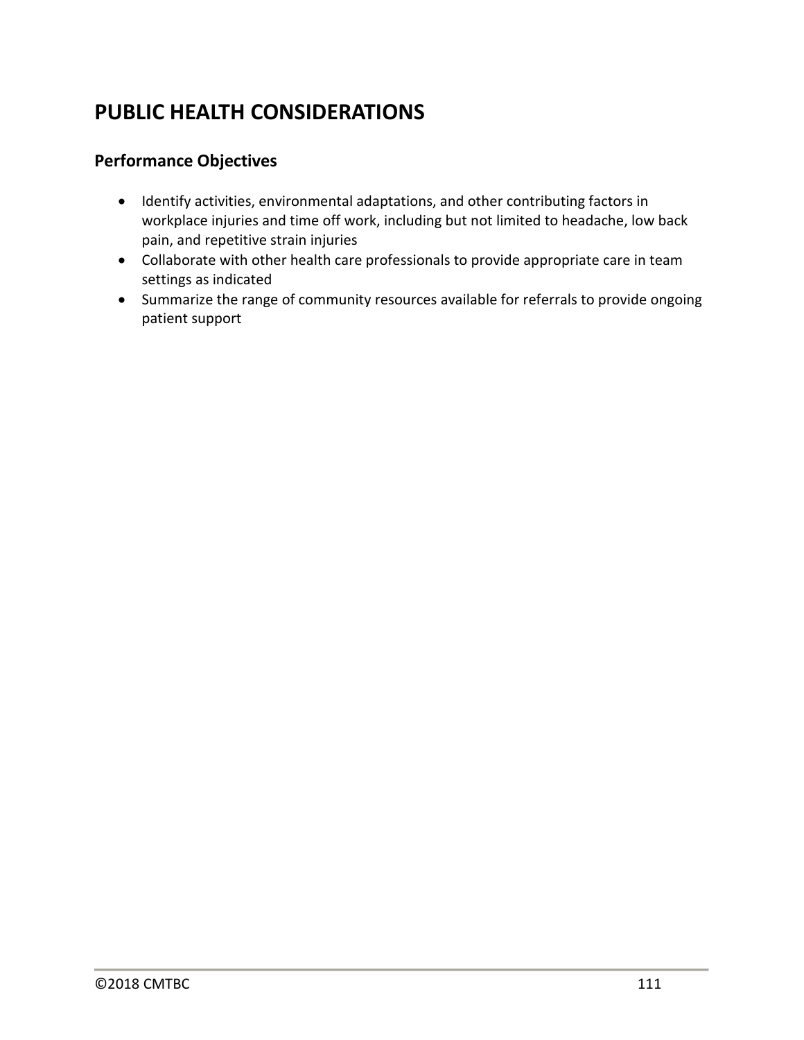# PUBLIC HEALTH CONSIDERATIONS

## Performance Objectives

- Identify activities, environmental adaptations, and other contributing factors in workplace injuries and time off work, including but not limited to headache, low back pain, and repetitive strain injuries
- Collaborate with other health care professionals to provide appropriate care in team settings as indicated
- Summarize the range of community resources available for referrals to provide ongoing patient support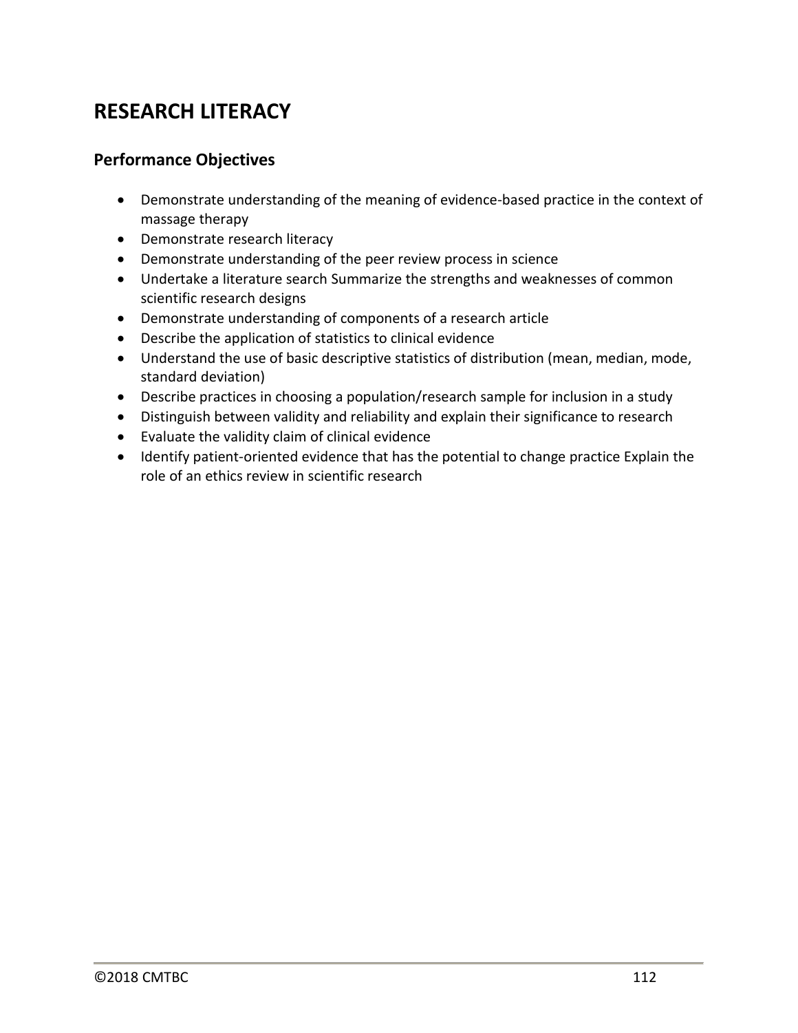# RESEARCH LITERACY

## Performance Objectives

- Demonstrate understanding of the meaning of evidence-based practice in the context of massage therapy
- Demonstrate research literacy
- Demonstrate understanding of the peer review process in science
- Undertake a literature search Summarize the strengths and weaknesses of common scientific research designs
- Demonstrate understanding of components of a research article
- Describe the application of statistics to clinical evidence
- Understand the use of basic descriptive statistics of distribution (mean, median, mode, standard deviation)
- Describe practices in choosing a population/research sample for inclusion in a study
- Distinguish between validity and reliability and explain their significance to research
- Evaluate the validity claim of clinical evidence
- Identify patient-oriented evidence that has the potential to change practice Explain the role of an ethics review in scientific research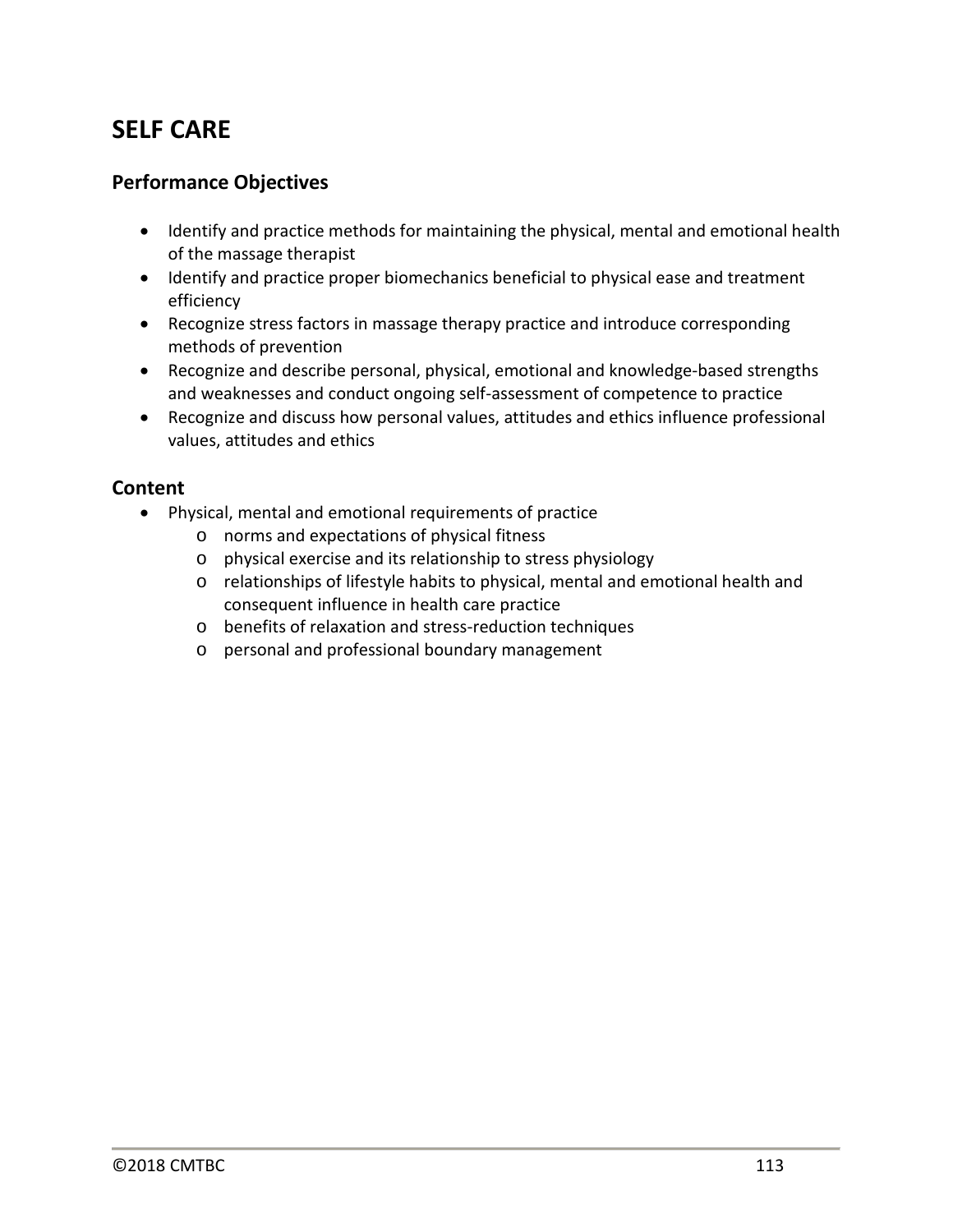# SELF CARE

## Performance Objectives

- Identify and practice methods for maintaining the physical, mental and emotional health of the massage therapist
- Identify and practice proper biomechanics beneficial to physical ease and treatment efficiency
- Recognize stress factors in massage therapy practice and introduce corresponding methods of prevention
- Recognize and describe personal, physical, emotional and knowledge-based strengths and weaknesses and conduct ongoing self-assessment of competence to practice
- Recognize and discuss how personal values, attitudes and ethics influence professional values, attitudes and ethics

## Content

- Physical, mental and emotional requirements of practice
    - norms and expectations of physical fitness
    - physical exercise and its relationship to stress physiology
    - relationships of lifestyle habits to physical, mental and emotional health and consequent influence in health care practice
    - benefits of relaxation and stress-reduction techniques
    - personal and professional boundary management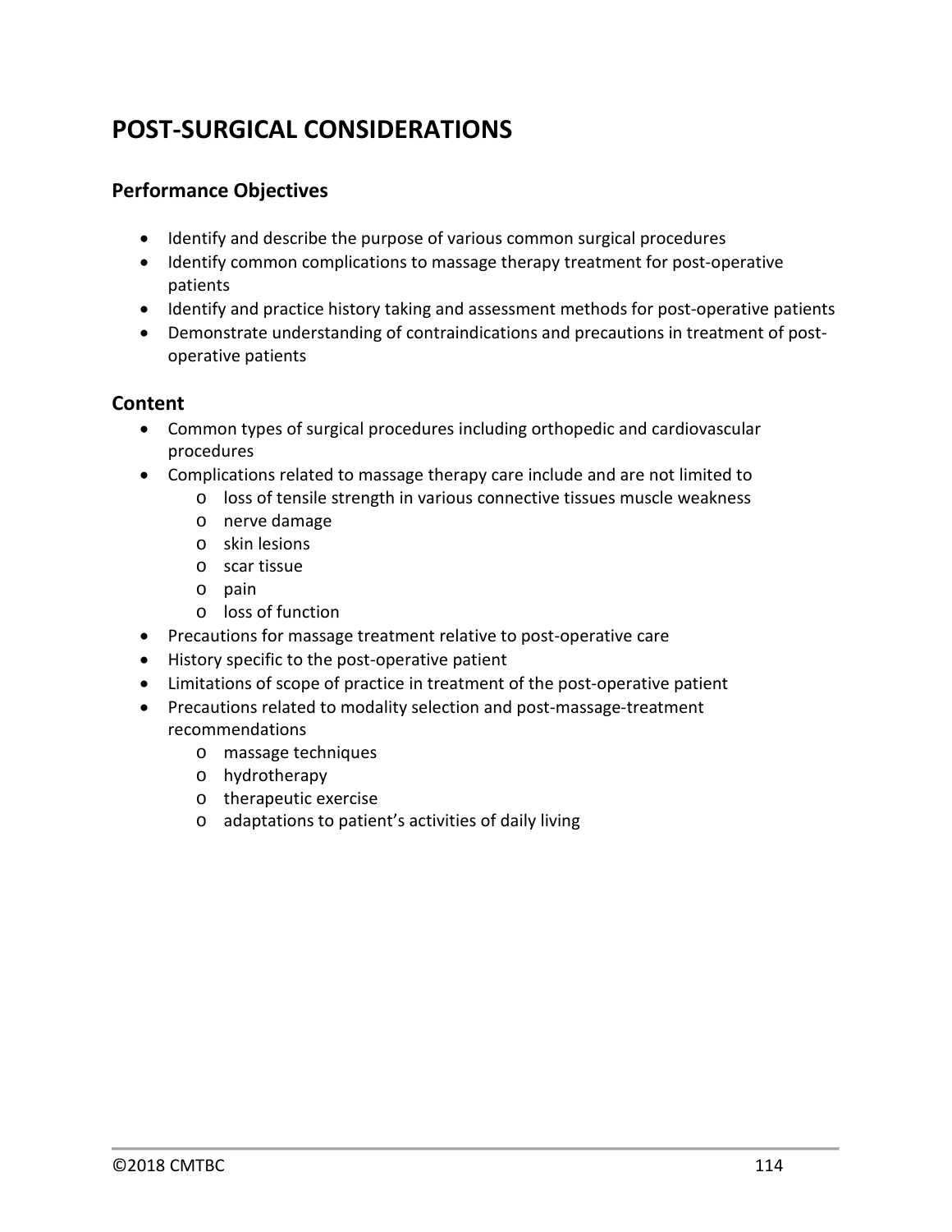# POST-SURGICAL CONSIDERATIONS

## Performance Objectives

- Identify and describe the purpose of various common surgical procedures
- Identify common complications to massage therapy treatment for post-operative patients
- Identify and practice history taking and assessment methods for post-operative patients
- Demonstrate understanding of contraindications and precautions in treatment of post-operative patients

## Content

- Common types of surgical procedures including orthopedic and cardiovascular procedures
- Complications related to massage therapy care include and are not limited to
  - loss of tensile strength in various connective tissues muscle weakness
  - nerve damage
  - skin lesions
  - scar tissue
  - pain
  - loss of function
- Precautions for massage treatment relative to post-operative care
- History specific to the post-operative patient
- Limitations of scope of practice in treatment of the post-operative patient
- Precautions related to modality selection and post-massage-treatment recommendations
  - massage techniques
  - hydrotherapy
  - therapeutic exercise
  - adaptations to patient's activities of daily living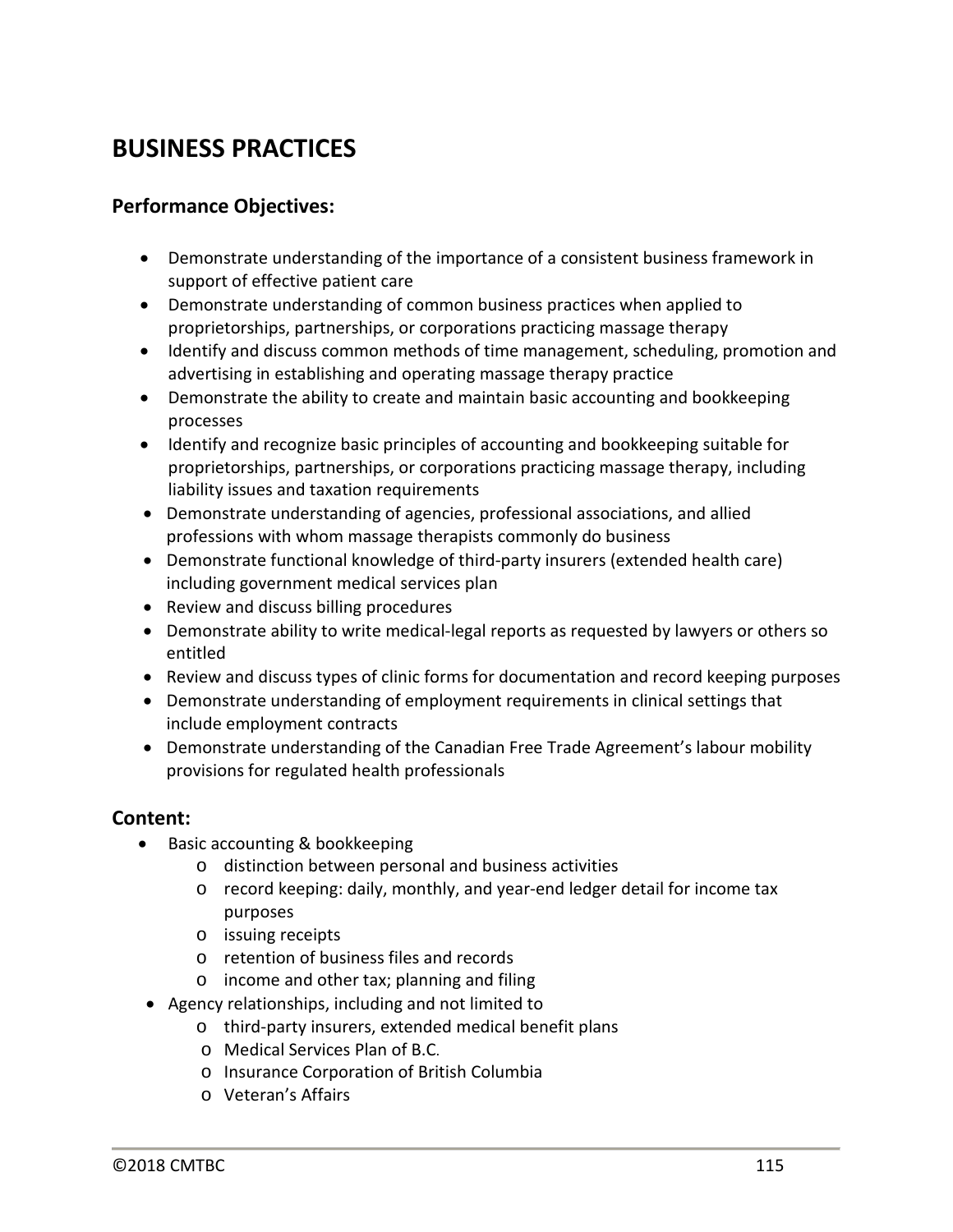## BUSINESS PRACTICES

### Performance Objectives:

- Demonstrate understanding of the importance of a consistent business framework in support of effective patient care
- Demonstrate understanding of common business practices when applied to proprietorships, partnerships, or corporations practicing massage therapy
- Identify and discuss common methods of time management, scheduling, promotion and advertising in establishing and operating massage therapy practice
- Demonstrate the ability to create and maintain basic accounting and bookkeeping processes
- Identify and recognize basic principles of accounting and bookkeeping suitable for proprietorships, partnerships, or corporations practicing massage therapy, including liability issues and taxation requirements
- Demonstrate understanding of agencies, professional associations, and allied professions with whom massage therapists commonly do business
- Demonstrate functional knowledge of third-party insurers (extended health care) including government medical services plan
- Review and discuss billing procedures
- Demonstrate ability to write medical-legal reports as requested by lawyers or others so entitled
- Review and discuss types of clinic forms for documentation and record keeping purposes
- Demonstrate understanding of employment requirements in clinical settings that include employment contracts
- Demonstrate understanding of the Canadian Free Trade Agreement's labour mobility provisions for regulated health professionals

### Content:

- Basic accounting & bookkeeping
  - distinction between personal and business activities
  - record keeping: daily, monthly, and year-end ledger detail for income tax purposes
  - issuing receipts
  - retention of business files and records
  - income and other tax; planning and filing
- Agency relationships, including and not limited to
  - third-party insurers, extended medical benefit plans
  - Medical Services Plan of B.C.
  - Insurance Corporation of British Columbia
  - Veteran's Affairs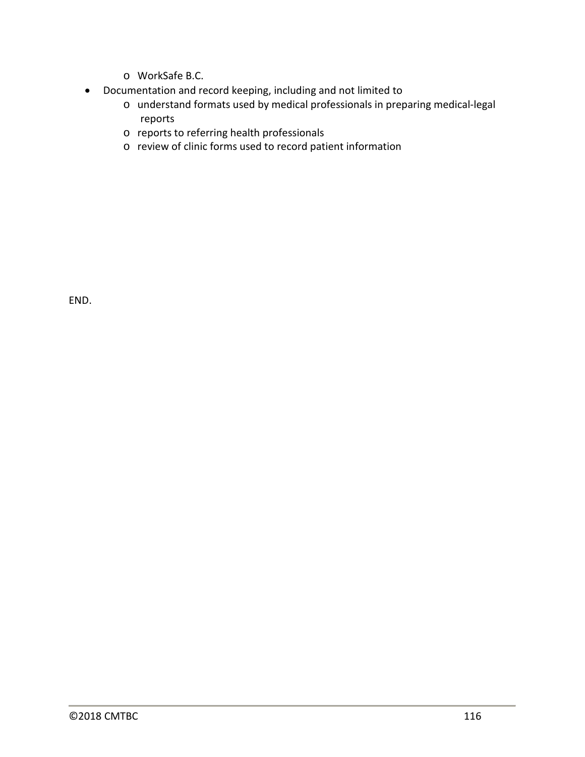- WorkSafe B.C.
- Documentation and record keeping, including and not limited to
  - understand formats used by medical professionals in preparing medical-legal reports
  - reports to referring health professionals
  - review of clinic forms used to record patient information

END.